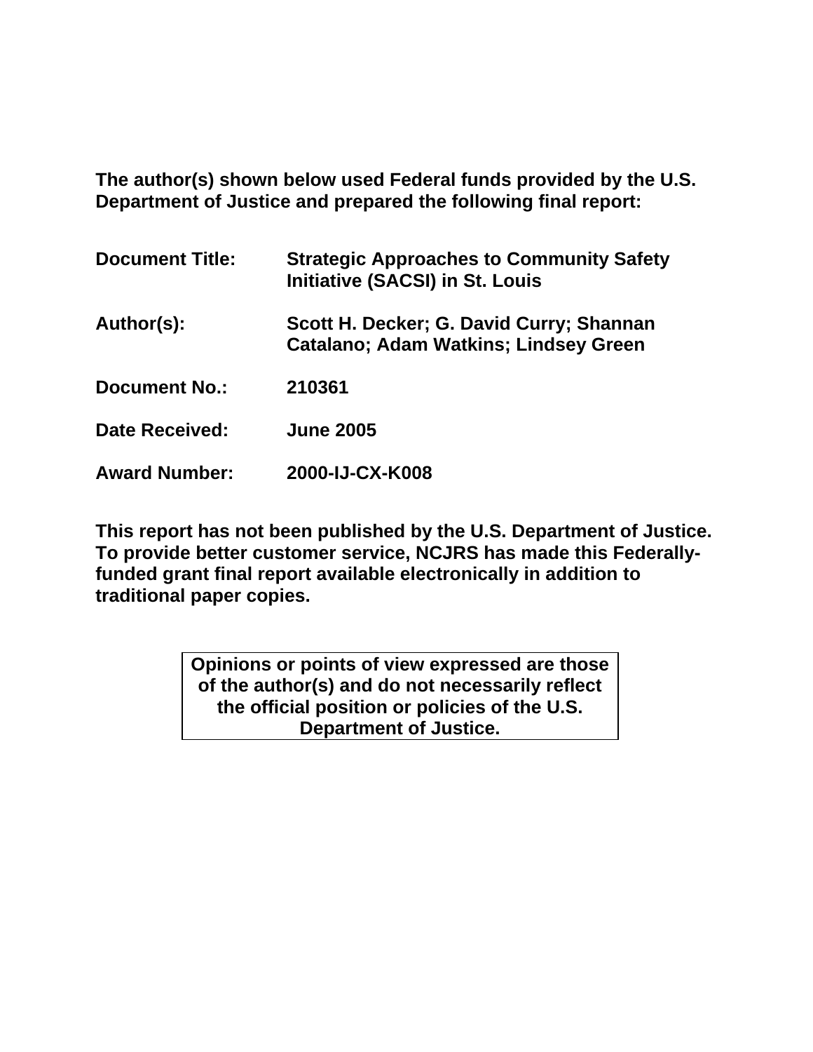**The author(s) shown below used Federal funds provided by the U.S. Department of Justice and prepared the following final report:**

| | |
|---|---|
| **Document Title:** | **Strategic Approaches to Community Safety Initiative (SACSI) in St. Louis** |
| **Author(s):** | **Scott H. Decker; G. David Curry; Shannan Catalano; Adam Watkins; Lindsey Green** |
| **Document No.:** | **210361** |
| **Date Received:** | **June 2005** |
| **Award Number:** | **2000-IJ-CX-K008** |

**This report has not been published by the U.S. Department of Justice. To provide better customer service, NCJRS has made this Federally-funded grant final report available electronically in addition to traditional paper copies.**

**Opinions or points of view expressed are those of the author(s) and do not necessarily reflect the official position or policies of the U.S. Department of Justice.**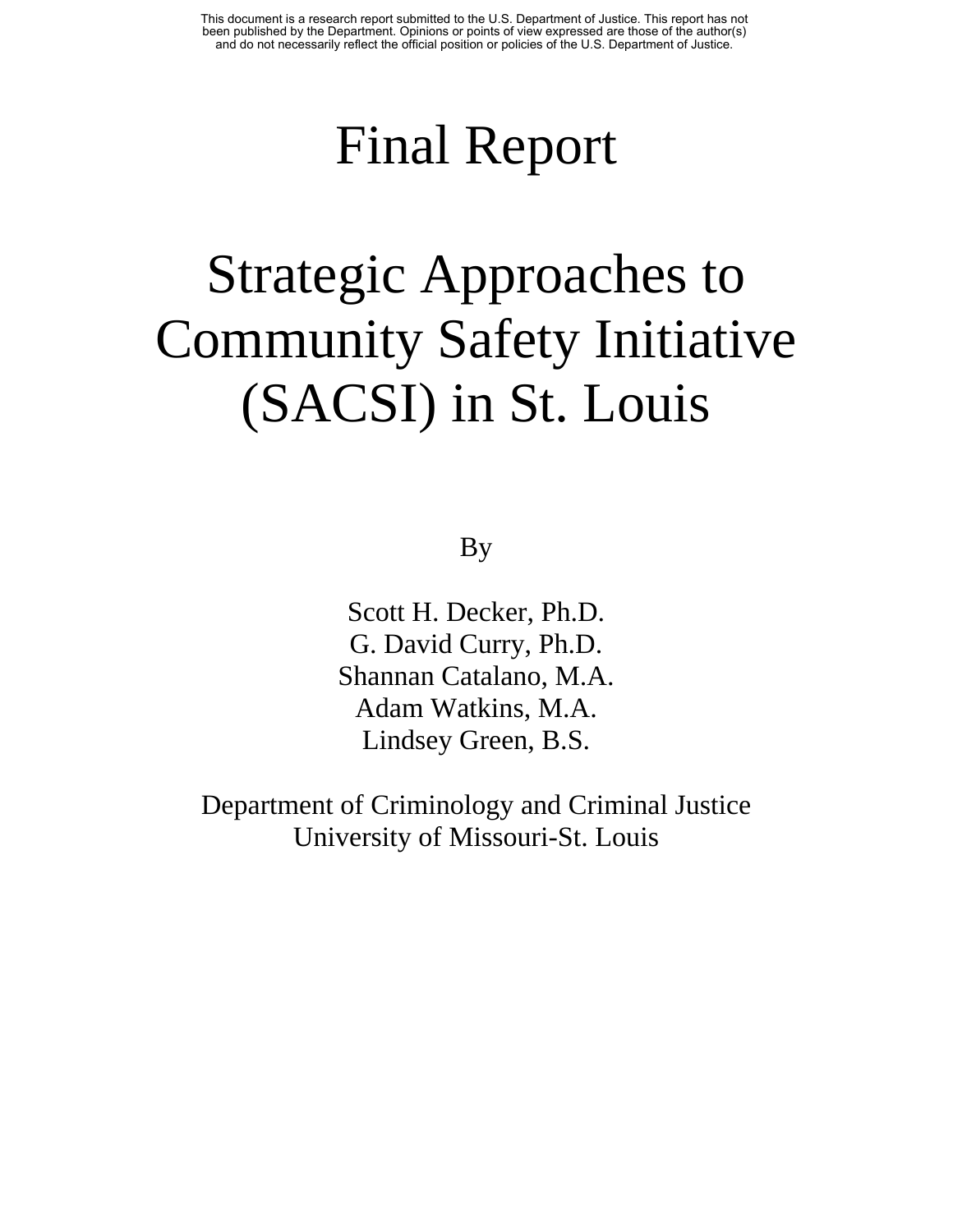This document is a research report submitted to the U.S. Department of Justice. This report has not been published by the Department. Opinions or points of view expressed are those of the author(s) and do not necessarily reflect the official position or policies of the U.S. Department of Justice.

# Final Report

# Strategic Approaches to Community Safety Initiative (SACSI) in St. Louis

By

Scott H. Decker, Ph.D.
G. David Curry, Ph.D.
Shannan Catalano, M.A.
Adam Watkins, M.A.
Lindsey Green, B.S.

Department of Criminology and Criminal Justice
University of Missouri-St. Louis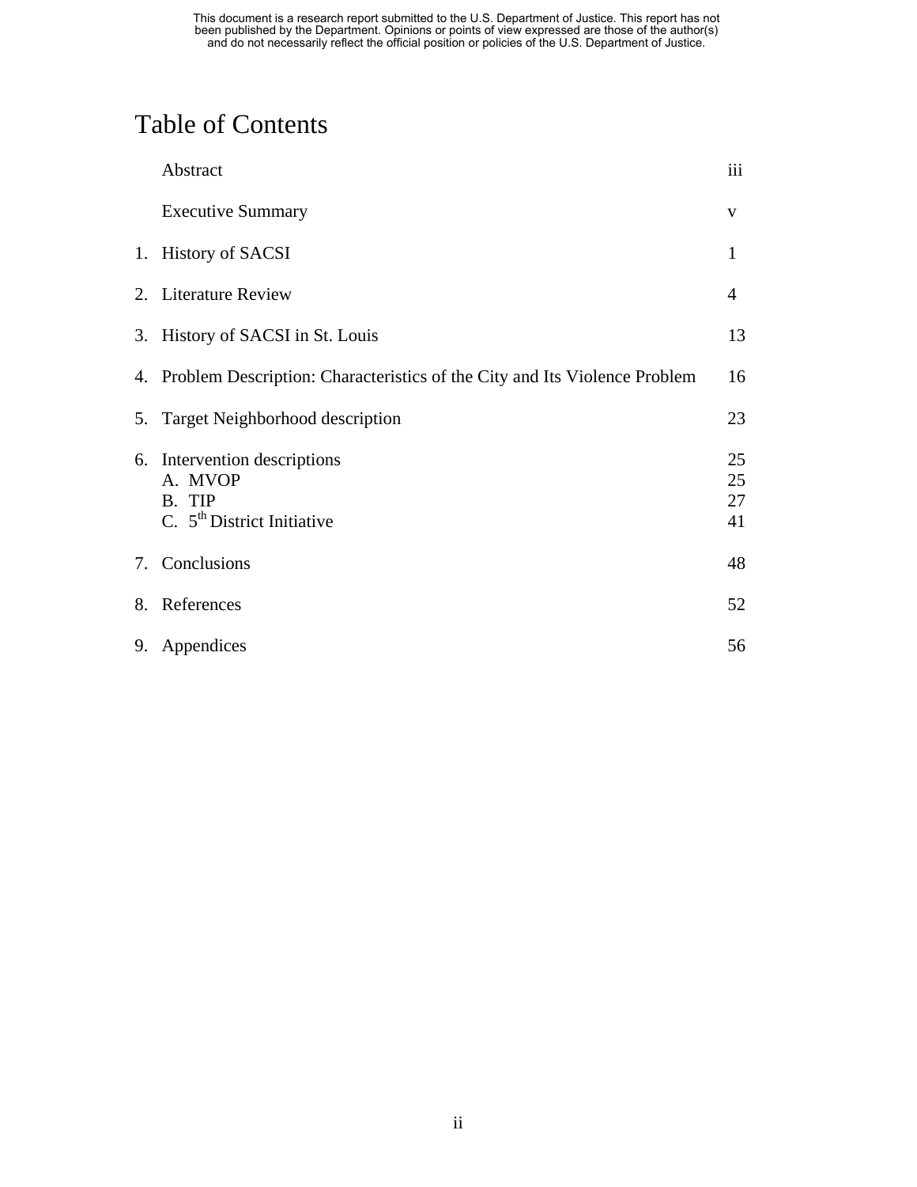# Table of Contents

| | | |
|---|---|---|
| | Abstract | iii |
| | Executive Summary | v |
| 1. | History of SACSI | 1 |
| 2. | Literature Review | 4 |
| 3. | History of SACSI in St. Louis | 13 |
| 4. | Problem Description: Characteristics of the City and Its Violence Problem | 16 |
| 5. | Target Neighborhood description | 23 |
| 6. | Intervention descriptions | 25 |
| | A. MVOP | 25 |
| | B. TIP | 27 |
| | C. 5th District Initiative | 41 |
| 7. | Conclusions | 48 |
| 8. | References | 52 |
| 9. | Appendices | 56 |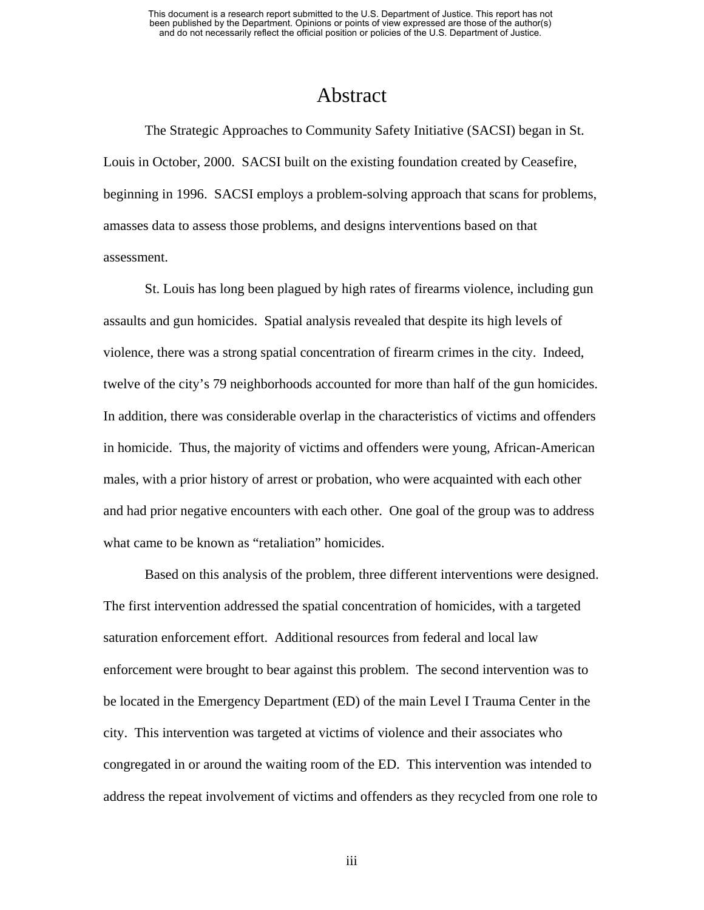# Abstract

The Strategic Approaches to Community Safety Initiative (SACSI) began in St. Louis in October, 2000. SACSI built on the existing foundation created by Ceasefire, beginning in 1996. SACSI employs a problem-solving approach that scans for problems, amasses data to assess those problems, and designs interventions based on that assessment.

St. Louis has long been plagued by high rates of firearms violence, including gun assaults and gun homicides. Spatial analysis revealed that despite its high levels of violence, there was a strong spatial concentration of firearm crimes in the city. Indeed, twelve of the city's 79 neighborhoods accounted for more than half of the gun homicides. In addition, there was considerable overlap in the characteristics of victims and offenders in homicide. Thus, the majority of victims and offenders were young, African-American males, with a prior history of arrest or probation, who were acquainted with each other and had prior negative encounters with each other. One goal of the group was to address what came to be known as "retaliation" homicides.

Based on this analysis of the problem, three different interventions were designed. The first intervention addressed the spatial concentration of homicides, with a targeted saturation enforcement effort. Additional resources from federal and local law enforcement were brought to bear against this problem. The second intervention was to be located in the Emergency Department (ED) of the main Level I Trauma Center in the city. This intervention was targeted at victims of violence and their associates who congregated in or around the waiting room of the ED. This intervention was intended to address the repeat involvement of victims and offenders as they recycled from one role to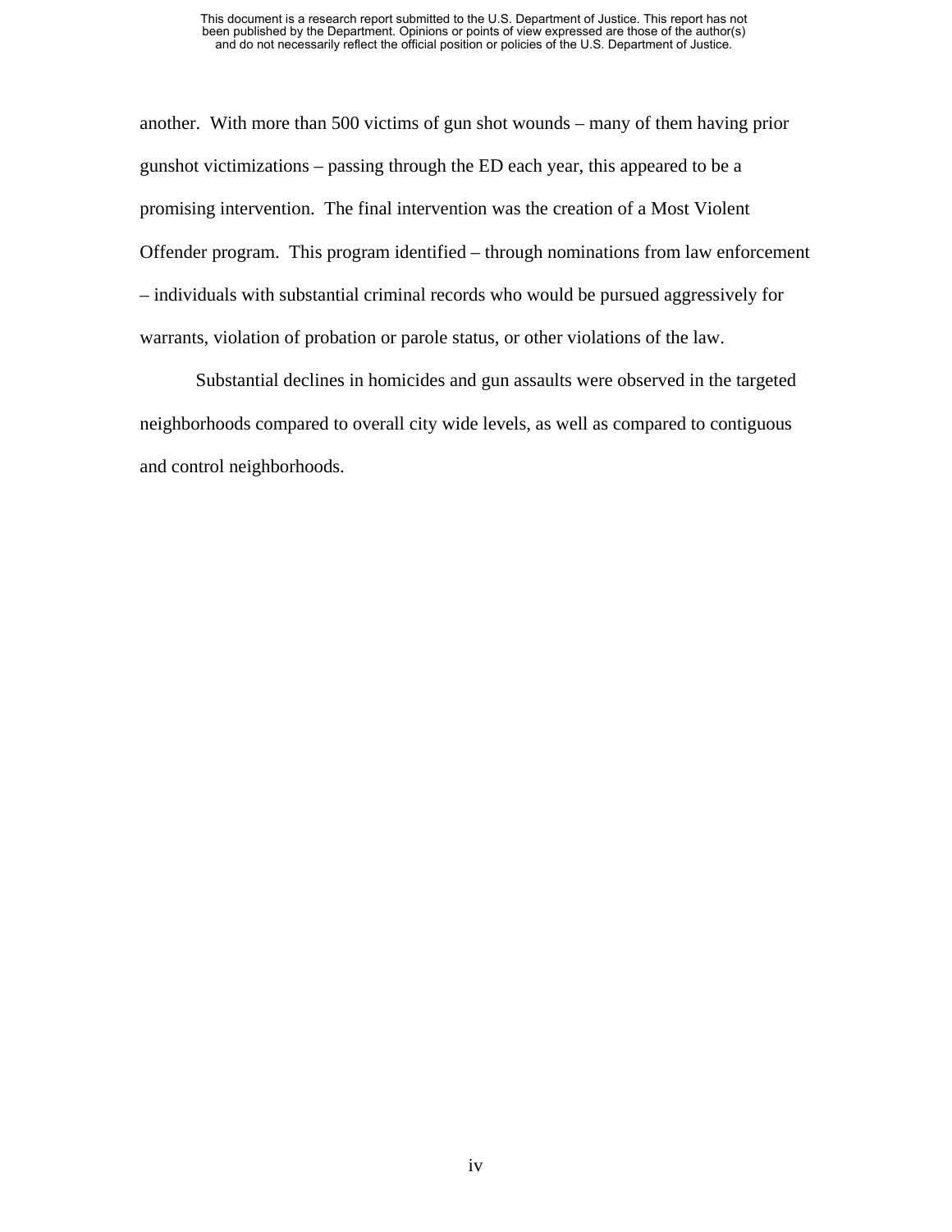another. With more than 500 victims of gun shot wounds – many of them having prior gunshot victimizations – passing through the ED each year, this appeared to be a promising intervention. The final intervention was the creation of a Most Violent Offender program. This program identified – through nominations from law enforcement – individuals with substantial criminal records who would be pursued aggressively for warrants, violation of probation or parole status, or other violations of the law.

Substantial declines in homicides and gun assaults were observed in the targeted neighborhoods compared to overall city wide levels, as well as compared to contiguous and control neighborhoods.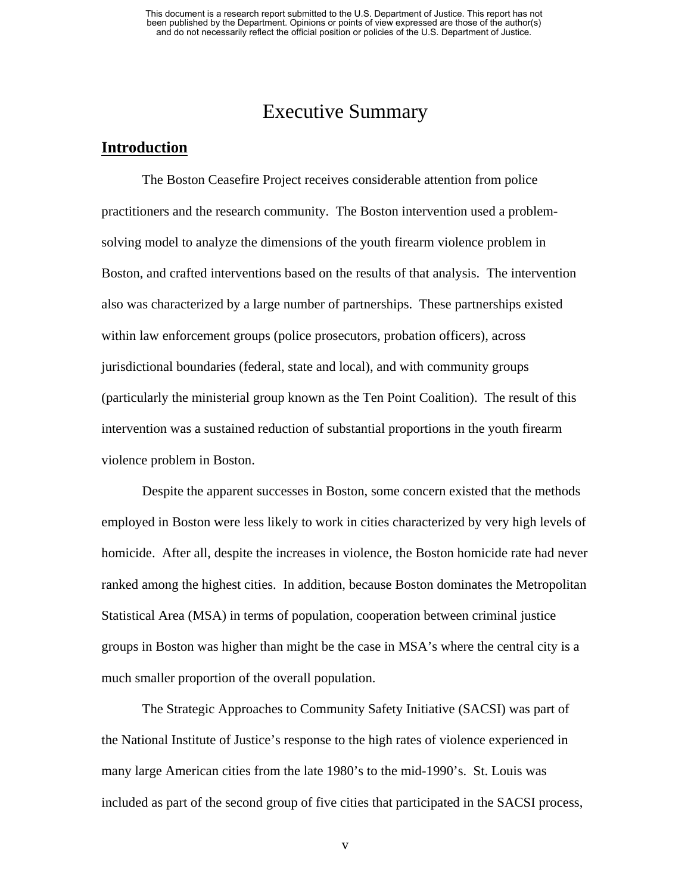# Executive Summary

## Introduction

The Boston Ceasefire Project receives considerable attention from police practitioners and the research community. The Boston intervention used a problem-solving model to analyze the dimensions of the youth firearm violence problem in Boston, and crafted interventions based on the results of that analysis. The intervention also was characterized by a large number of partnerships. These partnerships existed within law enforcement groups (police prosecutors, probation officers), across jurisdictional boundaries (federal, state and local), and with community groups (particularly the ministerial group known as the Ten Point Coalition). The result of this intervention was a sustained reduction of substantial proportions in the youth firearm violence problem in Boston.

Despite the apparent successes in Boston, some concern existed that the methods employed in Boston were less likely to work in cities characterized by very high levels of homicide. After all, despite the increases in violence, the Boston homicide rate had never ranked among the highest cities. In addition, because Boston dominates the Metropolitan Statistical Area (MSA) in terms of population, cooperation between criminal justice groups in Boston was higher than might be the case in MSA's where the central city is a much smaller proportion of the overall population.

The Strategic Approaches to Community Safety Initiative (SACSI) was part of the National Institute of Justice's response to the high rates of violence experienced in many large American cities from the late 1980's to the mid-1990's. St. Louis was included as part of the second group of five cities that participated in the SACSI process,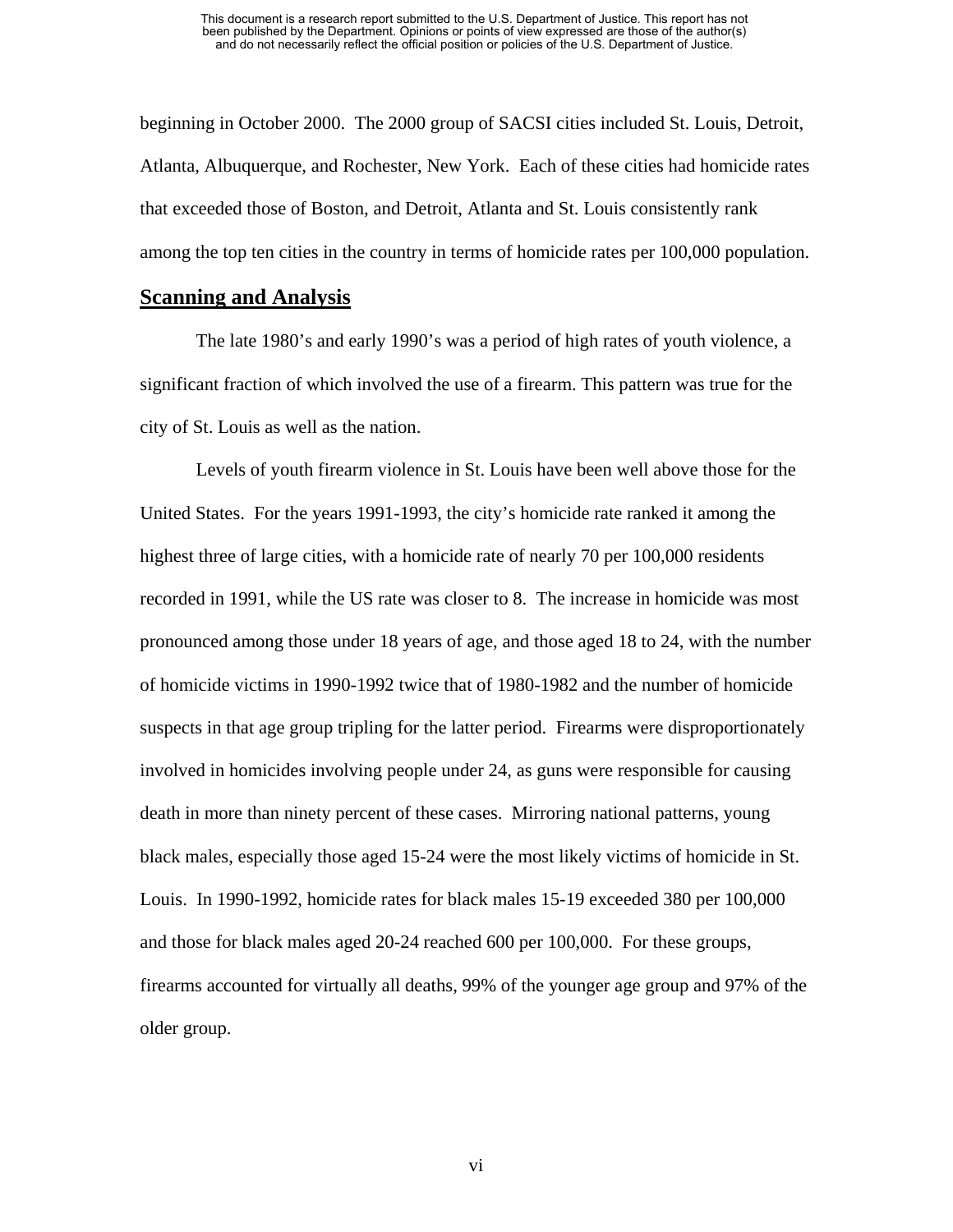beginning in October 2000. The 2000 group of SACSI cities included St. Louis, Detroit, Atlanta, Albuquerque, and Rochester, New York. Each of these cities had homicide rates that exceeded those of Boston, and Detroit, Atlanta and St. Louis consistently rank among the top ten cities in the country in terms of homicide rates per 100,000 population.

## Scanning and Analysis

The late 1980's and early 1990's was a period of high rates of youth violence, a significant fraction of which involved the use of a firearm. This pattern was true for the city of St. Louis as well as the nation.

Levels of youth firearm violence in St. Louis have been well above those for the United States. For the years 1991-1993, the city's homicide rate ranked it among the highest three of large cities, with a homicide rate of nearly 70 per 100,000 residents recorded in 1991, while the US rate was closer to 8. The increase in homicide was most pronounced among those under 18 years of age, and those aged 18 to 24, with the number of homicide victims in 1990-1992 twice that of 1980-1982 and the number of homicide suspects in that age group tripling for the latter period. Firearms were disproportionately involved in homicides involving people under 24, as guns were responsible for causing death in more than ninety percent of these cases. Mirroring national patterns, young black males, especially those aged 15-24 were the most likely victims of homicide in St. Louis. In 1990-1992, homicide rates for black males 15-19 exceeded 380 per 100,000 and those for black males aged 20-24 reached 600 per 100,000. For these groups, firearms accounted for virtually all deaths, 99% of the younger age group and 97% of the older group.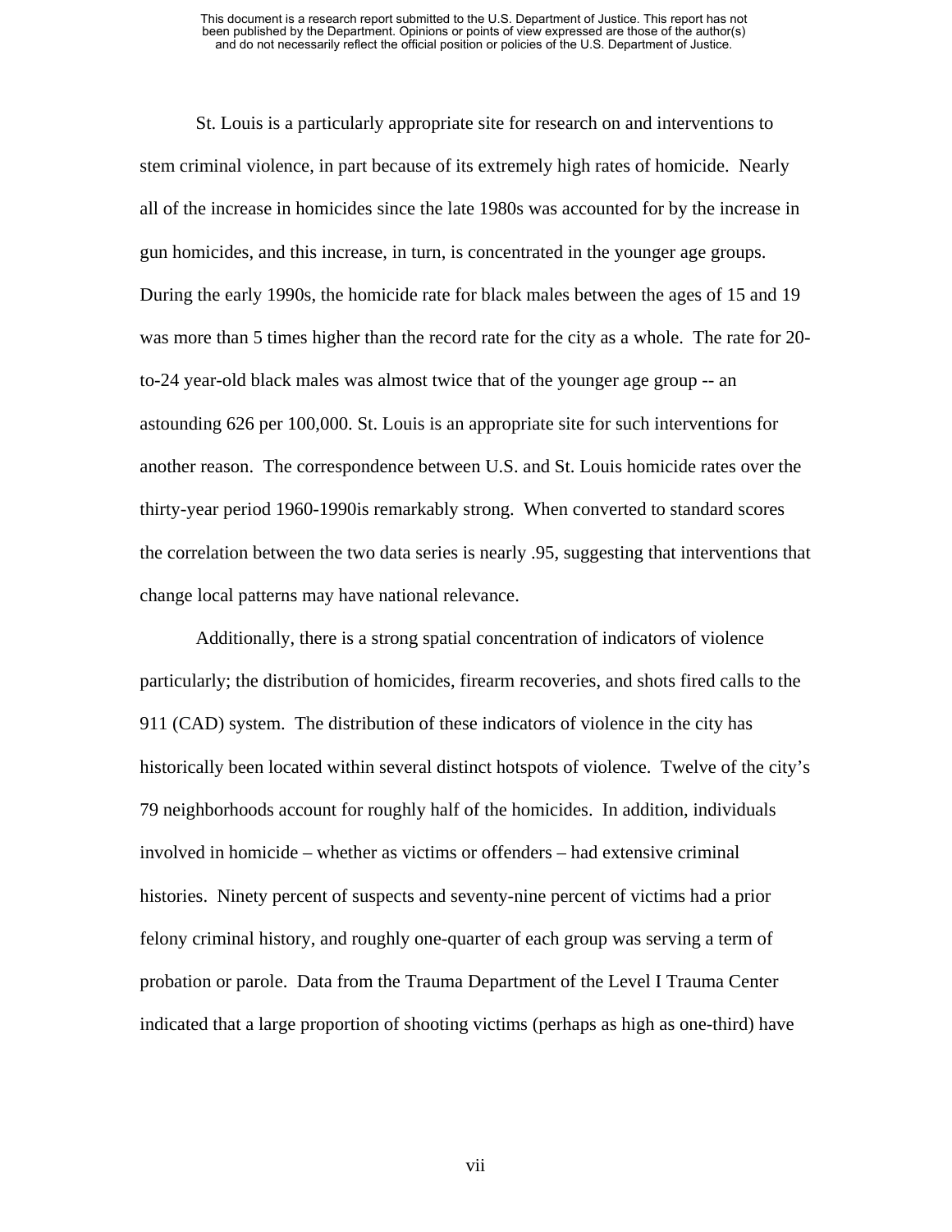St. Louis is a particularly appropriate site for research on and interventions to stem criminal violence, in part because of its extremely high rates of homicide. Nearly all of the increase in homicides since the late 1980s was accounted for by the increase in gun homicides, and this increase, in turn, is concentrated in the younger age groups. During the early 1990s, the homicide rate for black males between the ages of 15 and 19 was more than 5 times higher than the record rate for the city as a whole. The rate for 20-to-24 year-old black males was almost twice that of the younger age group -- an astounding 626 per 100,000. St. Louis is an appropriate site for such interventions for another reason. The correspondence between U.S. and St. Louis homicide rates over the thirty-year period 1960-1990is remarkably strong. When converted to standard scores the correlation between the two data series is nearly .95, suggesting that interventions that change local patterns may have national relevance.

Additionally, there is a strong spatial concentration of indicators of violence particularly; the distribution of homicides, firearm recoveries, and shots fired calls to the 911 (CAD) system. The distribution of these indicators of violence in the city has historically been located within several distinct hotspots of violence. Twelve of the city's 79 neighborhoods account for roughly half of the homicides. In addition, individuals involved in homicide – whether as victims or offenders – had extensive criminal histories. Ninety percent of suspects and seventy-nine percent of victims had a prior felony criminal history, and roughly one-quarter of each group was serving a term of probation or parole. Data from the Trauma Department of the Level I Trauma Center indicated that a large proportion of shooting victims (perhaps as high as one-third) have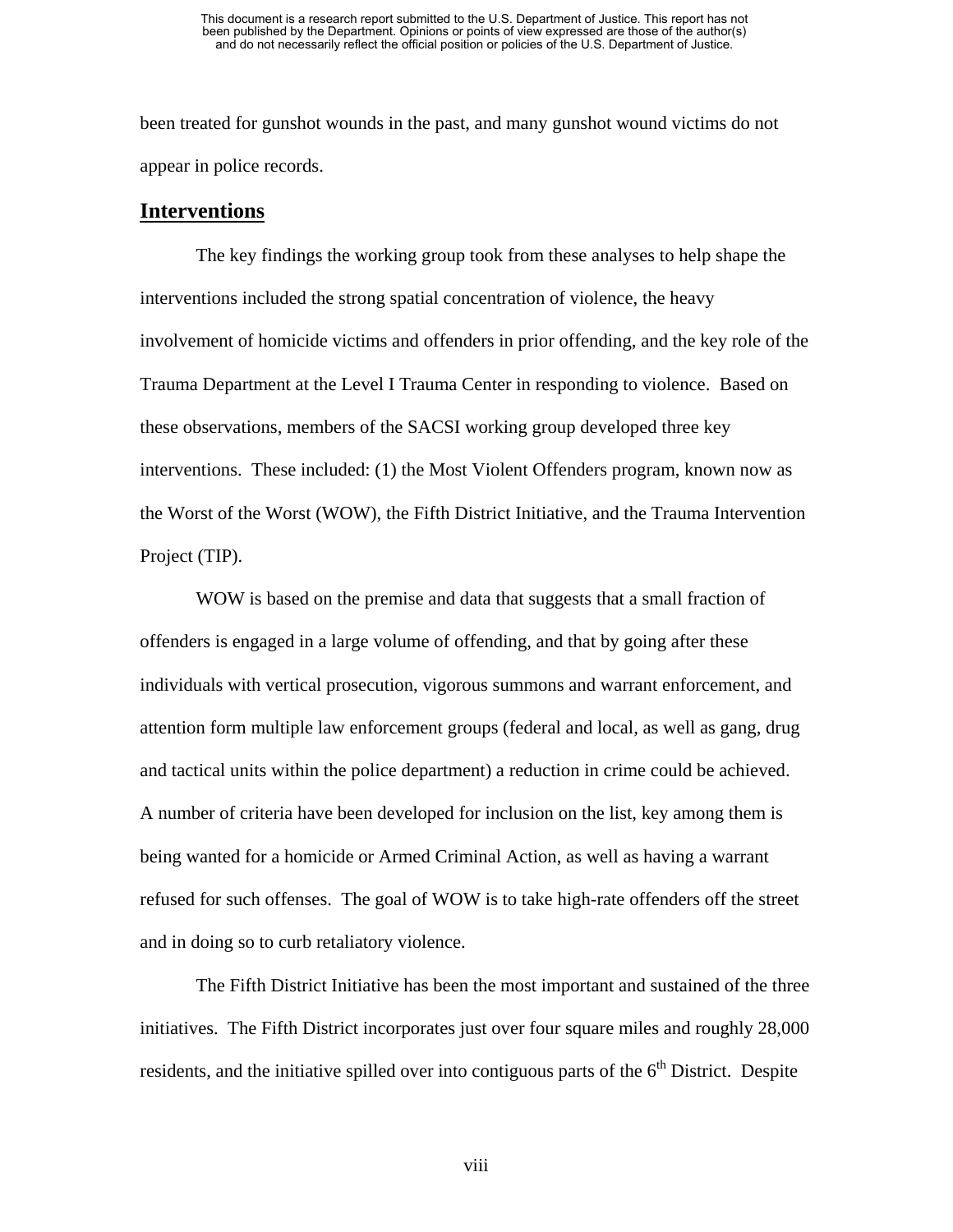been treated for gunshot wounds in the past, and many gunshot wound victims do not appear in police records.

## Interventions

The key findings the working group took from these analyses to help shape the interventions included the strong spatial concentration of violence, the heavy involvement of homicide victims and offenders in prior offending, and the key role of the Trauma Department at the Level I Trauma Center in responding to violence. Based on these observations, members of the SACSI working group developed three key interventions. These included: (1) the Most Violent Offenders program, known now as the Worst of the Worst (WOW), the Fifth District Initiative, and the Trauma Intervention Project (TIP).

WOW is based on the premise and data that suggests that a small fraction of offenders is engaged in a large volume of offending, and that by going after these individuals with vertical prosecution, vigorous summons and warrant enforcement, and attention form multiple law enforcement groups (federal and local, as well as gang, drug and tactical units within the police department) a reduction in crime could be achieved. A number of criteria have been developed for inclusion on the list, key among them is being wanted for a homicide or Armed Criminal Action, as well as having a warrant refused for such offenses. The goal of WOW is to take high-rate offenders off the street and in doing so to curb retaliatory violence.

The Fifth District Initiative has been the most important and sustained of the three initiatives. The Fifth District incorporates just over four square miles and roughly 28,000 residents, and the initiative spilled over into contiguous parts of the 6th District. Despite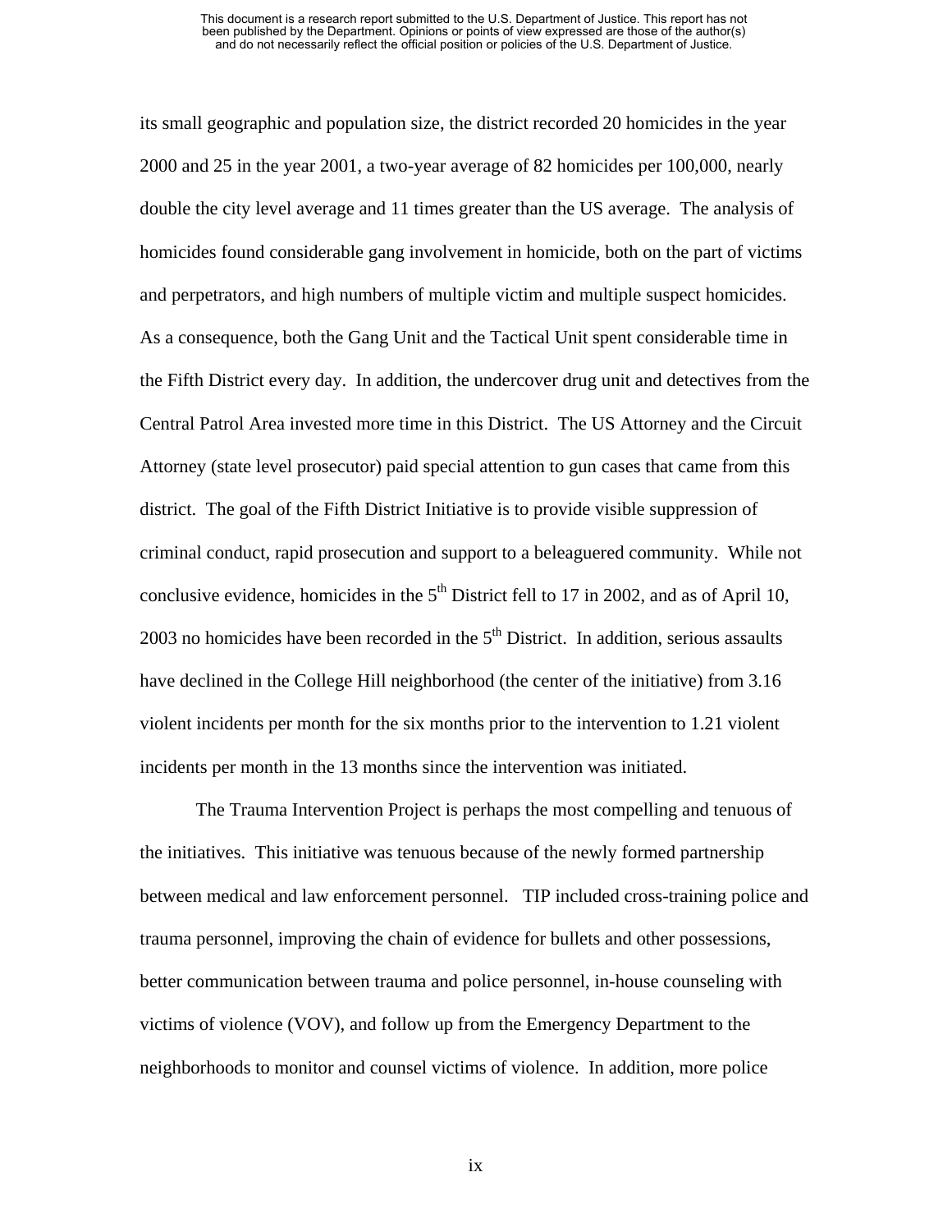its small geographic and population size, the district recorded 20 homicides in the year 2000 and 25 in the year 2001, a two-year average of 82 homicides per 100,000, nearly double the city level average and 11 times greater than the US average. The analysis of homicides found considerable gang involvement in homicide, both on the part of victims and perpetrators, and high numbers of multiple victim and multiple suspect homicides. As a consequence, both the Gang Unit and the Tactical Unit spent considerable time in the Fifth District every day. In addition, the undercover drug unit and detectives from the Central Patrol Area invested more time in this District. The US Attorney and the Circuit Attorney (state level prosecutor) paid special attention to gun cases that came from this district. The goal of the Fifth District Initiative is to provide visible suppression of criminal conduct, rapid prosecution and support to a beleaguered community. While not conclusive evidence, homicides in the 5th District fell to 17 in 2002, and as of April 10, 2003 no homicides have been recorded in the 5th District. In addition, serious assaults have declined in the College Hill neighborhood (the center of the initiative) from 3.16 violent incidents per month for the six months prior to the intervention to 1.21 violent incidents per month in the 13 months since the intervention was initiated.

The Trauma Intervention Project is perhaps the most compelling and tenuous of the initiatives. This initiative was tenuous because of the newly formed partnership between medical and law enforcement personnel. TIP included cross-training police and trauma personnel, improving the chain of evidence for bullets and other possessions, better communication between trauma and police personnel, in-house counseling with victims of violence (VOV), and follow up from the Emergency Department to the neighborhoods to monitor and counsel victims of violence. In addition, more police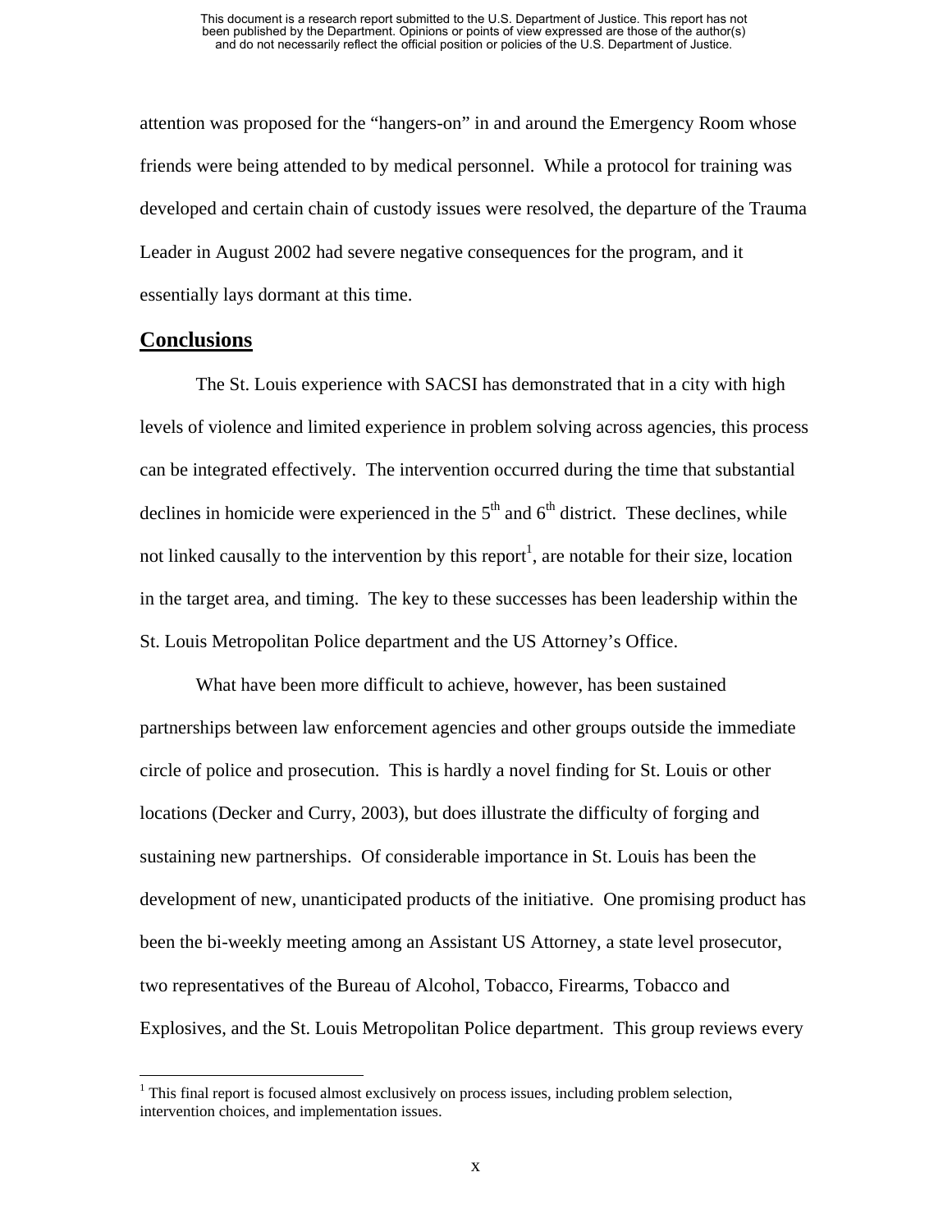attention was proposed for the "hangers-on" in and around the Emergency Room whose friends were being attended to by medical personnel. While a protocol for training was developed and certain chain of custody issues were resolved, the departure of the Trauma Leader in August 2002 had severe negative consequences for the program, and it essentially lays dormant at this time.

## Conclusions

The St. Louis experience with SACSI has demonstrated that in a city with high levels of violence and limited experience in problem solving across agencies, this process can be integrated effectively. The intervention occurred during the time that substantial declines in homicide were experienced in the 5th and 6th district. These declines, while not linked causally to the intervention by this report[1], are notable for their size, location in the target area, and timing. The key to these successes has been leadership within the St. Louis Metropolitan Police department and the US Attorney's Office.

What have been more difficult to achieve, however, has been sustained partnerships between law enforcement agencies and other groups outside the immediate circle of police and prosecution. This is hardly a novel finding for St. Louis or other locations (Decker and Curry, 2003), but does illustrate the difficulty of forging and sustaining new partnerships. Of considerable importance in St. Louis has been the development of new, unanticipated products of the initiative. One promising product has been the bi-weekly meeting among an Assistant US Attorney, a state level prosecutor, two representatives of the Bureau of Alcohol, Tobacco, Firearms, Tobacco and Explosives, and the St. Louis Metropolitan Police department. This group reviews every

[1] This final report is focused almost exclusively on process issues, including problem selection, intervention choices, and implementation issues.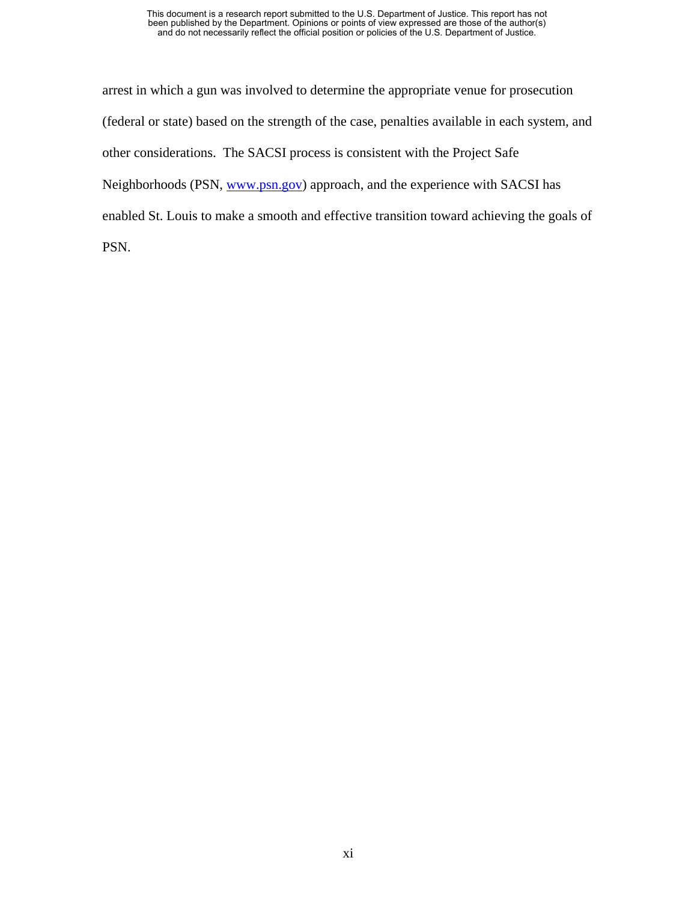arrest in which a gun was involved to determine the appropriate venue for prosecution (federal or state) based on the strength of the case, penalties available in each system, and other considerations. The SACSI process is consistent with the Project Safe Neighborhoods (PSN, [www.psn.gov](http://www.psn.gov)) approach, and the experience with SACSI has enabled St. Louis to make a smooth and effective transition toward achieving the goals of PSN.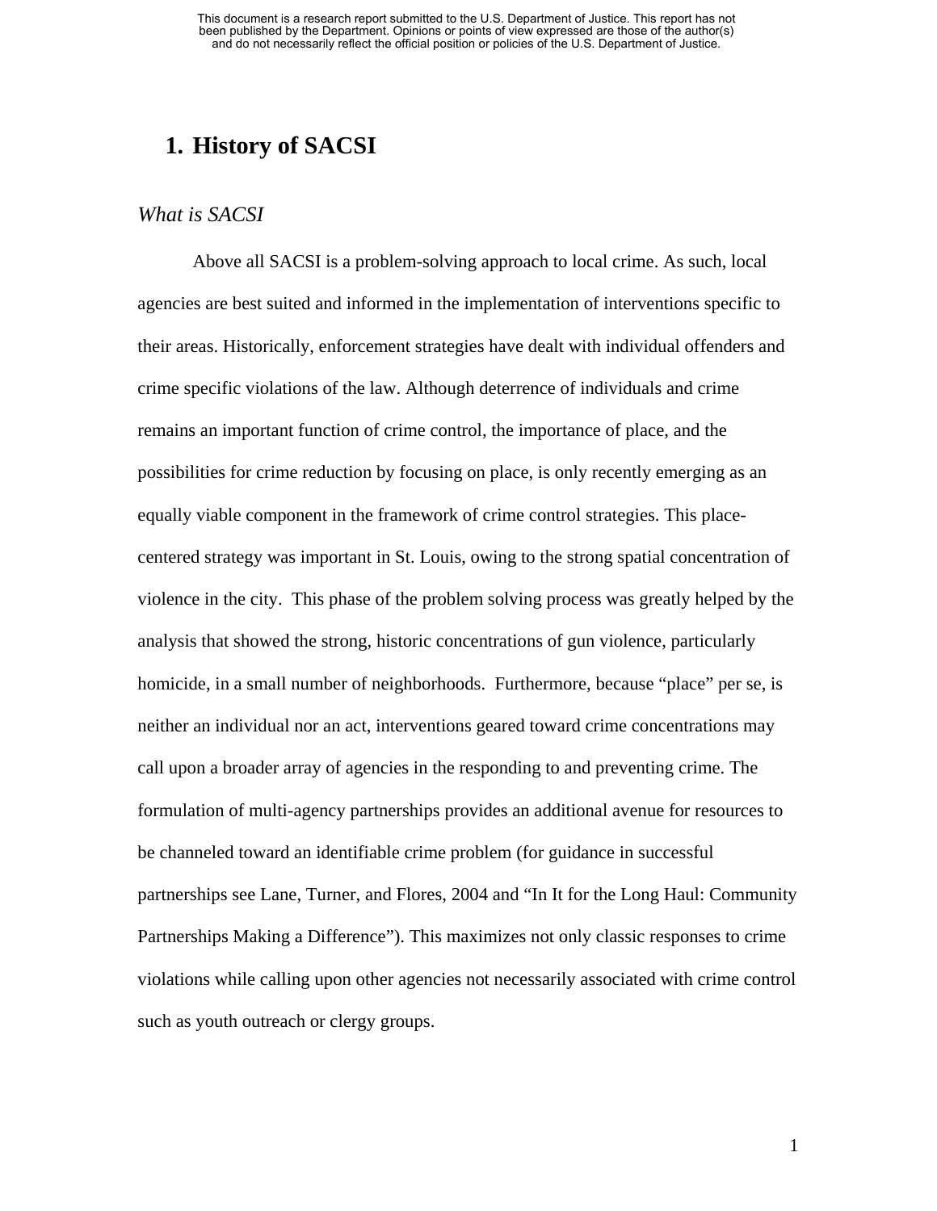# 1. History of SACSI

## *What is SACSI*

Above all SACSI is a problem-solving approach to local crime. As such, local agencies are best suited and informed in the implementation of interventions specific to their areas. Historically, enforcement strategies have dealt with individual offenders and crime specific violations of the law. Although deterrence of individuals and crime remains an important function of crime control, the importance of place, and the possibilities for crime reduction by focusing on place, is only recently emerging as an equally viable component in the framework of crime control strategies. This place-centered strategy was important in St. Louis, owing to the strong spatial concentration of violence in the city. This phase of the problem solving process was greatly helped by the analysis that showed the strong, historic concentrations of gun violence, particularly homicide, in a small number of neighborhoods. Furthermore, because "place" per se, is neither an individual nor an act, interventions geared toward crime concentrations may call upon a broader array of agencies in the responding to and preventing crime. The formulation of multi-agency partnerships provides an additional avenue for resources to be channeled toward an identifiable crime problem (for guidance in successful partnerships see Lane, Turner, and Flores, 2004 and "In It for the Long Haul: Community Partnerships Making a Difference"). This maximizes not only classic responses to crime violations while calling upon other agencies not necessarily associated with crime control such as youth outreach or clergy groups.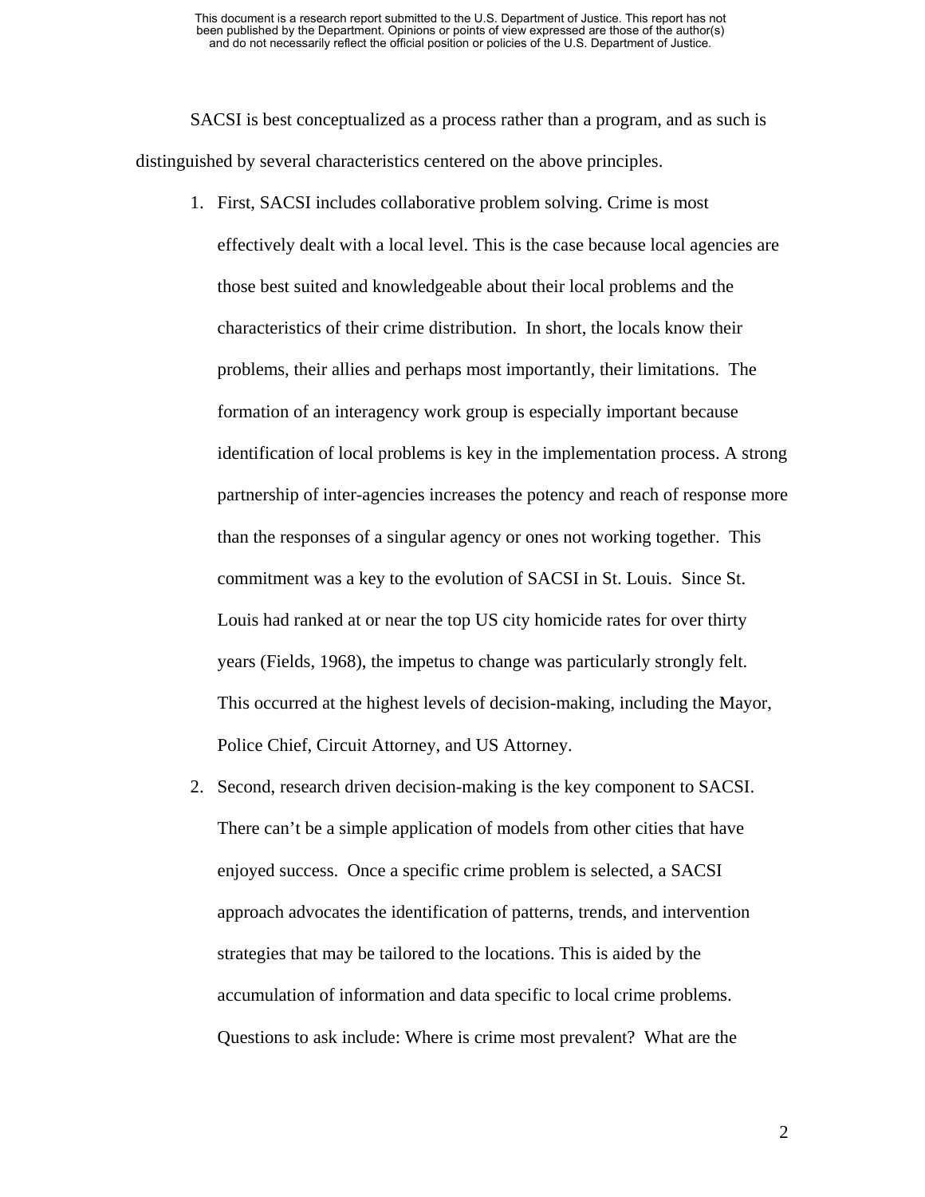SACSI is best conceptualized as a process rather than a program, and as such is distinguished by several characteristics centered on the above principles.

1. First, SACSI includes collaborative problem solving. Crime is most effectively dealt with a local level. This is the case because local agencies are those best suited and knowledgeable about their local problems and the characteristics of their crime distribution. In short, the locals know their problems, their allies and perhaps most importantly, their limitations. The formation of an interagency work group is especially important because identification of local problems is key in the implementation process. A strong partnership of inter-agencies increases the potency and reach of response more than the responses of a singular agency or ones not working together. This commitment was a key to the evolution of SACSI in St. Louis. Since St. Louis had ranked at or near the top US city homicide rates for over thirty years (Fields, 1968), the impetus to change was particularly strongly felt. This occurred at the highest levels of decision-making, including the Mayor, Police Chief, Circuit Attorney, and US Attorney.
2. Second, research driven decision-making is the key component to SACSI. There can't be a simple application of models from other cities that have enjoyed success. Once a specific crime problem is selected, a SACSI approach advocates the identification of patterns, trends, and intervention strategies that may be tailored to the locations. This is aided by the accumulation of information and data specific to local crime problems. Questions to ask include: Where is crime most prevalent? What are the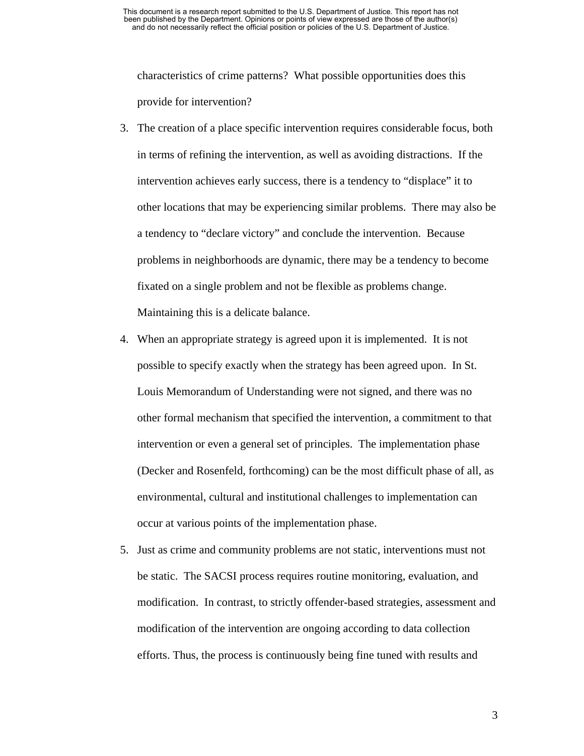characteristics of crime patterns? What possible opportunities does this provide for intervention?

3. The creation of a place specific intervention requires considerable focus, both in terms of refining the intervention, as well as avoiding distractions. If the intervention achieves early success, there is a tendency to "displace" it to other locations that may be experiencing similar problems. There may also be a tendency to "declare victory" and conclude the intervention. Because problems in neighborhoods are dynamic, there may be a tendency to become fixated on a single problem and not be flexible as problems change. Maintaining this is a delicate balance.

4. When an appropriate strategy is agreed upon it is implemented. It is not possible to specify exactly when the strategy has been agreed upon. In St. Louis Memorandum of Understanding were not signed, and there was no other formal mechanism that specified the intervention, a commitment to that intervention or even a general set of principles. The implementation phase (Decker and Rosenfeld, forthcoming) can be the most difficult phase of all, as environmental, cultural and institutional challenges to implementation can occur at various points of the implementation phase.

5. Just as crime and community problems are not static, interventions must not be static. The SACSI process requires routine monitoring, evaluation, and modification. In contrast, to strictly offender-based strategies, assessment and modification of the intervention are ongoing according to data collection efforts. Thus, the process is continuously being fine tuned with results and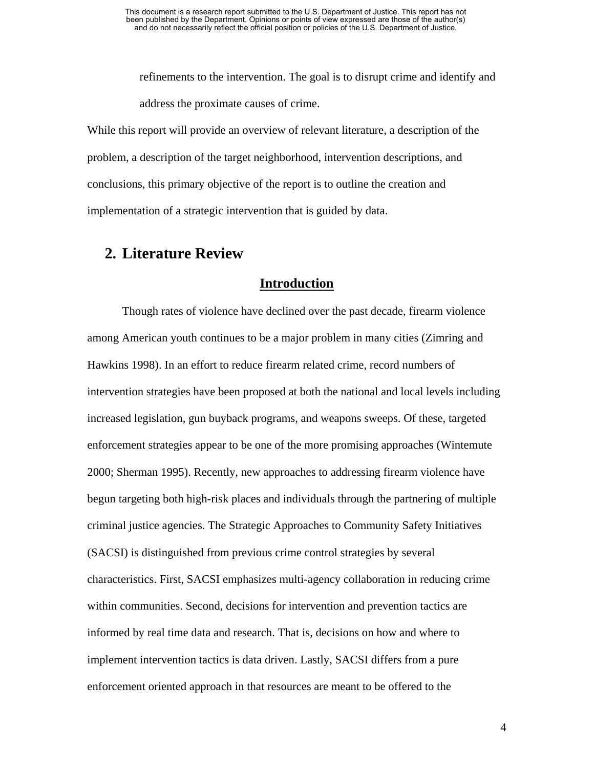refinements to the intervention. The goal is to disrupt crime and identify and address the proximate causes of crime.

While this report will provide an overview of relevant literature, a description of the problem, a description of the target neighborhood, intervention descriptions, and conclusions, this primary objective of the report is to outline the creation and implementation of a strategic intervention that is guided by data.

## 2. Literature Review

### Introduction

Though rates of violence have declined over the past decade, firearm violence among American youth continues to be a major problem in many cities (Zimring and Hawkins 1998). In an effort to reduce firearm related crime, record numbers of intervention strategies have been proposed at both the national and local levels including increased legislation, gun buyback programs, and weapons sweeps. Of these, targeted enforcement strategies appear to be one of the more promising approaches (Wintemute 2000; Sherman 1995). Recently, new approaches to addressing firearm violence have begun targeting both high-risk places and individuals through the partnering of multiple criminal justice agencies. The Strategic Approaches to Community Safety Initiatives (SACSI) is distinguished from previous crime control strategies by several characteristics. First, SACSI emphasizes multi-agency collaboration in reducing crime within communities. Second, decisions for intervention and prevention tactics are informed by real time data and research. That is, decisions on how and where to implement intervention tactics is data driven. Lastly, SACSI differs from a pure enforcement oriented approach in that resources are meant to be offered to the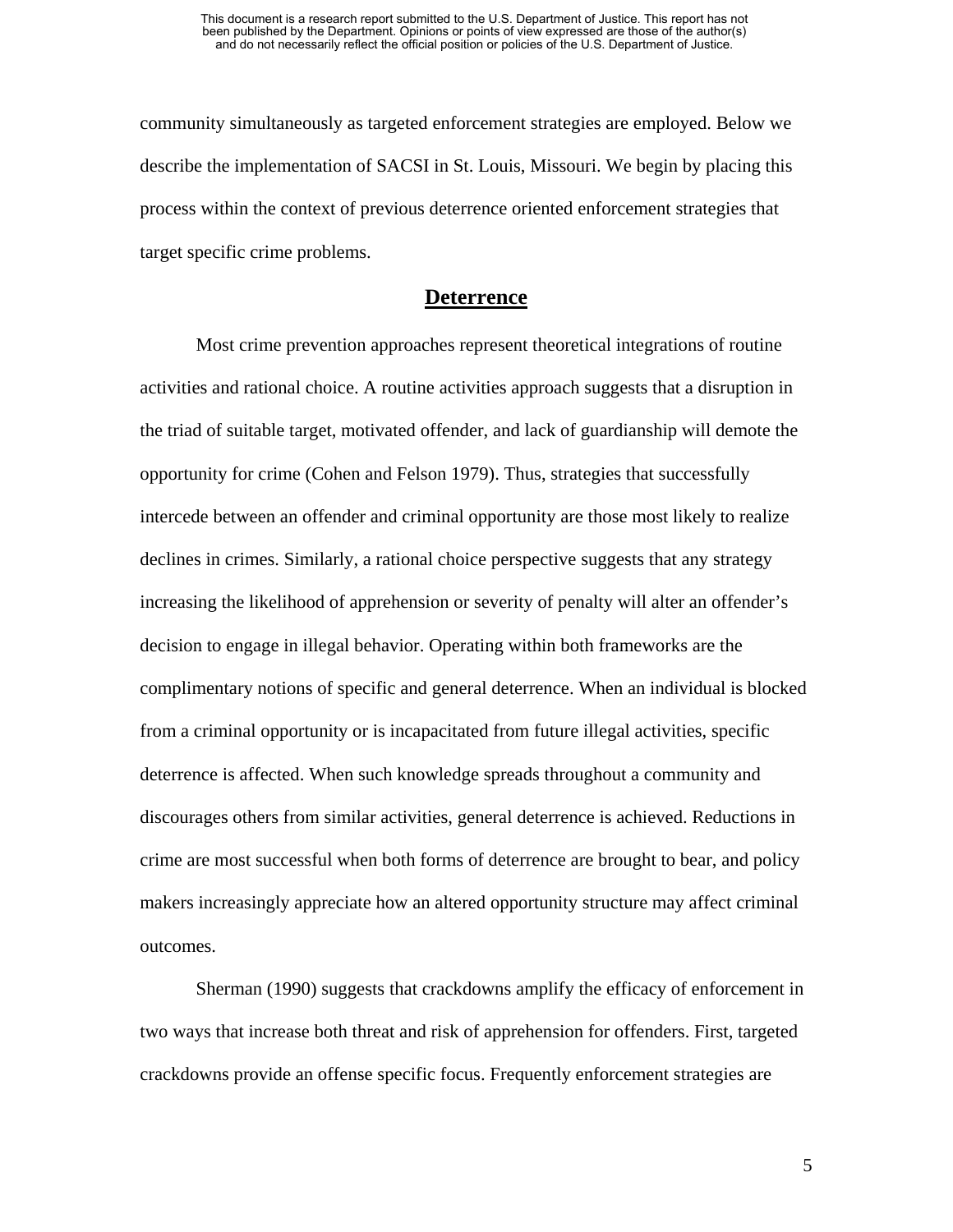community simultaneously as targeted enforcement strategies are employed. Below we describe the implementation of SACSI in St. Louis, Missouri. We begin by placing this process within the context of previous deterrence oriented enforcement strategies that target specific crime problems.

## Deterrence

Most crime prevention approaches represent theoretical integrations of routine activities and rational choice. A routine activities approach suggests that a disruption in the triad of suitable target, motivated offender, and lack of guardianship will demote the opportunity for crime (Cohen and Felson 1979). Thus, strategies that successfully intercede between an offender and criminal opportunity are those most likely to realize declines in crimes. Similarly, a rational choice perspective suggests that any strategy increasing the likelihood of apprehension or severity of penalty will alter an offender's decision to engage in illegal behavior. Operating within both frameworks are the complimentary notions of specific and general deterrence. When an individual is blocked from a criminal opportunity or is incapacitated from future illegal activities, specific deterrence is affected. When such knowledge spreads throughout a community and discourages others from similar activities, general deterrence is achieved. Reductions in crime are most successful when both forms of deterrence are brought to bear, and policy makers increasingly appreciate how an altered opportunity structure may affect criminal outcomes.

Sherman (1990) suggests that crackdowns amplify the efficacy of enforcement in two ways that increase both threat and risk of apprehension for offenders. First, targeted crackdowns provide an offense specific focus. Frequently enforcement strategies are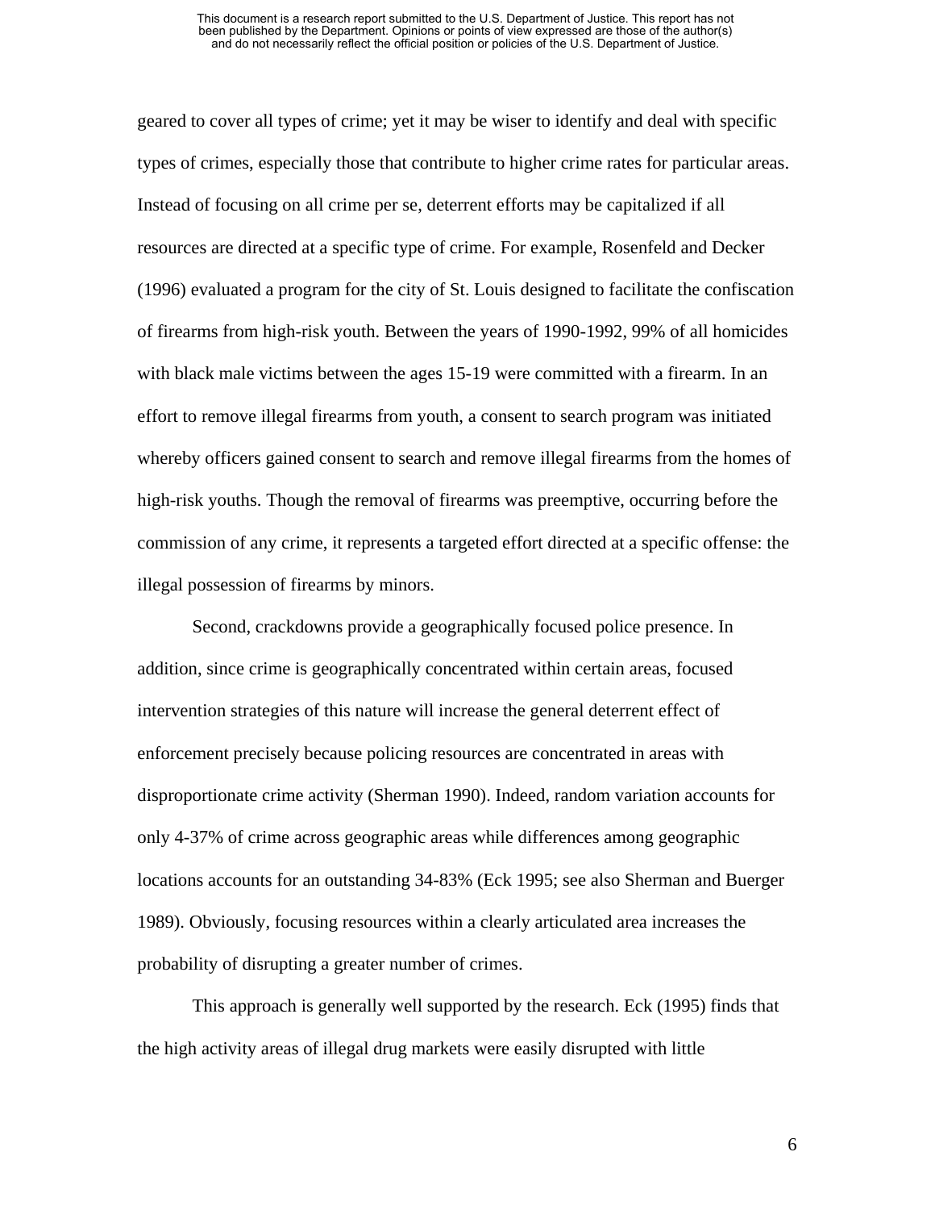geared to cover all types of crime; yet it may be wiser to identify and deal with specific types of crimes, especially those that contribute to higher crime rates for particular areas. Instead of focusing on all crime per se, deterrent efforts may be capitalized if all resources are directed at a specific type of crime. For example, Rosenfeld and Decker (1996) evaluated a program for the city of St. Louis designed to facilitate the confiscation of firearms from high-risk youth. Between the years of 1990-1992, 99% of all homicides with black male victims between the ages 15-19 were committed with a firearm. In an effort to remove illegal firearms from youth, a consent to search program was initiated whereby officers gained consent to search and remove illegal firearms from the homes of high-risk youths. Though the removal of firearms was preemptive, occurring before the commission of any crime, it represents a targeted effort directed at a specific offense: the illegal possession of firearms by minors.

Second, crackdowns provide a geographically focused police presence. In addition, since crime is geographically concentrated within certain areas, focused intervention strategies of this nature will increase the general deterrent effect of enforcement precisely because policing resources are concentrated in areas with disproportionate crime activity (Sherman 1990). Indeed, random variation accounts for only 4-37% of crime across geographic areas while differences among geographic locations accounts for an outstanding 34-83% (Eck 1995; see also Sherman and Buerger 1989). Obviously, focusing resources within a clearly articulated area increases the probability of disrupting a greater number of crimes.

This approach is generally well supported by the research. Eck (1995) finds that the high activity areas of illegal drug markets were easily disrupted with little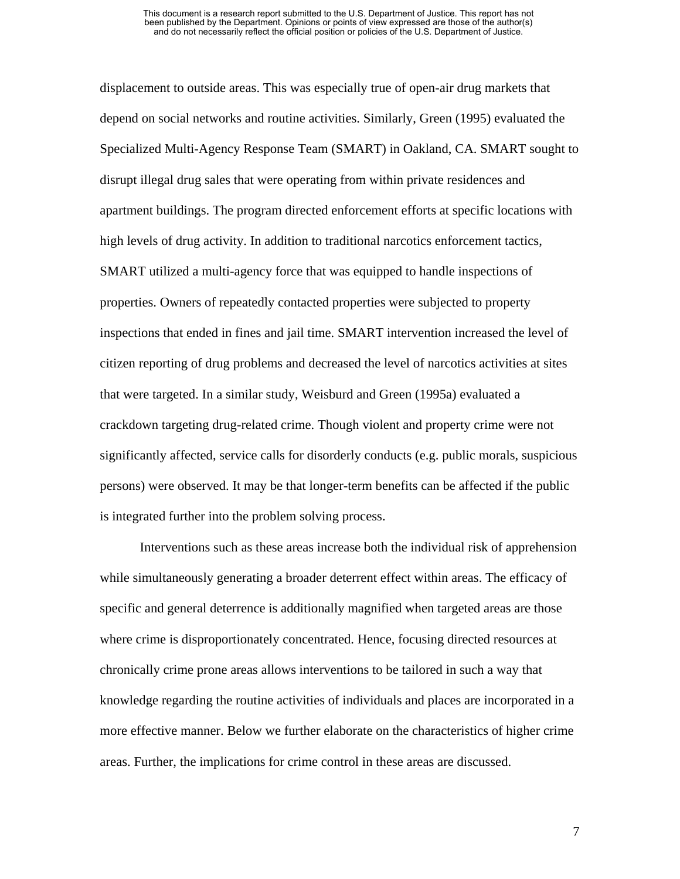displacement to outside areas. This was especially true of open-air drug markets that depend on social networks and routine activities. Similarly, Green (1995) evaluated the Specialized Multi-Agency Response Team (SMART) in Oakland, CA. SMART sought to disrupt illegal drug sales that were operating from within private residences and apartment buildings. The program directed enforcement efforts at specific locations with high levels of drug activity. In addition to traditional narcotics enforcement tactics, SMART utilized a multi-agency force that was equipped to handle inspections of properties. Owners of repeatedly contacted properties were subjected to property inspections that ended in fines and jail time. SMART intervention increased the level of citizen reporting of drug problems and decreased the level of narcotics activities at sites that were targeted. In a similar study, Weisburd and Green (1995a) evaluated a crackdown targeting drug-related crime. Though violent and property crime were not significantly affected, service calls for disorderly conducts (e.g. public morals, suspicious persons) were observed. It may be that longer-term benefits can be affected if the public is integrated further into the problem solving process.

Interventions such as these areas increase both the individual risk of apprehension while simultaneously generating a broader deterrent effect within areas. The efficacy of specific and general deterrence is additionally magnified when targeted areas are those where crime is disproportionately concentrated. Hence, focusing directed resources at chronically crime prone areas allows interventions to be tailored in such a way that knowledge regarding the routine activities of individuals and places are incorporated in a more effective manner. Below we further elaborate on the characteristics of higher crime areas. Further, the implications for crime control in these areas are discussed.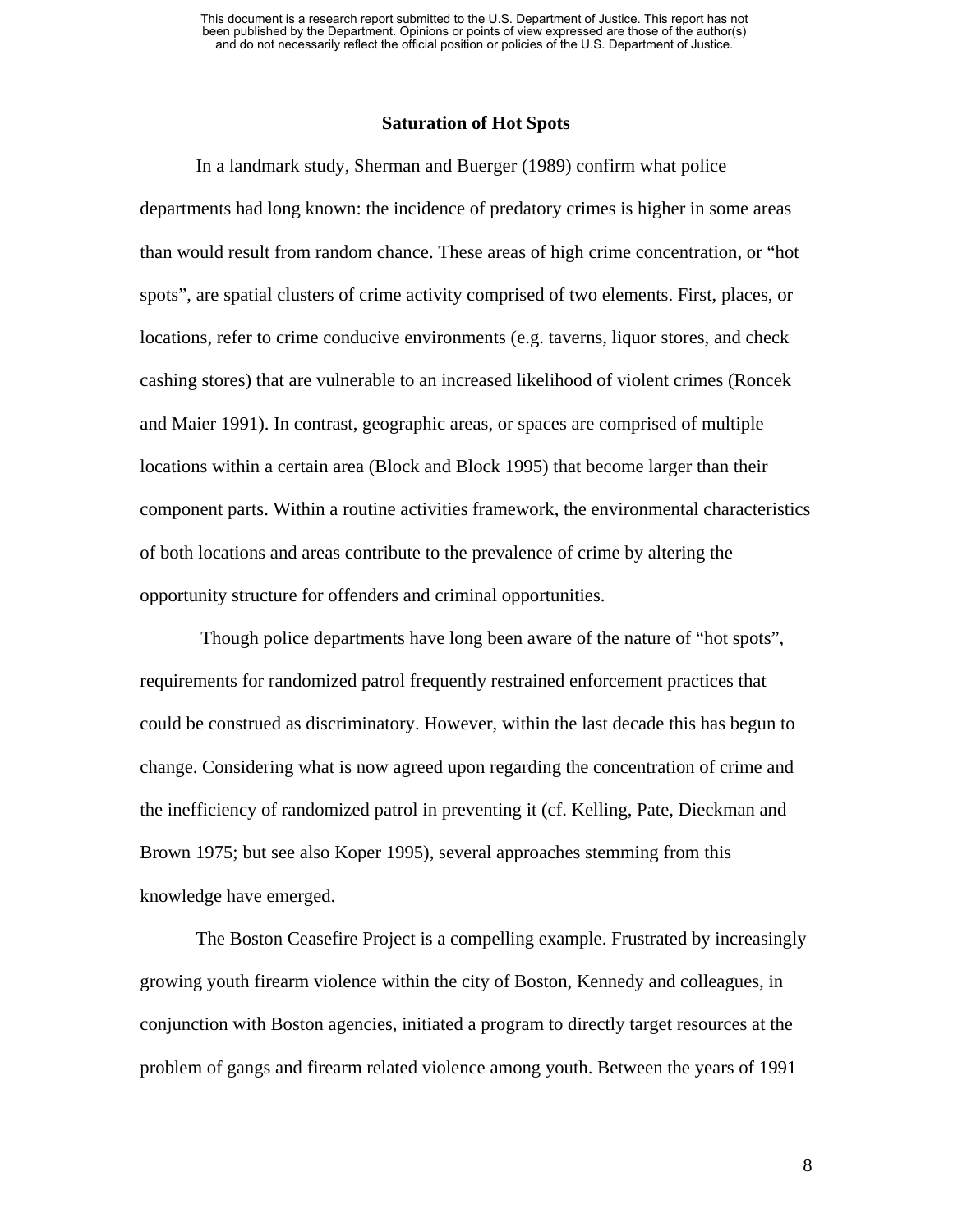## Saturation of Hot Spots

In a landmark study, Sherman and Buerger (1989) confirm what police departments had long known: the incidence of predatory crimes is higher in some areas than would result from random chance. These areas of high crime concentration, or "hot spots", are spatial clusters of crime activity comprised of two elements. First, places, or locations, refer to crime conducive environments (e.g. taverns, liquor stores, and check cashing stores) that are vulnerable to an increased likelihood of violent crimes (Roncek and Maier 1991). In contrast, geographic areas, or spaces are comprised of multiple locations within a certain area (Block and Block 1995) that become larger than their component parts. Within a routine activities framework, the environmental characteristics of both locations and areas contribute to the prevalence of crime by altering the opportunity structure for offenders and criminal opportunities.

Though police departments have long been aware of the nature of "hot spots", requirements for randomized patrol frequently restrained enforcement practices that could be construed as discriminatory. However, within the last decade this has begun to change. Considering what is now agreed upon regarding the concentration of crime and the inefficiency of randomized patrol in preventing it (cf. Kelling, Pate, Dieckman and Brown 1975; but see also Koper 1995), several approaches stemming from this knowledge have emerged.

The Boston Ceasefire Project is a compelling example. Frustrated by increasingly growing youth firearm violence within the city of Boston, Kennedy and colleagues, in conjunction with Boston agencies, initiated a program to directly target resources at the problem of gangs and firearm related violence among youth. Between the years of 1991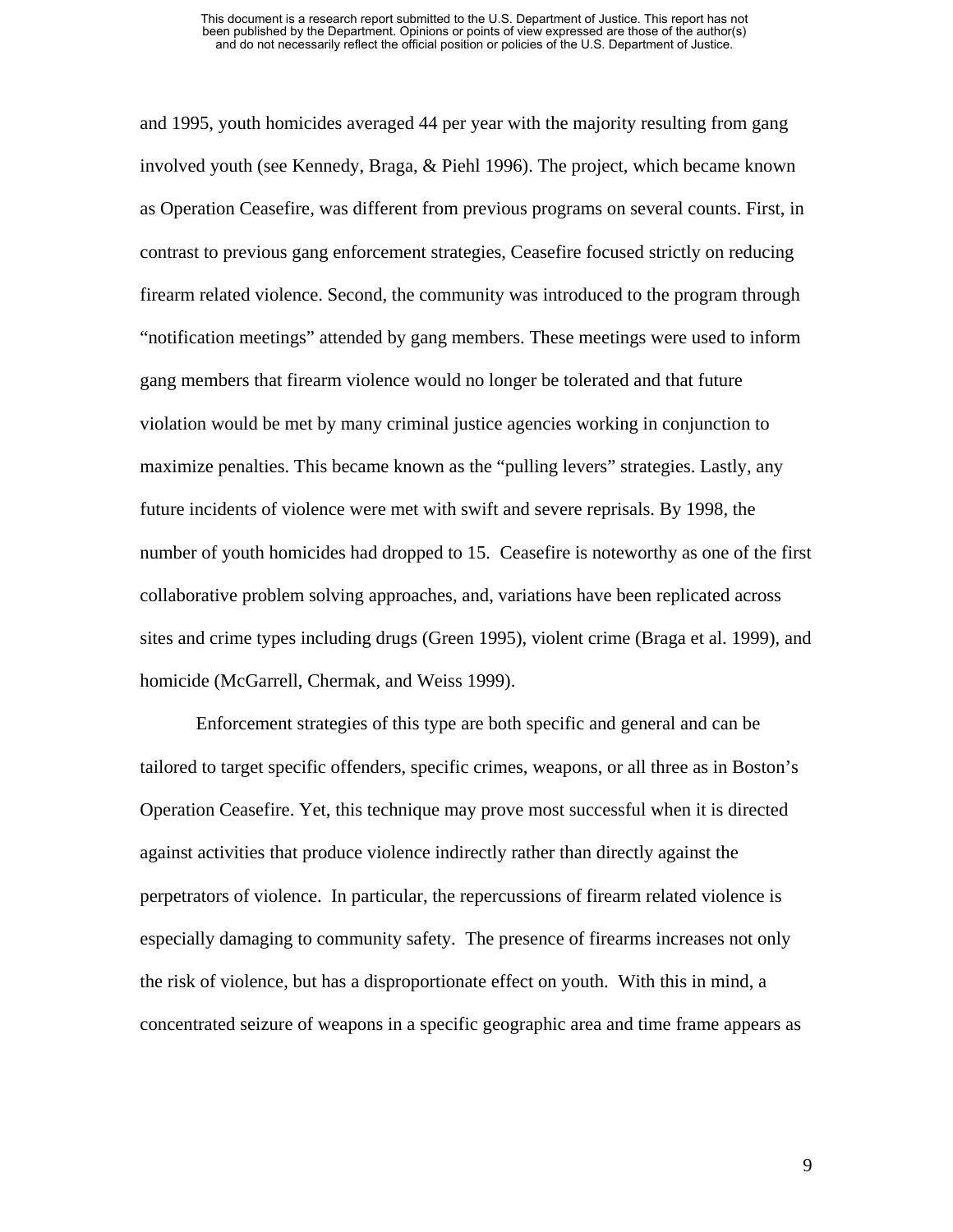and 1995, youth homicides averaged 44 per year with the majority resulting from gang involved youth (see Kennedy, Braga, & Piehl 1996). The project, which became known as Operation Ceasefire, was different from previous programs on several counts. First, in contrast to previous gang enforcement strategies, Ceasefire focused strictly on reducing firearm related violence. Second, the community was introduced to the program through "notification meetings" attended by gang members. These meetings were used to inform gang members that firearm violence would no longer be tolerated and that future violation would be met by many criminal justice agencies working in conjunction to maximize penalties. This became known as the "pulling levers" strategies. Lastly, any future incidents of violence were met with swift and severe reprisals. By 1998, the number of youth homicides had dropped to 15. Ceasefire is noteworthy as one of the first collaborative problem solving approaches, and, variations have been replicated across sites and crime types including drugs (Green 1995), violent crime (Braga et al. 1999), and homicide (McGarrell, Chermak, and Weiss 1999).

Enforcement strategies of this type are both specific and general and can be tailored to target specific offenders, specific crimes, weapons, or all three as in Boston's Operation Ceasefire. Yet, this technique may prove most successful when it is directed against activities that produce violence indirectly rather than directly against the perpetrators of violence. In particular, the repercussions of firearm related violence is especially damaging to community safety. The presence of firearms increases not only the risk of violence, but has a disproportionate effect on youth. With this in mind, a concentrated seizure of weapons in a specific geographic area and time frame appears as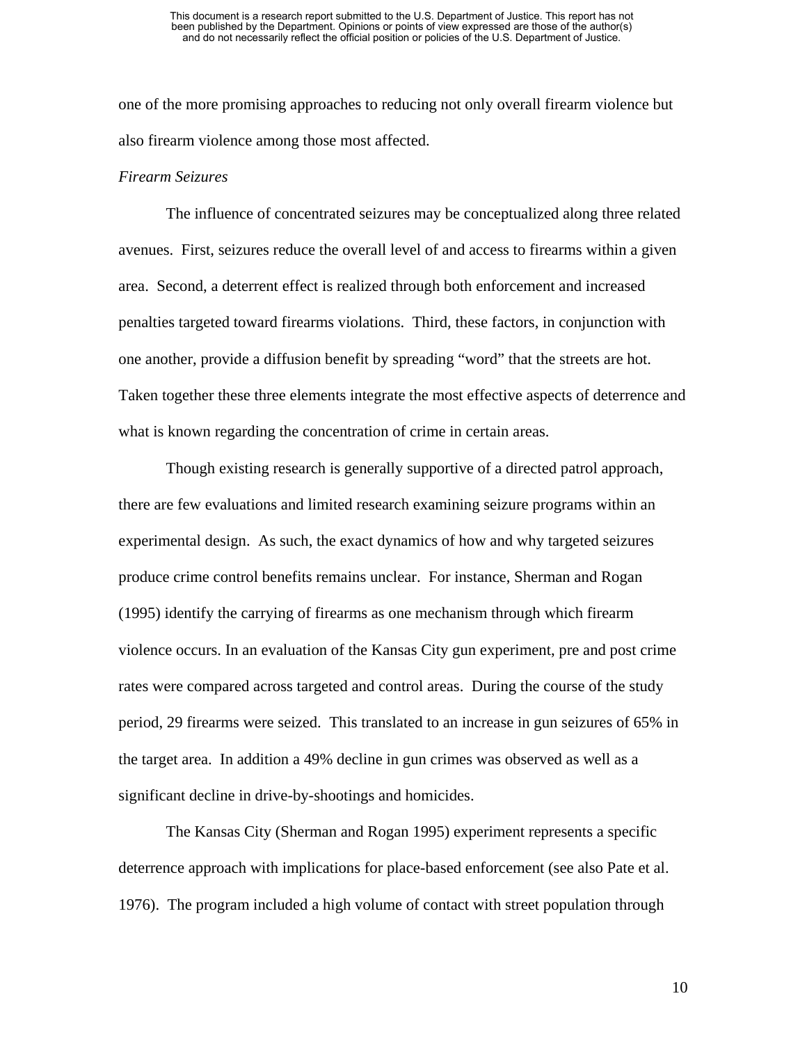one of the more promising approaches to reducing not only overall firearm violence but also firearm violence among those most affected.

*Firearm Seizures*

The influence of concentrated seizures may be conceptualized along three related avenues. First, seizures reduce the overall level of and access to firearms within a given area. Second, a deterrent effect is realized through both enforcement and increased penalties targeted toward firearms violations. Third, these factors, in conjunction with one another, provide a diffusion benefit by spreading "word" that the streets are hot. Taken together these three elements integrate the most effective aspects of deterrence and what is known regarding the concentration of crime in certain areas.

Though existing research is generally supportive of a directed patrol approach, there are few evaluations and limited research examining seizure programs within an experimental design. As such, the exact dynamics of how and why targeted seizures produce crime control benefits remains unclear. For instance, Sherman and Rogan (1995) identify the carrying of firearms as one mechanism through which firearm violence occurs. In an evaluation of the Kansas City gun experiment, pre and post crime rates were compared across targeted and control areas. During the course of the study period, 29 firearms were seized. This translated to an increase in gun seizures of 65% in the target area. In addition a 49% decline in gun crimes was observed as well as a significant decline in drive-by-shootings and homicides.

The Kansas City (Sherman and Rogan 1995) experiment represents a specific deterrence approach with implications for place-based enforcement (see also Pate et al. 1976). The program included a high volume of contact with street population through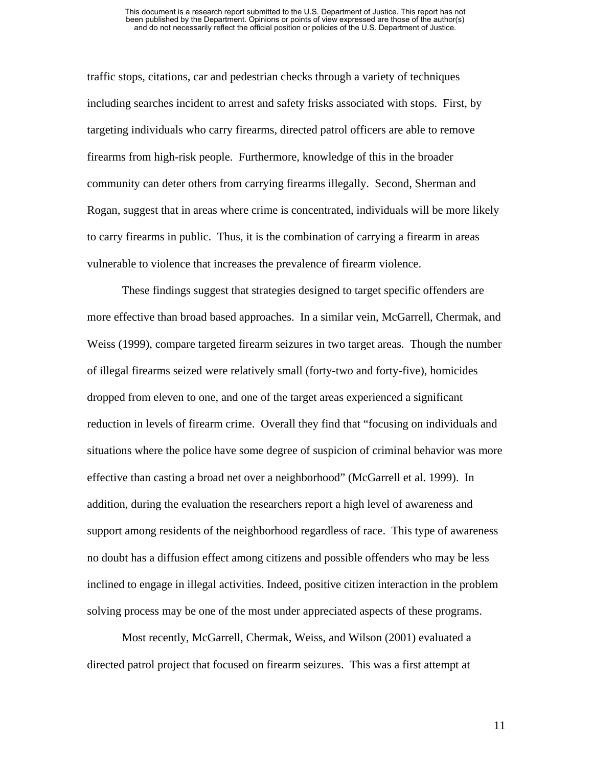traffic stops, citations, car and pedestrian checks through a variety of techniques including searches incident to arrest and safety frisks associated with stops. First, by targeting individuals who carry firearms, directed patrol officers are able to remove firearms from high-risk people. Furthermore, knowledge of this in the broader community can deter others from carrying firearms illegally. Second, Sherman and Rogan, suggest that in areas where crime is concentrated, individuals will be more likely to carry firearms in public. Thus, it is the combination of carrying a firearm in areas vulnerable to violence that increases the prevalence of firearm violence.

These findings suggest that strategies designed to target specific offenders are more effective than broad based approaches. In a similar vein, McGarrell, Chermak, and Weiss (1999), compare targeted firearm seizures in two target areas. Though the number of illegal firearms seized were relatively small (forty-two and forty-five), homicides dropped from eleven to one, and one of the target areas experienced a significant reduction in levels of firearm crime. Overall they find that "focusing on individuals and situations where the police have some degree of suspicion of criminal behavior was more effective than casting a broad net over a neighborhood" (McGarrell et al. 1999). In addition, during the evaluation the researchers report a high level of awareness and support among residents of the neighborhood regardless of race. This type of awareness no doubt has a diffusion effect among citizens and possible offenders who may be less inclined to engage in illegal activities. Indeed, positive citizen interaction in the problem solving process may be one of the most under appreciated aspects of these programs.

Most recently, McGarrell, Chermak, Weiss, and Wilson (2001) evaluated a directed patrol project that focused on firearm seizures. This was a first attempt at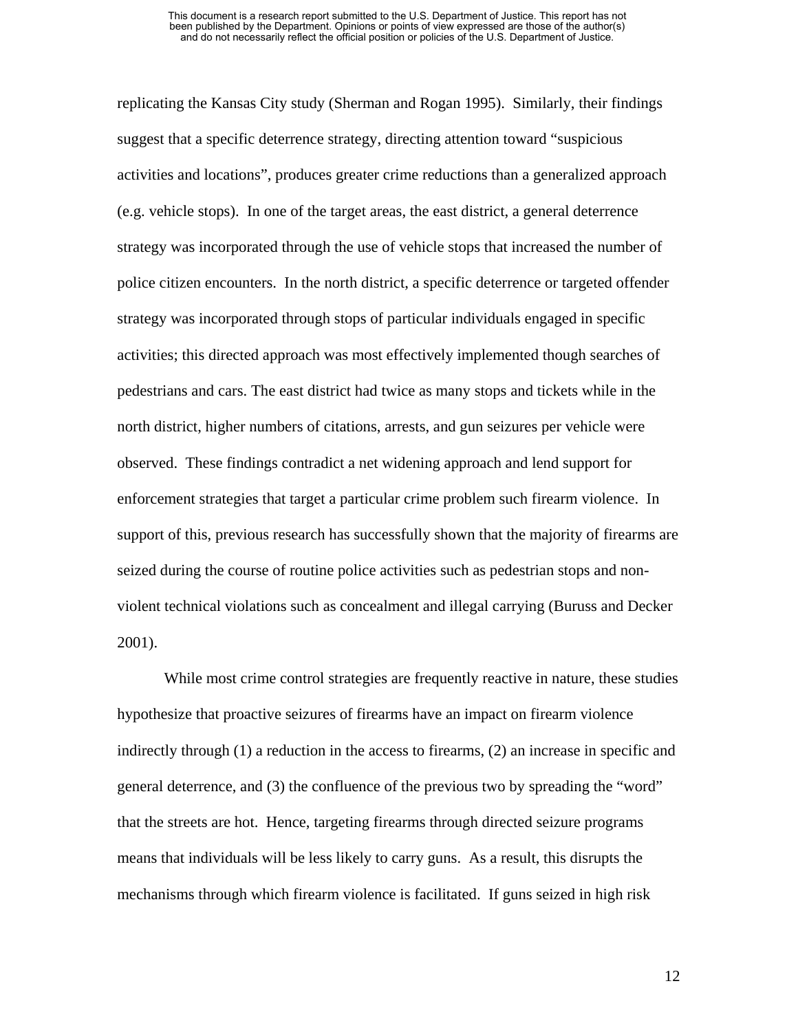replicating the Kansas City study (Sherman and Rogan 1995). Similarly, their findings suggest that a specific deterrence strategy, directing attention toward "suspicious activities and locations", produces greater crime reductions than a generalized approach (e.g. vehicle stops). In one of the target areas, the east district, a general deterrence strategy was incorporated through the use of vehicle stops that increased the number of police citizen encounters. In the north district, a specific deterrence or targeted offender strategy was incorporated through stops of particular individuals engaged in specific activities; this directed approach was most effectively implemented though searches of pedestrians and cars. The east district had twice as many stops and tickets while in the north district, higher numbers of citations, arrests, and gun seizures per vehicle were observed. These findings contradict a net widening approach and lend support for enforcement strategies that target a particular crime problem such firearm violence. In support of this, previous research has successfully shown that the majority of firearms are seized during the course of routine police activities such as pedestrian stops and non-violent technical violations such as concealment and illegal carrying (Buruss and Decker 2001).

While most crime control strategies are frequently reactive in nature, these studies hypothesize that proactive seizures of firearms have an impact on firearm violence indirectly through (1) a reduction in the access to firearms, (2) an increase in specific and general deterrence, and (3) the confluence of the previous two by spreading the "word" that the streets are hot. Hence, targeting firearms through directed seizure programs means that individuals will be less likely to carry guns. As a result, this disrupts the mechanisms through which firearm violence is facilitated. If guns seized in high risk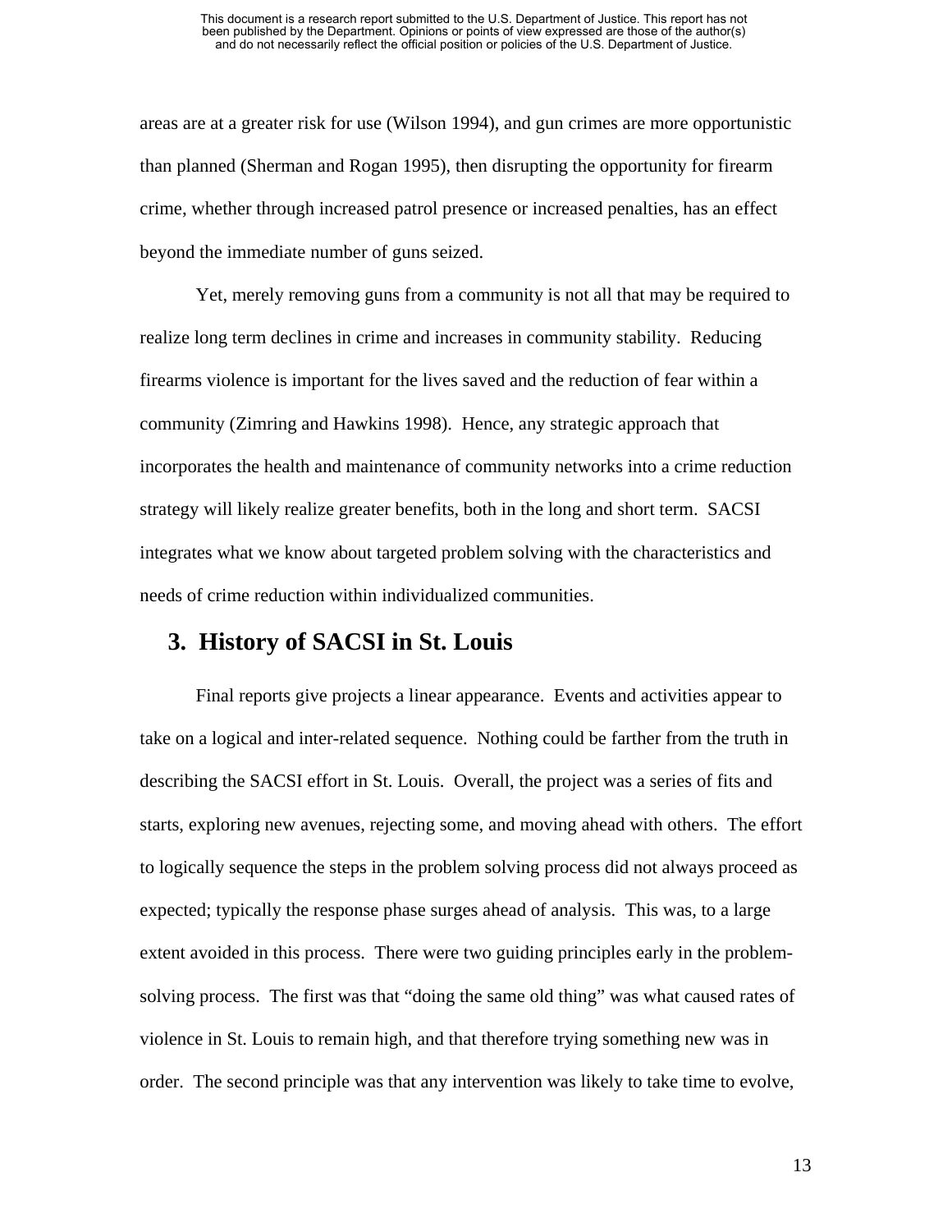areas are at a greater risk for use (Wilson 1994), and gun crimes are more opportunistic than planned (Sherman and Rogan 1995), then disrupting the opportunity for firearm crime, whether through increased patrol presence or increased penalties, has an effect beyond the immediate number of guns seized.

Yet, merely removing guns from a community is not all that may be required to realize long term declines in crime and increases in community stability. Reducing firearms violence is important for the lives saved and the reduction of fear within a community (Zimring and Hawkins 1998). Hence, any strategic approach that incorporates the health and maintenance of community networks into a crime reduction strategy will likely realize greater benefits, both in the long and short term. SACSI integrates what we know about targeted problem solving with the characteristics and needs of crime reduction within individualized communities.

## 3. History of SACSI in St. Louis

Final reports give projects a linear appearance. Events and activities appear to take on a logical and inter-related sequence. Nothing could be farther from the truth in describing the SACSI effort in St. Louis. Overall, the project was a series of fits and starts, exploring new avenues, rejecting some, and moving ahead with others. The effort to logically sequence the steps in the problem solving process did not always proceed as expected; typically the response phase surges ahead of analysis. This was, to a large extent avoided in this process. There were two guiding principles early in the problem-solving process. The first was that "doing the same old thing" was what caused rates of violence in St. Louis to remain high, and that therefore trying something new was in order. The second principle was that any intervention was likely to take time to evolve,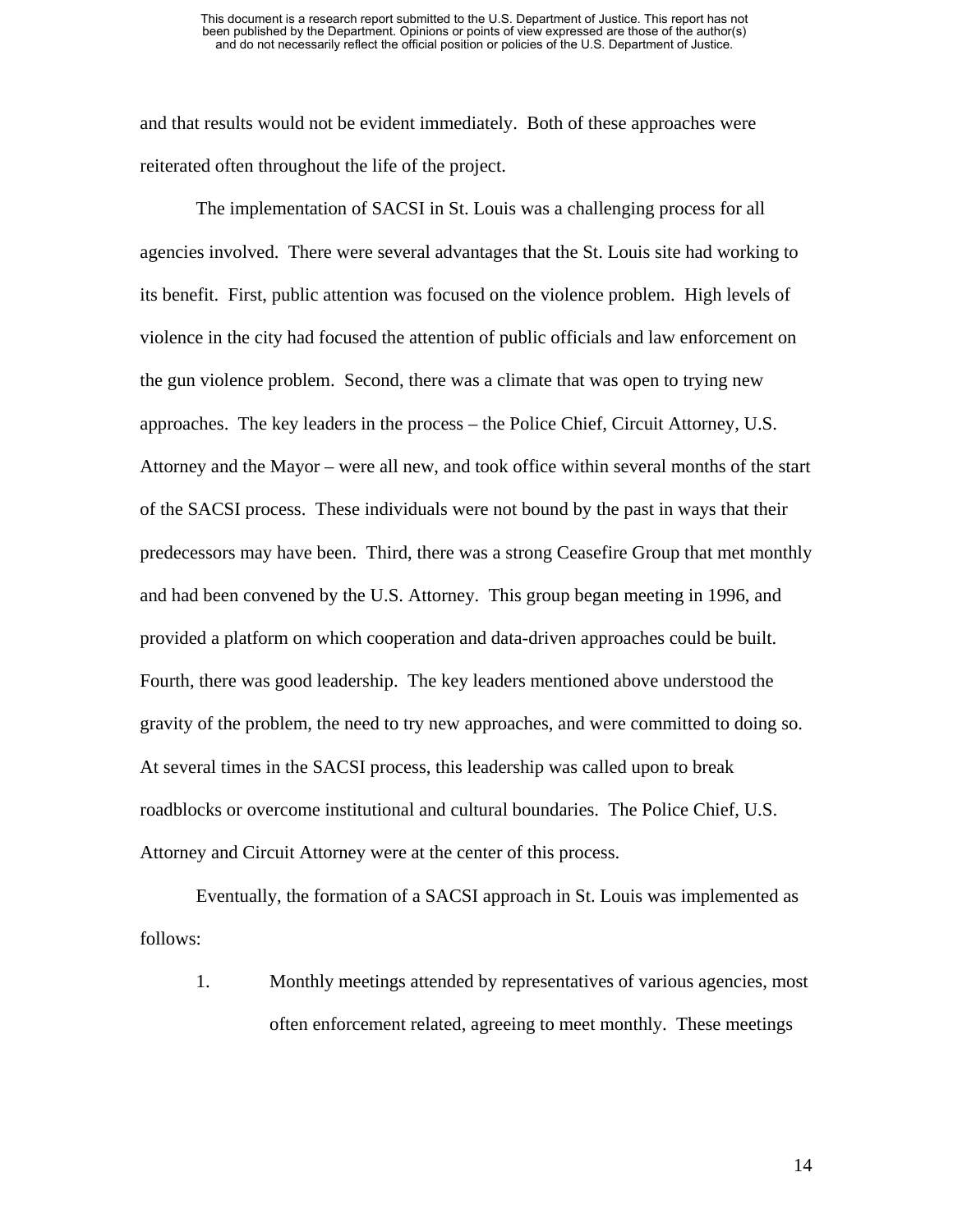and that results would not be evident immediately. Both of these approaches were reiterated often throughout the life of the project.

The implementation of SACSI in St. Louis was a challenging process for all agencies involved. There were several advantages that the St. Louis site had working to its benefit. First, public attention was focused on the violence problem. High levels of violence in the city had focused the attention of public officials and law enforcement on the gun violence problem. Second, there was a climate that was open to trying new approaches. The key leaders in the process – the Police Chief, Circuit Attorney, U.S. Attorney and the Mayor – were all new, and took office within several months of the start of the SACSI process. These individuals were not bound by the past in ways that their predecessors may have been. Third, there was a strong Ceasefire Group that met monthly and had been convened by the U.S. Attorney. This group began meeting in 1996, and provided a platform on which cooperation and data-driven approaches could be built. Fourth, there was good leadership. The key leaders mentioned above understood the gravity of the problem, the need to try new approaches, and were committed to doing so. At several times in the SACSI process, this leadership was called upon to break roadblocks or overcome institutional and cultural boundaries. The Police Chief, U.S. Attorney and Circuit Attorney were at the center of this process.

Eventually, the formation of a SACSI approach in St. Louis was implemented as follows:

1. Monthly meetings attended by representatives of various agencies, most often enforcement related, agreeing to meet monthly. These meetings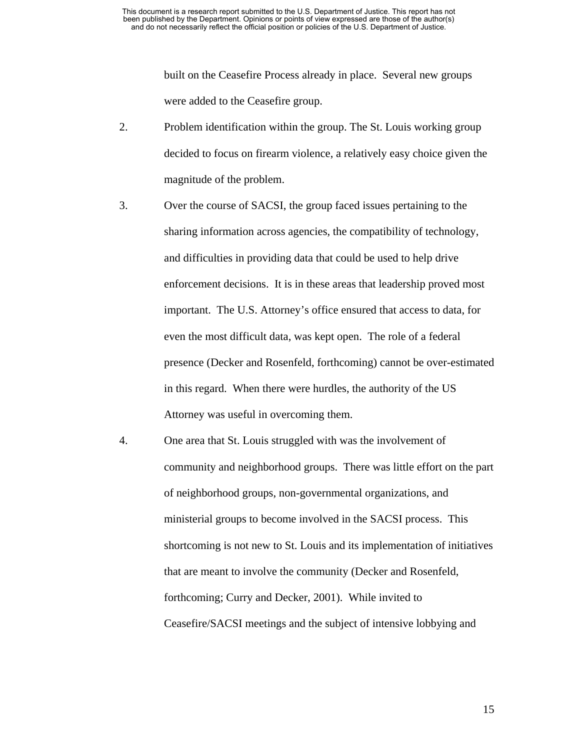built on the Ceasefire Process already in place. Several new groups were added to the Ceasefire group.

2. Problem identification within the group. The St. Louis working group decided to focus on firearm violence, a relatively easy choice given the magnitude of the problem.

3. Over the course of SACSI, the group faced issues pertaining to the sharing information across agencies, the compatibility of technology, and difficulties in providing data that could be used to help drive enforcement decisions. It is in these areas that leadership proved most important. The U.S. Attorney's office ensured that access to data, for even the most difficult data, was kept open. The role of a federal presence (Decker and Rosenfeld, forthcoming) cannot be over-estimated in this regard. When there were hurdles, the authority of the US Attorney was useful in overcoming them.

4. One area that St. Louis struggled with was the involvement of community and neighborhood groups. There was little effort on the part of neighborhood groups, non-governmental organizations, and ministerial groups to become involved in the SACSI process. This shortcoming is not new to St. Louis and its implementation of initiatives that are meant to involve the community (Decker and Rosenfeld, forthcoming; Curry and Decker, 2001). While invited to Ceasefire/SACSI meetings and the subject of intensive lobbying and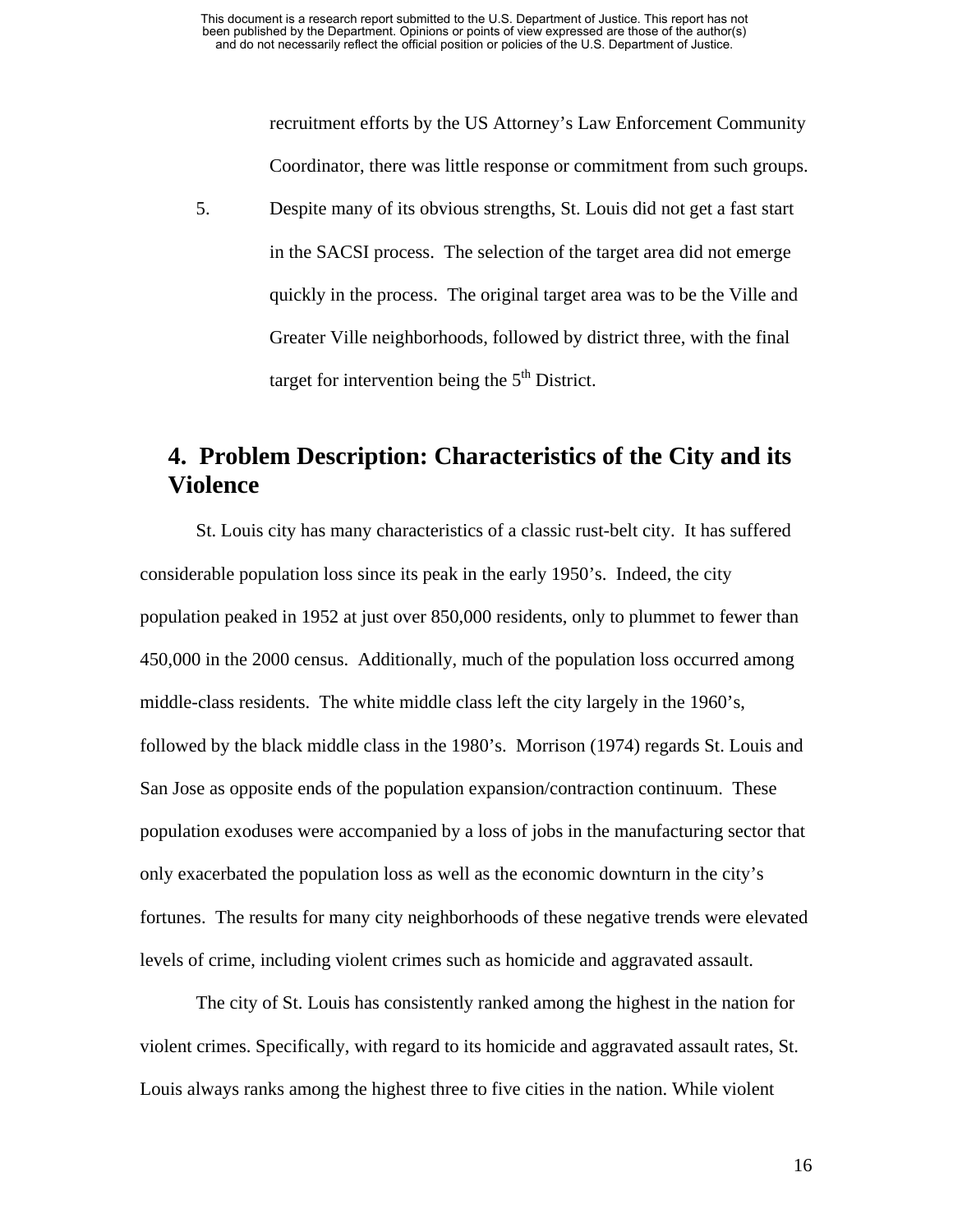recruitment efforts by the US Attorney's Law Enforcement Community Coordinator, there was little response or commitment from such groups.

5. Despite many of its obvious strengths, St. Louis did not get a fast start in the SACSI process. The selection of the target area did not emerge quickly in the process. The original target area was to be the Ville and Greater Ville neighborhoods, followed by district three, with the final target for intervention being the 5th District.

## 4. Problem Description: Characteristics of the City and its Violence

St. Louis city has many characteristics of a classic rust-belt city. It has suffered considerable population loss since its peak in the early 1950's. Indeed, the city population peaked in 1952 at just over 850,000 residents, only to plummet to fewer than 450,000 in the 2000 census. Additionally, much of the population loss occurred among middle-class residents. The white middle class left the city largely in the 1960's, followed by the black middle class in the 1980's. Morrison (1974) regards St. Louis and San Jose as opposite ends of the population expansion/contraction continuum. These population exoduses were accompanied by a loss of jobs in the manufacturing sector that only exacerbated the population loss as well as the economic downturn in the city's fortunes. The results for many city neighborhoods of these negative trends were elevated levels of crime, including violent crimes such as homicide and aggravated assault.

The city of St. Louis has consistently ranked among the highest in the nation for violent crimes. Specifically, with regard to its homicide and aggravated assault rates, St. Louis always ranks among the highest three to five cities in the nation. While violent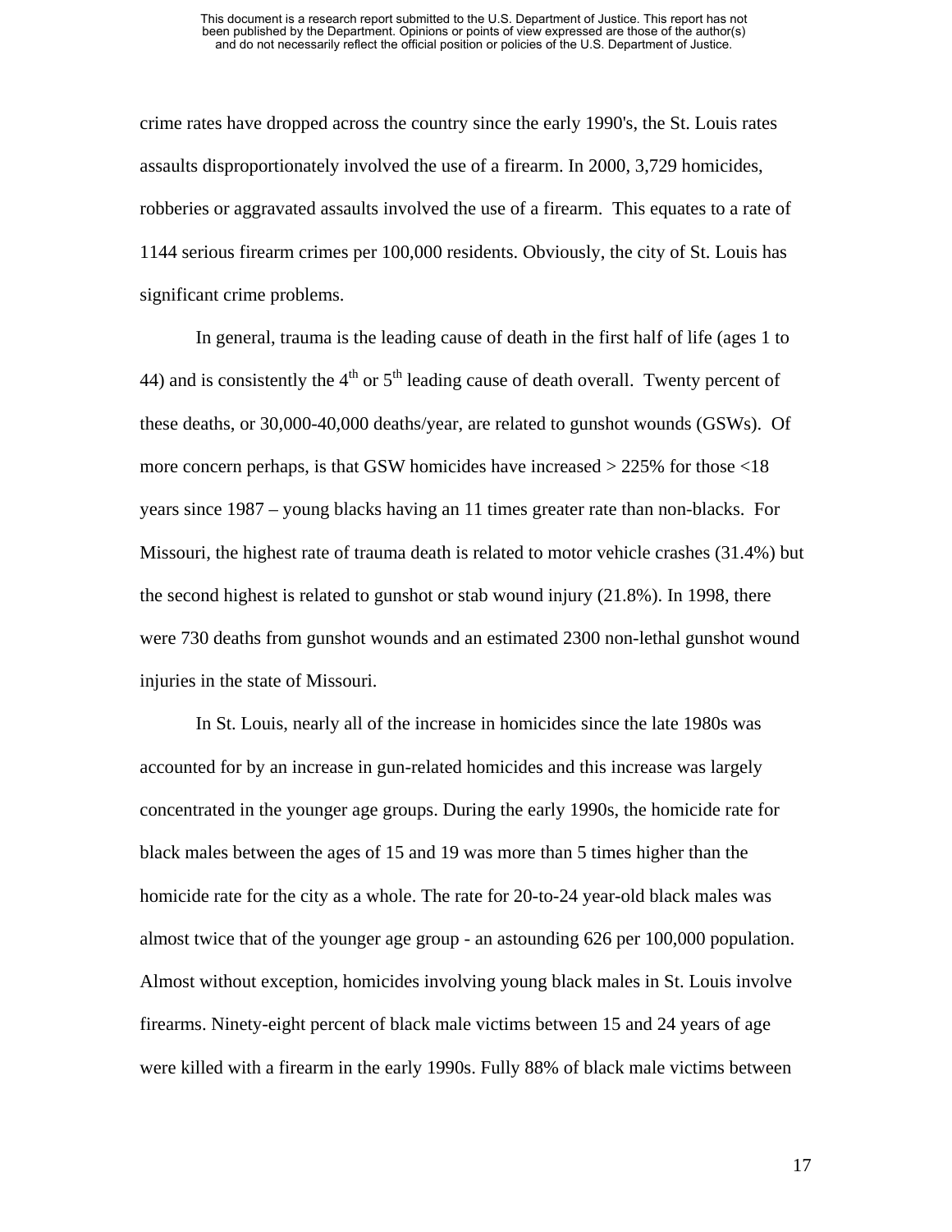crime rates have dropped across the country since the early 1990's, the St. Louis rates assaults disproportionately involved the use of a firearm. In 2000, 3,729 homicides, robberies or aggravated assaults involved the use of a firearm. This equates to a rate of 1144 serious firearm crimes per 100,000 residents. Obviously, the city of St. Louis has significant crime problems.

In general, trauma is the leading cause of death in the first half of life (ages 1 to 44) and is consistently the 4th or 5th leading cause of death overall. Twenty percent of these deaths, or 30,000-40,000 deaths/year, are related to gunshot wounds (GSWs). Of more concern perhaps, is that GSW homicides have increased > 225% for those <18 years since 1987 – young blacks having an 11 times greater rate than non-blacks. For Missouri, the highest rate of trauma death is related to motor vehicle crashes (31.4%) but the second highest is related to gunshot or stab wound injury (21.8%). In 1998, there were 730 deaths from gunshot wounds and an estimated 2300 non-lethal gunshot wound injuries in the state of Missouri.

In St. Louis, nearly all of the increase in homicides since the late 1980s was accounted for by an increase in gun-related homicides and this increase was largely concentrated in the younger age groups. During the early 1990s, the homicide rate for black males between the ages of 15 and 19 was more than 5 times higher than the homicide rate for the city as a whole. The rate for 20-to-24 year-old black males was almost twice that of the younger age group - an astounding 626 per 100,000 population. Almost without exception, homicides involving young black males in St. Louis involve firearms. Ninety-eight percent of black male victims between 15 and 24 years of age were killed with a firearm in the early 1990s. Fully 88% of black male victims between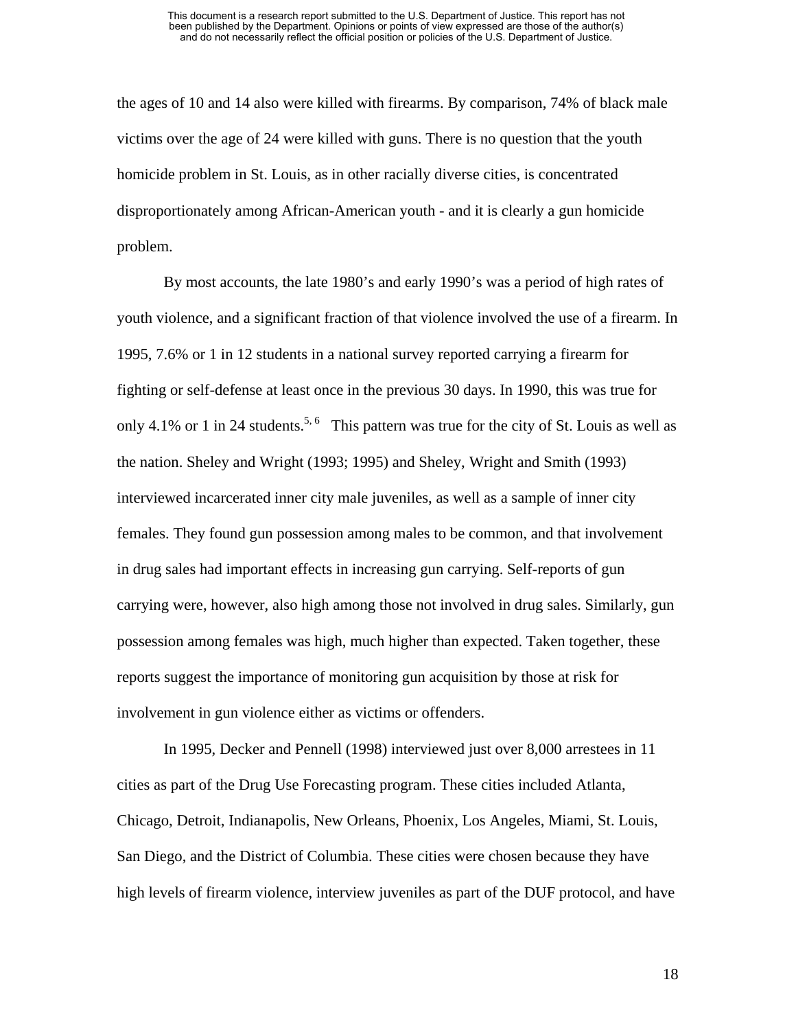the ages of 10 and 14 also were killed with firearms. By comparison, 74% of black male victims over the age of 24 were killed with guns. There is no question that the youth homicide problem in St. Louis, as in other racially diverse cities, is concentrated disproportionately among African-American youth - and it is clearly a gun homicide problem.

By most accounts, the late 1980's and early 1990's was a period of high rates of youth violence, and a significant fraction of that violence involved the use of a firearm. In 1995, 7.6% or 1 in 12 students in a national survey reported carrying a firearm for fighting or self-defense at least once in the previous 30 days. In 1990, this was true for only 4.1% or 1 in 24 students.[5, 6] This pattern was true for the city of St. Louis as well as the nation. Sheley and Wright (1993; 1995) and Sheley, Wright and Smith (1993) interviewed incarcerated inner city male juveniles, as well as a sample of inner city females. They found gun possession among males to be common, and that involvement in drug sales had important effects in increasing gun carrying. Self-reports of gun carrying were, however, also high among those not involved in drug sales. Similarly, gun possession among females was high, much higher than expected. Taken together, these reports suggest the importance of monitoring gun acquisition by those at risk for involvement in gun violence either as victims or offenders.

In 1995, Decker and Pennell (1998) interviewed just over 8,000 arrestees in 11 cities as part of the Drug Use Forecasting program. These cities included Atlanta, Chicago, Detroit, Indianapolis, New Orleans, Phoenix, Los Angeles, Miami, St. Louis, San Diego, and the District of Columbia. These cities were chosen because they have high levels of firearm violence, interview juveniles as part of the DUF protocol, and have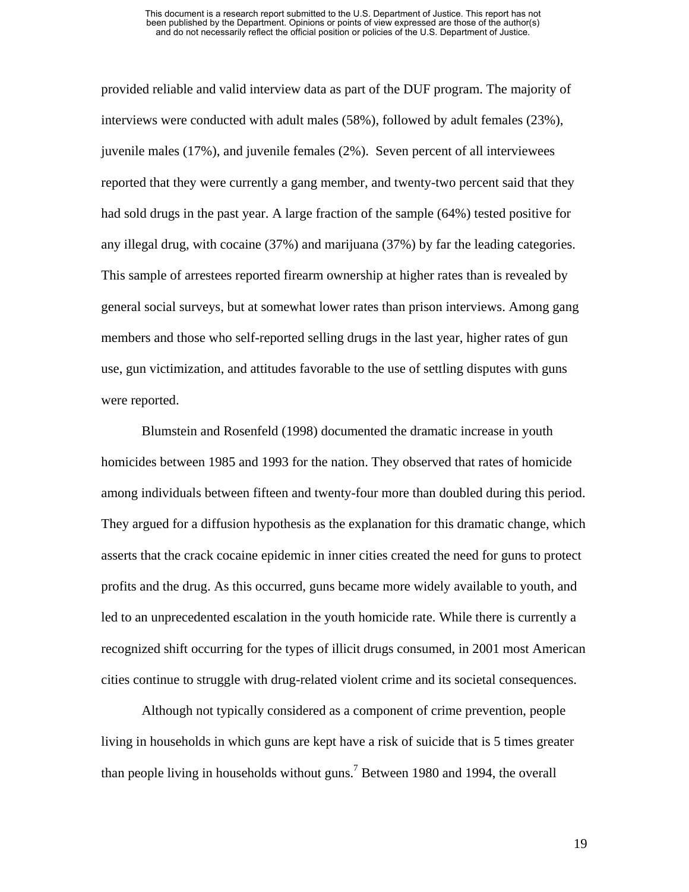provided reliable and valid interview data as part of the DUF program. The majority of interviews were conducted with adult males (58%), followed by adult females (23%), juvenile males (17%), and juvenile females (2%). Seven percent of all interviewees reported that they were currently a gang member, and twenty-two percent said that they had sold drugs in the past year. A large fraction of the sample (64%) tested positive for any illegal drug, with cocaine (37%) and marijuana (37%) by far the leading categories. This sample of arrestees reported firearm ownership at higher rates than is revealed by general social surveys, but at somewhat lower rates than prison interviews. Among gang members and those who self-reported selling drugs in the last year, higher rates of gun use, gun victimization, and attitudes favorable to the use of settling disputes with guns were reported.

Blumstein and Rosenfeld (1998) documented the dramatic increase in youth homicides between 1985 and 1993 for the nation. They observed that rates of homicide among individuals between fifteen and twenty-four more than doubled during this period. They argued for a diffusion hypothesis as the explanation for this dramatic change, which asserts that the crack cocaine epidemic in inner cities created the need for guns to protect profits and the drug. As this occurred, guns became more widely available to youth, and led to an unprecedented escalation in the youth homicide rate. While there is currently a recognized shift occurring for the types of illicit drugs consumed, in 2001 most American cities continue to struggle with drug-related violent crime and its societal consequences.

Although not typically considered as a component of crime prevention, people living in households in which guns are kept have a risk of suicide that is 5 times greater than people living in households without guns.[7] Between 1980 and 1994, the overall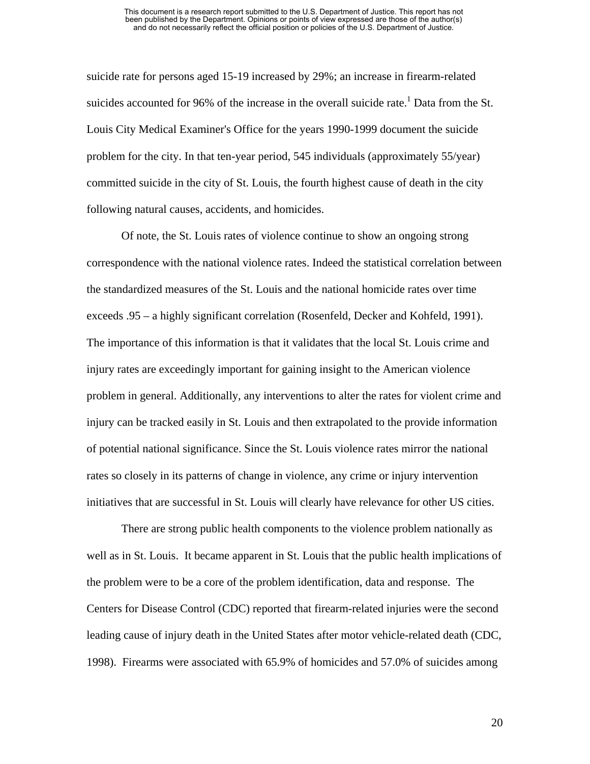suicide rate for persons aged 15-19 increased by 29%; an increase in firearm-related suicides accounted for 96% of the increase in the overall suicide rate.[1] Data from the St. Louis City Medical Examiner's Office for the years 1990-1999 document the suicide problem for the city. In that ten-year period, 545 individuals (approximately 55/year) committed suicide in the city of St. Louis, the fourth highest cause of death in the city following natural causes, accidents, and homicides.

Of note, the St. Louis rates of violence continue to show an ongoing strong correspondence with the national violence rates. Indeed the statistical correlation between the standardized measures of the St. Louis and the national homicide rates over time exceeds .95 – a highly significant correlation (Rosenfeld, Decker and Kohfeld, 1991). The importance of this information is that it validates that the local St. Louis crime and injury rates are exceedingly important for gaining insight to the American violence problem in general. Additionally, any interventions to alter the rates for violent crime and injury can be tracked easily in St. Louis and then extrapolated to the provide information of potential national significance. Since the St. Louis violence rates mirror the national rates so closely in its patterns of change in violence, any crime or injury intervention initiatives that are successful in St. Louis will clearly have relevance for other US cities.

There are strong public health components to the violence problem nationally as well as in St. Louis. It became apparent in St. Louis that the public health implications of the problem were to be a core of the problem identification, data and response. The Centers for Disease Control (CDC) reported that firearm-related injuries were the second leading cause of injury death in the United States after motor vehicle-related death (CDC, 1998). Firearms were associated with 65.9% of homicides and 57.0% of suicides among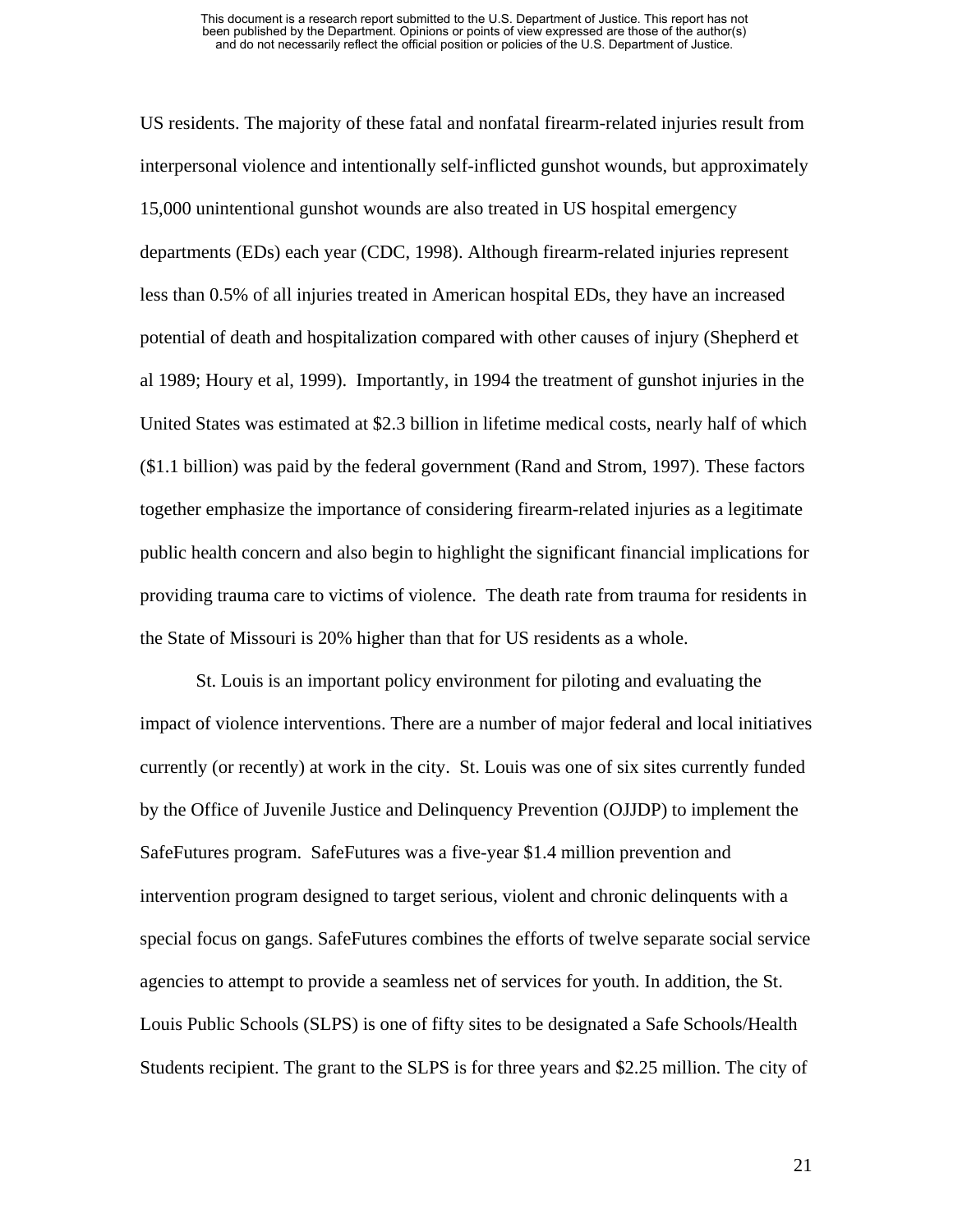US residents. The majority of these fatal and nonfatal firearm-related injuries result from interpersonal violence and intentionally self-inflicted gunshot wounds, but approximately 15,000 unintentional gunshot wounds are also treated in US hospital emergency departments (EDs) each year (CDC, 1998). Although firearm-related injuries represent less than 0.5% of all injuries treated in American hospital EDs, they have an increased potential of death and hospitalization compared with other causes of injury (Shepherd et al 1989; Houry et al, 1999). Importantly, in 1994 the treatment of gunshot injuries in the United States was estimated at $2.3 billion in lifetime medical costs, nearly half of which ($1.1 billion) was paid by the federal government (Rand and Strom, 1997). These factors together emphasize the importance of considering firearm-related injuries as a legitimate public health concern and also begin to highlight the significant financial implications for providing trauma care to victims of violence. The death rate from trauma for residents in the State of Missouri is 20% higher than that for US residents as a whole.

St. Louis is an important policy environment for piloting and evaluating the impact of violence interventions. There are a number of major federal and local initiatives currently (or recently) at work in the city. St. Louis was one of six sites currently funded by the Office of Juvenile Justice and Delinquency Prevention (OJJDP) to implement the SafeFutures program. SafeFutures was a five-year $1.4 million prevention and intervention program designed to target serious, violent and chronic delinquents with a special focus on gangs. SafeFutures combines the efforts of twelve separate social service agencies to attempt to provide a seamless net of services for youth. In addition, the St. Louis Public Schools (SLPS) is one of fifty sites to be designated a Safe Schools/Health Students recipient. The grant to the SLPS is for three years and $2.25 million. The city of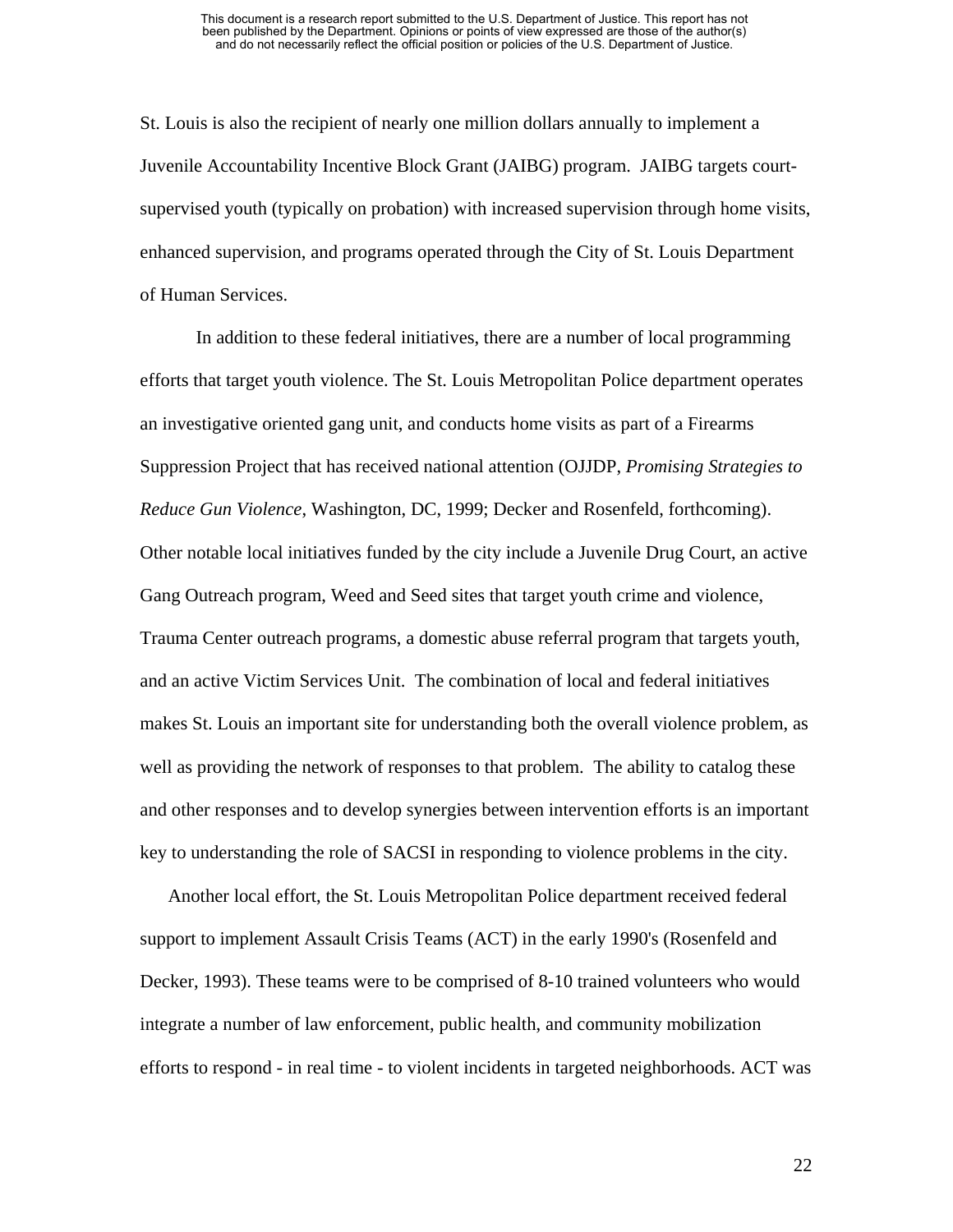St. Louis is also the recipient of nearly one million dollars annually to implement a Juvenile Accountability Incentive Block Grant (JAIBG) program. JAIBG targets court-supervised youth (typically on probation) with increased supervision through home visits, enhanced supervision, and programs operated through the City of St. Louis Department of Human Services.

In addition to these federal initiatives, there are a number of local programming efforts that target youth violence. The St. Louis Metropolitan Police department operates an investigative oriented gang unit, and conducts home visits as part of a Firearms Suppression Project that has received national attention (OJJDP, *Promising Strategies to Reduce Gun Violence*, Washington, DC, 1999; Decker and Rosenfeld, forthcoming). Other notable local initiatives funded by the city include a Juvenile Drug Court, an active Gang Outreach program, Weed and Seed sites that target youth crime and violence, Trauma Center outreach programs, a domestic abuse referral program that targets youth, and an active Victim Services Unit. The combination of local and federal initiatives makes St. Louis an important site for understanding both the overall violence problem, as well as providing the network of responses to that problem. The ability to catalog these and other responses and to develop synergies between intervention efforts is an important key to understanding the role of SACSI in responding to violence problems in the city.

Another local effort, the St. Louis Metropolitan Police department received federal support to implement Assault Crisis Teams (ACT) in the early 1990's (Rosenfeld and Decker, 1993). These teams were to be comprised of 8-10 trained volunteers who would integrate a number of law enforcement, public health, and community mobilization efforts to respond - in real time - to violent incidents in targeted neighborhoods. ACT was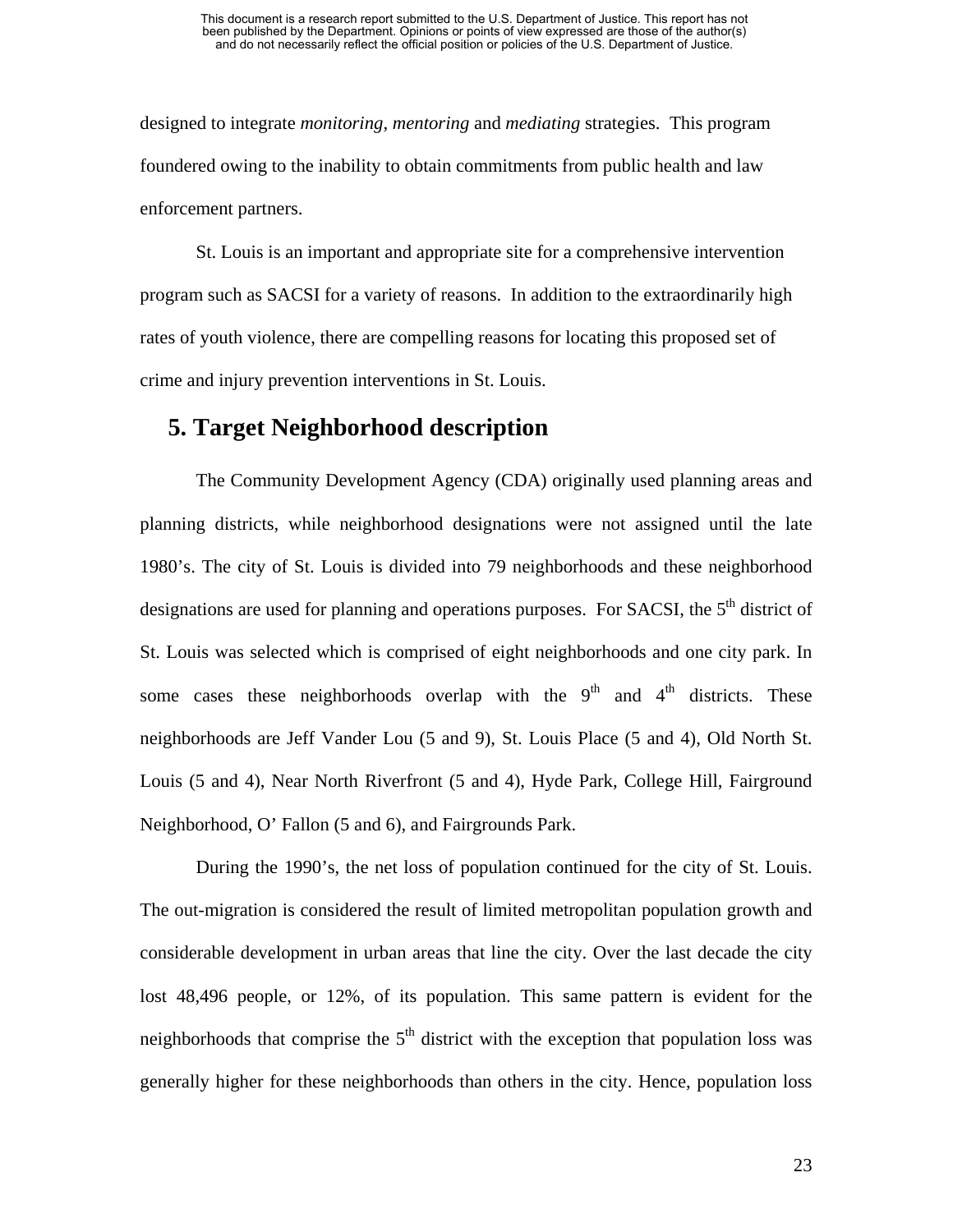designed to integrate *monitoring*, *mentoring* and *mediating* strategies. This program foundered owing to the inability to obtain commitments from public health and law enforcement partners.

St. Louis is an important and appropriate site for a comprehensive intervention program such as SACSI for a variety of reasons. In addition to the extraordinarily high rates of youth violence, there are compelling reasons for locating this proposed set of crime and injury prevention interventions in St. Louis.

## 5. Target Neighborhood description

The Community Development Agency (CDA) originally used planning areas and planning districts, while neighborhood designations were not assigned until the late 1980's. The city of St. Louis is divided into 79 neighborhoods and these neighborhood designations are used for planning and operations purposes. For SACSI, the 5th district of St. Louis was selected which is comprised of eight neighborhoods and one city park. In some cases these neighborhoods overlap with the 9th and 4th districts. These neighborhoods are Jeff Vander Lou (5 and 9), St. Louis Place (5 and 4), Old North St. Louis (5 and 4), Near North Riverfront (5 and 4), Hyde Park, College Hill, Fairground Neighborhood, O' Fallon (5 and 6), and Fairgrounds Park.

During the 1990's, the net loss of population continued for the city of St. Louis. The out-migration is considered the result of limited metropolitan population growth and considerable development in urban areas that line the city. Over the last decade the city lost 48,496 people, or 12%, of its population. This same pattern is evident for the neighborhoods that comprise the 5th district with the exception that population loss was generally higher for these neighborhoods than others in the city. Hence, population loss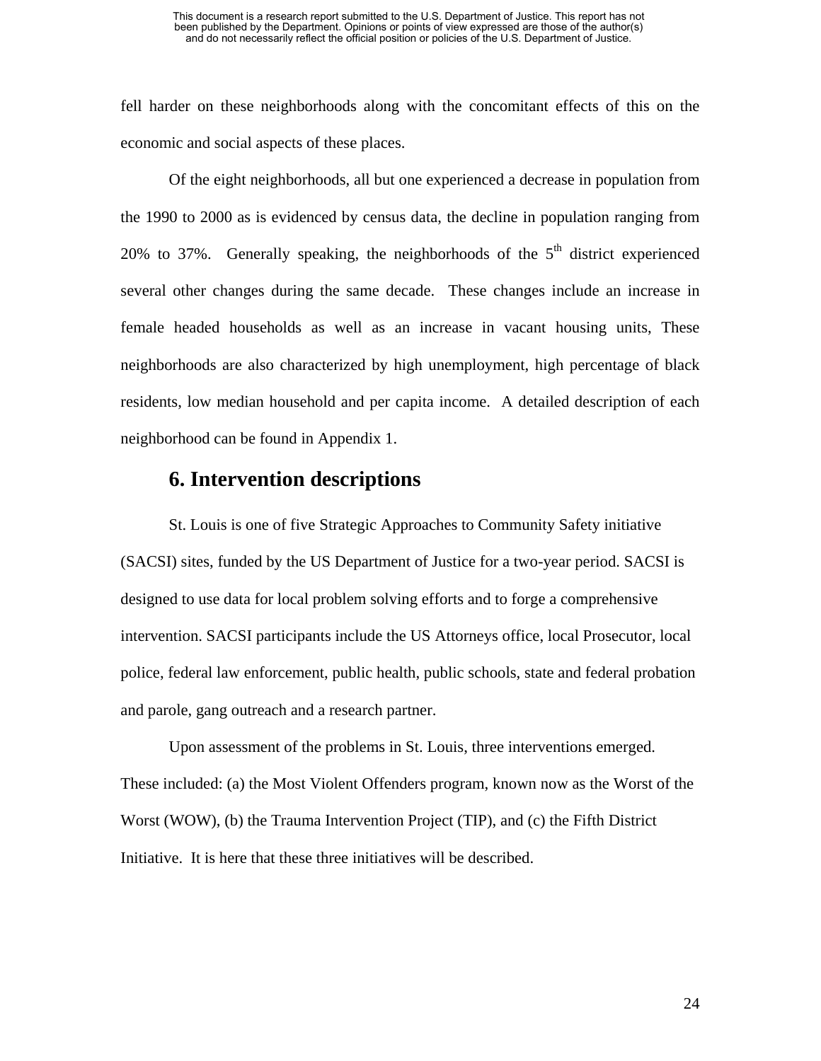fell harder on these neighborhoods along with the concomitant effects of this on the economic and social aspects of these places.

Of the eight neighborhoods, all but one experienced a decrease in population from the 1990 to 2000 as is evidenced by census data, the decline in population ranging from 20% to 37%. Generally speaking, the neighborhoods of the 5th district experienced several other changes during the same decade. These changes include an increase in female headed households as well as an increase in vacant housing units, These neighborhoods are also characterized by high unemployment, high percentage of black residents, low median household and per capita income. A detailed description of each neighborhood can be found in Appendix 1.

## 6. Intervention descriptions

St. Louis is one of five Strategic Approaches to Community Safety initiative (SACSI) sites, funded by the US Department of Justice for a two-year period. SACSI is designed to use data for local problem solving efforts and to forge a comprehensive intervention. SACSI participants include the US Attorneys office, local Prosecutor, local police, federal law enforcement, public health, public schools, state and federal probation and parole, gang outreach and a research partner.

Upon assessment of the problems in St. Louis, three interventions emerged. These included: (a) the Most Violent Offenders program, known now as the Worst of the Worst (WOW), (b) the Trauma Intervention Project (TIP), and (c) the Fifth District Initiative. It is here that these three initiatives will be described.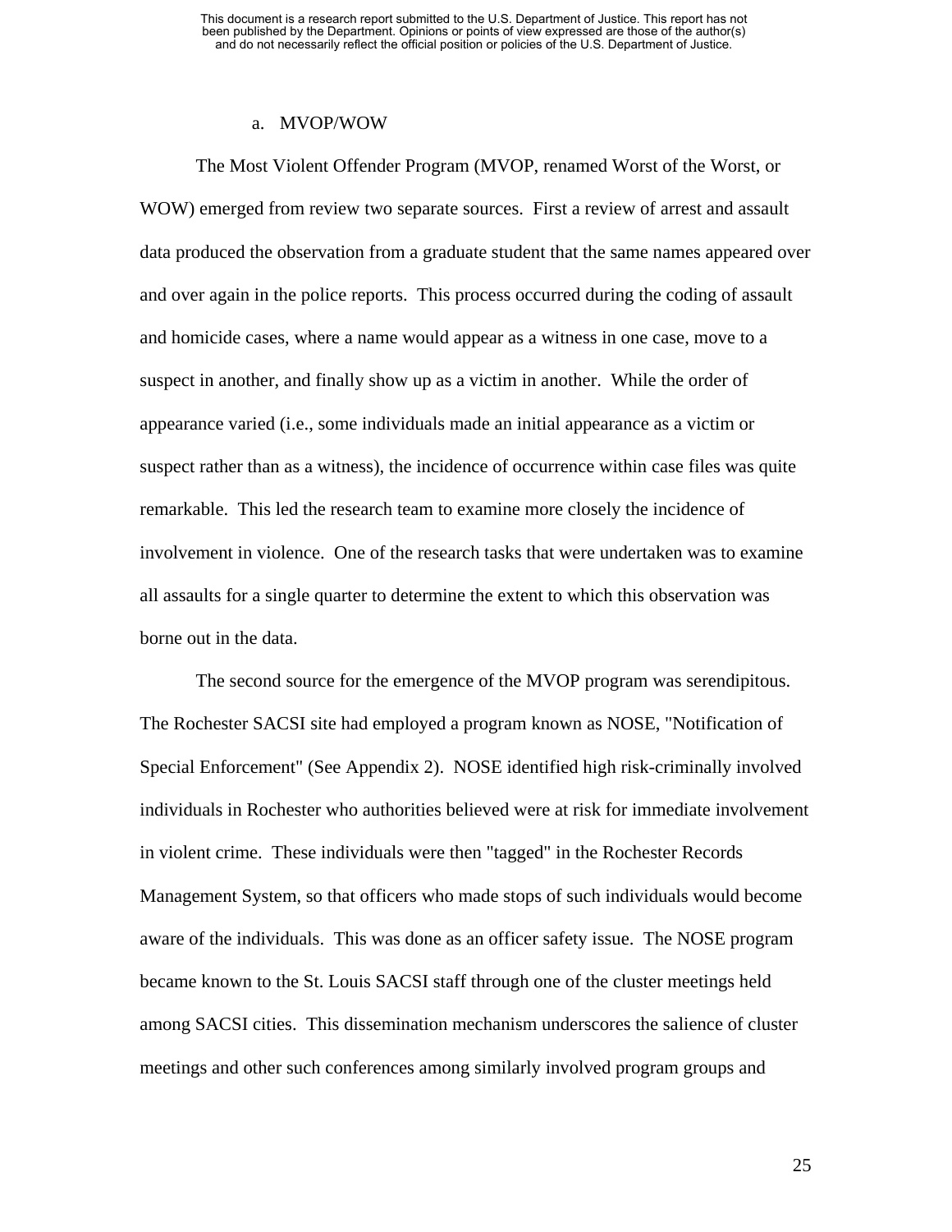a. MVOP/WOW

The Most Violent Offender Program (MVOP, renamed Worst of the Worst, or WOW) emerged from review two separate sources. First a review of arrest and assault data produced the observation from a graduate student that the same names appeared over and over again in the police reports. This process occurred during the coding of assault and homicide cases, where a name would appear as a witness in one case, move to a suspect in another, and finally show up as a victim in another. While the order of appearance varied (i.e., some individuals made an initial appearance as a victim or suspect rather than as a witness), the incidence of occurrence within case files was quite remarkable. This led the research team to examine more closely the incidence of involvement in violence. One of the research tasks that were undertaken was to examine all assaults for a single quarter to determine the extent to which this observation was borne out in the data.

The second source for the emergence of the MVOP program was serendipitous. The Rochester SACSI site had employed a program known as NOSE, "Notification of Special Enforcement" (See Appendix 2). NOSE identified high risk-criminally involved individuals in Rochester who authorities believed were at risk for immediate involvement in violent crime. These individuals were then "tagged" in the Rochester Records Management System, so that officers who made stops of such individuals would become aware of the individuals. This was done as an officer safety issue. The NOSE program became known to the St. Louis SACSI staff through one of the cluster meetings held among SACSI cities. This dissemination mechanism underscores the salience of cluster meetings and other such conferences among similarly involved program groups and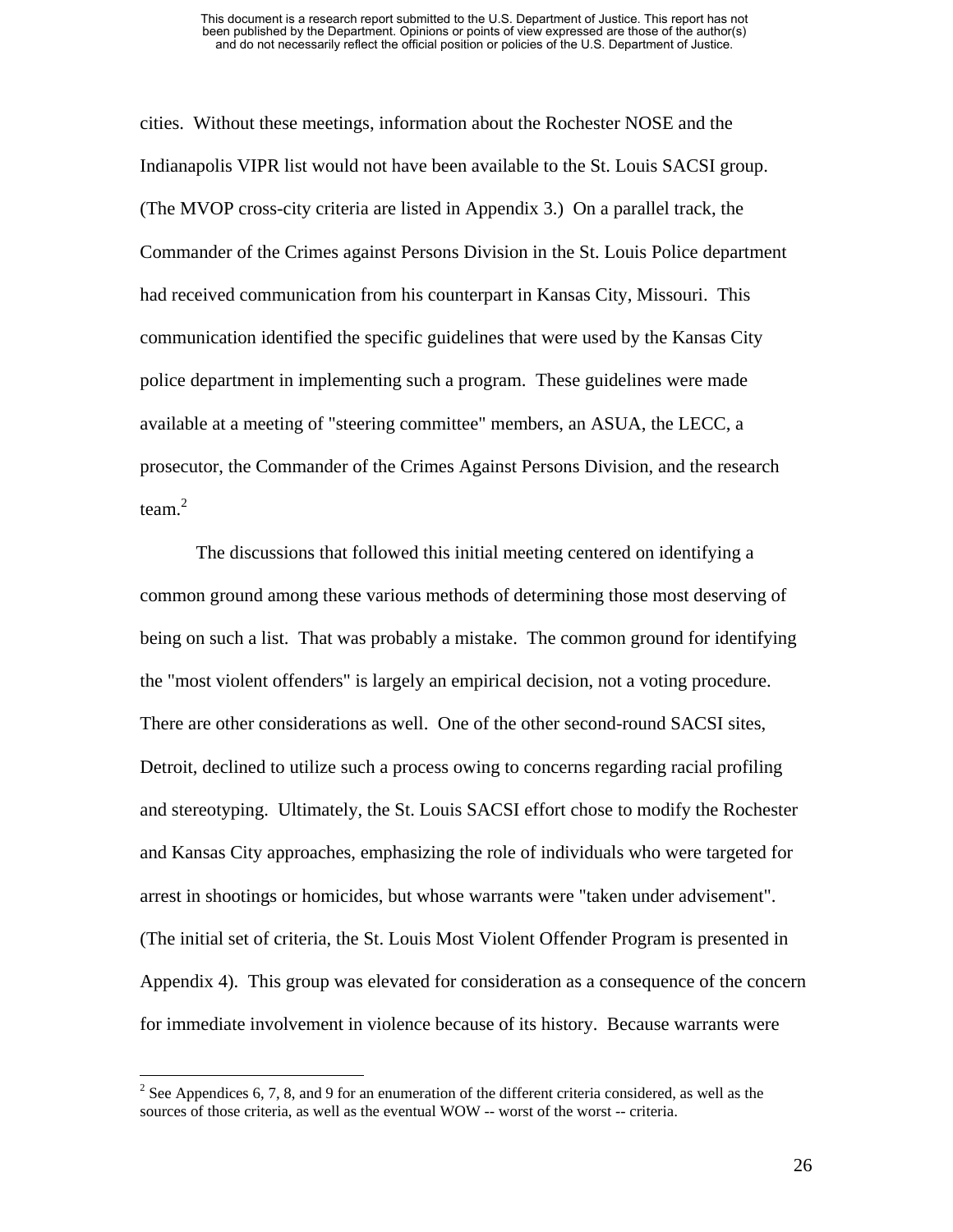cities. Without these meetings, information about the Rochester NOSE and the Indianapolis VIPR list would not have been available to the St. Louis SACSI group. (The MVOP cross-city criteria are listed in Appendix 3.) On a parallel track, the Commander of the Crimes against Persons Division in the St. Louis Police department had received communication from his counterpart in Kansas City, Missouri. This communication identified the specific guidelines that were used by the Kansas City police department in implementing such a program. These guidelines were made available at a meeting of "steering committee" members, an ASUA, the LECC, a prosecutor, the Commander of the Crimes Against Persons Division, and the research team.[2]

The discussions that followed this initial meeting centered on identifying a common ground among these various methods of determining those most deserving of being on such a list. That was probably a mistake. The common ground for identifying the "most violent offenders" is largely an empirical decision, not a voting procedure. There are other considerations as well. One of the other second-round SACSI sites, Detroit, declined to utilize such a process owing to concerns regarding racial profiling and stereotyping. Ultimately, the St. Louis SACSI effort chose to modify the Rochester and Kansas City approaches, emphasizing the role of individuals who were targeted for arrest in shootings or homicides, but whose warrants were "taken under advisement". (The initial set of criteria, the St. Louis Most Violent Offender Program is presented in Appendix 4). This group was elevated for consideration as a consequence of the concern for immediate involvement in violence because of its history. Because warrants were

[2] See Appendices 6, 7, 8, and 9 for an enumeration of the different criteria considered, as well as the sources of those criteria, as well as the eventual WOW -- worst of the worst -- criteria.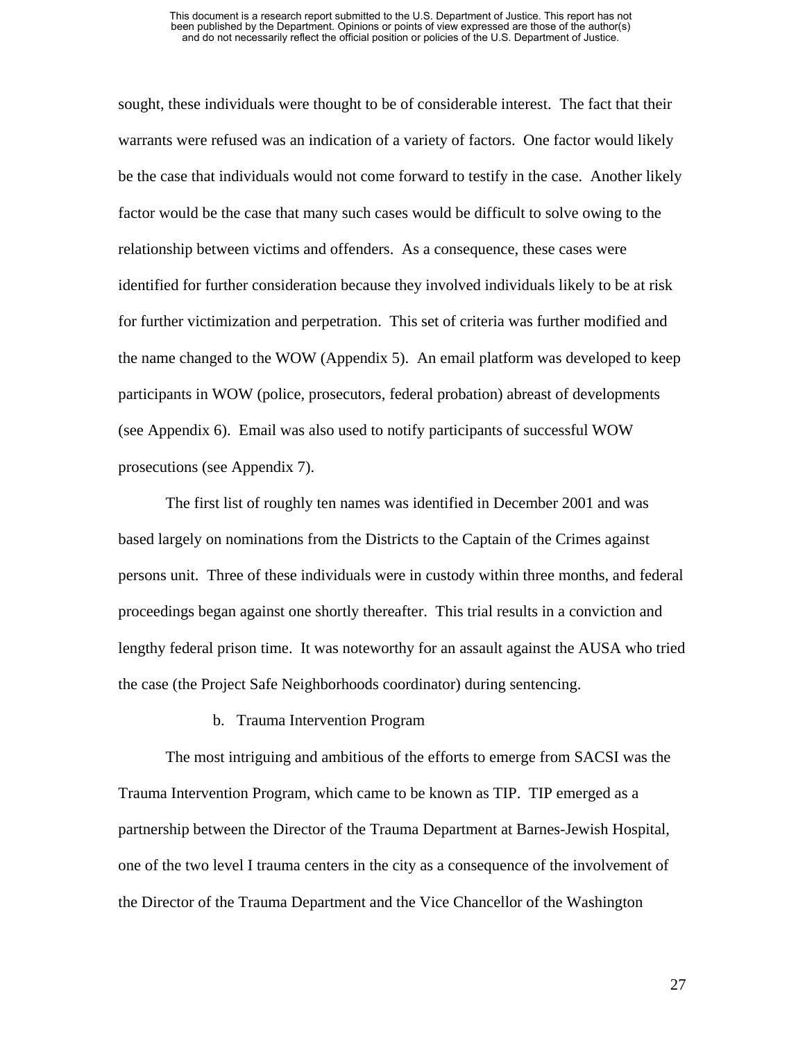sought, these individuals were thought to be of considerable interest. The fact that their warrants were refused was an indication of a variety of factors. One factor would likely be the case that individuals would not come forward to testify in the case. Another likely factor would be the case that many such cases would be difficult to solve owing to the relationship between victims and offenders. As a consequence, these cases were identified for further consideration because they involved individuals likely to be at risk for further victimization and perpetration. This set of criteria was further modified and the name changed to the WOW (Appendix 5). An email platform was developed to keep participants in WOW (police, prosecutors, federal probation) abreast of developments (see Appendix 6). Email was also used to notify participants of successful WOW prosecutions (see Appendix 7).

The first list of roughly ten names was identified in December 2001 and was based largely on nominations from the Districts to the Captain of the Crimes against persons unit. Three of these individuals were in custody within three months, and federal proceedings began against one shortly thereafter. This trial results in a conviction and lengthy federal prison time. It was noteworthy for an assault against the AUSA who tried the case (the Project Safe Neighborhoods coordinator) during sentencing.

b. Trauma Intervention Program

The most intriguing and ambitious of the efforts to emerge from SACSI was the Trauma Intervention Program, which came to be known as TIP. TIP emerged as a partnership between the Director of the Trauma Department at Barnes-Jewish Hospital, one of the two level I trauma centers in the city as a consequence of the involvement of the Director of the Trauma Department and the Vice Chancellor of the Washington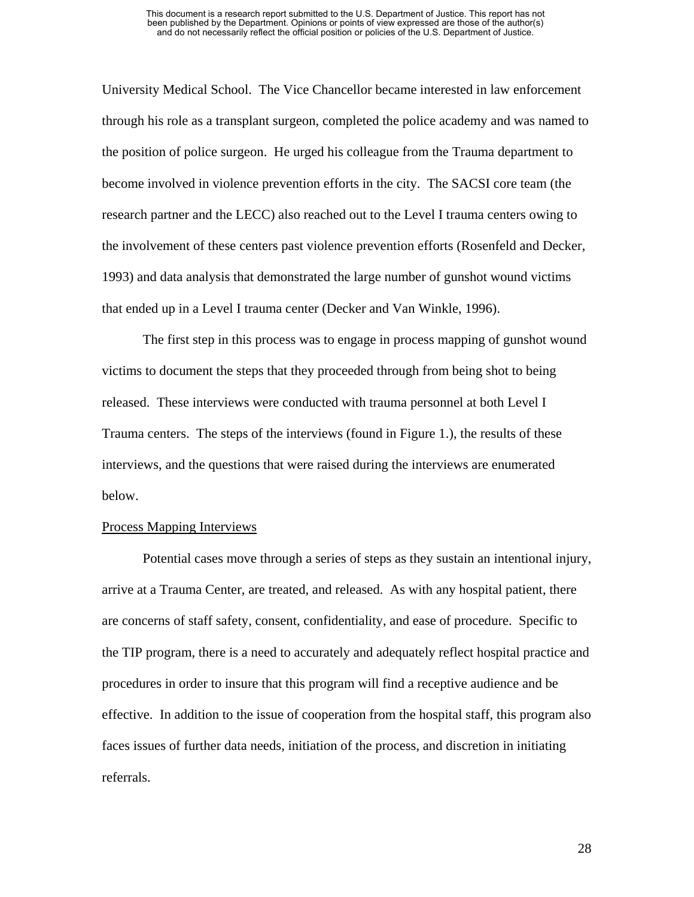University Medical School. The Vice Chancellor became interested in law enforcement through his role as a transplant surgeon, completed the police academy and was named to the position of police surgeon. He urged his colleague from the Trauma department to become involved in violence prevention efforts in the city. The SACSI core team (the research partner and the LECC) also reached out to the Level I trauma centers owing to the involvement of these centers past violence prevention efforts (Rosenfeld and Decker, 1993) and data analysis that demonstrated the large number of gunshot wound victims that ended up in a Level I trauma center (Decker and Van Winkle, 1996).

The first step in this process was to engage in process mapping of gunshot wound victims to document the steps that they proceeded through from being shot to being released. These interviews were conducted with trauma personnel at both Level I Trauma centers. The steps of the interviews (found in Figure 1.), the results of these interviews, and the questions that were raised during the interviews are enumerated below.

<u>Process Mapping Interviews</u>

Potential cases move through a series of steps as they sustain an intentional injury, arrive at a Trauma Center, are treated, and released. As with any hospital patient, there are concerns of staff safety, consent, confidentiality, and ease of procedure. Specific to the TIP program, there is a need to accurately and adequately reflect hospital practice and procedures in order to insure that this program will find a receptive audience and be effective. In addition to the issue of cooperation from the hospital staff, this program also faces issues of further data needs, initiation of the process, and discretion in initiating referrals.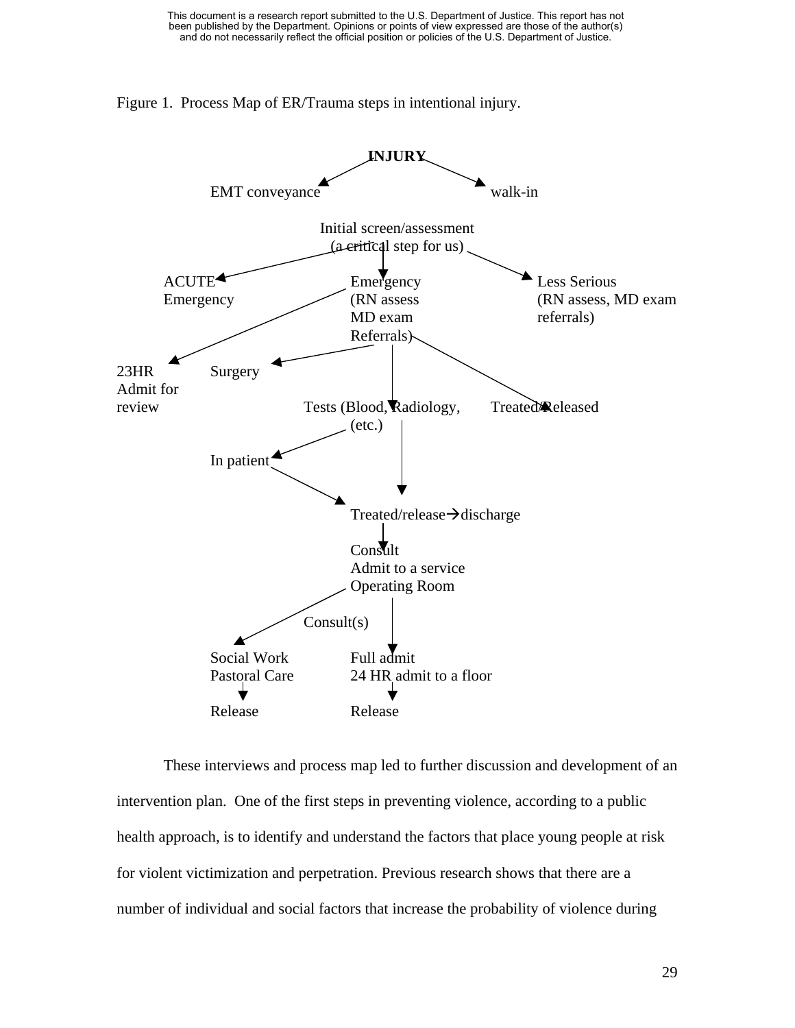Figure 1. Process Map of ER/Trauma steps in intentional injury.

**INJURY**

EMT conveyance

walk-in

Initial screen/assessment
(a critical step for us)

ACUTE
Emergency

Emergency
(RN assess
MD exam
Referrals)

Less Serious
(RN assess, MD exam
referrals)

23HR
Admit for
review

Surgery

Tests (Blood, Radiology,
(etc.)

Treated/Released

In patient

Treated/release→discharge

Consult
Admit to a service
Operating Room

Consult(s)

Social Work
Pastoral Care

Full admit
24 HR admit to a floor

Release

Release

These interviews and process map led to further discussion and development of an intervention plan. One of the first steps in preventing violence, according to a public health approach, is to identify and understand the factors that place young people at risk for violent victimization and perpetration. Previous research shows that there are a number of individual and social factors that increase the probability of violence during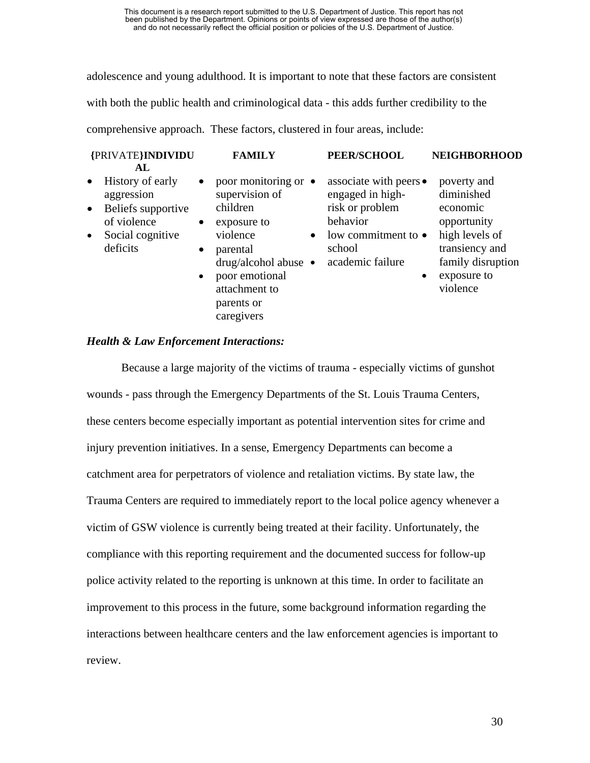adolescence and young adulthood. It is important to note that these factors are consistent with both the public health and criminological data - this adds further credibility to the comprehensive approach. These factors, clustered in four areas, include:

| {PRIVATE}INDIVIDUAL | FAMILY | PEER/SCHOOL | NEIGHBORHOOD |
|---|---|---|---|
| • History of early aggression<br>• Beliefs supportive of violence<br>• Social cognitive deficits | • poor monitoring or supervision of children<br>• exposure to violence<br>• parental drug/alcohol abuse<br>• poor emotional attachment to parents or caregivers | • associate with peers engaged in high-risk or problem behavior<br>• low commitment to school<br>• academic failure | • poverty and diminished economic opportunity<br>• high levels of transiency and family disruption<br>• exposure to violence |

***Health & Law Enforcement Interactions:***

Because a large majority of the victims of trauma - especially victims of gunshot wounds - pass through the Emergency Departments of the St. Louis Trauma Centers, these centers become especially important as potential intervention sites for crime and injury prevention initiatives. In a sense, Emergency Departments can become a catchment area for perpetrators of violence and retaliation victims. By state law, the Trauma Centers are required to immediately report to the local police agency whenever a victim of GSW violence is currently being treated at their facility. Unfortunately, the compliance with this reporting requirement and the documented success for follow-up police activity related to the reporting is unknown at this time. In order to facilitate an improvement to this process in the future, some background information regarding the interactions between healthcare centers and the law enforcement agencies is important to review.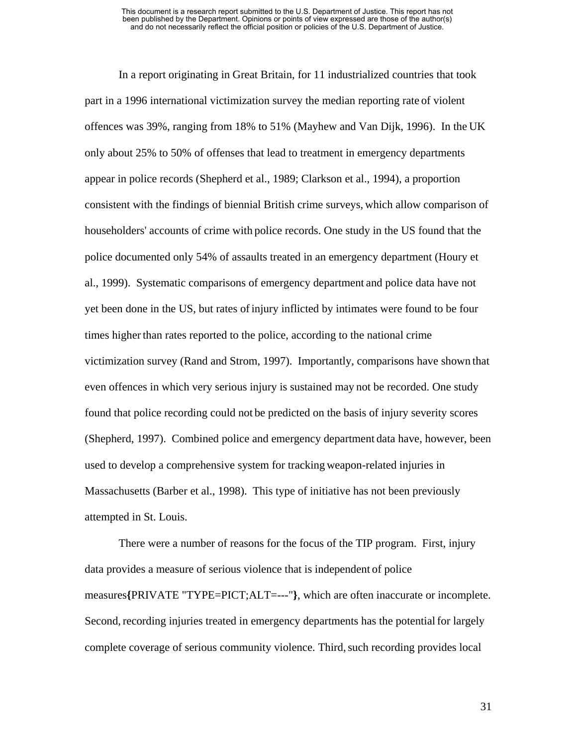In a report originating in Great Britain, for 11 industrialized countries that took part in a 1996 international victimization survey the median reporting rate of violent offences was 39%, ranging from 18% to 51% (Mayhew and Van Dijk, 1996). In the UK only about 25% to 50% of offenses that lead to treatment in emergency departments appear in police records (Shepherd et al., 1989; Clarkson et al., 1994), a proportion consistent with the findings of biennial British crime surveys, which allow comparison of householders' accounts of crime with police records. One study in the US found that the police documented only 54% of assaults treated in an emergency department (Houry et al., 1999). Systematic comparisons of emergency department and police data have not yet been done in the US, but rates of injury inflicted by intimates were found to be four times higher than rates reported to the police, according to the national crime victimization survey (Rand and Strom, 1997). Importantly, comparisons have shown that even offences in which very serious injury is sustained may not be recorded. One study found that police recording could not be predicted on the basis of injury severity scores (Shepherd, 1997). Combined police and emergency department data have, however, been used to develop a comprehensive system for tracking weapon-related injuries in Massachusetts (Barber et al., 1998). This type of initiative has not been previously attempted in St. Louis.

There were a number of reasons for the focus of the TIP program. First, injury data provides a measure of serious violence that is independent of police measures**{**PRIVATE "TYPE=PICT;ALT=---"**}**, which are often inaccurate or incomplete. Second, recording injuries treated in emergency departments has the potential for largely complete coverage of serious community violence. Third, such recording provides local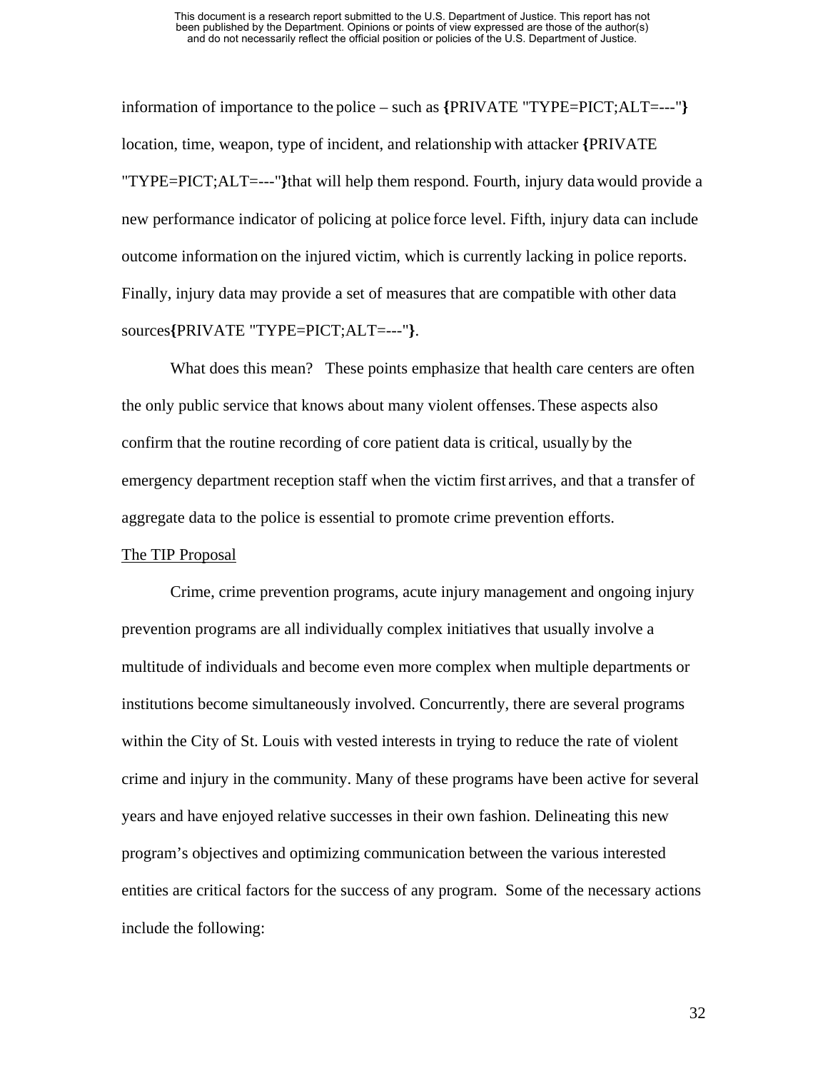information of importance to the police – such as **{**PRIVATE "TYPE=PICT;ALT=---"**}** location, time, weapon, type of incident, and relationship with attacker **{**PRIVATE "TYPE=PICT;ALT=---"**}**that will help them respond. Fourth, injury data would provide a new performance indicator of policing at police force level. Fifth, injury data can include outcome information on the injured victim, which is currently lacking in police reports. Finally, injury data may provide a set of measures that are compatible with other data sources**{**PRIVATE "TYPE=PICT;ALT=---"**}**.

What does this mean?  These points emphasize that health care centers are often the only public service that knows about many violent offenses. These aspects also confirm that the routine recording of core patient data is critical, usually by the emergency department reception staff when the victim first arrives, and that a transfer of aggregate data to the police is essential to promote crime prevention efforts.

<u>The TIP Proposal</u>

Crime, crime prevention programs, acute injury management and ongoing injury prevention programs are all individually complex initiatives that usually involve a multitude of individuals and become even more complex when multiple departments or institutions become simultaneously involved. Concurrently, there are several programs within the City of St. Louis with vested interests in trying to reduce the rate of violent crime and injury in the community. Many of these programs have been active for several years and have enjoyed relative successes in their own fashion. Delineating this new program's objectives and optimizing communication between the various interested entities are critical factors for the success of any program.  Some of the necessary actions include the following: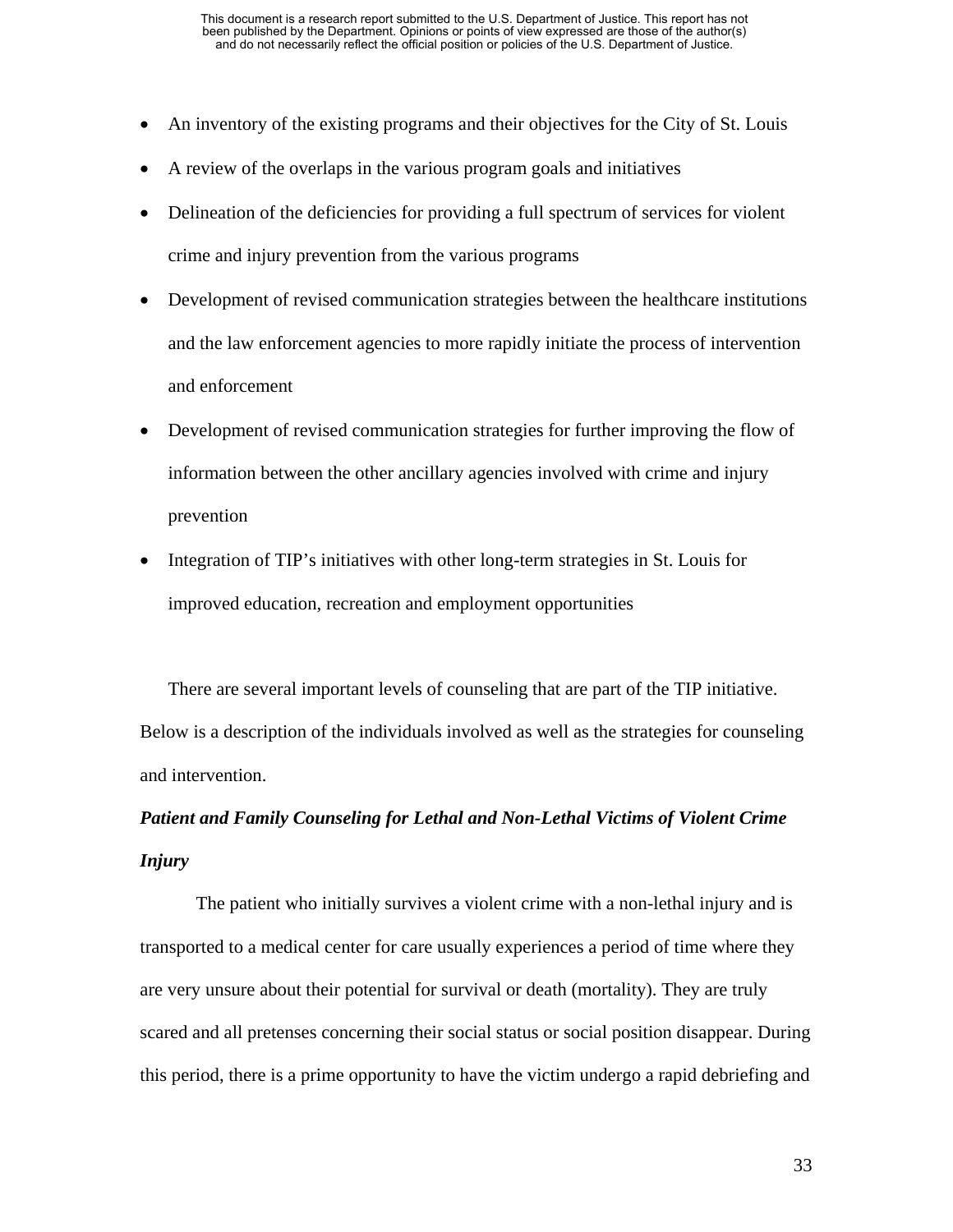- An inventory of the existing programs and their objectives for the City of St. Louis
- A review of the overlaps in the various program goals and initiatives
- Delineation of the deficiencies for providing a full spectrum of services for violent crime and injury prevention from the various programs
- Development of revised communication strategies between the healthcare institutions and the law enforcement agencies to more rapidly initiate the process of intervention and enforcement
- Development of revised communication strategies for further improving the flow of information between the other ancillary agencies involved with crime and injury prevention
- Integration of TIP's initiatives with other long-term strategies in St. Louis for improved education, recreation and employment opportunities

There are several important levels of counseling that are part of the TIP initiative. Below is a description of the individuals involved as well as the strategies for counseling and intervention.

***Patient and Family Counseling for Lethal and Non-Lethal Victims of Violent Crime Injury***

The patient who initially survives a violent crime with a non-lethal injury and is transported to a medical center for care usually experiences a period of time where they are very unsure about their potential for survival or death (mortality). They are truly scared and all pretenses concerning their social status or social position disappear. During this period, there is a prime opportunity to have the victim undergo a rapid debriefing and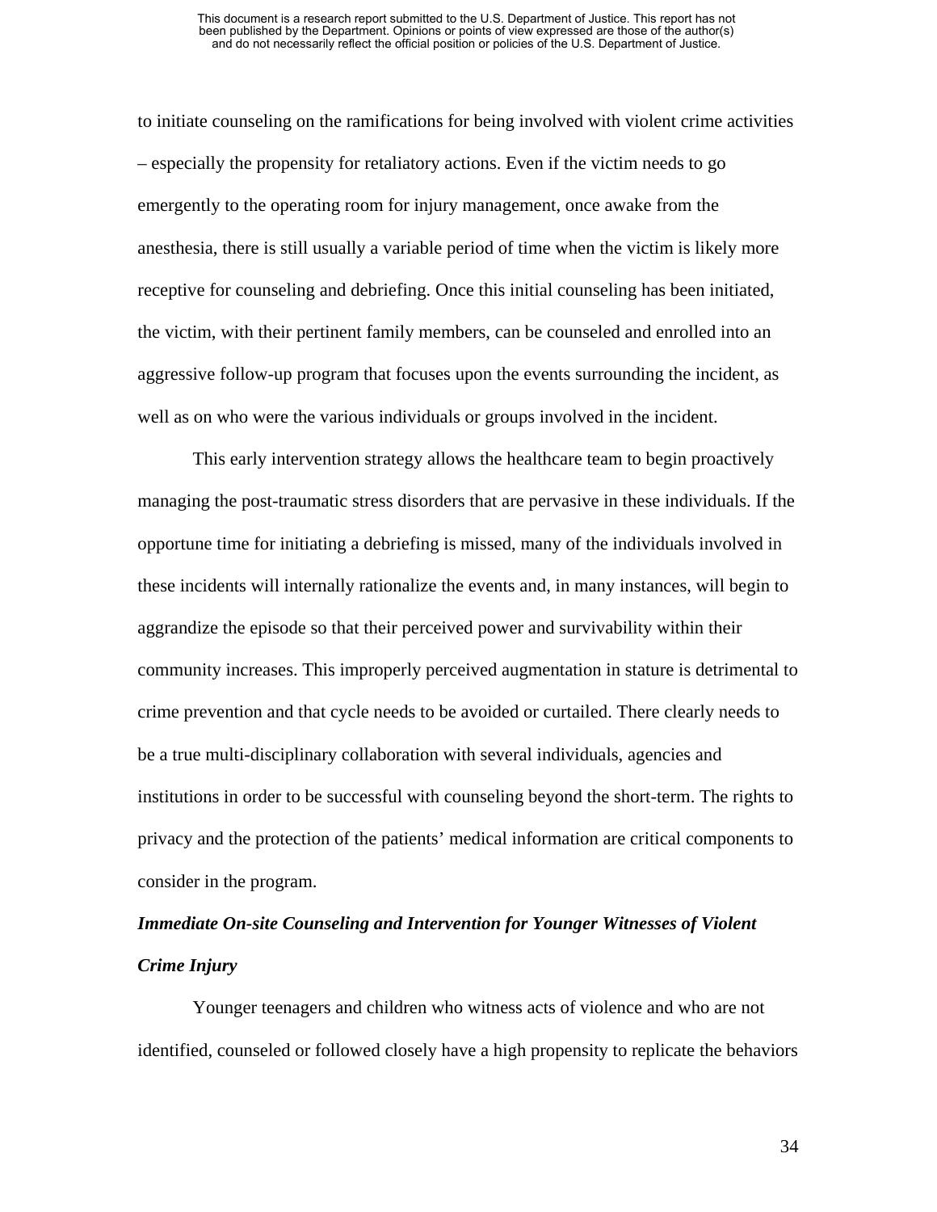to initiate counseling on the ramifications for being involved with violent crime activities – especially the propensity for retaliatory actions. Even if the victim needs to go emergently to the operating room for injury management, once awake from the anesthesia, there is still usually a variable period of time when the victim is likely more receptive for counseling and debriefing. Once this initial counseling has been initiated, the victim, with their pertinent family members, can be counseled and enrolled into an aggressive follow-up program that focuses upon the events surrounding the incident, as well as on who were the various individuals or groups involved in the incident.

This early intervention strategy allows the healthcare team to begin proactively managing the post-traumatic stress disorders that are pervasive in these individuals. If the opportune time for initiating a debriefing is missed, many of the individuals involved in these incidents will internally rationalize the events and, in many instances, will begin to aggrandize the episode so that their perceived power and survivability within their community increases. This improperly perceived augmentation in stature is detrimental to crime prevention and that cycle needs to be avoided or curtailed. There clearly needs to be a true multi-disciplinary collaboration with several individuals, agencies and institutions in order to be successful with counseling beyond the short-term. The rights to privacy and the protection of the patients' medical information are critical components to consider in the program.

***Immediate On-site Counseling and Intervention for Younger Witnesses of Violent Crime Injury***

Younger teenagers and children who witness acts of violence and who are not identified, counseled or followed closely have a high propensity to replicate the behaviors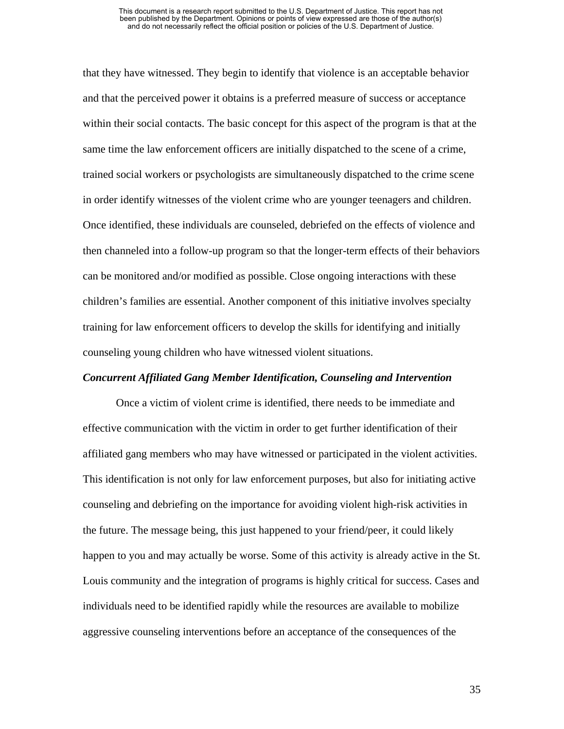that they have witnessed. They begin to identify that violence is an acceptable behavior and that the perceived power it obtains is a preferred measure of success or acceptance within their social contacts. The basic concept for this aspect of the program is that at the same time the law enforcement officers are initially dispatched to the scene of a crime, trained social workers or psychologists are simultaneously dispatched to the crime scene in order identify witnesses of the violent crime who are younger teenagers and children. Once identified, these individuals are counseled, debriefed on the effects of violence and then channeled into a follow-up program so that the longer-term effects of their behaviors can be monitored and/or modified as possible. Close ongoing interactions with these children's families are essential. Another component of this initiative involves specialty training for law enforcement officers to develop the skills for identifying and initially counseling young children who have witnessed violent situations.

***Concurrent Affiliated Gang Member Identification, Counseling and Intervention***

Once a victim of violent crime is identified, there needs to be immediate and effective communication with the victim in order to get further identification of their affiliated gang members who may have witnessed or participated in the violent activities. This identification is not only for law enforcement purposes, but also for initiating active counseling and debriefing on the importance for avoiding violent high-risk activities in the future. The message being, this just happened to your friend/peer, it could likely happen to you and may actually be worse. Some of this activity is already active in the St. Louis community and the integration of programs is highly critical for success. Cases and individuals need to be identified rapidly while the resources are available to mobilize aggressive counseling interventions before an acceptance of the consequences of the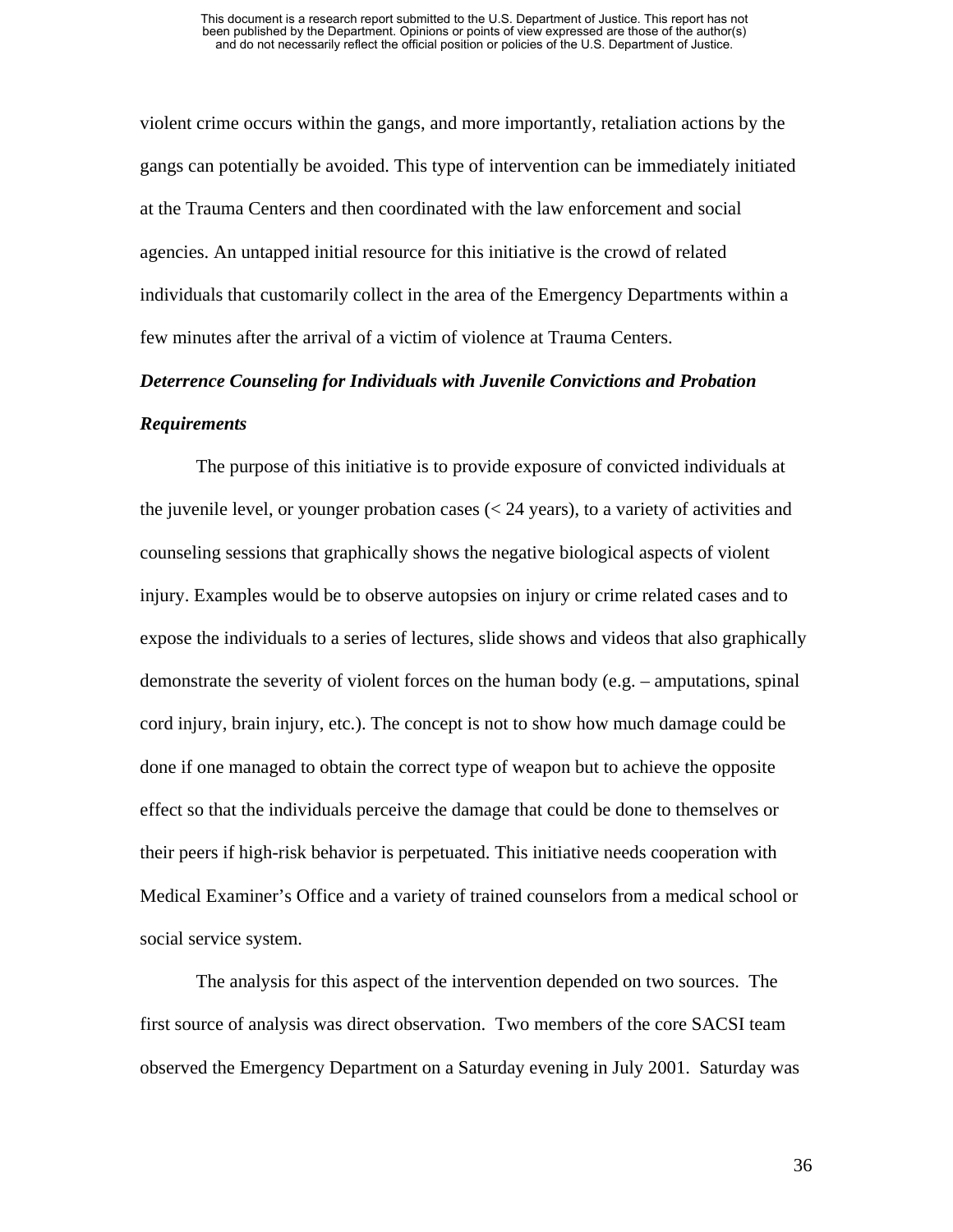violent crime occurs within the gangs, and more importantly, retaliation actions by the gangs can potentially be avoided. This type of intervention can be immediately initiated at the Trauma Centers and then coordinated with the law enforcement and social agencies. An untapped initial resource for this initiative is the crowd of related individuals that customarily collect in the area of the Emergency Departments within a few minutes after the arrival of a victim of violence at Trauma Centers.

***Deterrence Counseling for Individuals with Juvenile Convictions and Probation Requirements***

The purpose of this initiative is to provide exposure of convicted individuals at the juvenile level, or younger probation cases (< 24 years), to a variety of activities and counseling sessions that graphically shows the negative biological aspects of violent injury. Examples would be to observe autopsies on injury or crime related cases and to expose the individuals to a series of lectures, slide shows and videos that also graphically demonstrate the severity of violent forces on the human body (e.g. – amputations, spinal cord injury, brain injury, etc.). The concept is not to show how much damage could be done if one managed to obtain the correct type of weapon but to achieve the opposite effect so that the individuals perceive the damage that could be done to themselves or their peers if high-risk behavior is perpetuated. This initiative needs cooperation with Medical Examiner's Office and a variety of trained counselors from a medical school or social service system.

The analysis for this aspect of the intervention depended on two sources. The first source of analysis was direct observation. Two members of the core SACSI team observed the Emergency Department on a Saturday evening in July 2001. Saturday was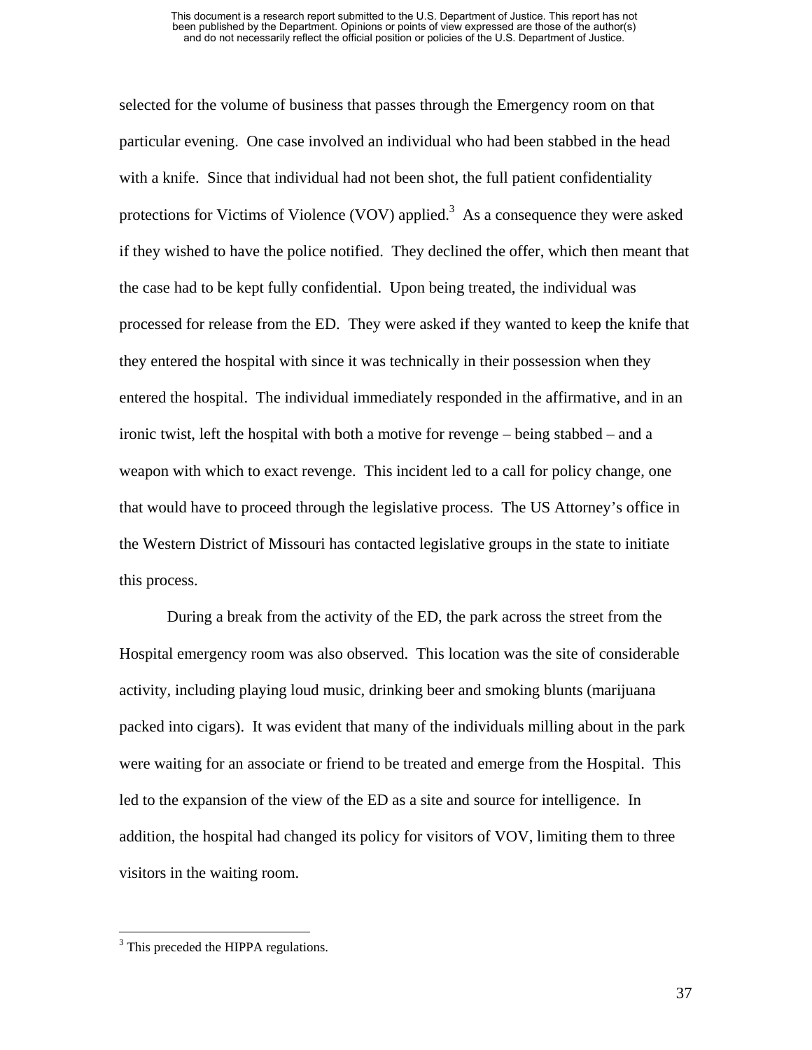selected for the volume of business that passes through the Emergency room on that particular evening. One case involved an individual who had been stabbed in the head with a knife. Since that individual had not been shot, the full patient confidentiality protections for Victims of Violence (VOV) applied.[3] As a consequence they were asked if they wished to have the police notified. They declined the offer, which then meant that the case had to be kept fully confidential. Upon being treated, the individual was processed for release from the ED. They were asked if they wanted to keep the knife that they entered the hospital with since it was technically in their possession when they entered the hospital. The individual immediately responded in the affirmative, and in an ironic twist, left the hospital with both a motive for revenge – being stabbed – and a weapon with which to exact revenge. This incident led to a call for policy change, one that would have to proceed through the legislative process. The US Attorney's office in the Western District of Missouri has contacted legislative groups in the state to initiate this process.

During a break from the activity of the ED, the park across the street from the Hospital emergency room was also observed. This location was the site of considerable activity, including playing loud music, drinking beer and smoking blunts (marijuana packed into cigars). It was evident that many of the individuals milling about in the park were waiting for an associate or friend to be treated and emerge from the Hospital. This led to the expansion of the view of the ED as a site and source for intelligence. In addition, the hospital had changed its policy for visitors of VOV, limiting them to three visitors in the waiting room.

[3] This preceded the HIPPA regulations.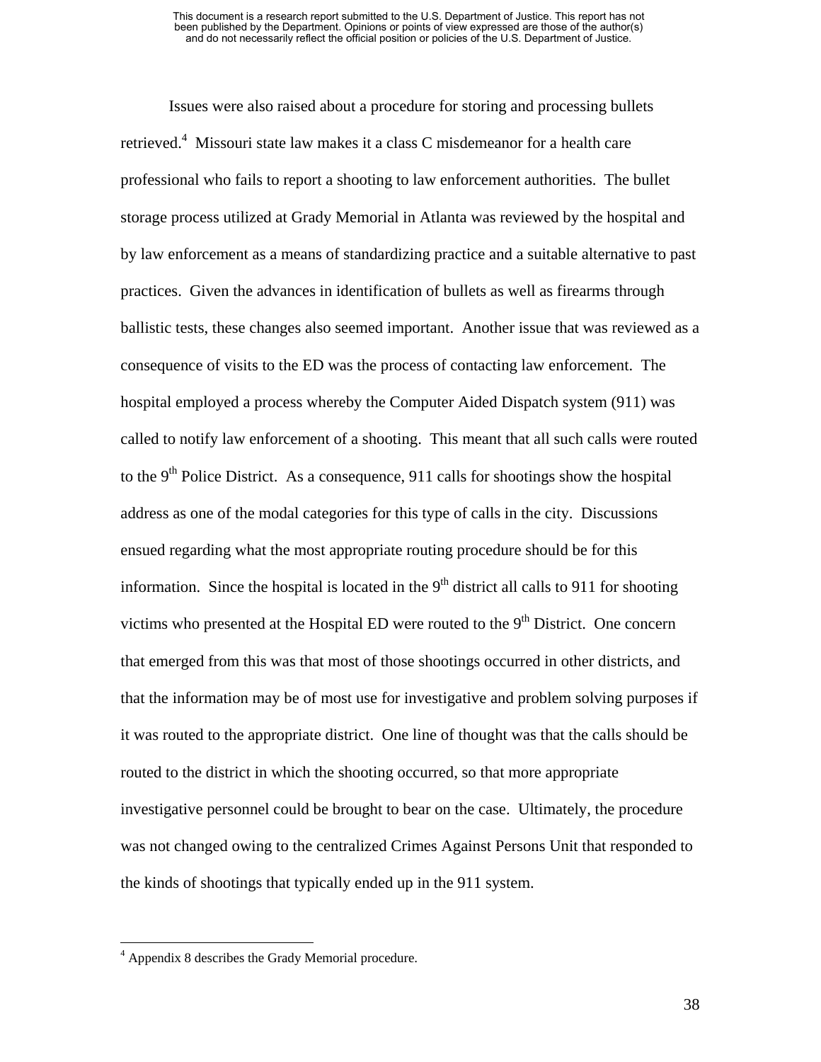Issues were also raised about a procedure for storing and processing bullets retrieved.[4] Missouri state law makes it a class C misdemeanor for a health care professional who fails to report a shooting to law enforcement authorities. The bullet storage process utilized at Grady Memorial in Atlanta was reviewed by the hospital and by law enforcement as a means of standardizing practice and a suitable alternative to past practices. Given the advances in identification of bullets as well as firearms through ballistic tests, these changes also seemed important. Another issue that was reviewed as a consequence of visits to the ED was the process of contacting law enforcement. The hospital employed a process whereby the Computer Aided Dispatch system (911) was called to notify law enforcement of a shooting. This meant that all such calls were routed to the 9th Police District. As a consequence, 911 calls for shootings show the hospital address as one of the modal categories for this type of calls in the city. Discussions ensued regarding what the most appropriate routing procedure should be for this information. Since the hospital is located in the 9th district all calls to 911 for shooting victims who presented at the Hospital ED were routed to the 9th District. One concern that emerged from this was that most of those shootings occurred in other districts, and that the information may be of most use for investigative and problem solving purposes if it was routed to the appropriate district. One line of thought was that the calls should be routed to the district in which the shooting occurred, so that more appropriate investigative personnel could be brought to bear on the case. Ultimately, the procedure was not changed owing to the centralized Crimes Against Persons Unit that responded to the kinds of shootings that typically ended up in the 911 system.

---

[4] Appendix 8 describes the Grady Memorial procedure.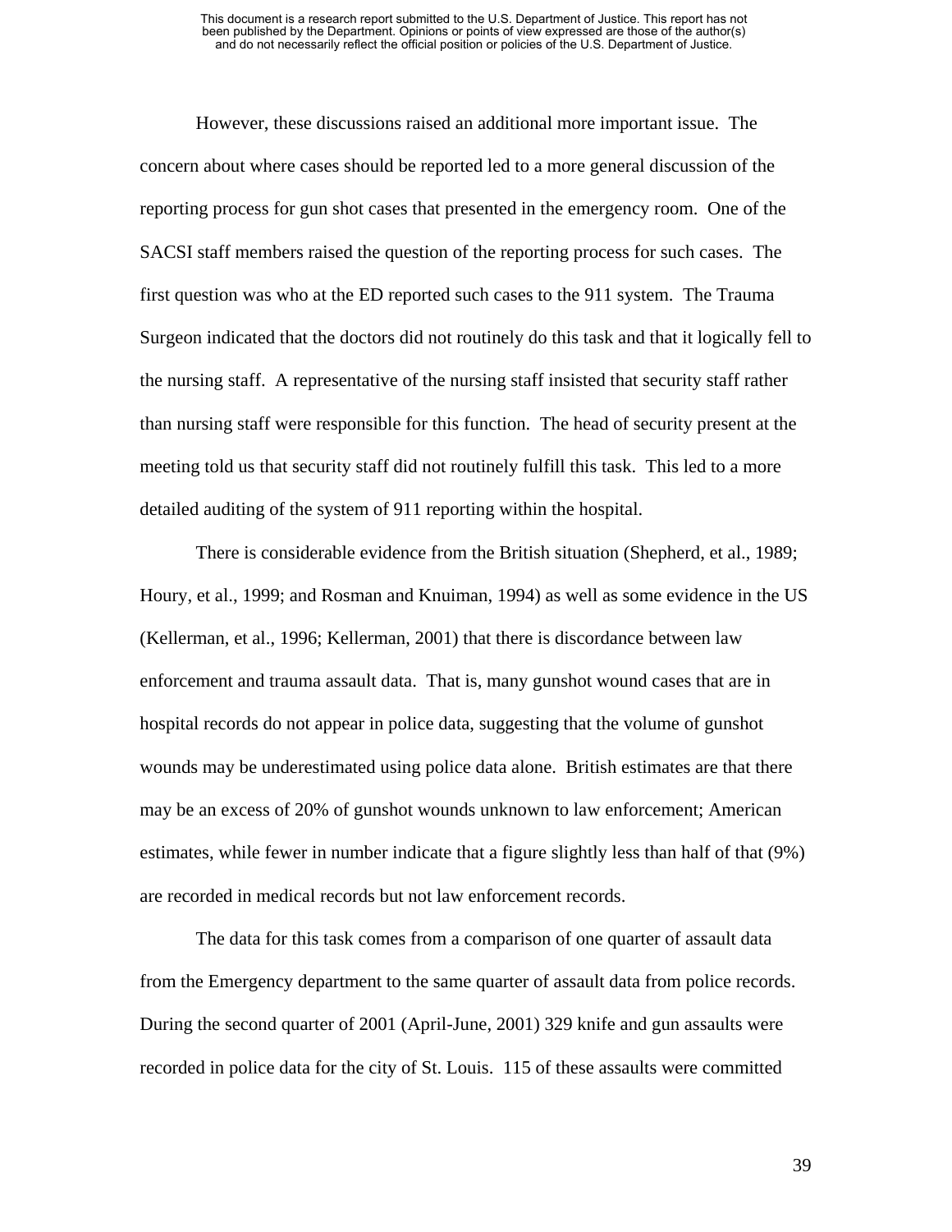However, these discussions raised an additional more important issue. The concern about where cases should be reported led to a more general discussion of the reporting process for gun shot cases that presented in the emergency room. One of the SACSI staff members raised the question of the reporting process for such cases. The first question was who at the ED reported such cases to the 911 system. The Trauma Surgeon indicated that the doctors did not routinely do this task and that it logically fell to the nursing staff. A representative of the nursing staff insisted that security staff rather than nursing staff were responsible for this function. The head of security present at the meeting told us that security staff did not routinely fulfill this task. This led to a more detailed auditing of the system of 911 reporting within the hospital.

There is considerable evidence from the British situation (Shepherd, et al., 1989; Houry, et al., 1999; and Rosman and Knuiman, 1994) as well as some evidence in the US (Kellerman, et al., 1996; Kellerman, 2001) that there is discordance between law enforcement and trauma assault data. That is, many gunshot wound cases that are in hospital records do not appear in police data, suggesting that the volume of gunshot wounds may be underestimated using police data alone. British estimates are that there may be an excess of 20% of gunshot wounds unknown to law enforcement; American estimates, while fewer in number indicate that a figure slightly less than half of that (9%) are recorded in medical records but not law enforcement records.

The data for this task comes from a comparison of one quarter of assault data from the Emergency department to the same quarter of assault data from police records. During the second quarter of 2001 (April-June, 2001) 329 knife and gun assaults were recorded in police data for the city of St. Louis. 115 of these assaults were committed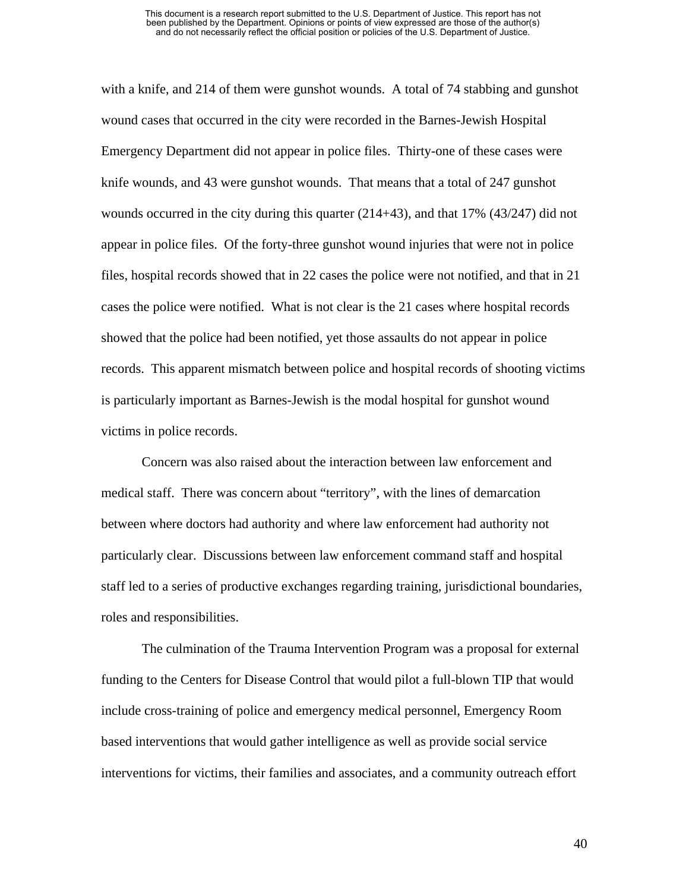with a knife, and 214 of them were gunshot wounds. A total of 74 stabbing and gunshot wound cases that occurred in the city were recorded in the Barnes-Jewish Hospital Emergency Department did not appear in police files. Thirty-one of these cases were knife wounds, and 43 were gunshot wounds. That means that a total of 247 gunshot wounds occurred in the city during this quarter (214+43), and that 17% (43/247) did not appear in police files. Of the forty-three gunshot wound injuries that were not in police files, hospital records showed that in 22 cases the police were not notified, and that in 21 cases the police were notified. What is not clear is the 21 cases where hospital records showed that the police had been notified, yet those assaults do not appear in police records. This apparent mismatch between police and hospital records of shooting victims is particularly important as Barnes-Jewish is the modal hospital for gunshot wound victims in police records.

Concern was also raised about the interaction between law enforcement and medical staff. There was concern about "territory", with the lines of demarcation between where doctors had authority and where law enforcement had authority not particularly clear. Discussions between law enforcement command staff and hospital staff led to a series of productive exchanges regarding training, jurisdictional boundaries, roles and responsibilities.

The culmination of the Trauma Intervention Program was a proposal for external funding to the Centers for Disease Control that would pilot a full-blown TIP that would include cross-training of police and emergency medical personnel, Emergency Room based interventions that would gather intelligence as well as provide social service interventions for victims, their families and associates, and a community outreach effort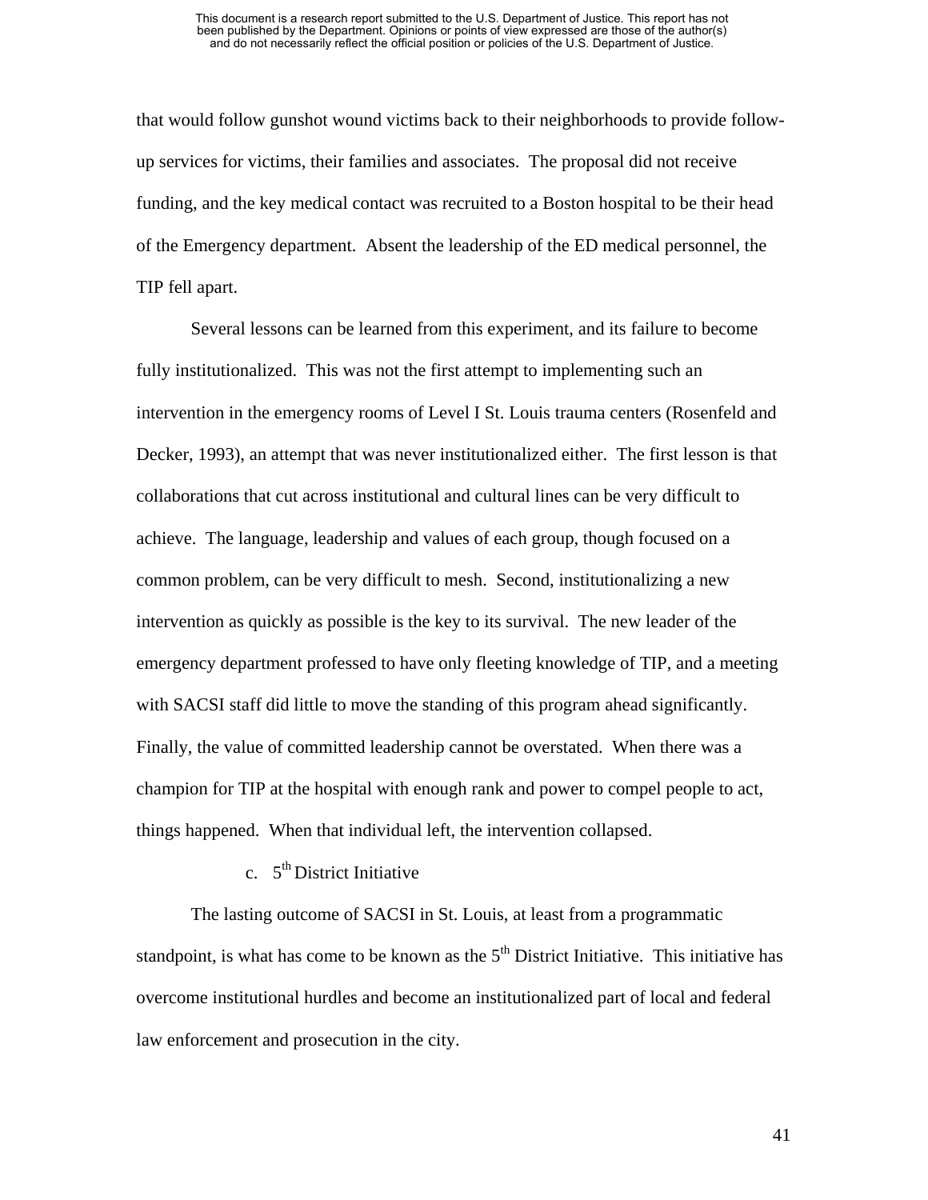that would follow gunshot wound victims back to their neighborhoods to provide follow-up services for victims, their families and associates. The proposal did not receive funding, and the key medical contact was recruited to a Boston hospital to be their head of the Emergency department. Absent the leadership of the ED medical personnel, the TIP fell apart.

Several lessons can be learned from this experiment, and its failure to become fully institutionalized. This was not the first attempt to implementing such an intervention in the emergency rooms of Level I St. Louis trauma centers (Rosenfeld and Decker, 1993), an attempt that was never institutionalized either. The first lesson is that collaborations that cut across institutional and cultural lines can be very difficult to achieve. The language, leadership and values of each group, though focused on a common problem, can be very difficult to mesh. Second, institutionalizing a new intervention as quickly as possible is the key to its survival. The new leader of the emergency department professed to have only fleeting knowledge of TIP, and a meeting with SACSI staff did little to move the standing of this program ahead significantly. Finally, the value of committed leadership cannot be overstated. When there was a champion for TIP at the hospital with enough rank and power to compel people to act, things happened. When that individual left, the intervention collapsed.

c. 5th District Initiative

The lasting outcome of SACSI in St. Louis, at least from a programmatic standpoint, is what has come to be known as the 5th District Initiative. This initiative has overcome institutional hurdles and become an institutionalized part of local and federal law enforcement and prosecution in the city.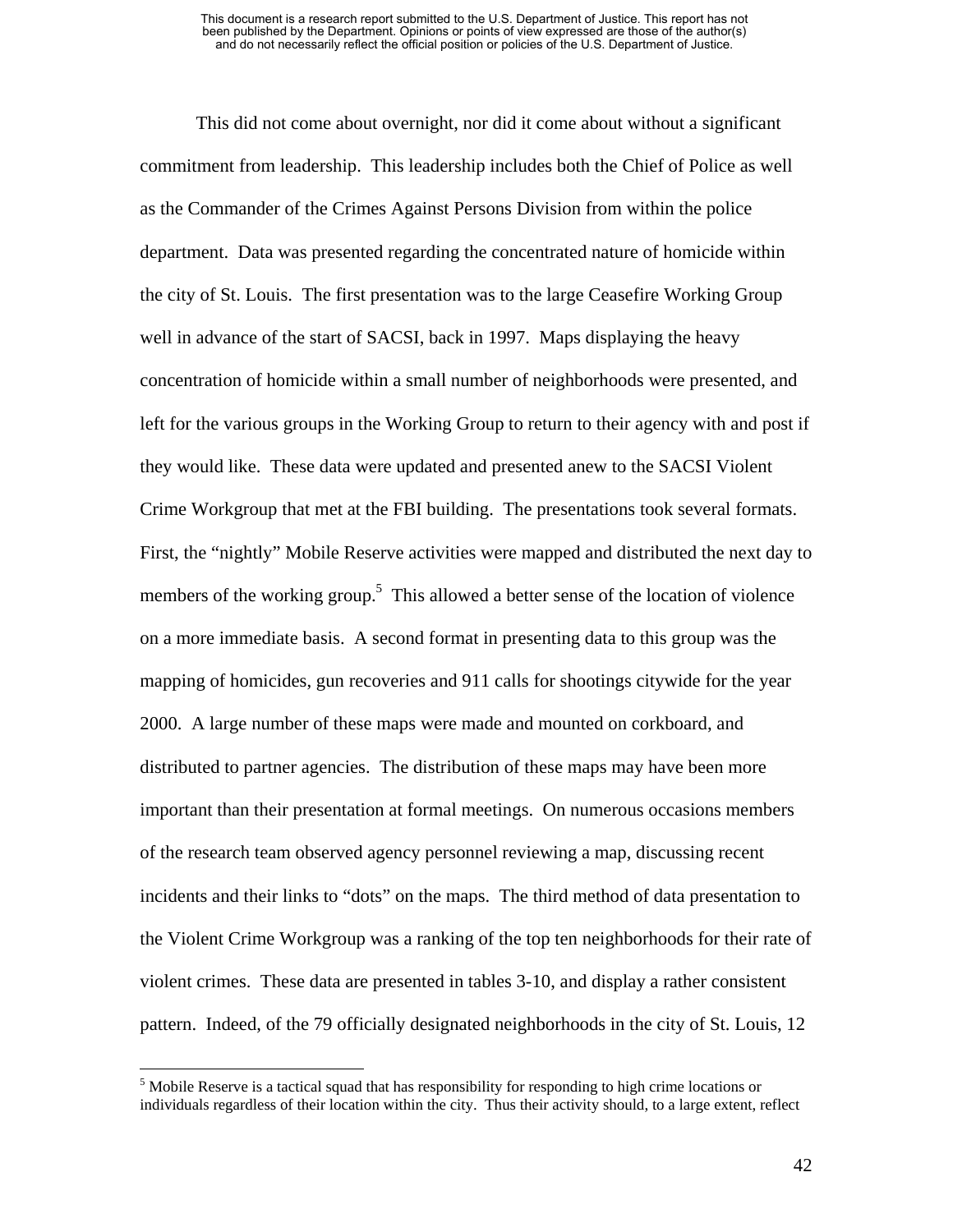This did not come about overnight, nor did it come about without a significant commitment from leadership. This leadership includes both the Chief of Police as well as the Commander of the Crimes Against Persons Division from within the police department. Data was presented regarding the concentrated nature of homicide within the city of St. Louis. The first presentation was to the large Ceasefire Working Group well in advance of the start of SACSI, back in 1997. Maps displaying the heavy concentration of homicide within a small number of neighborhoods were presented, and left for the various groups in the Working Group to return to their agency with and post if they would like. These data were updated and presented anew to the SACSI Violent Crime Workgroup that met at the FBI building. The presentations took several formats. First, the "nightly" Mobile Reserve activities were mapped and distributed the next day to members of the working group.[5] This allowed a better sense of the location of violence on a more immediate basis. A second format in presenting data to this group was the mapping of homicides, gun recoveries and 911 calls for shootings citywide for the year 2000. A large number of these maps were made and mounted on corkboard, and distributed to partner agencies. The distribution of these maps may have been more important than their presentation at formal meetings. On numerous occasions members of the research team observed agency personnel reviewing a map, discussing recent incidents and their links to "dots" on the maps. The third method of data presentation to the Violent Crime Workgroup was a ranking of the top ten neighborhoods for their rate of violent crimes. These data are presented in tables 3-10, and display a rather consistent pattern. Indeed, of the 79 officially designated neighborhoods in the city of St. Louis, 12

[5] Mobile Reserve is a tactical squad that has responsibility for responding to high crime locations or individuals regardless of their location within the city. Thus their activity should, to a large extent, reflect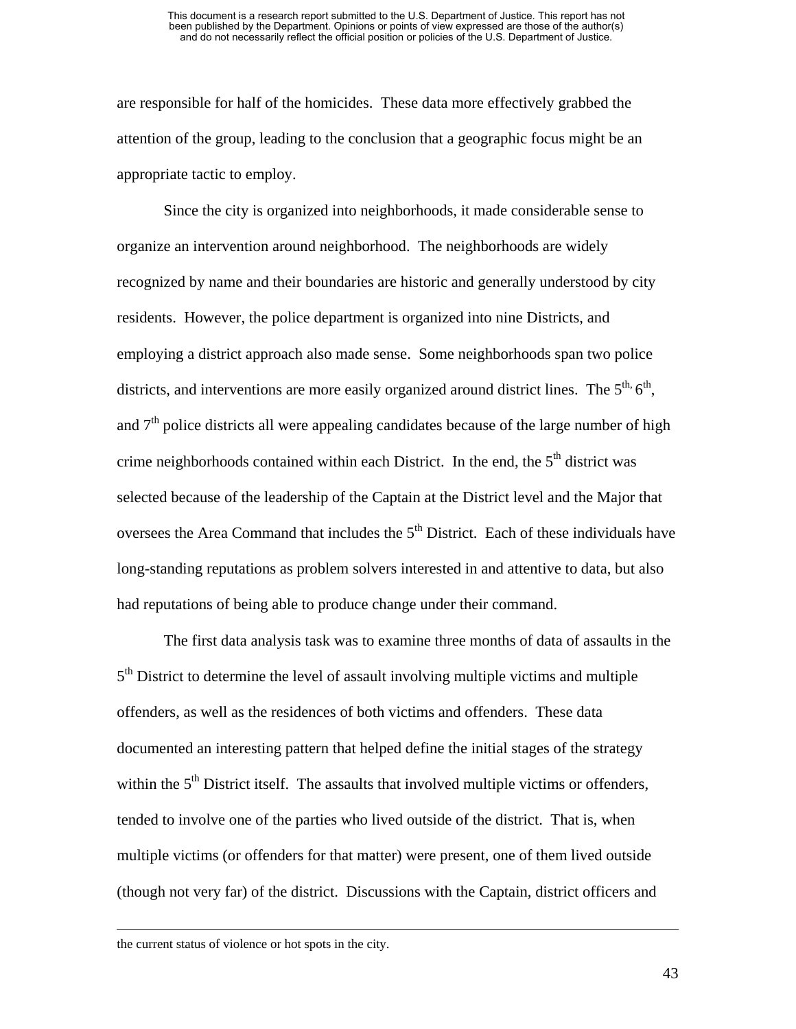are responsible for half of the homicides. These data more effectively grabbed the attention of the group, leading to the conclusion that a geographic focus might be an appropriate tactic to employ.

Since the city is organized into neighborhoods, it made considerable sense to organize an intervention around neighborhood. The neighborhoods are widely recognized by name and their boundaries are historic and generally understood by city residents. However, the police department is organized into nine Districts, and employing a district approach also made sense. Some neighborhoods span two police districts, and interventions are more easily organized around district lines. The 5th, 6th, and 7th police districts all were appealing candidates because of the large number of high crime neighborhoods contained within each District. In the end, the 5th district was selected because of the leadership of the Captain at the District level and the Major that oversees the Area Command that includes the 5th District. Each of these individuals have long-standing reputations as problem solvers interested in and attentive to data, but also had reputations of being able to produce change under their command.

The first data analysis task was to examine three months of data of assaults in the 5th District to determine the level of assault involving multiple victims and multiple offenders, as well as the residences of both victims and offenders. These data documented an interesting pattern that helped define the initial stages of the strategy within the 5th District itself. The assaults that involved multiple victims or offenders, tended to involve one of the parties who lived outside of the district. That is, when multiple victims (or offenders for that matter) were present, one of them lived outside (though not very far) of the district. Discussions with the Captain, district officers and

---

the current status of violence or hot spots in the city.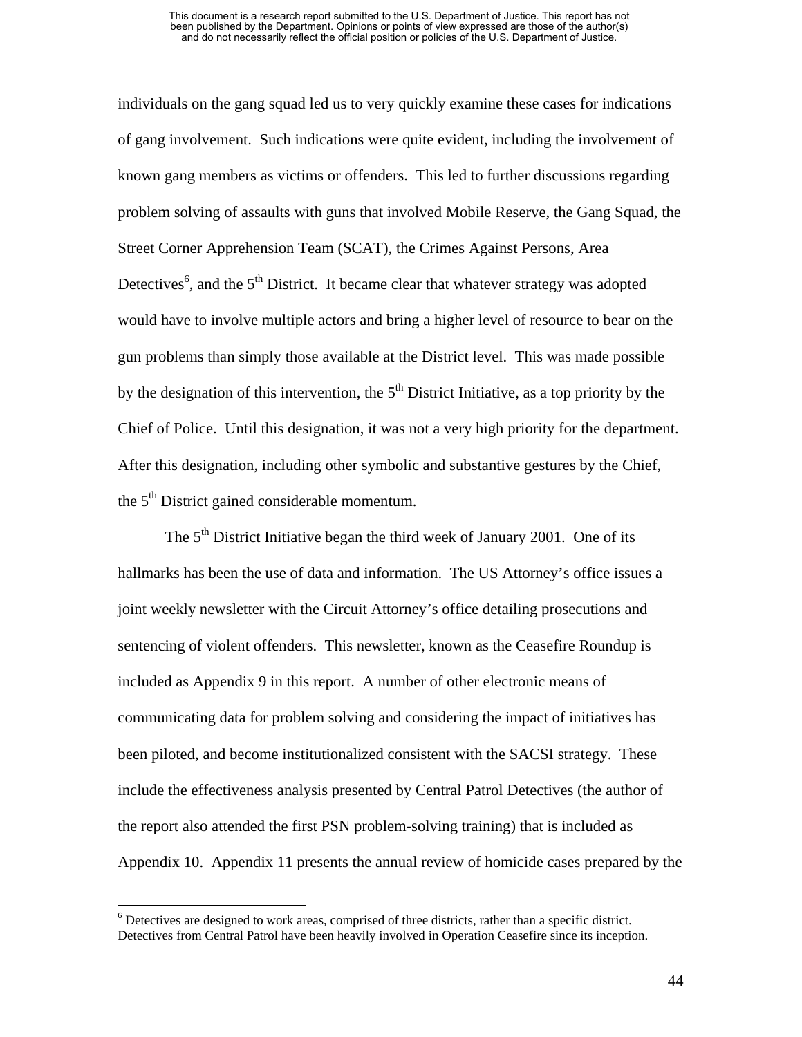individuals on the gang squad led us to very quickly examine these cases for indications of gang involvement. Such indications were quite evident, including the involvement of known gang members as victims or offenders. This led to further discussions regarding problem solving of assaults with guns that involved Mobile Reserve, the Gang Squad, the Street Corner Apprehension Team (SCAT), the Crimes Against Persons, Area Detectives[6], and the 5th District. It became clear that whatever strategy was adopted would have to involve multiple actors and bring a higher level of resource to bear on the gun problems than simply those available at the District level. This was made possible by the designation of this intervention, the 5th District Initiative, as a top priority by the Chief of Police. Until this designation, it was not a very high priority for the department. After this designation, including other symbolic and substantive gestures by the Chief, the 5th District gained considerable momentum.

The 5th District Initiative began the third week of January 2001. One of its hallmarks has been the use of data and information. The US Attorney's office issues a joint weekly newsletter with the Circuit Attorney's office detailing prosecutions and sentencing of violent offenders. This newsletter, known as the Ceasefire Roundup is included as Appendix 9 in this report. A number of other electronic means of communicating data for problem solving and considering the impact of initiatives has been piloted, and become institutionalized consistent with the SACSI strategy. These include the effectiveness analysis presented by Central Patrol Detectives (the author of the report also attended the first PSN problem-solving training) that is included as Appendix 10. Appendix 11 presents the annual review of homicide cases prepared by the

[6] Detectives are designed to work areas, comprised of three districts, rather than a specific district. Detectives from Central Patrol have been heavily involved in Operation Ceasefire since its inception.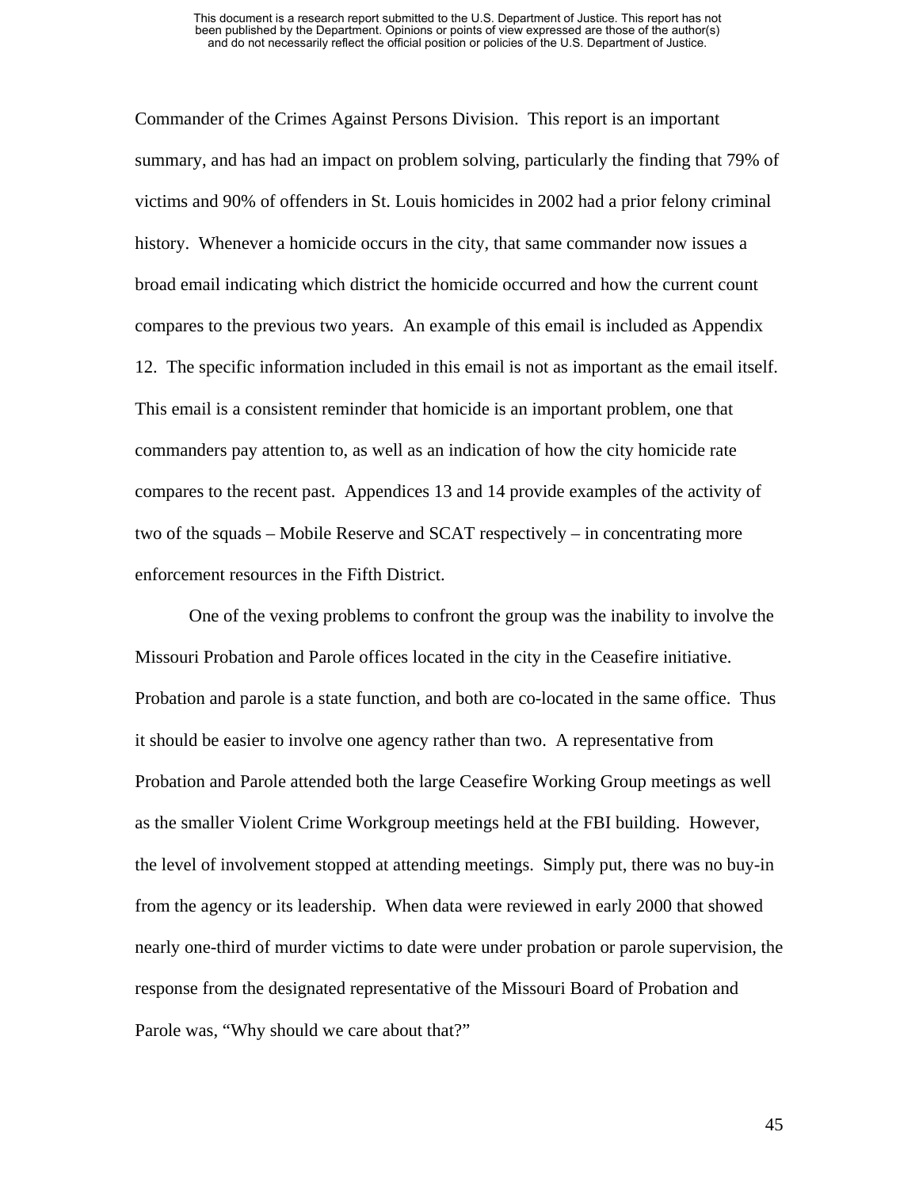Commander of the Crimes Against Persons Division. This report is an important summary, and has had an impact on problem solving, particularly the finding that 79% of victims and 90% of offenders in St. Louis homicides in 2002 had a prior felony criminal history. Whenever a homicide occurs in the city, that same commander now issues a broad email indicating which district the homicide occurred and how the current count compares to the previous two years. An example of this email is included as Appendix 12. The specific information included in this email is not as important as the email itself. This email is a consistent reminder that homicide is an important problem, one that commanders pay attention to, as well as an indication of how the city homicide rate compares to the recent past. Appendices 13 and 14 provide examples of the activity of two of the squads – Mobile Reserve and SCAT respectively – in concentrating more enforcement resources in the Fifth District.

One of the vexing problems to confront the group was the inability to involve the Missouri Probation and Parole offices located in the city in the Ceasefire initiative. Probation and parole is a state function, and both are co-located in the same office. Thus it should be easier to involve one agency rather than two. A representative from Probation and Parole attended both the large Ceasefire Working Group meetings as well as the smaller Violent Crime Workgroup meetings held at the FBI building. However, the level of involvement stopped at attending meetings. Simply put, there was no buy-in from the agency or its leadership. When data were reviewed in early 2000 that showed nearly one-third of murder victims to date were under probation or parole supervision, the response from the designated representative of the Missouri Board of Probation and Parole was, "Why should we care about that?"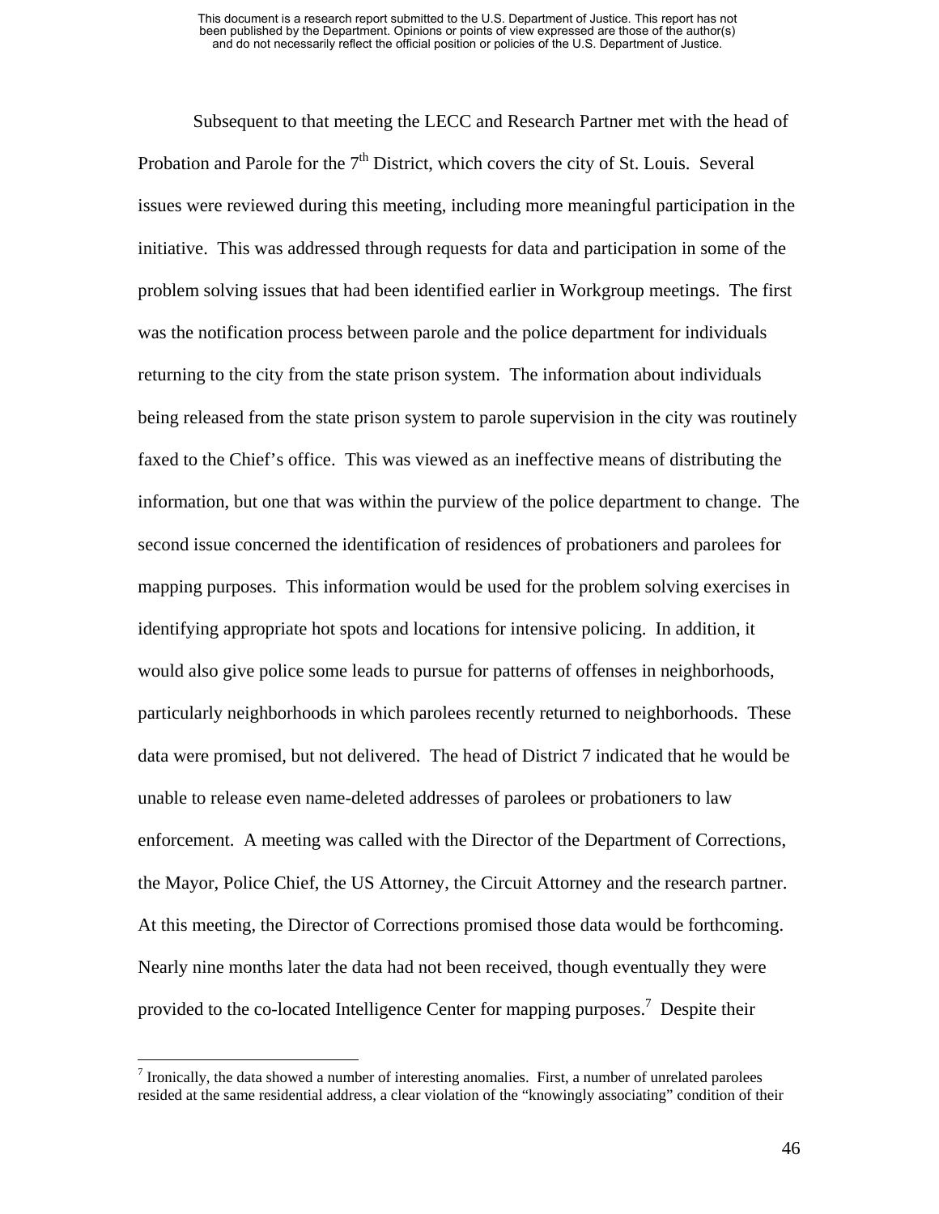Subsequent to that meeting the LECC and Research Partner met with the head of Probation and Parole for the 7th District, which covers the city of St. Louis. Several issues were reviewed during this meeting, including more meaningful participation in the initiative. This was addressed through requests for data and participation in some of the problem solving issues that had been identified earlier in Workgroup meetings. The first was the notification process between parole and the police department for individuals returning to the city from the state prison system. The information about individuals being released from the state prison system to parole supervision in the city was routinely faxed to the Chief's office. This was viewed as an ineffective means of distributing the information, but one that was within the purview of the police department to change. The second issue concerned the identification of residences of probationers and parolees for mapping purposes. This information would be used for the problem solving exercises in identifying appropriate hot spots and locations for intensive policing. In addition, it would also give police some leads to pursue for patterns of offenses in neighborhoods, particularly neighborhoods in which parolees recently returned to neighborhoods. These data were promised, but not delivered. The head of District 7 indicated that he would be unable to release even name-deleted addresses of parolees or probationers to law enforcement. A meeting was called with the Director of the Department of Corrections, the Mayor, Police Chief, the US Attorney, the Circuit Attorney and the research partner. At this meeting, the Director of Corrections promised those data would be forthcoming. Nearly nine months later the data had not been received, though eventually they were provided to the co-located Intelligence Center for mapping purposes.[7] Despite their

[7] Ironically, the data showed a number of interesting anomalies. First, a number of unrelated parolees resided at the same residential address, a clear violation of the "knowingly associating" condition of their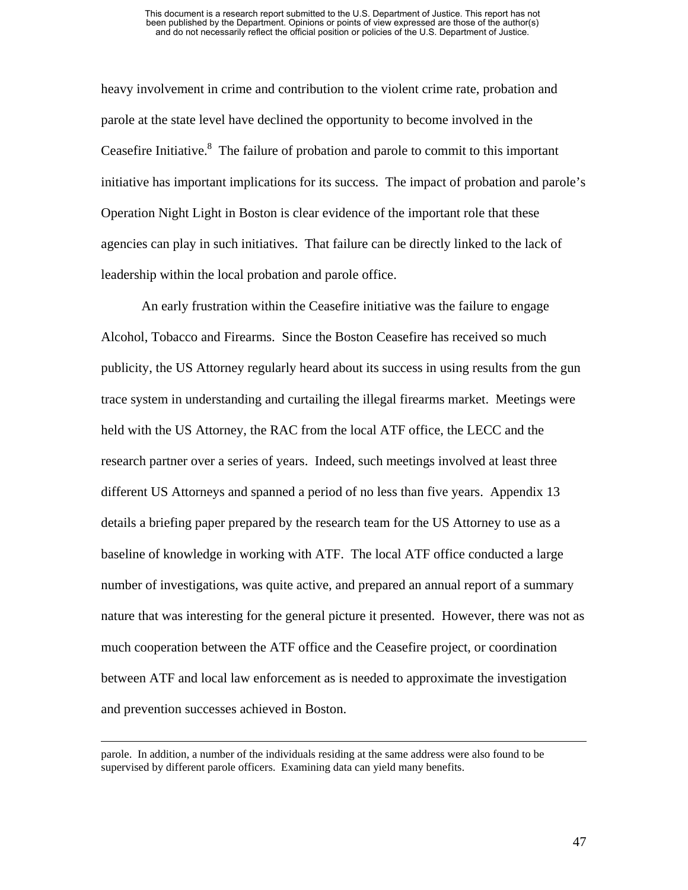heavy involvement in crime and contribution to the violent crime rate, probation and parole at the state level have declined the opportunity to become involved in the Ceasefire Initiative.[8] The failure of probation and parole to commit to this important initiative has important implications for its success. The impact of probation and parole's Operation Night Light in Boston is clear evidence of the important role that these agencies can play in such initiatives. That failure can be directly linked to the lack of leadership within the local probation and parole office.

An early frustration within the Ceasefire initiative was the failure to engage Alcohol, Tobacco and Firearms. Since the Boston Ceasefire has received so much publicity, the US Attorney regularly heard about its success in using results from the gun trace system in understanding and curtailing the illegal firearms market. Meetings were held with the US Attorney, the RAC from the local ATF office, the LECC and the research partner over a series of years. Indeed, such meetings involved at least three different US Attorneys and spanned a period of no less than five years. Appendix 13 details a briefing paper prepared by the research team for the US Attorney to use as a baseline of knowledge in working with ATF. The local ATF office conducted a large number of investigations, was quite active, and prepared an annual report of a summary nature that was interesting for the general picture it presented. However, there was not as much cooperation between the ATF office and the Ceasefire project, or coordination between ATF and local law enforcement as is needed to approximate the investigation and prevention successes achieved in Boston.

---

parole. In addition, a number of the individuals residing at the same address were also found to be supervised by different parole officers. Examining data can yield many benefits.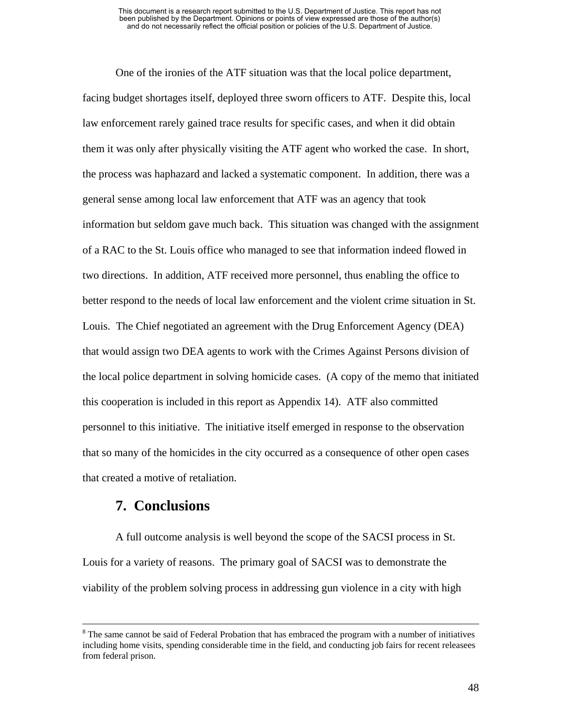One of the ironies of the ATF situation was that the local police department, facing budget shortages itself, deployed three sworn officers to ATF. Despite this, local law enforcement rarely gained trace results for specific cases, and when it did obtain them it was only after physically visiting the ATF agent who worked the case. In short, the process was haphazard and lacked a systematic component. In addition, there was a general sense among local law enforcement that ATF was an agency that took information but seldom gave much back. This situation was changed with the assignment of a RAC to the St. Louis office who managed to see that information indeed flowed in two directions. In addition, ATF received more personnel, thus enabling the office to better respond to the needs of local law enforcement and the violent crime situation in St. Louis. The Chief negotiated an agreement with the Drug Enforcement Agency (DEA) that would assign two DEA agents to work with the Crimes Against Persons division of the local police department in solving homicide cases. (A copy of the memo that initiated this cooperation is included in this report as Appendix 14). ATF also committed personnel to this initiative. The initiative itself emerged in response to the observation that so many of the homicides in the city occurred as a consequence of other open cases that created a motive of retaliation.

## 7. Conclusions

A full outcome analysis is well beyond the scope of the SACSI process in St. Louis for a variety of reasons. The primary goal of SACSI was to demonstrate the viability of the problem solving process in addressing gun violence in a city with high

---

[8] The same cannot be said of Federal Probation that has embraced the program with a number of initiatives including home visits, spending considerable time in the field, and conducting job fairs for recent releasees from federal prison.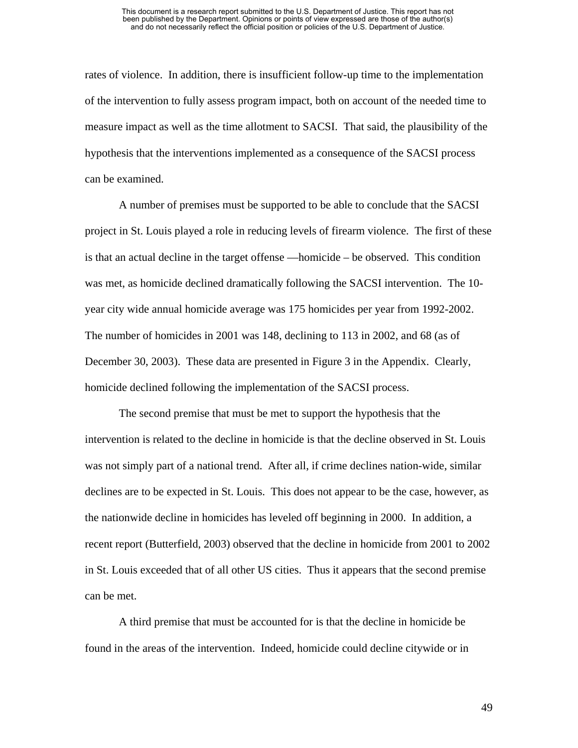rates of violence. In addition, there is insufficient follow-up time to the implementation of the intervention to fully assess program impact, both on account of the needed time to measure impact as well as the time allotment to SACSI. That said, the plausibility of the hypothesis that the interventions implemented as a consequence of the SACSI process can be examined.

A number of premises must be supported to be able to conclude that the SACSI project in St. Louis played a role in reducing levels of firearm violence. The first of these is that an actual decline in the target offense —homicide – be observed. This condition was met, as homicide declined dramatically following the SACSI intervention. The 10-year city wide annual homicide average was 175 homicides per year from 1992-2002. The number of homicides in 2001 was 148, declining to 113 in 2002, and 68 (as of December 30, 2003). These data are presented in Figure 3 in the Appendix. Clearly, homicide declined following the implementation of the SACSI process.

The second premise that must be met to support the hypothesis that the intervention is related to the decline in homicide is that the decline observed in St. Louis was not simply part of a national trend. After all, if crime declines nation-wide, similar declines are to be expected in St. Louis. This does not appear to be the case, however, as the nationwide decline in homicides has leveled off beginning in 2000. In addition, a recent report (Butterfield, 2003) observed that the decline in homicide from 2001 to 2002 in St. Louis exceeded that of all other US cities. Thus it appears that the second premise can be met.

A third premise that must be accounted for is that the decline in homicide be found in the areas of the intervention. Indeed, homicide could decline citywide or in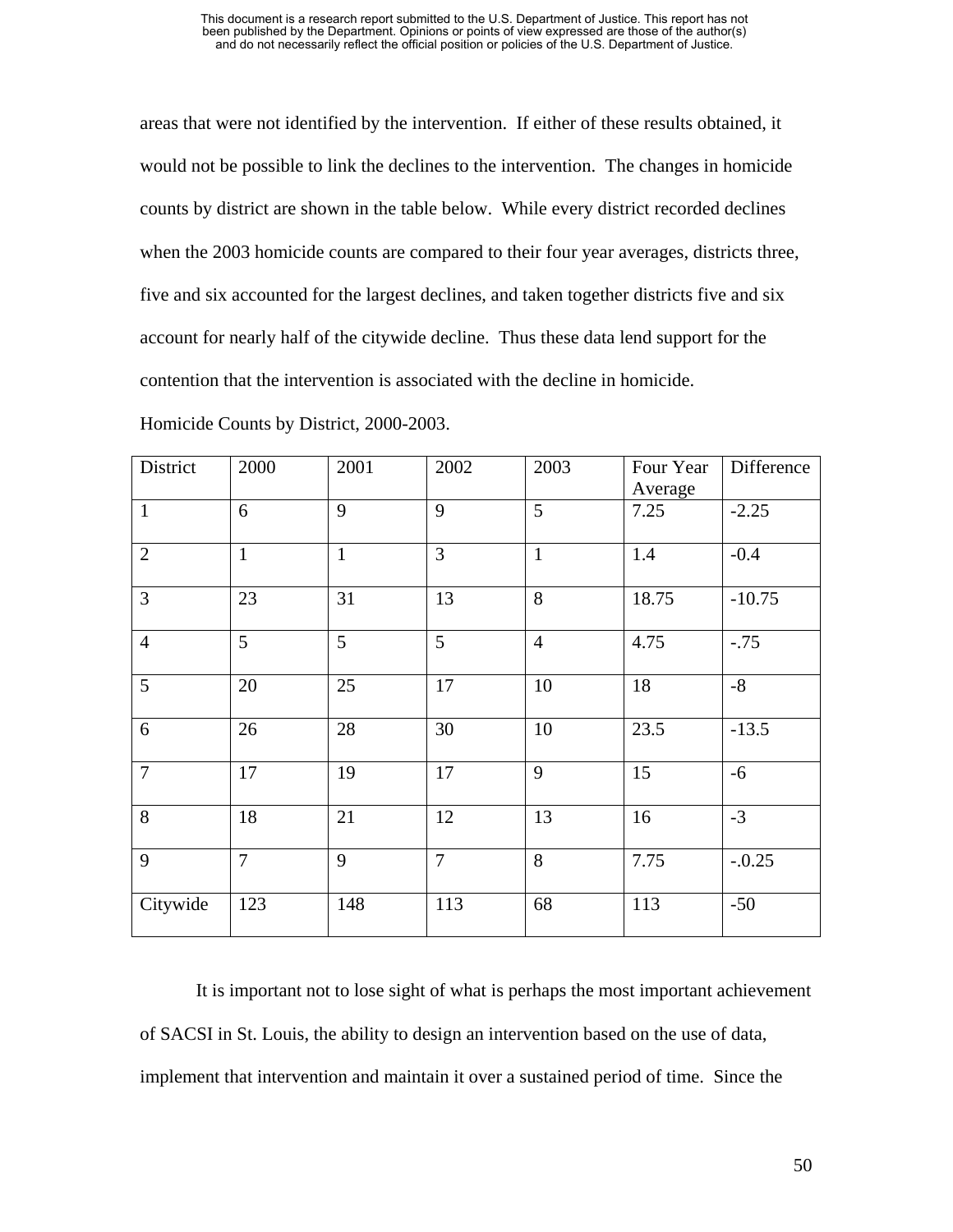areas that were not identified by the intervention. If either of these results obtained, it would not be possible to link the declines to the intervention. The changes in homicide counts by district are shown in the table below. While every district recorded declines when the 2003 homicide counts are compared to their four year averages, districts three, five and six accounted for the largest declines, and taken together districts five and six account for nearly half of the citywide decline. Thus these data lend support for the contention that the intervention is associated with the decline in homicide.

Homicide Counts by District, 2000-2003.

| District | 2000 | 2001 | 2002 | 2003 | Four Year Average | Difference |
|---|---|---|---|---|---|---|
| 1 | 6 | 9 | 9 | 5 | 7.25 | -2.25 |
| 2 | 1 | 1 | 3 | 1 | 1.4 | -0.4 |
| 3 | 23 | 31 | 13 | 8 | 18.75 | -10.75 |
| 4 | 5 | 5 | 5 | 4 | 4.75 | -.75 |
| 5 | 20 | 25 | 17 | 10 | 18 | -8 |
| 6 | 26 | 28 | 30 | 10 | 23.5 | -13.5 |
| 7 | 17 | 19 | 17 | 9 | 15 | -6 |
| 8 | 18 | 21 | 12 | 13 | 16 | -3 |
| 9 | 7 | 9 | 7 | 8 | 7.75 | -.0.25 |
| Citywide | 123 | 148 | 113 | 68 | 113 | -50 |

It is important not to lose sight of what is perhaps the most important achievement of SACSI in St. Louis, the ability to design an intervention based on the use of data, implement that intervention and maintain it over a sustained period of time. Since the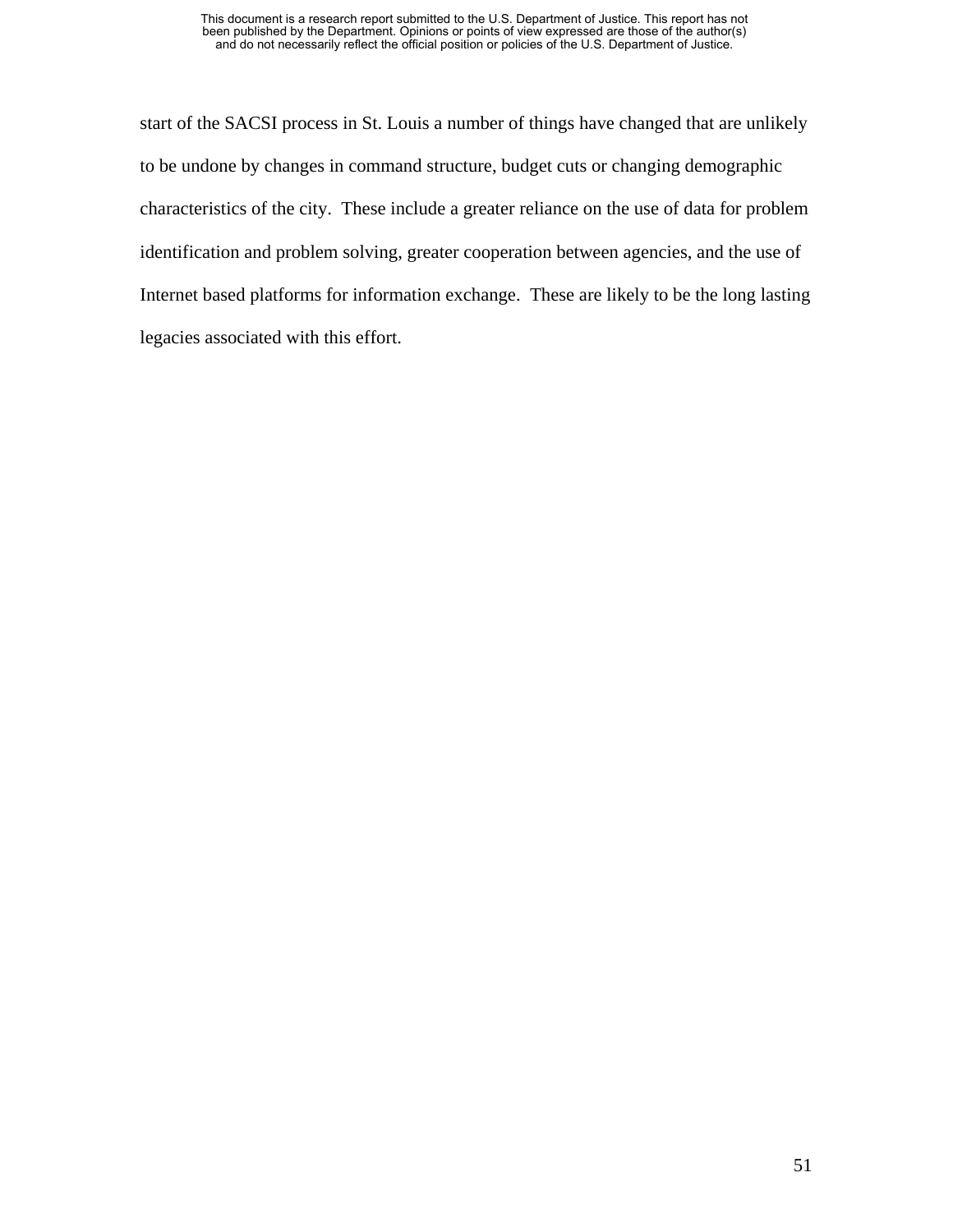start of the SACSI process in St. Louis a number of things have changed that are unlikely to be undone by changes in command structure, budget cuts or changing demographic characteristics of the city. These include a greater reliance on the use of data for problem identification and problem solving, greater cooperation between agencies, and the use of Internet based platforms for information exchange. These are likely to be the long lasting legacies associated with this effort.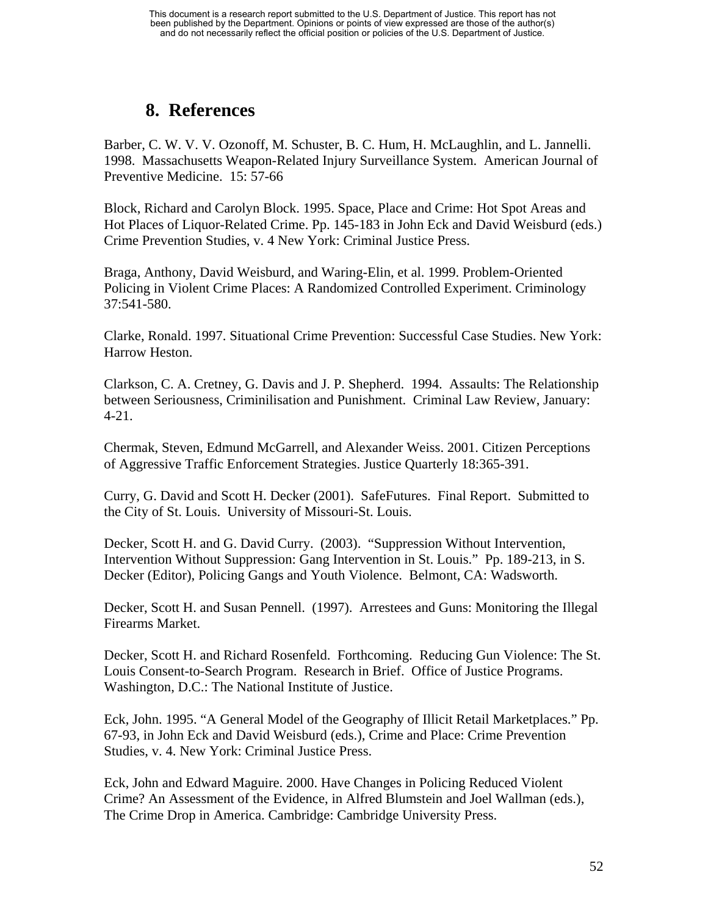## 8. References

Barber, C. W. V. V. Ozonoff, M. Schuster, B. C. Hum, H. McLaughlin, and L. Jannelli. 1998. Massachusetts Weapon-Related Injury Surveillance System. American Journal of Preventive Medicine. 15: 57-66

Block, Richard and Carolyn Block. 1995. Space, Place and Crime: Hot Spot Areas and Hot Places of Liquor-Related Crime. Pp. 145-183 in John Eck and David Weisburd (eds.) Crime Prevention Studies, v. 4 New York: Criminal Justice Press.

Braga, Anthony, David Weisburd, and Waring-Elin, et al. 1999. Problem-Oriented Policing in Violent Crime Places: A Randomized Controlled Experiment. Criminology 37:541-580.

Clarke, Ronald. 1997. Situational Crime Prevention: Successful Case Studies. New York: Harrow Heston.

Clarkson, C. A. Cretney, G. Davis and J. P. Shepherd. 1994. Assaults: The Relationship between Seriousness, Criminilisation and Punishment. Criminal Law Review, January: 4-21.

Chermak, Steven, Edmund McGarrell, and Alexander Weiss. 2001. Citizen Perceptions of Aggressive Traffic Enforcement Strategies. Justice Quarterly 18:365-391.

Curry, G. David and Scott H. Decker (2001). SafeFutures. Final Report. Submitted to the City of St. Louis. University of Missouri-St. Louis.

Decker, Scott H. and G. David Curry. (2003). "Suppression Without Intervention, Intervention Without Suppression: Gang Intervention in St. Louis." Pp. 189-213, in S. Decker (Editor), Policing Gangs and Youth Violence. Belmont, CA: Wadsworth.

Decker, Scott H. and Susan Pennell. (1997). Arrestees and Guns: Monitoring the Illegal Firearms Market.

Decker, Scott H. and Richard Rosenfeld. Forthcoming. Reducing Gun Violence: The St. Louis Consent-to-Search Program. Research in Brief. Office of Justice Programs. Washington, D.C.: The National Institute of Justice.

Eck, John. 1995. "A General Model of the Geography of Illicit Retail Marketplaces." Pp. 67-93, in John Eck and David Weisburd (eds.), Crime and Place: Crime Prevention Studies, v. 4. New York: Criminal Justice Press.

Eck, John and Edward Maguire. 2000. Have Changes in Policing Reduced Violent Crime? An Assessment of the Evidence, in Alfred Blumstein and Joel Wallman (eds.), The Crime Drop in America. Cambridge: Cambridge University Press.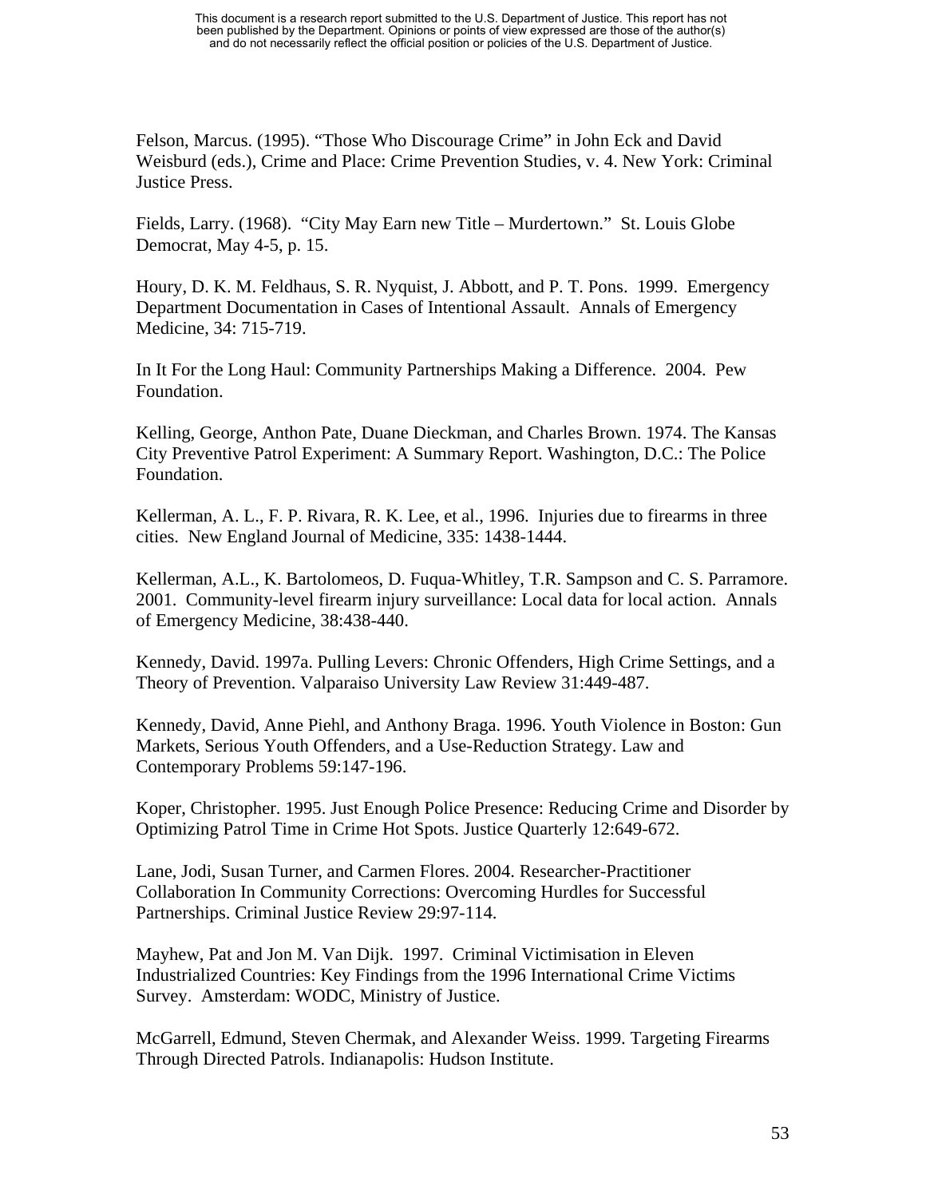Felson, Marcus. (1995). “Those Who Discourage Crime” in John Eck and David Weisburd (eds.), Crime and Place: Crime Prevention Studies, v. 4. New York: Criminal Justice Press.

Fields, Larry. (1968). “City May Earn new Title – Murdertown.” St. Louis Globe Democrat, May 4-5, p. 15.

Houry, D. K. M. Feldhaus, S. R. Nyquist, J. Abbott, and P. T. Pons. 1999. Emergency Department Documentation in Cases of Intentional Assault. Annals of Emergency Medicine, 34: 715-719.

In It For the Long Haul: Community Partnerships Making a Difference. 2004. Pew Foundation.

Kelling, George, Anthon Pate, Duane Dieckman, and Charles Brown. 1974. The Kansas City Preventive Patrol Experiment: A Summary Report. Washington, D.C.: The Police Foundation.

Kellerman, A. L., F. P. Rivara, R. K. Lee, et al., 1996. Injuries due to firearms in three cities. New England Journal of Medicine, 335: 1438-1444.

Kellerman, A.L., K. Bartolomeos, D. Fuqua-Whitley, T.R. Sampson and C. S. Parramore. 2001. Community-level firearm injury surveillance: Local data for local action. Annals of Emergency Medicine, 38:438-440.

Kennedy, David. 1997a. Pulling Levers: Chronic Offenders, High Crime Settings, and a Theory of Prevention. Valparaiso University Law Review 31:449-487.

Kennedy, David, Anne Piehl, and Anthony Braga. 1996. Youth Violence in Boston: Gun Markets, Serious Youth Offenders, and a Use-Reduction Strategy. Law and Contemporary Problems 59:147-196.

Koper, Christopher. 1995. Just Enough Police Presence: Reducing Crime and Disorder by Optimizing Patrol Time in Crime Hot Spots. Justice Quarterly 12:649-672.

Lane, Jodi, Susan Turner, and Carmen Flores. 2004. Researcher-Practitioner Collaboration In Community Corrections: Overcoming Hurdles for Successful Partnerships. Criminal Justice Review 29:97-114.

Mayhew, Pat and Jon M. Van Dijk. 1997. Criminal Victimisation in Eleven Industrialized Countries: Key Findings from the 1996 International Crime Victims Survey. Amsterdam: WODC, Ministry of Justice.

McGarrell, Edmund, Steven Chermak, and Alexander Weiss. 1999. Targeting Firearms Through Directed Patrols. Indianapolis: Hudson Institute.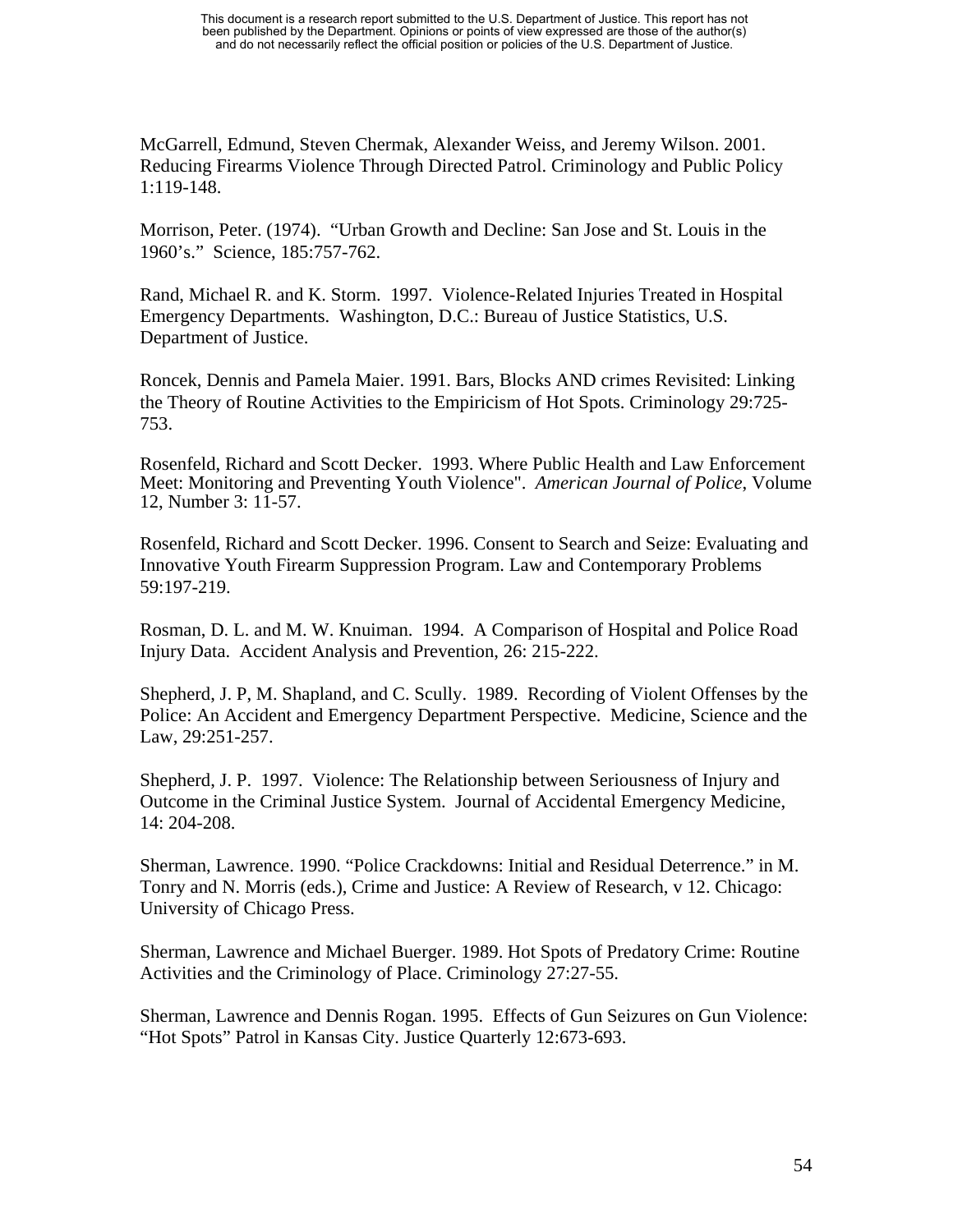McGarrell, Edmund, Steven Chermak, Alexander Weiss, and Jeremy Wilson. 2001. Reducing Firearms Violence Through Directed Patrol. Criminology and Public Policy 1:119-148.

Morrison, Peter. (1974). "Urban Growth and Decline: San Jose and St. Louis in the 1960's." Science, 185:757-762.

Rand, Michael R. and K. Storm. 1997. Violence-Related Injuries Treated in Hospital Emergency Departments. Washington, D.C.: Bureau of Justice Statistics, U.S. Department of Justice.

Roncek, Dennis and Pamela Maier. 1991. Bars, Blocks AND crimes Revisited: Linking the Theory of Routine Activities to the Empiricism of Hot Spots. Criminology 29:725-753.

Rosenfeld, Richard and Scott Decker. 1993. Where Public Health and Law Enforcement Meet: Monitoring and Preventing Youth Violence". *American Journal of Police*, Volume 12, Number 3: 11-57.

Rosenfeld, Richard and Scott Decker. 1996. Consent to Search and Seize: Evaluating and Innovative Youth Firearm Suppression Program. Law and Contemporary Problems 59:197-219.

Rosman, D. L. and M. W. Knuiman. 1994. A Comparison of Hospital and Police Road Injury Data. Accident Analysis and Prevention, 26: 215-222.

Shepherd, J. P, M. Shapland, and C. Scully. 1989. Recording of Violent Offenses by the Police: An Accident and Emergency Department Perspective. Medicine, Science and the Law, 29:251-257.

Shepherd, J. P. 1997. Violence: The Relationship between Seriousness of Injury and Outcome in the Criminal Justice System. Journal of Accidental Emergency Medicine, 14: 204-208.

Sherman, Lawrence. 1990. "Police Crackdowns: Initial and Residual Deterrence." in M. Tonry and N. Morris (eds.), Crime and Justice: A Review of Research, v 12. Chicago: University of Chicago Press.

Sherman, Lawrence and Michael Buerger. 1989. Hot Spots of Predatory Crime: Routine Activities and the Criminology of Place. Criminology 27:27-55.

Sherman, Lawrence and Dennis Rogan. 1995. Effects of Gun Seizures on Gun Violence: "Hot Spots" Patrol in Kansas City. Justice Quarterly 12:673-693.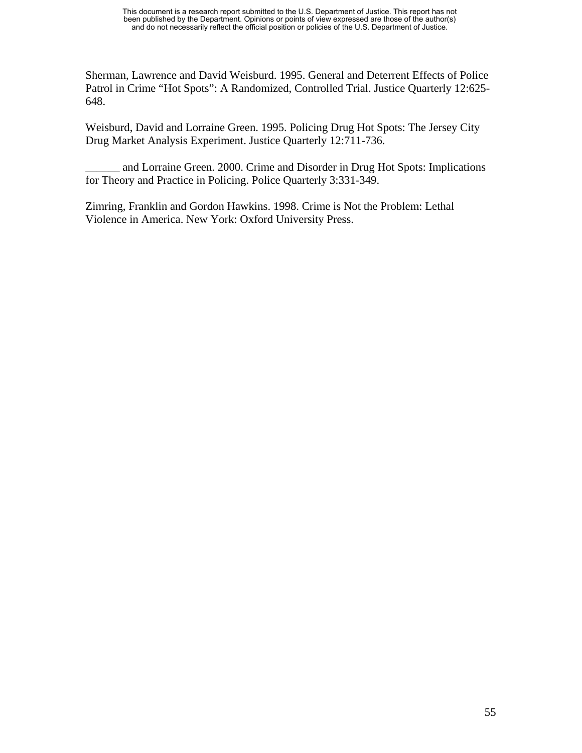Sherman, Lawrence and David Weisburd. 1995. General and Deterrent Effects of Police Patrol in Crime "Hot Spots": A Randomized, Controlled Trial. Justice Quarterly 12:625-648.

Weisburd, David and Lorraine Green. 1995. Policing Drug Hot Spots: The Jersey City Drug Market Analysis Experiment. Justice Quarterly 12:711-736.

______ and Lorraine Green. 2000. Crime and Disorder in Drug Hot Spots: Implications for Theory and Practice in Policing. Police Quarterly 3:331-349.

Zimring, Franklin and Gordon Hawkins. 1998. Crime is Not the Problem: Lethal Violence in America. New York: Oxford University Press.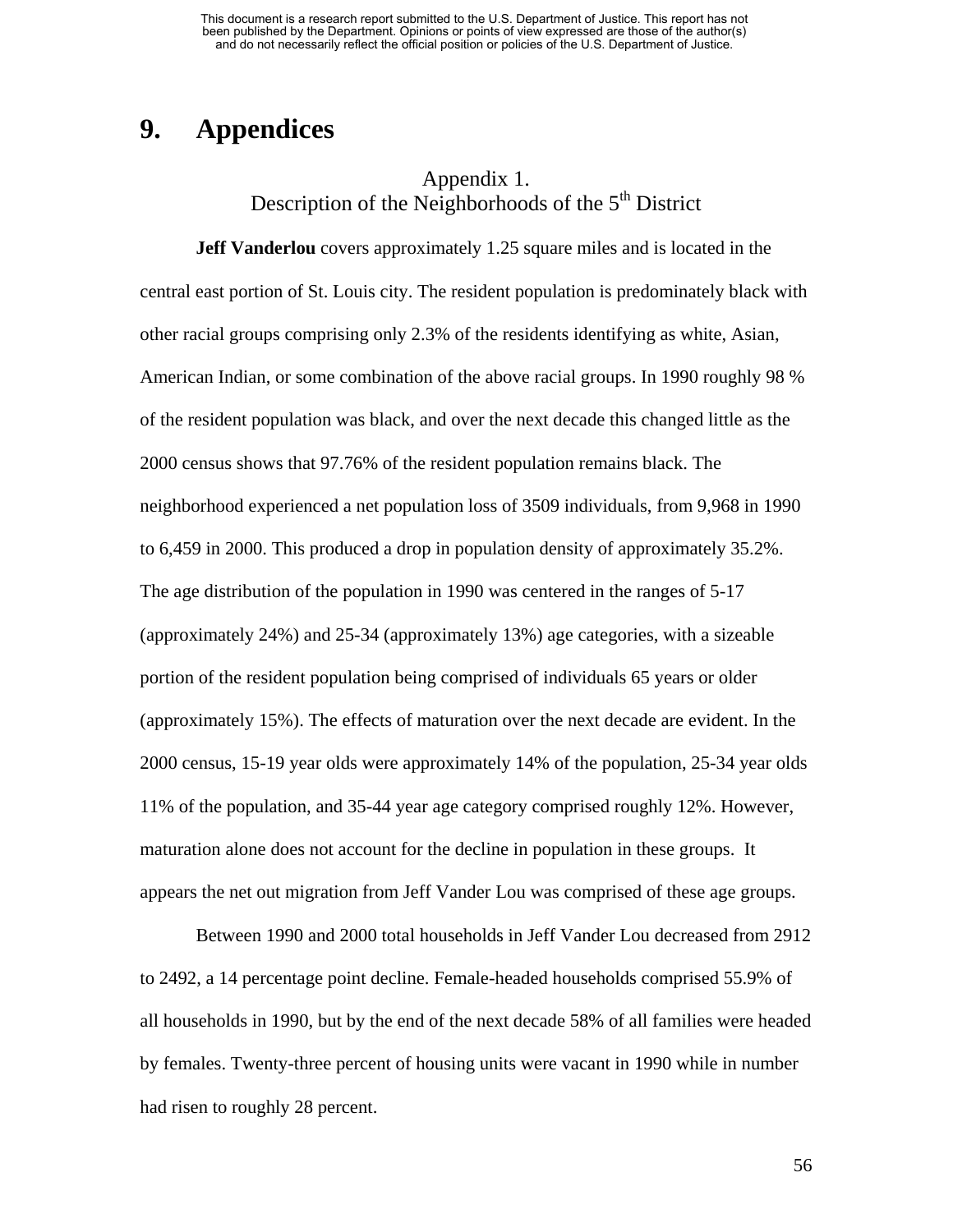# 9. Appendices

## Appendix 1.
## Description of the Neighborhoods of the 5th District

**Jeff Vanderlou** covers approximately 1.25 square miles and is located in the central east portion of St. Louis city. The resident population is predominately black with other racial groups comprising only 2.3% of the residents identifying as white, Asian, American Indian, or some combination of the above racial groups. In 1990 roughly 98 % of the resident population was black, and over the next decade this changed little as the 2000 census shows that 97.76% of the resident population remains black. The neighborhood experienced a net population loss of 3509 individuals, from 9,968 in 1990 to 6,459 in 2000. This produced a drop in population density of approximately 35.2%. The age distribution of the population in 1990 was centered in the ranges of 5-17 (approximately 24%) and 25-34 (approximately 13%) age categories, with a sizeable portion of the resident population being comprised of individuals 65 years or older (approximately 15%). The effects of maturation over the next decade are evident. In the 2000 census, 15-19 year olds were approximately 14% of the population, 25-34 year olds 11% of the population, and 35-44 year age category comprised roughly 12%. However, maturation alone does not account for the decline in population in these groups. It appears the net out migration from Jeff Vander Lou was comprised of these age groups.

Between 1990 and 2000 total households in Jeff Vander Lou decreased from 2912 to 2492, a 14 percentage point decline. Female-headed households comprised 55.9% of all households in 1990, but by the end of the next decade 58% of all families were headed by females. Twenty-three percent of housing units were vacant in 1990 while in number had risen to roughly 28 percent.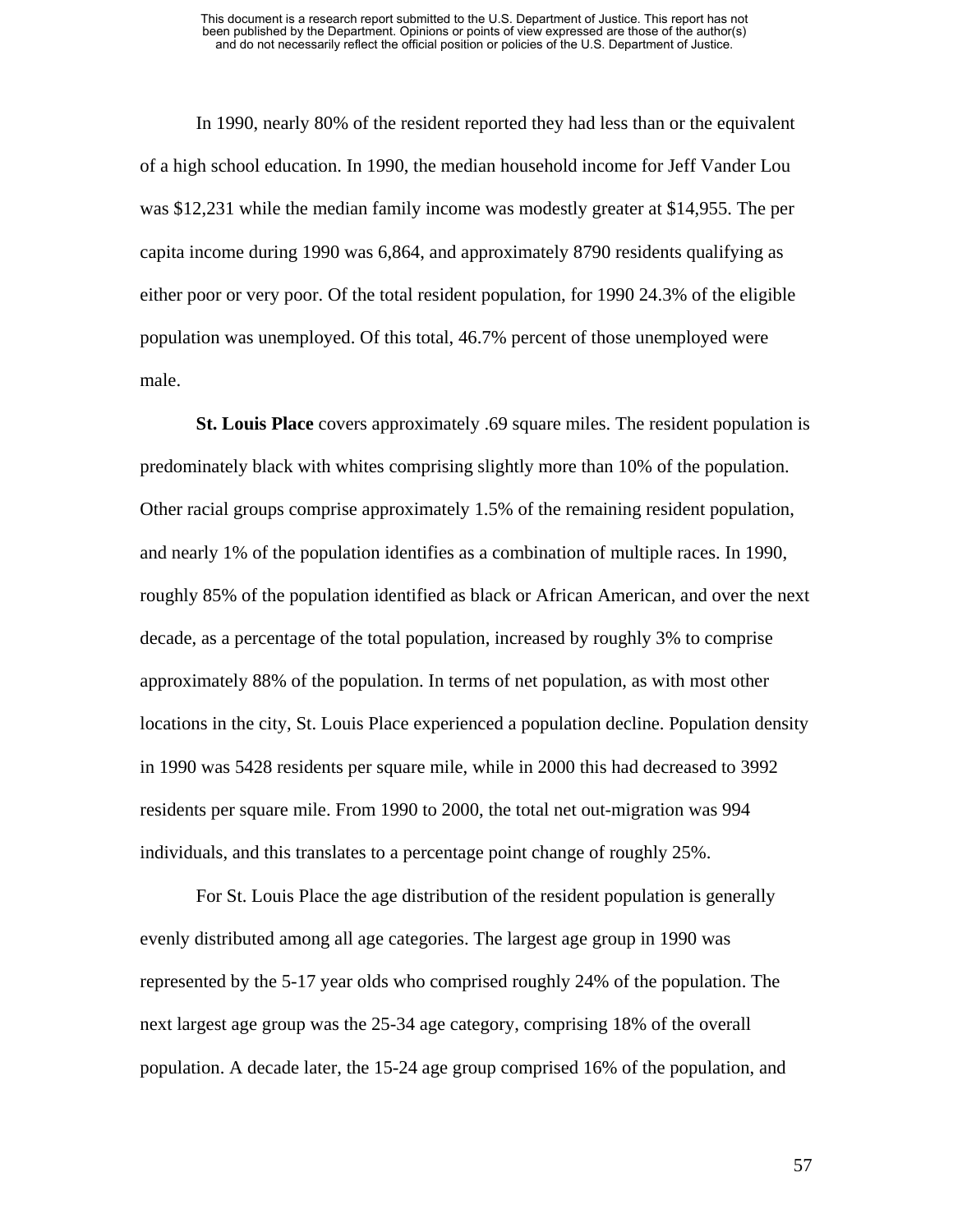In 1990, nearly 80% of the resident reported they had less than or the equivalent of a high school education. In 1990, the median household income for Jeff Vander Lou was $12,231 while the median family income was modestly greater at $14,955. The per capita income during 1990 was 6,864, and approximately 8790 residents qualifying as either poor or very poor. Of the total resident population, for 1990 24.3% of the eligible population was unemployed. Of this total, 46.7% percent of those unemployed were male.

**St. Louis Place** covers approximately .69 square miles. The resident population is predominately black with whites comprising slightly more than 10% of the population. Other racial groups comprise approximately 1.5% of the remaining resident population, and nearly 1% of the population identifies as a combination of multiple races. In 1990, roughly 85% of the population identified as black or African American, and over the next decade, as a percentage of the total population, increased by roughly 3% to comprise approximately 88% of the population. In terms of net population, as with most other locations in the city, St. Louis Place experienced a population decline. Population density in 1990 was 5428 residents per square mile, while in 2000 this had decreased to 3992 residents per square mile. From 1990 to 2000, the total net out-migration was 994 individuals, and this translates to a percentage point change of roughly 25%.

For St. Louis Place the age distribution of the resident population is generally evenly distributed among all age categories. The largest age group in 1990 was represented by the 5-17 year olds who comprised roughly 24% of the population. The next largest age group was the 25-34 age category, comprising 18% of the overall population. A decade later, the 15-24 age group comprised 16% of the population, and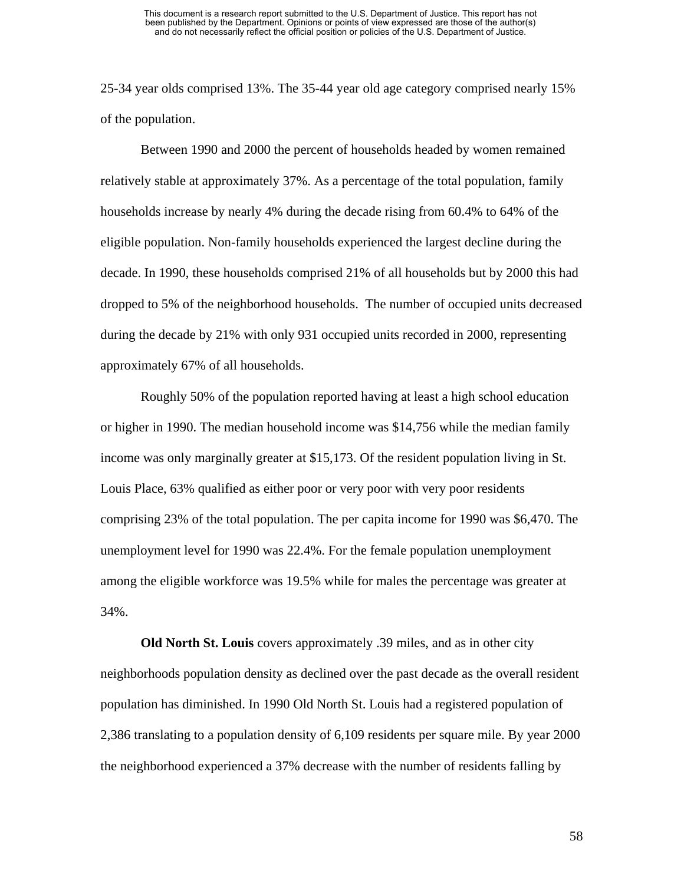25-34 year olds comprised 13%. The 35-44 year old age category comprised nearly 15% of the population.

Between 1990 and 2000 the percent of households headed by women remained relatively stable at approximately 37%. As a percentage of the total population, family households increase by nearly 4% during the decade rising from 60.4% to 64% of the eligible population. Non-family households experienced the largest decline during the decade. In 1990, these households comprised 21% of all households but by 2000 this had dropped to 5% of the neighborhood households. The number of occupied units decreased during the decade by 21% with only 931 occupied units recorded in 2000, representing approximately 67% of all households.

Roughly 50% of the population reported having at least a high school education or higher in 1990. The median household income was $14,756 while the median family income was only marginally greater at $15,173. Of the resident population living in St. Louis Place, 63% qualified as either poor or very poor with very poor residents comprising 23% of the total population. The per capita income for 1990 was $6,470. The unemployment level for 1990 was 22.4%. For the female population unemployment among the eligible workforce was 19.5% while for males the percentage was greater at 34%.

**Old North St. Louis** covers approximately .39 miles, and as in other city neighborhoods population density as declined over the past decade as the overall resident population has diminished. In 1990 Old North St. Louis had a registered population of 2,386 translating to a population density of 6,109 residents per square mile. By year 2000 the neighborhood experienced a 37% decrease with the number of residents falling by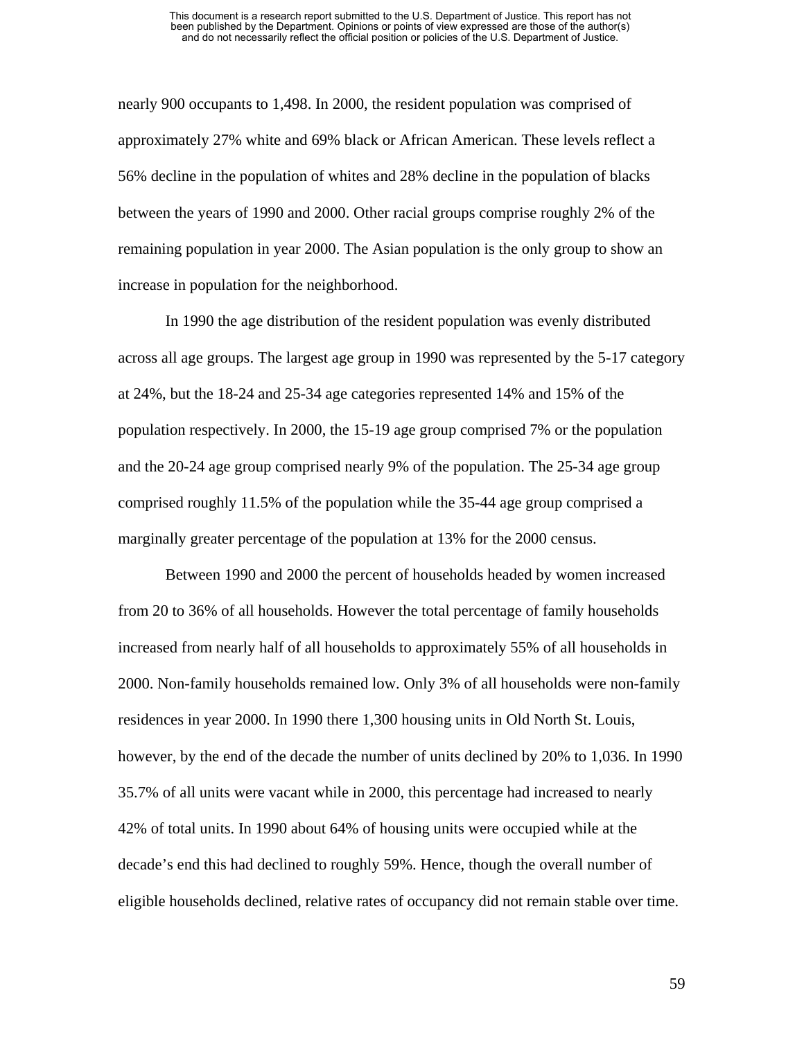nearly 900 occupants to 1,498. In 2000, the resident population was comprised of approximately 27% white and 69% black or African American. These levels reflect a 56% decline in the population of whites and 28% decline in the population of blacks between the years of 1990 and 2000. Other racial groups comprise roughly 2% of the remaining population in year 2000. The Asian population is the only group to show an increase in population for the neighborhood.

In 1990 the age distribution of the resident population was evenly distributed across all age groups. The largest age group in 1990 was represented by the 5-17 category at 24%, but the 18-24 and 25-34 age categories represented 14% and 15% of the population respectively. In 2000, the 15-19 age group comprised 7% or the population and the 20-24 age group comprised nearly 9% of the population. The 25-34 age group comprised roughly 11.5% of the population while the 35-44 age group comprised a marginally greater percentage of the population at 13% for the 2000 census.

Between 1990 and 2000 the percent of households headed by women increased from 20 to 36% of all households. However the total percentage of family households increased from nearly half of all households to approximately 55% of all households in 2000. Non-family households remained low. Only 3% of all households were non-family residences in year 2000. In 1990 there 1,300 housing units in Old North St. Louis, however, by the end of the decade the number of units declined by 20% to 1,036. In 1990 35.7% of all units were vacant while in 2000, this percentage had increased to nearly 42% of total units. In 1990 about 64% of housing units were occupied while at the decade's end this had declined to roughly 59%. Hence, though the overall number of eligible households declined, relative rates of occupancy did not remain stable over time.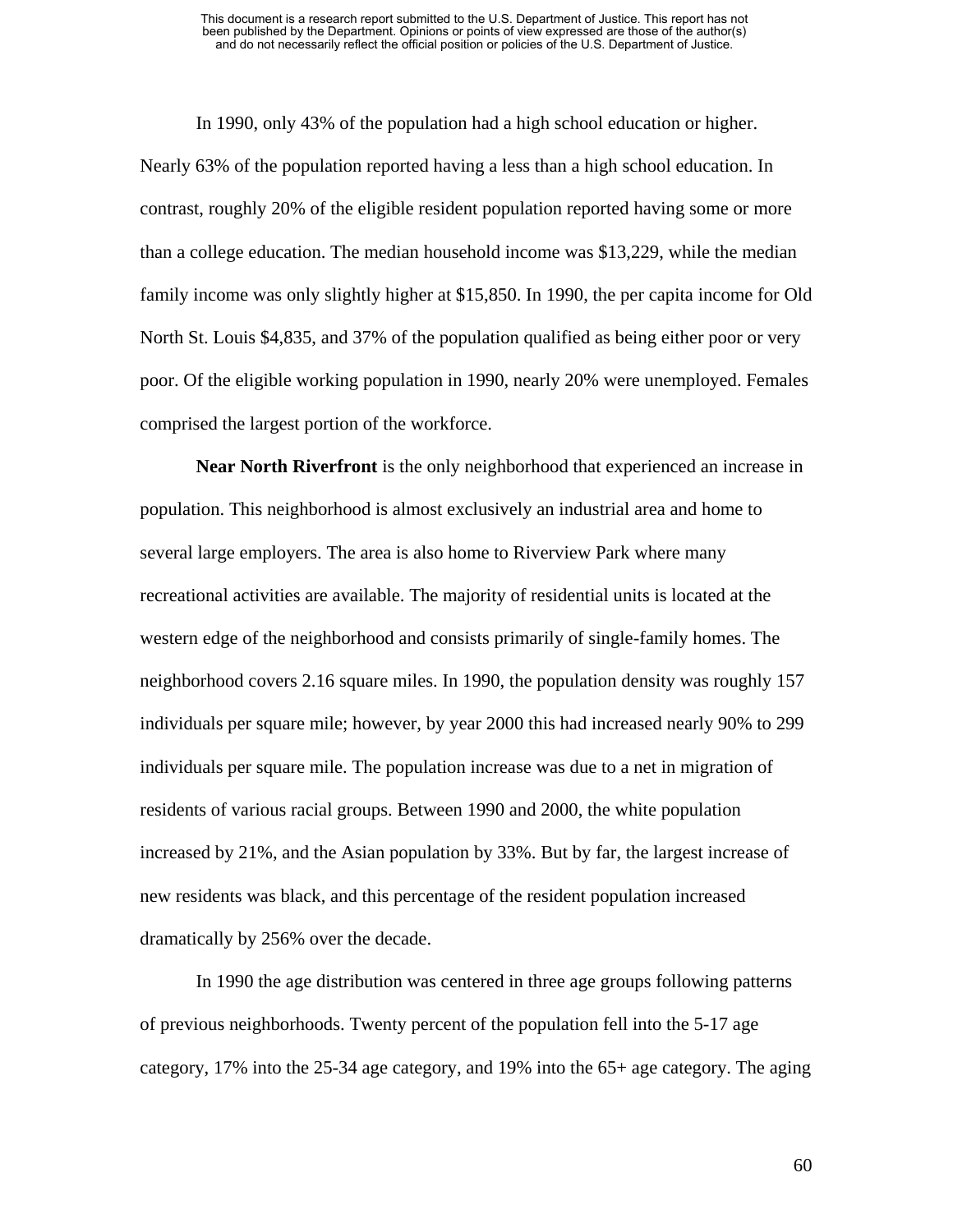In 1990, only 43% of the population had a high school education or higher. Nearly 63% of the population reported having a less than a high school education. In contrast, roughly 20% of the eligible resident population reported having some or more than a college education. The median household income was $13,229, while the median family income was only slightly higher at $15,850. In 1990, the per capita income for Old North St. Louis $4,835, and 37% of the population qualified as being either poor or very poor. Of the eligible working population in 1990, nearly 20% were unemployed. Females comprised the largest portion of the workforce.

**Near North Riverfront** is the only neighborhood that experienced an increase in population. This neighborhood is almost exclusively an industrial area and home to several large employers. The area is also home to Riverview Park where many recreational activities are available. The majority of residential units is located at the western edge of the neighborhood and consists primarily of single-family homes. The neighborhood covers 2.16 square miles. In 1990, the population density was roughly 157 individuals per square mile; however, by year 2000 this had increased nearly 90% to 299 individuals per square mile. The population increase was due to a net in migration of residents of various racial groups. Between 1990 and 2000, the white population increased by 21%, and the Asian population by 33%. But by far, the largest increase of new residents was black, and this percentage of the resident population increased dramatically by 256% over the decade.

In 1990 the age distribution was centered in three age groups following patterns of previous neighborhoods. Twenty percent of the population fell into the 5-17 age category, 17% into the 25-34 age category, and 19% into the 65+ age category. The aging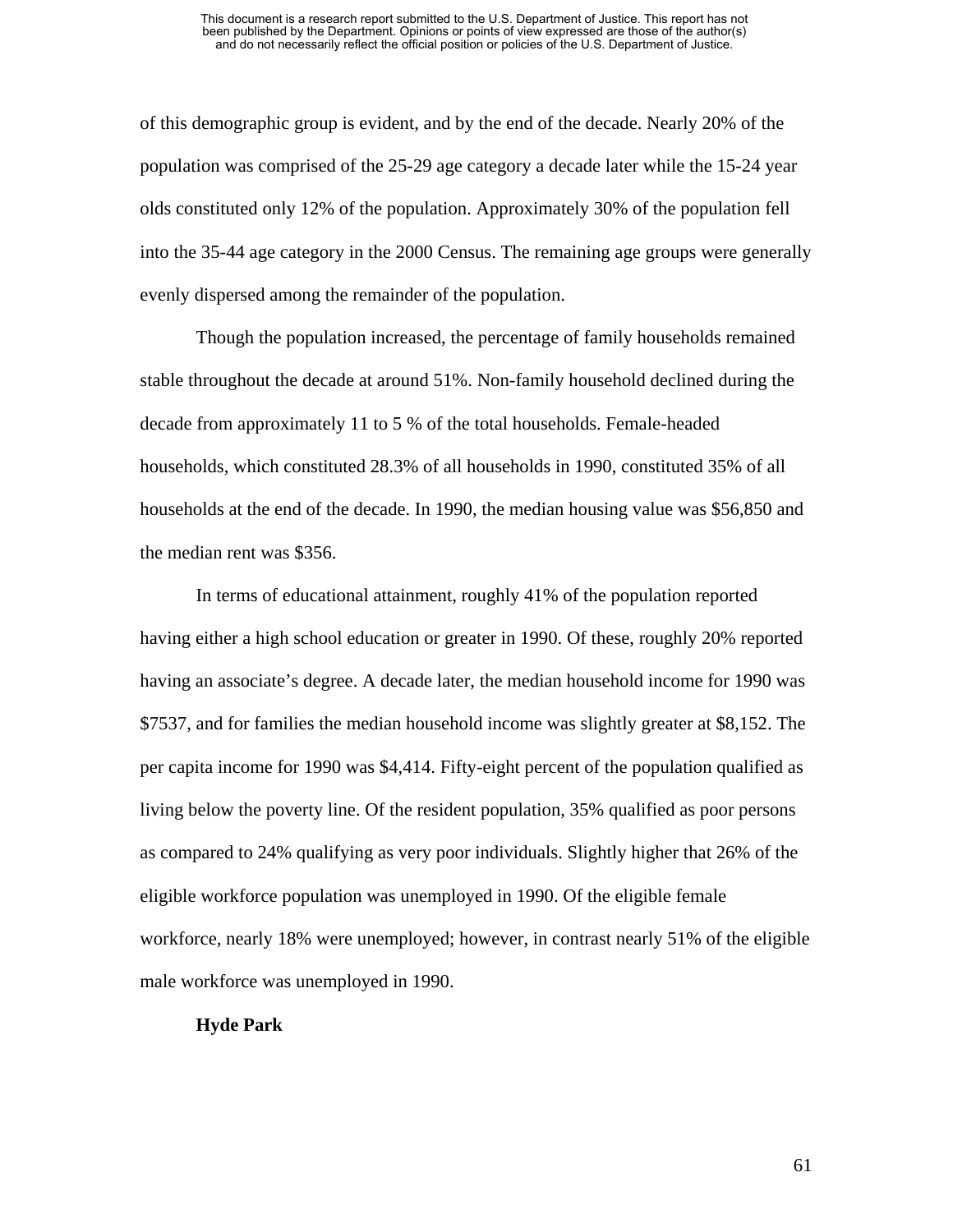of this demographic group is evident, and by the end of the decade. Nearly 20% of the population was comprised of the 25-29 age category a decade later while the 15-24 year olds constituted only 12% of the population. Approximately 30% of the population fell into the 35-44 age category in the 2000 Census. The remaining age groups were generally evenly dispersed among the remainder of the population.

Though the population increased, the percentage of family households remained stable throughout the decade at around 51%. Non-family household declined during the decade from approximately 11 to 5 % of the total households. Female-headed households, which constituted 28.3% of all households in 1990, constituted 35% of all households at the end of the decade. In 1990, the median housing value was $56,850 and the median rent was $356.

In terms of educational attainment, roughly 41% of the population reported having either a high school education or greater in 1990. Of these, roughly 20% reported having an associate's degree. A decade later, the median household income for 1990 was $7537, and for families the median household income was slightly greater at $8,152. The per capita income for 1990 was $4,414. Fifty-eight percent of the population qualified as living below the poverty line. Of the resident population, 35% qualified as poor persons as compared to 24% qualifying as very poor individuals. Slightly higher that 26% of the eligible workforce population was unemployed in 1990. Of the eligible female workforce, nearly 18% were unemployed; however, in contrast nearly 51% of the eligible male workforce was unemployed in 1990.

**Hyde Park**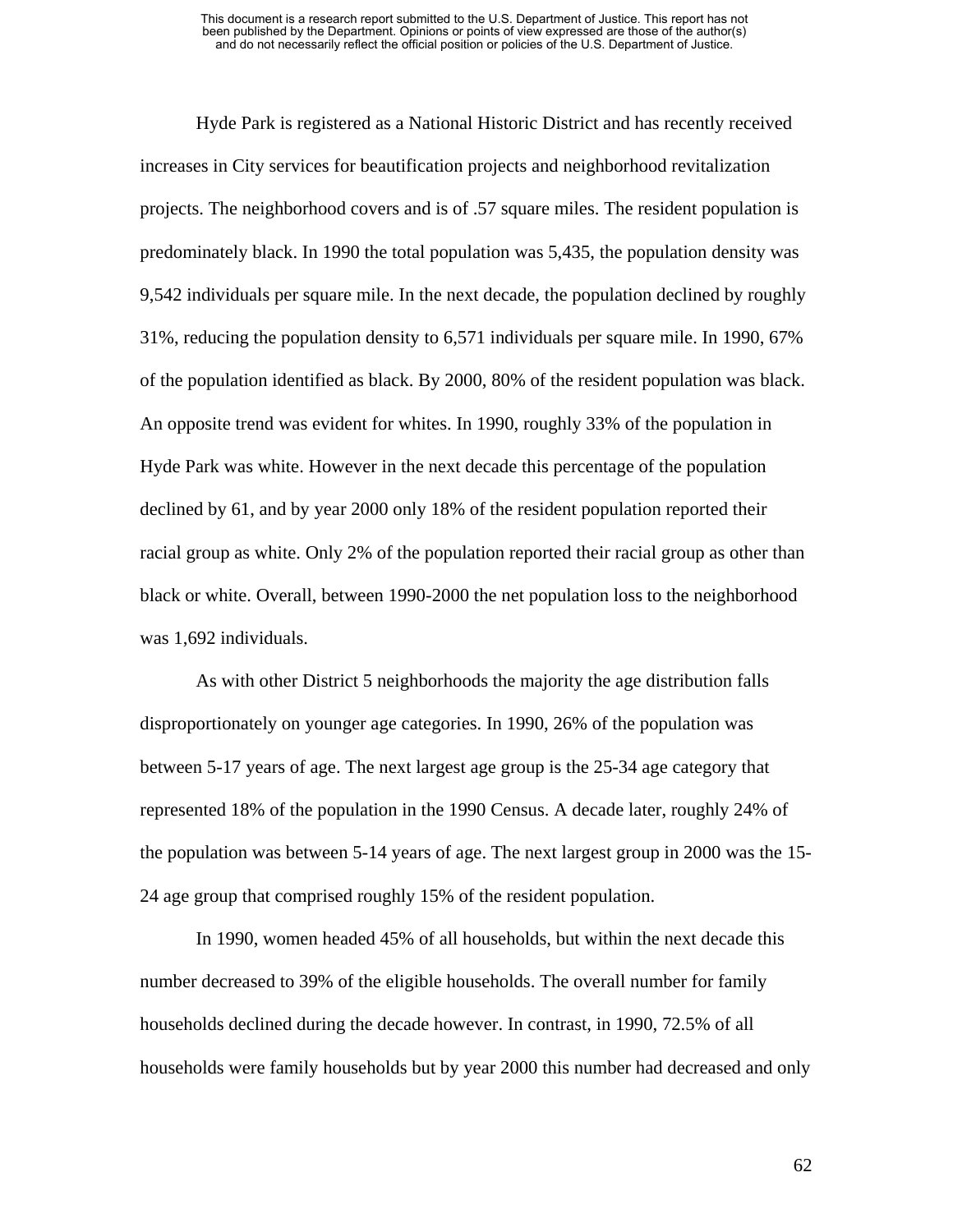Hyde Park is registered as a National Historic District and has recently received increases in City services for beautification projects and neighborhood revitalization projects. The neighborhood covers and is of .57 square miles. The resident population is predominately black. In 1990 the total population was 5,435, the population density was 9,542 individuals per square mile. In the next decade, the population declined by roughly 31%, reducing the population density to 6,571 individuals per square mile. In 1990, 67% of the population identified as black. By 2000, 80% of the resident population was black. An opposite trend was evident for whites. In 1990, roughly 33% of the population in Hyde Park was white. However in the next decade this percentage of the population declined by 61, and by year 2000 only 18% of the resident population reported their racial group as white. Only 2% of the population reported their racial group as other than black or white. Overall, between 1990-2000 the net population loss to the neighborhood was 1,692 individuals.

As with other District 5 neighborhoods the majority the age distribution falls disproportionately on younger age categories. In 1990, 26% of the population was between 5-17 years of age. The next largest age group is the 25-34 age category that represented 18% of the population in the 1990 Census. A decade later, roughly 24% of the population was between 5-14 years of age. The next largest group in 2000 was the 15-24 age group that comprised roughly 15% of the resident population.

In 1990, women headed 45% of all households, but within the next decade this number decreased to 39% of the eligible households. The overall number for family households declined during the decade however. In contrast, in 1990, 72.5% of all households were family households but by year 2000 this number had decreased and only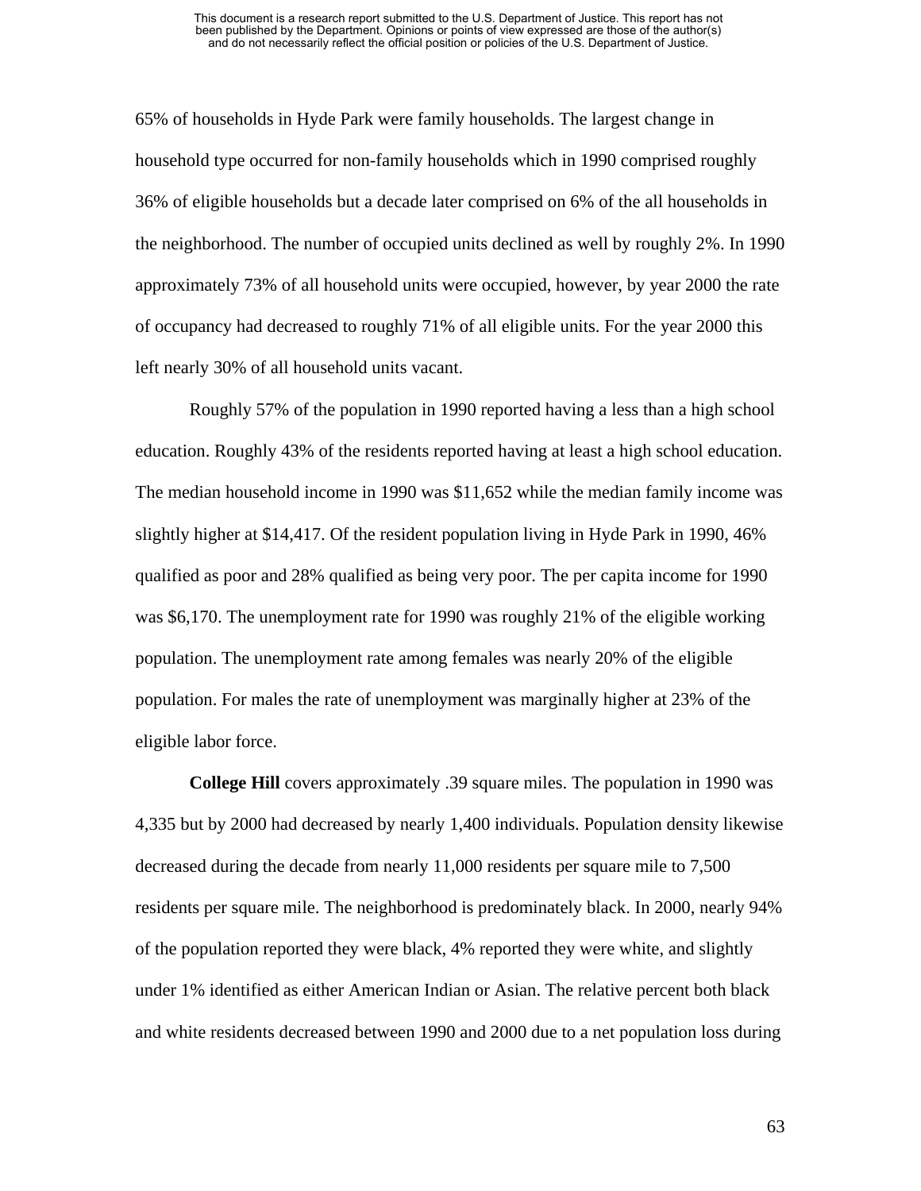65% of households in Hyde Park were family households. The largest change in household type occurred for non-family households which in 1990 comprised roughly 36% of eligible households but a decade later comprised on 6% of the all households in the neighborhood. The number of occupied units declined as well by roughly 2%. In 1990 approximately 73% of all household units were occupied, however, by year 2000 the rate of occupancy had decreased to roughly 71% of all eligible units. For the year 2000 this left nearly 30% of all household units vacant.

Roughly 57% of the population in 1990 reported having a less than a high school education. Roughly 43% of the residents reported having at least a high school education. The median household income in 1990 was $11,652 while the median family income was slightly higher at $14,417. Of the resident population living in Hyde Park in 1990, 46% qualified as poor and 28% qualified as being very poor. The per capita income for 1990 was $6,170. The unemployment rate for 1990 was roughly 21% of the eligible working population. The unemployment rate among females was nearly 20% of the eligible population. For males the rate of unemployment was marginally higher at 23% of the eligible labor force.

**College Hill** covers approximately .39 square miles. The population in 1990 was 4,335 but by 2000 had decreased by nearly 1,400 individuals. Population density likewise decreased during the decade from nearly 11,000 residents per square mile to 7,500 residents per square mile. The neighborhood is predominately black. In 2000, nearly 94% of the population reported they were black, 4% reported they were white, and slightly under 1% identified as either American Indian or Asian. The relative percent both black and white residents decreased between 1990 and 2000 due to a net population loss during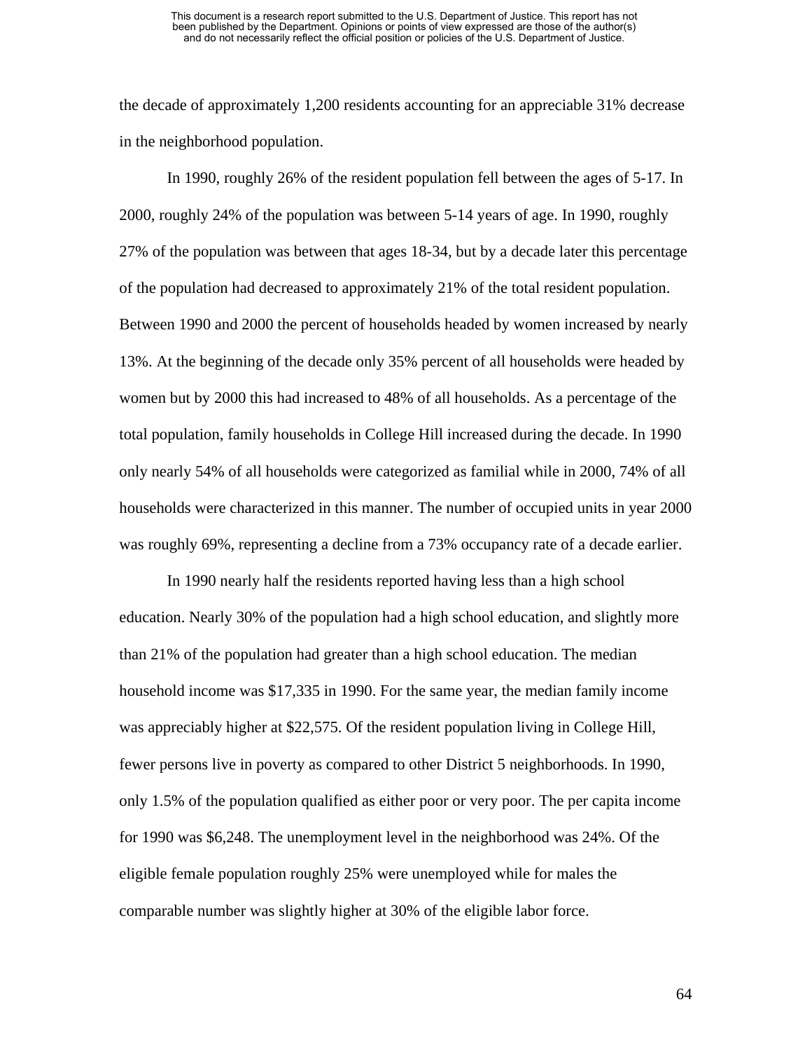the decade of approximately 1,200 residents accounting for an appreciable 31% decrease in the neighborhood population.

In 1990, roughly 26% of the resident population fell between the ages of 5-17. In 2000, roughly 24% of the population was between 5-14 years of age. In 1990, roughly 27% of the population was between that ages 18-34, but by a decade later this percentage of the population had decreased to approximately 21% of the total resident population. Between 1990 and 2000 the percent of households headed by women increased by nearly 13%. At the beginning of the decade only 35% percent of all households were headed by women but by 2000 this had increased to 48% of all households. As a percentage of the total population, family households in College Hill increased during the decade. In 1990 only nearly 54% of all households were categorized as familial while in 2000, 74% of all households were characterized in this manner. The number of occupied units in year 2000 was roughly 69%, representing a decline from a 73% occupancy rate of a decade earlier.

In 1990 nearly half the residents reported having less than a high school education. Nearly 30% of the population had a high school education, and slightly more than 21% of the population had greater than a high school education. The median household income was $17,335 in 1990. For the same year, the median family income was appreciably higher at $22,575. Of the resident population living in College Hill, fewer persons live in poverty as compared to other District 5 neighborhoods. In 1990, only 1.5% of the population qualified as either poor or very poor. The per capita income for 1990 was $6,248. The unemployment level in the neighborhood was 24%. Of the eligible female population roughly 25% were unemployed while for males the comparable number was slightly higher at 30% of the eligible labor force.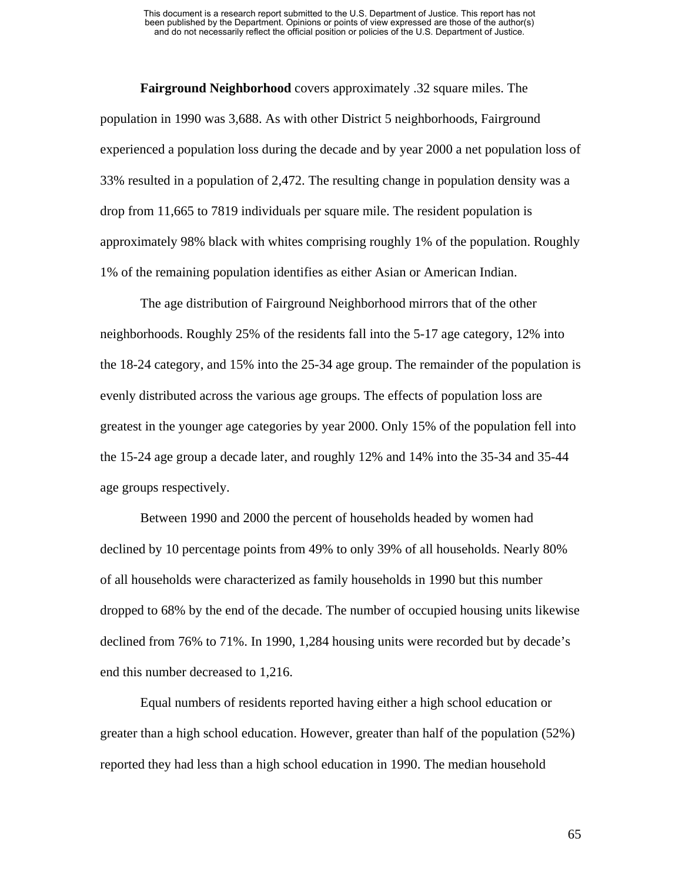**Fairground Neighborhood** covers approximately .32 square miles. The population in 1990 was 3,688. As with other District 5 neighborhoods, Fairground experienced a population loss during the decade and by year 2000 a net population loss of 33% resulted in a population of 2,472. The resulting change in population density was a drop from 11,665 to 7819 individuals per square mile. The resident population is approximately 98% black with whites comprising roughly 1% of the population. Roughly 1% of the remaining population identifies as either Asian or American Indian.

The age distribution of Fairground Neighborhood mirrors that of the other neighborhoods. Roughly 25% of the residents fall into the 5-17 age category, 12% into the 18-24 category, and 15% into the 25-34 age group. The remainder of the population is evenly distributed across the various age groups. The effects of population loss are greatest in the younger age categories by year 2000. Only 15% of the population fell into the 15-24 age group a decade later, and roughly 12% and 14% into the 35-34 and 35-44 age groups respectively.

Between 1990 and 2000 the percent of households headed by women had declined by 10 percentage points from 49% to only 39% of all households. Nearly 80% of all households were characterized as family households in 1990 but this number dropped to 68% by the end of the decade. The number of occupied housing units likewise declined from 76% to 71%. In 1990, 1,284 housing units were recorded but by decade's end this number decreased to 1,216.

Equal numbers of residents reported having either a high school education or greater than a high school education. However, greater than half of the population (52%) reported they had less than a high school education in 1990. The median household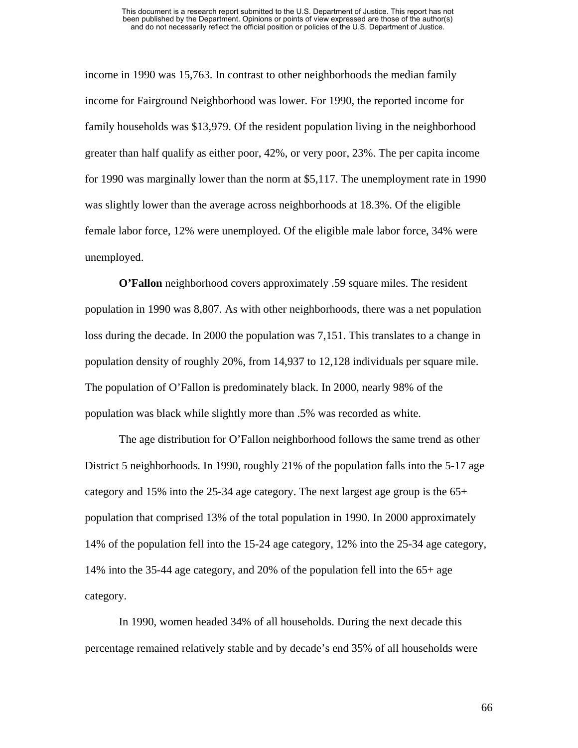income in 1990 was 15,763. In contrast to other neighborhoods the median family income for Fairground Neighborhood was lower. For 1990, the reported income for family households was $13,979. Of the resident population living in the neighborhood greater than half qualify as either poor, 42%, or very poor, 23%. The per capita income for 1990 was marginally lower than the norm at $5,117. The unemployment rate in 1990 was slightly lower than the average across neighborhoods at 18.3%. Of the eligible female labor force, 12% were unemployed. Of the eligible male labor force, 34% were unemployed.

**O'Fallon** neighborhood covers approximately .59 square miles. The resident population in 1990 was 8,807. As with other neighborhoods, there was a net population loss during the decade. In 2000 the population was 7,151. This translates to a change in population density of roughly 20%, from 14,937 to 12,128 individuals per square mile. The population of O'Fallon is predominately black. In 2000, nearly 98% of the population was black while slightly more than .5% was recorded as white.

The age distribution for O'Fallon neighborhood follows the same trend as other District 5 neighborhoods. In 1990, roughly 21% of the population falls into the 5-17 age category and 15% into the 25-34 age category. The next largest age group is the 65+ population that comprised 13% of the total population in 1990. In 2000 approximately 14% of the population fell into the 15-24 age category, 12% into the 25-34 age category, 14% into the 35-44 age category, and 20% of the population fell into the 65+ age category.

In 1990, women headed 34% of all households. During the next decade this percentage remained relatively stable and by decade's end 35% of all households were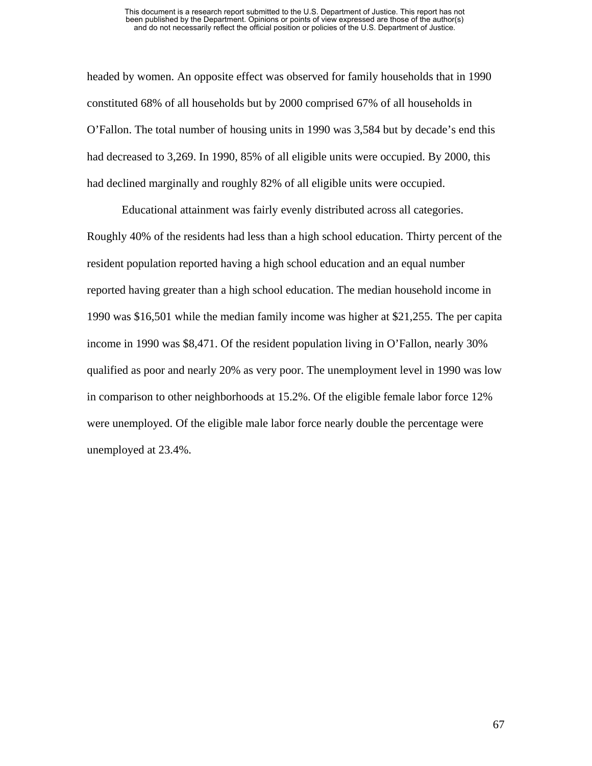headed by women. An opposite effect was observed for family households that in 1990 constituted 68% of all households but by 2000 comprised 67% of all households in O'Fallon. The total number of housing units in 1990 was 3,584 but by decade's end this had decreased to 3,269. In 1990, 85% of all eligible units were occupied. By 2000, this had declined marginally and roughly 82% of all eligible units were occupied.

Educational attainment was fairly evenly distributed across all categories. Roughly 40% of the residents had less than a high school education. Thirty percent of the resident population reported having a high school education and an equal number reported having greater than a high school education. The median household income in 1990 was $16,501 while the median family income was higher at $21,255. The per capita income in 1990 was $8,471. Of the resident population living in O'Fallon, nearly 30% qualified as poor and nearly 20% as very poor. The unemployment level in 1990 was low in comparison to other neighborhoods at 15.2%. Of the eligible female labor force 12% were unemployed. Of the eligible male labor force nearly double the percentage were unemployed at 23.4%.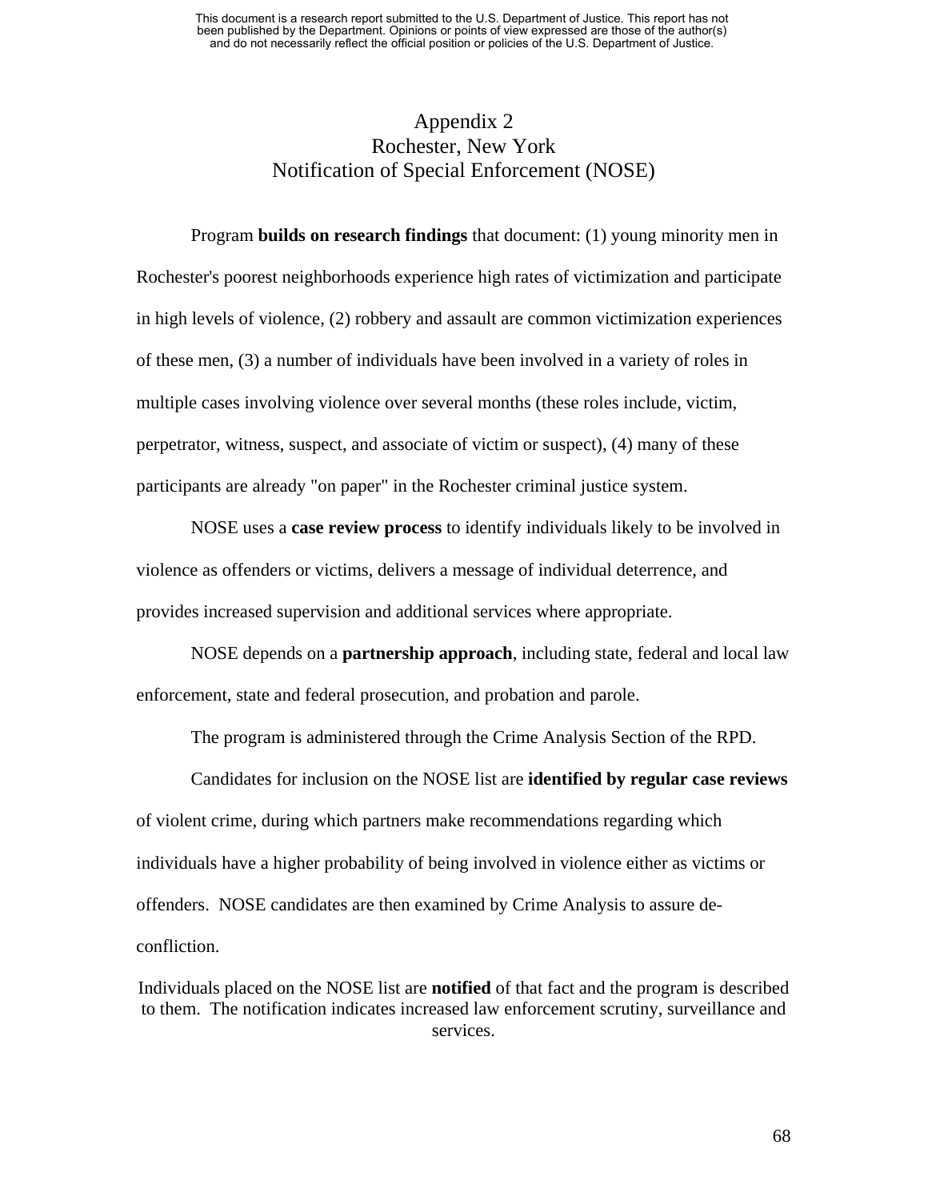# Appendix 2
## Rochester, New York
## Notification of Special Enforcement (NOSE)

Program **builds on research findings** that document: (1) young minority men in Rochester's poorest neighborhoods experience high rates of victimization and participate in high levels of violence, (2) robbery and assault are common victimization experiences of these men, (3) a number of individuals have been involved in a variety of roles in multiple cases involving violence over several months (these roles include, victim, perpetrator, witness, suspect, and associate of victim or suspect), (4) many of these participants are already "on paper" in the Rochester criminal justice system.

NOSE uses a **case review process** to identify individuals likely to be involved in violence as offenders or victims, delivers a message of individual deterrence, and provides increased supervision and additional services where appropriate.

NOSE depends on a **partnership approach**, including state, federal and local law enforcement, state and federal prosecution, and probation and parole.

The program is administered through the Crime Analysis Section of the RPD.

Candidates for inclusion on the NOSE list are **identified by regular case reviews** of violent crime, during which partners make recommendations regarding which individuals have a higher probability of being involved in violence either as victims or offenders. NOSE candidates are then examined by Crime Analysis to assure de-confliction.

Individuals placed on the NOSE list are **notified** of that fact and the program is described to them. The notification indicates increased law enforcement scrutiny, surveillance and services.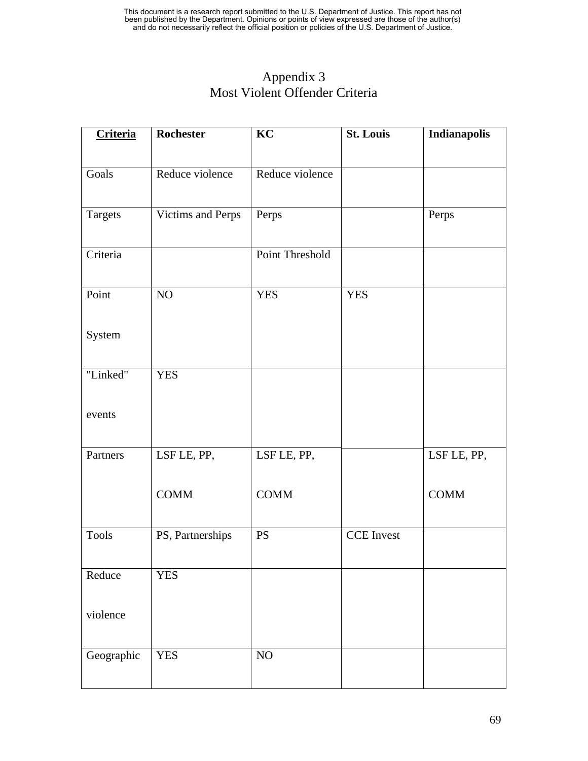# Appendix 3
## Most Violent Offender Criteria

| Criteria | Rochester | KC | St. Louis | Indianapolis |
|---|---|---|---|---|
| Goals | Reduce violence | Reduce violence | | |
| Targets | Victims and Perps | Perps | | Perps |
| Criteria | | Point Threshold | | |
| Point System | NO | YES | YES | |
| "Linked" events | YES | | | |
| Partners | LSF LE, PP, COMM | LSF LE, PP, COMM | | LSF LE, PP, COMM |
| Tools | PS, Partnerships | PS | CCE Invest | |
| Reduce violence | YES | | | |
| Geographic | YES | NO | | |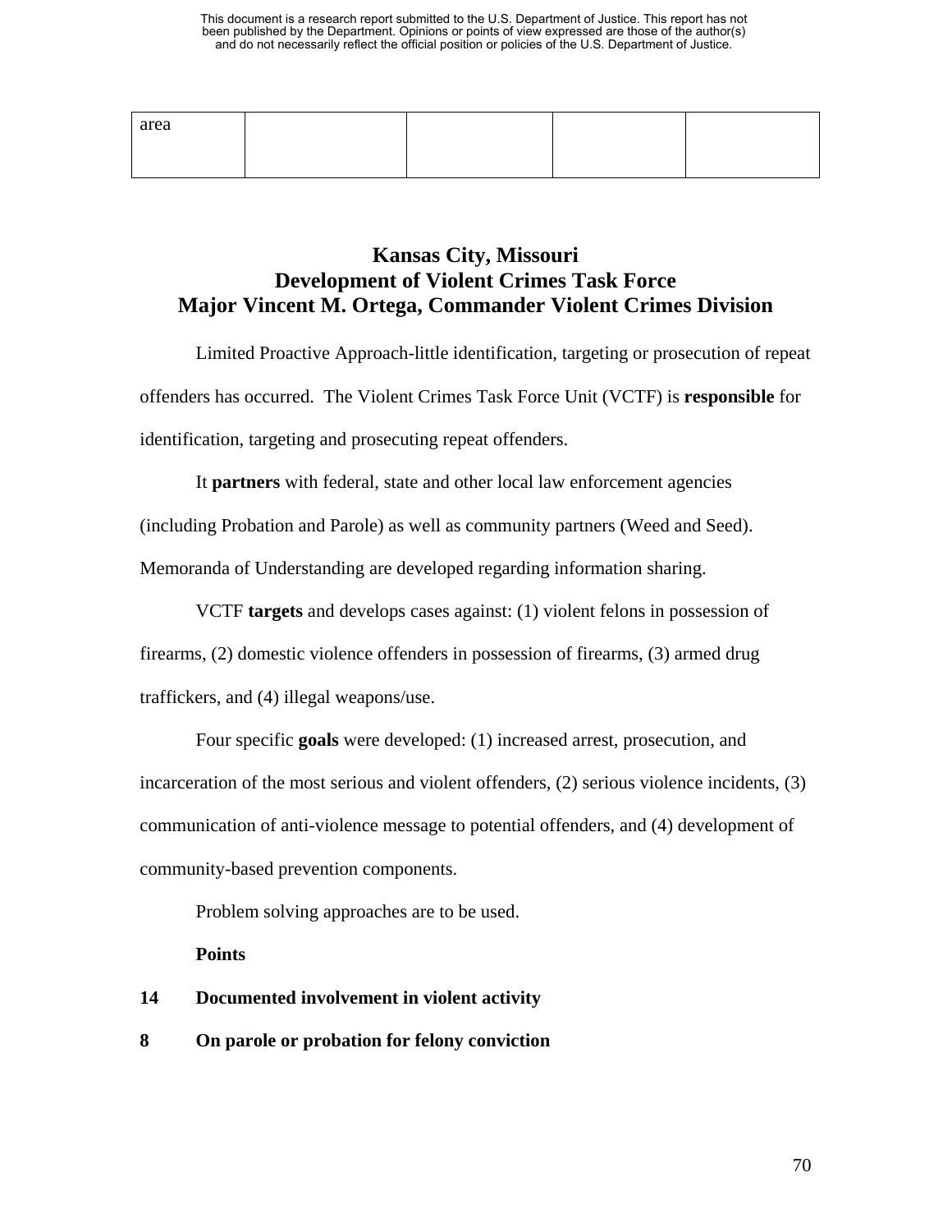| area | | | | |
|---|---|---|---|---|

## Kansas City, Missouri
## Development of Violent Crimes Task Force
## Major Vincent M. Ortega, Commander Violent Crimes Division

Limited Proactive Approach-little identification, targeting or prosecution of repeat offenders has occurred. The Violent Crimes Task Force Unit (VCTF) is **responsible** for identification, targeting and prosecuting repeat offenders.

It **partners** with federal, state and other local law enforcement agencies (including Probation and Parole) as well as community partners (Weed and Seed). Memoranda of Understanding are developed regarding information sharing.

VCTF **targets** and develops cases against: (1) violent felons in possession of firearms, (2) domestic violence offenders in possession of firearms, (3) armed drug traffickers, and (4) illegal weapons/use.

Four specific **goals** were developed: (1) increased arrest, prosecution, and incarceration of the most serious and violent offenders, (2) serious violence incidents, (3) communication of anti-violence message to potential offenders, and (4) development of community-based prevention components.

Problem solving approaches are to be used.

**Points**

**14 Documented involvement in violent activity**

**8 On parole or probation for felony conviction**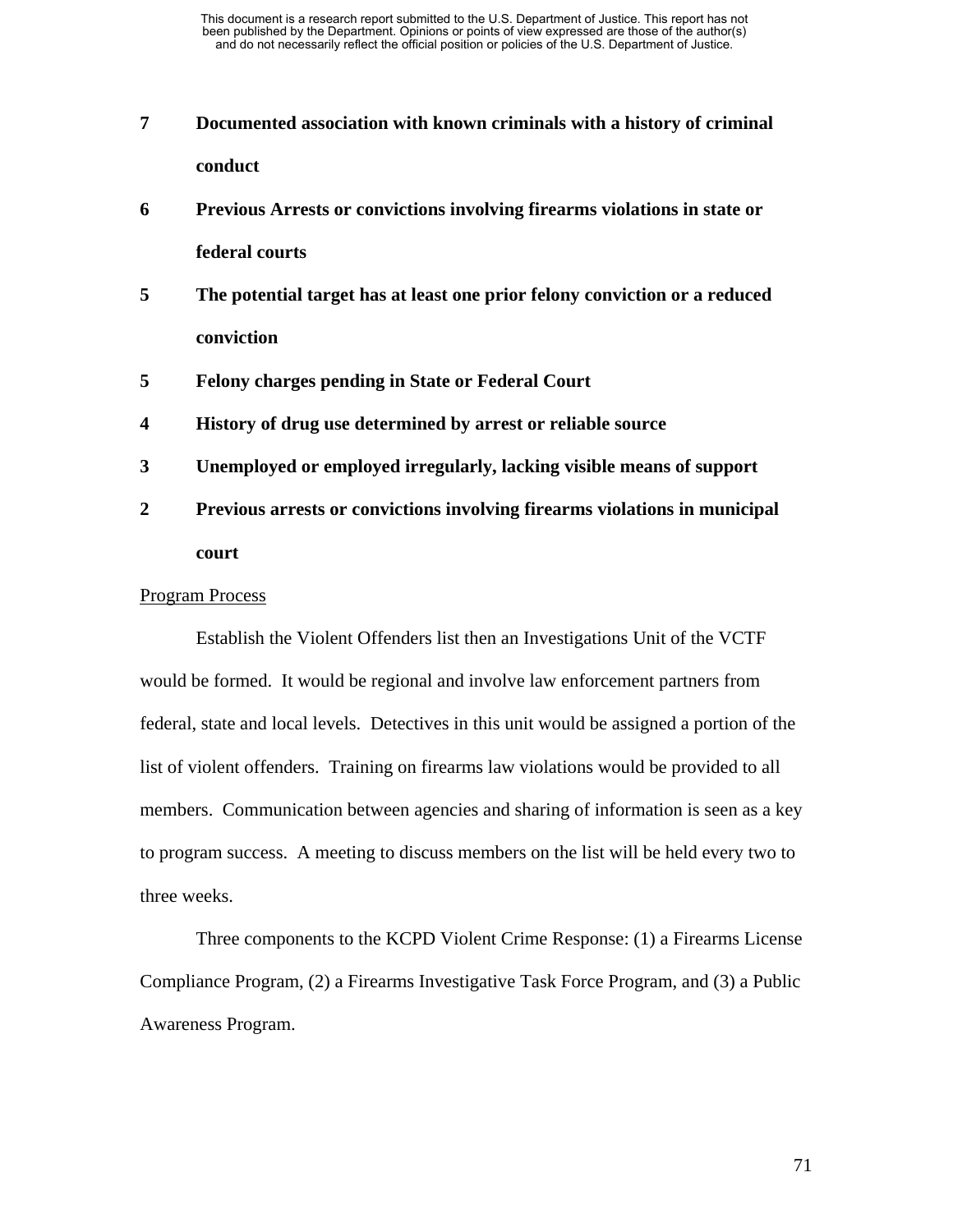**7 Documented association with known criminals with a history of criminal conduct**

**6 Previous Arrests or convictions involving firearms violations in state or federal courts**

**5 The potential target has at least one prior felony conviction or a reduced conviction**

**5 Felony charges pending in State or Federal Court**

**4 History of drug use determined by arrest or reliable source**

**3 Unemployed or employed irregularly, lacking visible means of support**

**2 Previous arrests or convictions involving firearms violations in municipal court**

Program Process

Establish the Violent Offenders list then an Investigations Unit of the VCTF would be formed. It would be regional and involve law enforcement partners from federal, state and local levels. Detectives in this unit would be assigned a portion of the list of violent offenders. Training on firearms law violations would be provided to all members. Communication between agencies and sharing of information is seen as a key to program success. A meeting to discuss members on the list will be held every two to three weeks.

Three components to the KCPD Violent Crime Response: (1) a Firearms License Compliance Program, (2) a Firearms Investigative Task Force Program, and (3) a Public Awareness Program.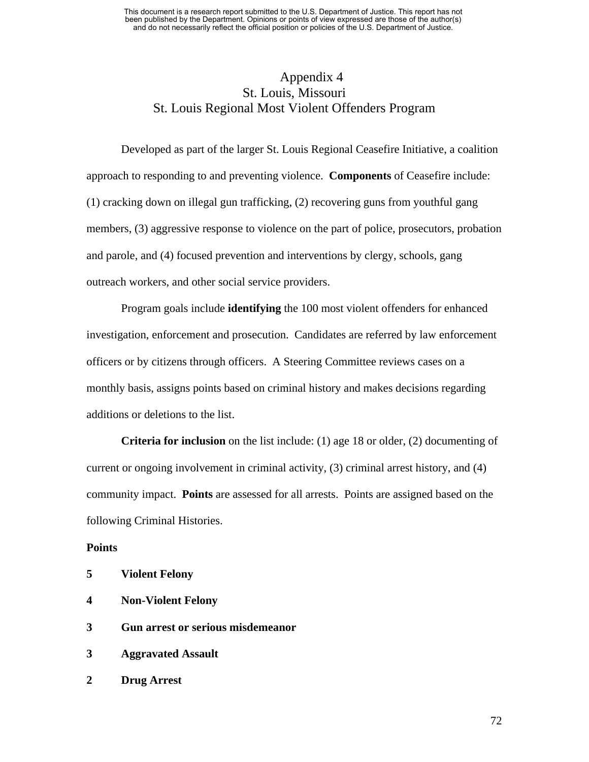# Appendix 4
## St. Louis, Missouri
## St. Louis Regional Most Violent Offenders Program

Developed as part of the larger St. Louis Regional Ceasefire Initiative, a coalition approach to responding to and preventing violence. **Components** of Ceasefire include: (1) cracking down on illegal gun trafficking, (2) recovering guns from youthful gang members, (3) aggressive response to violence on the part of police, prosecutors, probation and parole, and (4) focused prevention and interventions by clergy, schools, gang outreach workers, and other social service providers.

Program goals include **identifying** the 100 most violent offenders for enhanced investigation, enforcement and prosecution. Candidates are referred by law enforcement officers or by citizens through officers. A Steering Committee reviews cases on a monthly basis, assigns points based on criminal history and makes decisions regarding additions or deletions to the list.

**Criteria for inclusion** on the list include: (1) age 18 or older, (2) documenting of current or ongoing involvement in criminal activity, (3) criminal arrest history, and (4) community impact. **Points** are assessed for all arrests. Points are assigned based on the following Criminal Histories.

**Points**

**5 Violent Felony**

**4 Non-Violent Felony**

**3 Gun arrest or serious misdemeanor**

**3 Aggravated Assault**

**2 Drug Arrest**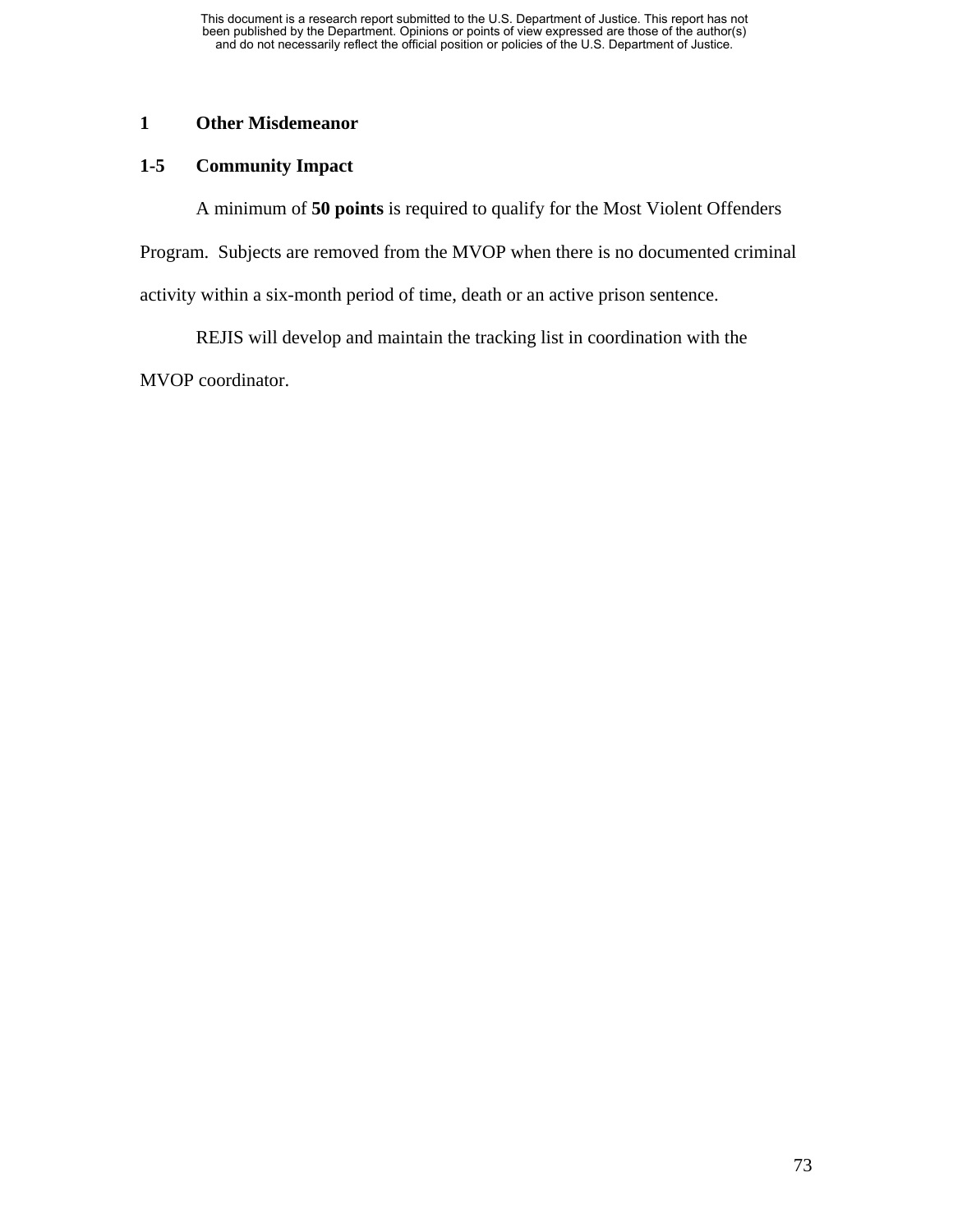**1 Other Misdemeanor**

**1-5 Community Impact**

A minimum of **50 points** is required to qualify for the Most Violent Offenders Program. Subjects are removed from the MVOP when there is no documented criminal activity within a six-month period of time, death or an active prison sentence.

REJIS will develop and maintain the tracking list in coordination with the MVOP coordinator.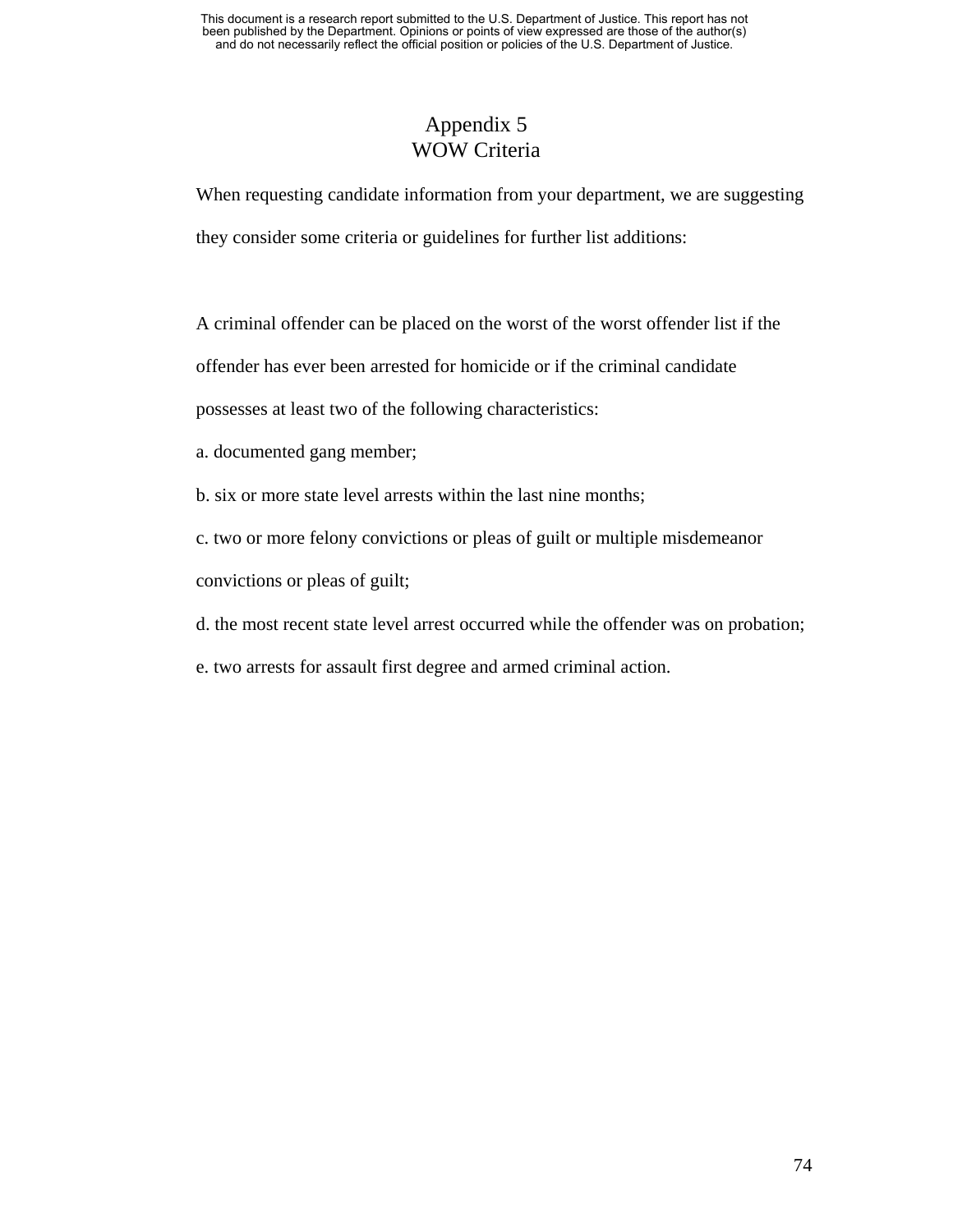# Appendix 5
## WOW Criteria

When requesting candidate information from your department, we are suggesting they consider some criteria or guidelines for further list additions:

A criminal offender can be placed on the worst of the worst offender list if the offender has ever been arrested for homicide or if the criminal candidate possesses at least two of the following characteristics:

a. documented gang member;

b. six or more state level arrests within the last nine months;

c. two or more felony convictions or pleas of guilt or multiple misdemeanor convictions or pleas of guilt;

d. the most recent state level arrest occurred while the offender was on probation;

e. two arrests for assault first degree and armed criminal action.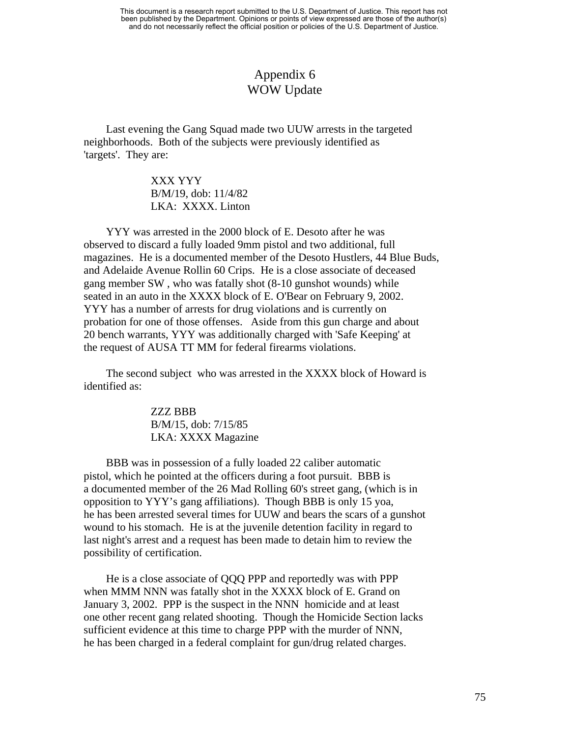# Appendix 6
## WOW Update

Last evening the Gang Squad made two UUW arrests in the targeted neighborhoods. Both of the subjects were previously identified as 'targets'. They are:

XXX YYY
B/M/19, dob: 11/4/82
LKA: XXXX. Linton

YYY was arrested in the 2000 block of E. Desoto after he was observed to discard a fully loaded 9mm pistol and two additional, full magazines. He is a documented member of the Desoto Hustlers, 44 Blue Buds, and Adelaide Avenue Rollin 60 Crips. He is a close associate of deceased gang member SW , who was fatally shot (8-10 gunshot wounds) while seated in an auto in the XXXX block of E. O'Bear on February 9, 2002. YYY has a number of arrests for drug violations and is currently on probation for one of those offenses. Aside from this gun charge and about 20 bench warrants, YYY was additionally charged with 'Safe Keeping' at the request of AUSA TT MM for federal firearms violations.

The second subject who was arrested in the XXXX block of Howard is identified as:

ZZZ BBB
B/M/15, dob: 7/15/85
LKA: XXXX Magazine

BBB was in possession of a fully loaded 22 caliber automatic pistol, which he pointed at the officers during a foot pursuit. BBB is a documented member of the 26 Mad Rolling 60's street gang, (which is in opposition to YYY's gang affiliations). Though BBB is only 15 yoa, he has been arrested several times for UUW and bears the scars of a gunshot wound to his stomach. He is at the juvenile detention facility in regard to last night's arrest and a request has been made to detain him to review the possibility of certification.

He is a close associate of QQQ PPP and reportedly was with PPP when MMM NNN was fatally shot in the XXXX block of E. Grand on January 3, 2002. PPP is the suspect in the NNN homicide and at least one other recent gang related shooting. Though the Homicide Section lacks sufficient evidence at this time to charge PPP with the murder of NNN, he has been charged in a federal complaint for gun/drug related charges.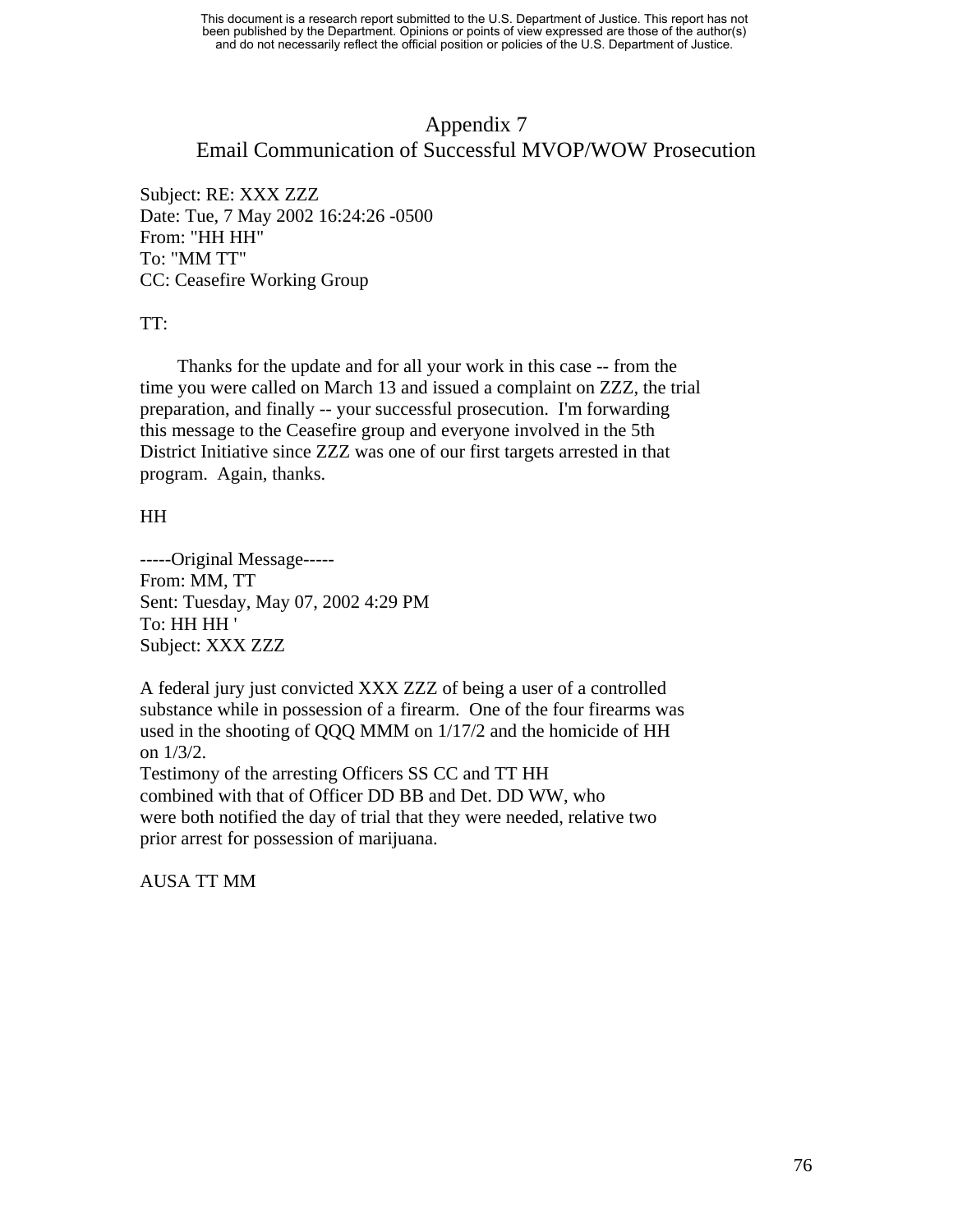# Appendix 7
## Email Communication of Successful MVOP/WOW Prosecution

Subject: RE: XXX ZZZ
Date: Tue, 7 May 2002 16:24:26 -0500
From: "HH HH"
To: "MM TT"
CC: Ceasefire Working Group

TT:

Thanks for the update and for all your work in this case -- from the time you were called on March 13 and issued a complaint on ZZZ, the trial preparation, and finally -- your successful prosecution. I'm forwarding this message to the Ceasefire group and everyone involved in the 5th District Initiative since ZZZ was one of our first targets arrested in that program. Again, thanks.

HH

-----Original Message-----
From: MM, TT
Sent: Tuesday, May 07, 2002 4:29 PM
To: HH HH '
Subject: XXX ZZZ

A federal jury just convicted XXX ZZZ of being a user of a controlled substance while in possession of a firearm. One of the four firearms was used in the shooting of QQQ MMM on 1/17/2 and the homicide of HH on 1/3/2.
Testimony of the arresting Officers SS CC and TT HH combined with that of Officer DD BB and Det. DD WW, who were both notified the day of trial that they were needed, relative two prior arrest for possession of marijuana.

AUSA TT MM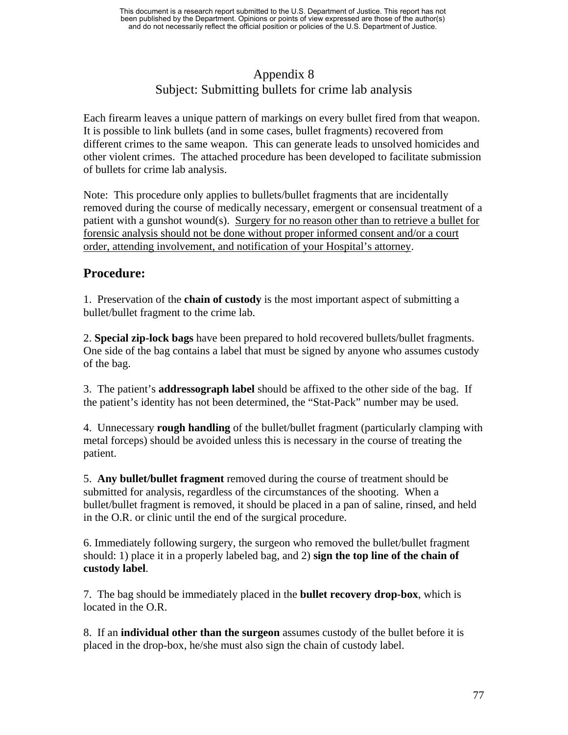# Appendix 8

## Subject: Submitting bullets for crime lab analysis

Each firearm leaves a unique pattern of markings on every bullet fired from that weapon. It is possible to link bullets (and in some cases, bullet fragments) recovered from different crimes to the same weapon. This can generate leads to unsolved homicides and other violent crimes. The attached procedure has been developed to facilitate submission of bullets for crime lab analysis.

Note: This procedure only applies to bullets/bullet fragments that are incidentally removed during the course of medically necessary, emergent or consensual treatment of a patient with a gunshot wound(s). <u>Surgery for no reason other than to retrieve a bullet for forensic analysis should not be done without proper informed consent and/or a court order, attending involvement, and notification of your Hospital's attorney</u>.

## Procedure:

1. Preservation of the **chain of custody** is the most important aspect of submitting a bullet/bullet fragment to the crime lab.

2. **Special zip-lock bags** have been prepared to hold recovered bullets/bullet fragments. One side of the bag contains a label that must be signed by anyone who assumes custody of the bag.

3. The patient's **addressograph label** should be affixed to the other side of the bag. If the patient's identity has not been determined, the "Stat-Pack" number may be used.

4. Unnecessary **rough handling** of the bullet/bullet fragment (particularly clamping with metal forceps) should be avoided unless this is necessary in the course of treating the patient.

5. **Any bullet/bullet fragment** removed during the course of treatment should be submitted for analysis, regardless of the circumstances of the shooting. When a bullet/bullet fragment is removed, it should be placed in a pan of saline, rinsed, and held in the O.R. or clinic until the end of the surgical procedure.

6. Immediately following surgery, the surgeon who removed the bullet/bullet fragment should: 1) place it in a properly labeled bag, and 2) **sign the top line of the chain of custody label**.

7. The bag should be immediately placed in the **bullet recovery drop-box**, which is located in the O.R.

8. If an **individual other than the surgeon** assumes custody of the bullet before it is placed in the drop-box, he/she must also sign the chain of custody label.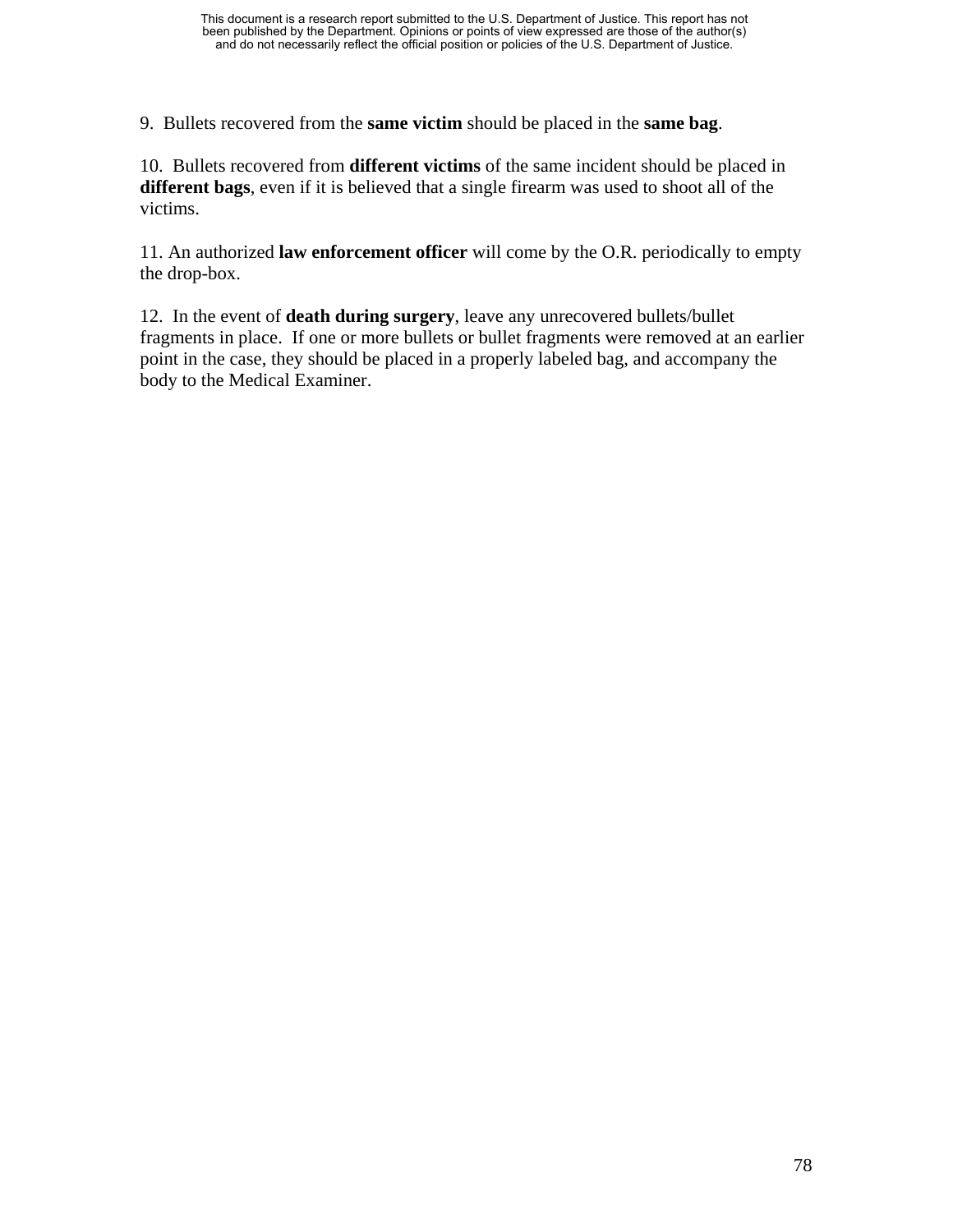9. Bullets recovered from the **same victim** should be placed in the **same bag**.

10. Bullets recovered from **different victims** of the same incident should be placed in **different bags**, even if it is believed that a single firearm was used to shoot all of the victims.

11. An authorized **law enforcement officer** will come by the O.R. periodically to empty the drop-box.

12. In the event of **death during surgery**, leave any unrecovered bullets/bullet fragments in place. If one or more bullets or bullet fragments were removed at an earlier point in the case, they should be placed in a properly labeled bag, and accompany the body to the Medical Examiner.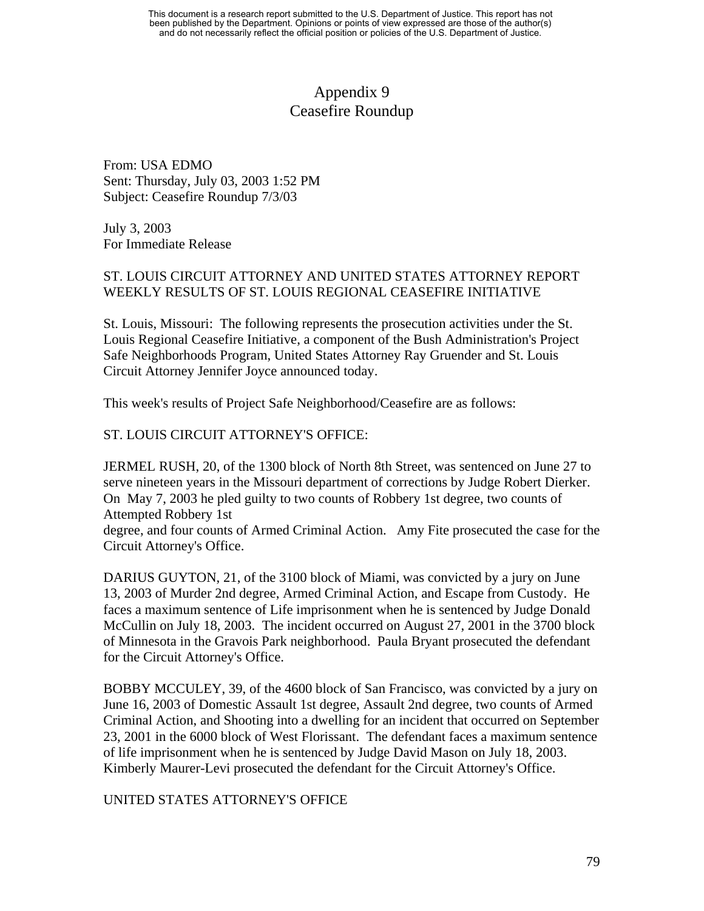# Appendix 9
# Ceasefire Roundup

From: USA EDMO
Sent: Thursday, July 03, 2003 1:52 PM
Subject: Ceasefire Roundup 7/3/03

July 3, 2003
For Immediate Release

ST. LOUIS CIRCUIT ATTORNEY AND UNITED STATES ATTORNEY REPORT WEEKLY RESULTS OF ST. LOUIS REGIONAL CEASEFIRE INITIATIVE

St. Louis, Missouri: The following represents the prosecution activities under the St. Louis Regional Ceasefire Initiative, a component of the Bush Administration's Project Safe Neighborhoods Program, United States Attorney Ray Gruender and St. Louis Circuit Attorney Jennifer Joyce announced today.

This week's results of Project Safe Neighborhood/Ceasefire are as follows:

ST. LOUIS CIRCUIT ATTORNEY'S OFFICE:

JERMEL RUSH, 20, of the 1300 block of North 8th Street, was sentenced on June 27 to serve nineteen years in the Missouri department of corrections by Judge Robert Dierker. On May 7, 2003 he pled guilty to two counts of Robbery 1st degree, two counts of Attempted Robbery 1st degree, and four counts of Armed Criminal Action. Amy Fite prosecuted the case for the Circuit Attorney's Office.

DARIUS GUYTON, 21, of the 3100 block of Miami, was convicted by a jury on June 13, 2003 of Murder 2nd degree, Armed Criminal Action, and Escape from Custody. He faces a maximum sentence of Life imprisonment when he is sentenced by Judge Donald McCullin on July 18, 2003. The incident occurred on August 27, 2001 in the 3700 block of Minnesota in the Gravois Park neighborhood. Paula Bryant prosecuted the defendant for the Circuit Attorney's Office.

BOBBY MCCULEY, 39, of the 4600 block of San Francisco, was convicted by a jury on June 16, 2003 of Domestic Assault 1st degree, Assault 2nd degree, two counts of Armed Criminal Action, and Shooting into a dwelling for an incident that occurred on September 23, 2001 in the 6000 block of West Florissant. The defendant faces a maximum sentence of life imprisonment when he is sentenced by Judge David Mason on July 18, 2003. Kimberly Maurer-Levi prosecuted the defendant for the Circuit Attorney's Office.

UNITED STATES ATTORNEY'S OFFICE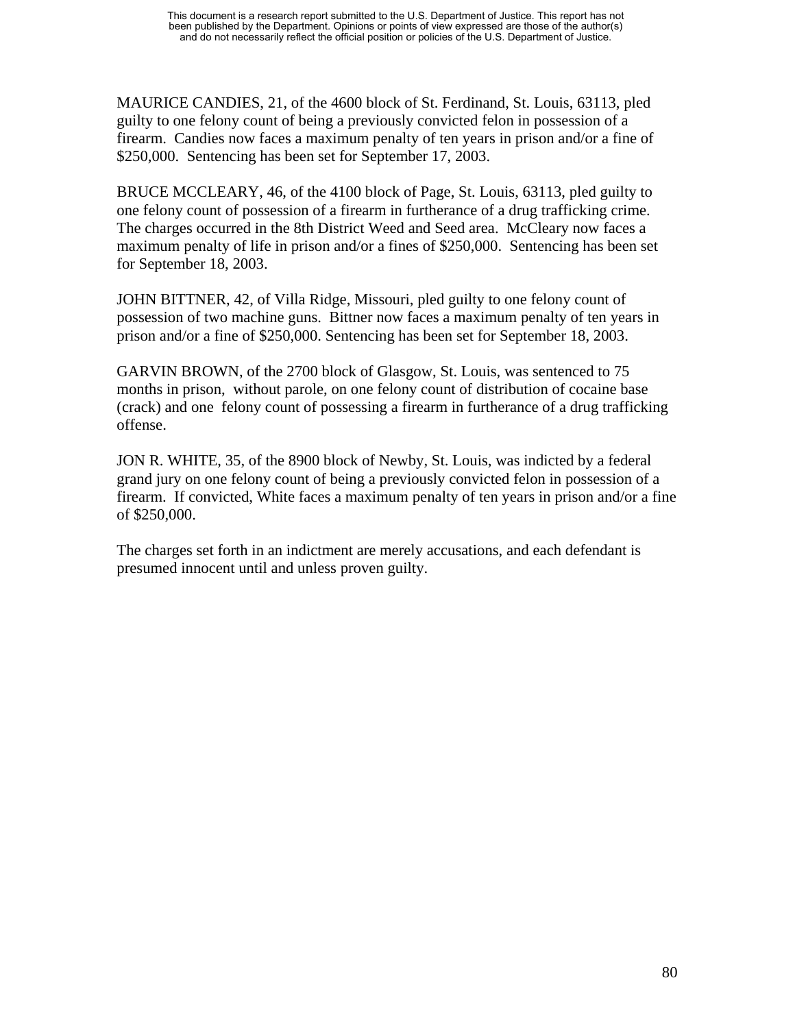MAURICE CANDIES, 21, of the 4600 block of St. Ferdinand, St. Louis, 63113, pled guilty to one felony count of being a previously convicted felon in possession of a firearm. Candies now faces a maximum penalty of ten years in prison and/or a fine of $250,000. Sentencing has been set for September 17, 2003.

BRUCE MCCLEARY, 46, of the 4100 block of Page, St. Louis, 63113, pled guilty to one felony count of possession of a firearm in furtherance of a drug trafficking crime. The charges occurred in the 8th District Weed and Seed area. McCleary now faces a maximum penalty of life in prison and/or a fines of $250,000. Sentencing has been set for September 18, 2003.

JOHN BITTNER, 42, of Villa Ridge, Missouri, pled guilty to one felony count of possession of two machine guns. Bittner now faces a maximum penalty of ten years in prison and/or a fine of $250,000. Sentencing has been set for September 18, 2003.

GARVIN BROWN, of the 2700 block of Glasgow, St. Louis, was sentenced to 75 months in prison, without parole, on one felony count of distribution of cocaine base (crack) and one felony count of possessing a firearm in furtherance of a drug trafficking offense.

JON R. WHITE, 35, of the 8900 block of Newby, St. Louis, was indicted by a federal grand jury on one felony count of being a previously convicted felon in possession of a firearm. If convicted, White faces a maximum penalty of ten years in prison and/or a fine of $250,000.

The charges set forth in an indictment are merely accusations, and each defendant is presumed innocent until and unless proven guilty.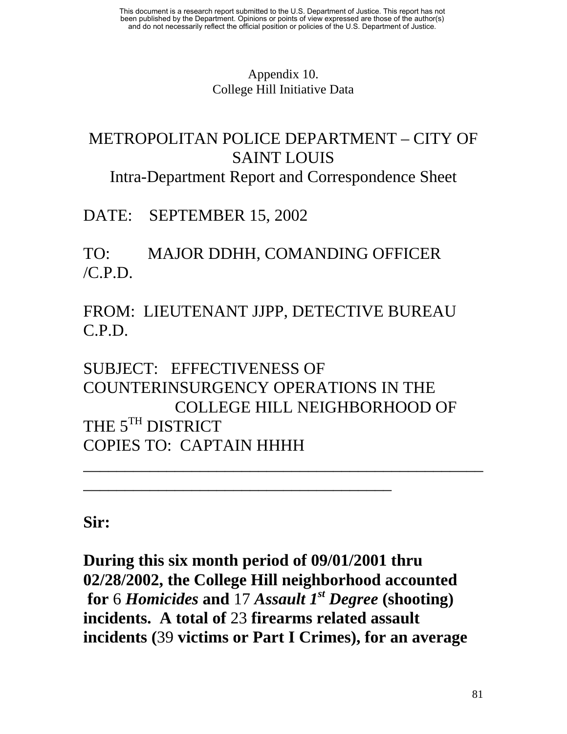Appendix 10.
College Hill Initiative Data

# METROPOLITAN POLICE DEPARTMENT – CITY OF SAINT LOUIS

Intra-Department Report and Correspondence Sheet

DATE: SEPTEMBER 15, 2002

TO: MAJOR DDHH, COMANDING OFFICER /C.P.D.

FROM: LIEUTENANT JJPP, DETECTIVE BUREAU C.P.D.

SUBJECT: EFFECTIVENESS OF COUNTERINSURGENCY OPERATIONS IN THE COLLEGE HILL NEIGHBORHOOD OF THE 5[TH] DISTRICT
COPIES TO: CAPTAIN HHHH

---

**Sir:**

**During this six month period of 09/01/2001 thru 02/28/2002, the College Hill neighborhood accounted for** 6 ***Homicides*** **and** 17 ***Assault 1[st] Degree*** **(shooting) incidents. A total of** 23 **firearms related assault incidents (**39 **victims or Part I Crimes), for an average**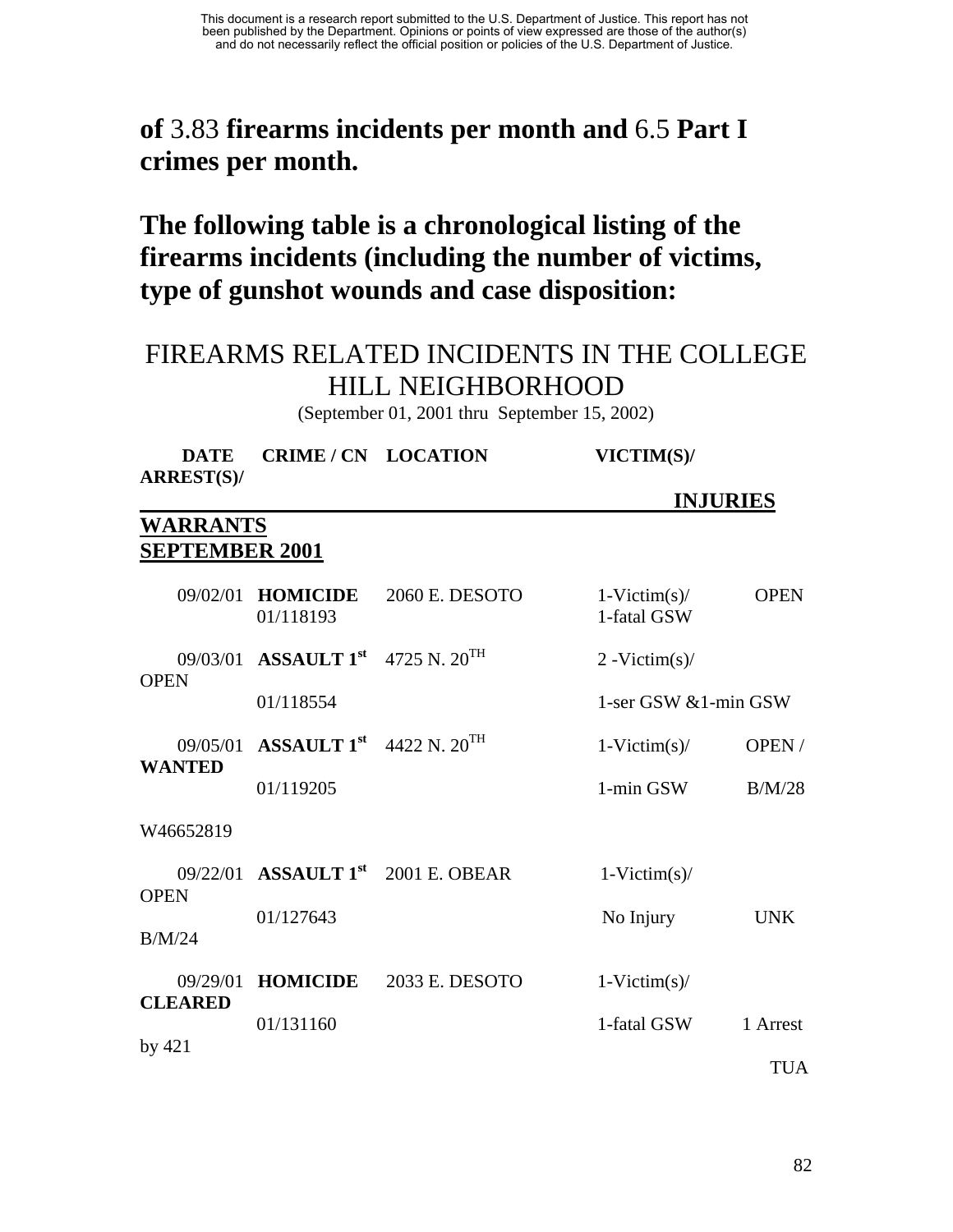**of** 3.83 **firearms incidents per month and** 6.5 **Part I crimes per month.**

**The following table is a chronological listing of the firearms incidents (including the number of victims, type of gunshot wounds and case disposition:**

## FIREARMS RELATED INCIDENTS IN THE COLLEGE HILL NEIGHBORHOOD

(September 01, 2001 thru September 15, 2002)

| DATE | CRIME / CN | LOCATION | VICTIM(S)/ INJURIES | ARREST(S)/ WARRANTS |
|---|---|---|---|---|
| **SEPTEMBER 2001** | | | | |
| 09/02/01 | **HOMICIDE** 01/118193 | 2060 E. DESOTO | 1-Victim(s)/ 1-fatal GSW | OPEN |
| 09/03/01 | **ASSAULT 1st** 01/118554 | 4725 N. 20TH | 2 -Victim(s)/ 1-ser GSW &1-min GSW | OPEN |
| 09/05/01 | **ASSAULT 1st** 01/119205 | 4422 N. 20TH | 1-Victim(s)/ 1-min GSW | OPEN / WANTED B/M/28 W46652819 |
| 09/22/01 | **ASSAULT 1st** 01/127643 | 2001 E. OBEAR | 1-Victim(s)/ No Injury | OPEN UNK B/M/24 |
| 09/29/01 | **HOMICIDE** 01/131160 | 2033 E. DESOTO | 1-Victim(s)/ 1-fatal GSW | CLEARED by 421 1 Arrest TUA |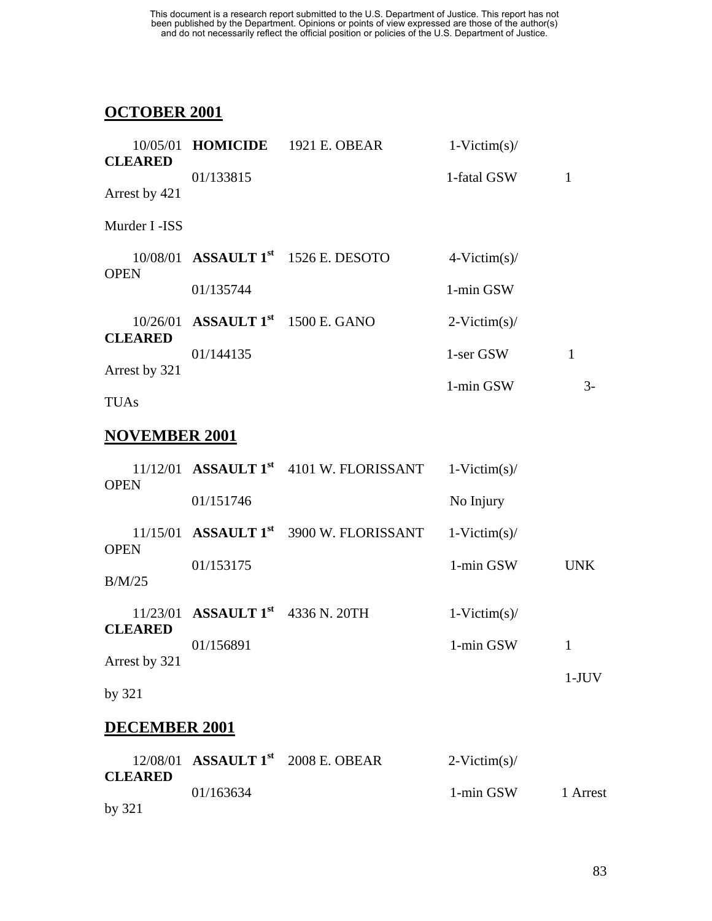## OCTOBER 2001

10/05/01 **HOMICIDE** 1921 E. OBEAR 1-Victim(s)/
**CLEARED**
01/133815 1-fatal GSW 1
Arrest by 421

Murder I -ISS

10/08/01 **ASSAULT 1st** 1526 E. DESOTO 4-Victim(s)/
**OPEN**
01/135744 1-min GSW

10/26/01 **ASSAULT 1st** 1500 E. GANO 2-Victim(s)/
**CLEARED**
01/144135 1-ser GSW 1
Arrest by 321
1-min GSW 3-
TUAs

## NOVEMBER 2001

11/12/01 **ASSAULT 1st** 4101 W. FLORISSANT 1-Victim(s)/
**OPEN**
01/151746 No Injury

11/15/01 **ASSAULT 1st** 3900 W. FLORISSANT 1-Victim(s)/
**OPEN**
01/153175 1-min GSW UNK
B/M/25

11/23/01 **ASSAULT 1st** 4336 N. 20TH 1-Victim(s)/
**CLEARED**
01/156891 1-min GSW 1
Arrest by 321
1-JUV
by 321

## DECEMBER 2001

12/08/01 **ASSAULT 1st** 2008 E. OBEAR 2-Victim(s)/
**CLEARED**
01/163634 1-min GSW 1 Arrest
by 321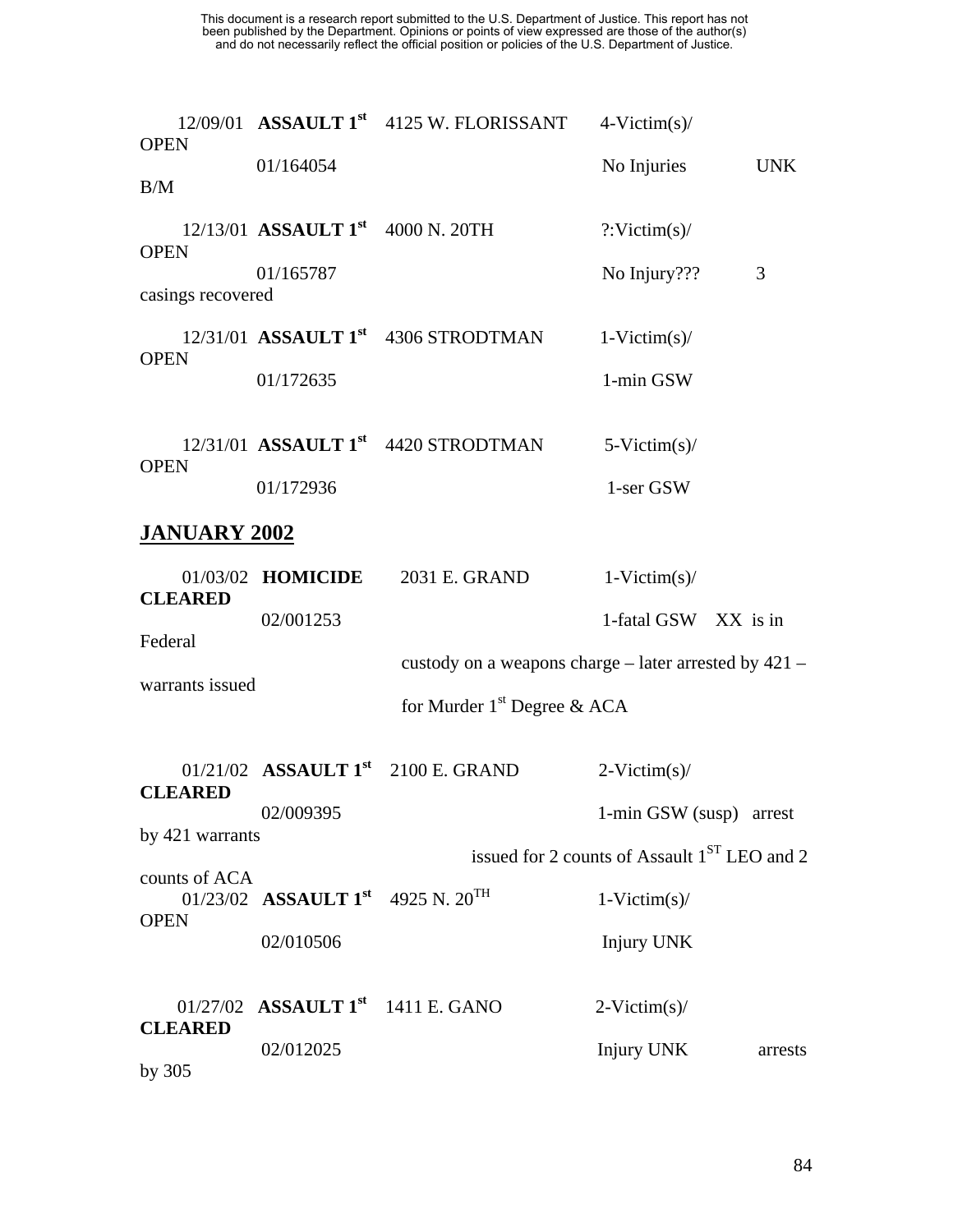This document is a research report submitted to the U.S. Department of Justice. This report has not been published by the Department. Opinions or points of view expressed are those of the author(s) and do not necessarily reflect the official position or policies of the U.S. Department of Justice.

12/09/01 **ASSAULT 1st** 4125 W. FLORISSANT 4-Victim(s)/ OPEN
01/164054 No Injuries UNK B/M

12/13/01 **ASSAULT 1st** 4000 N. 20TH ?:Victim(s)/ OPEN
01/165787 No Injury??? 3 casings recovered

12/31/01 **ASSAULT 1st** 4306 STRODTMAN 1-Victim(s)/ OPEN
01/172635 1-min GSW

12/31/01 **ASSAULT 1st** 4420 STRODTMAN 5-Victim(s)/ OPEN
01/172936 1-ser GSW

## JANUARY 2002

01/03/02 **HOMICIDE** 2031 E. GRAND 1-Victim(s)/ **CLEARED**
02/001253 1-fatal GSW XX is in Federal custody on a weapons charge – later arrested by 421 – warrants issued for Murder 1st Degree & ACA

01/21/02 **ASSAULT 1st** 2100 E. GRAND 2-Victim(s)/ **CLEARED**
02/009395 1-min GSW (susp) arrest by 421 warrants issued for 2 counts of Assault 1ST LEO and 2 counts of ACA

01/23/02 **ASSAULT 1st** 4925 N. 20TH 1-Victim(s)/ OPEN
02/010506 Injury UNK

01/27/02 **ASSAULT 1st** 1411 E. GANO 2-Victim(s)/ **CLEARED**
02/012025 Injury UNK arrests by 305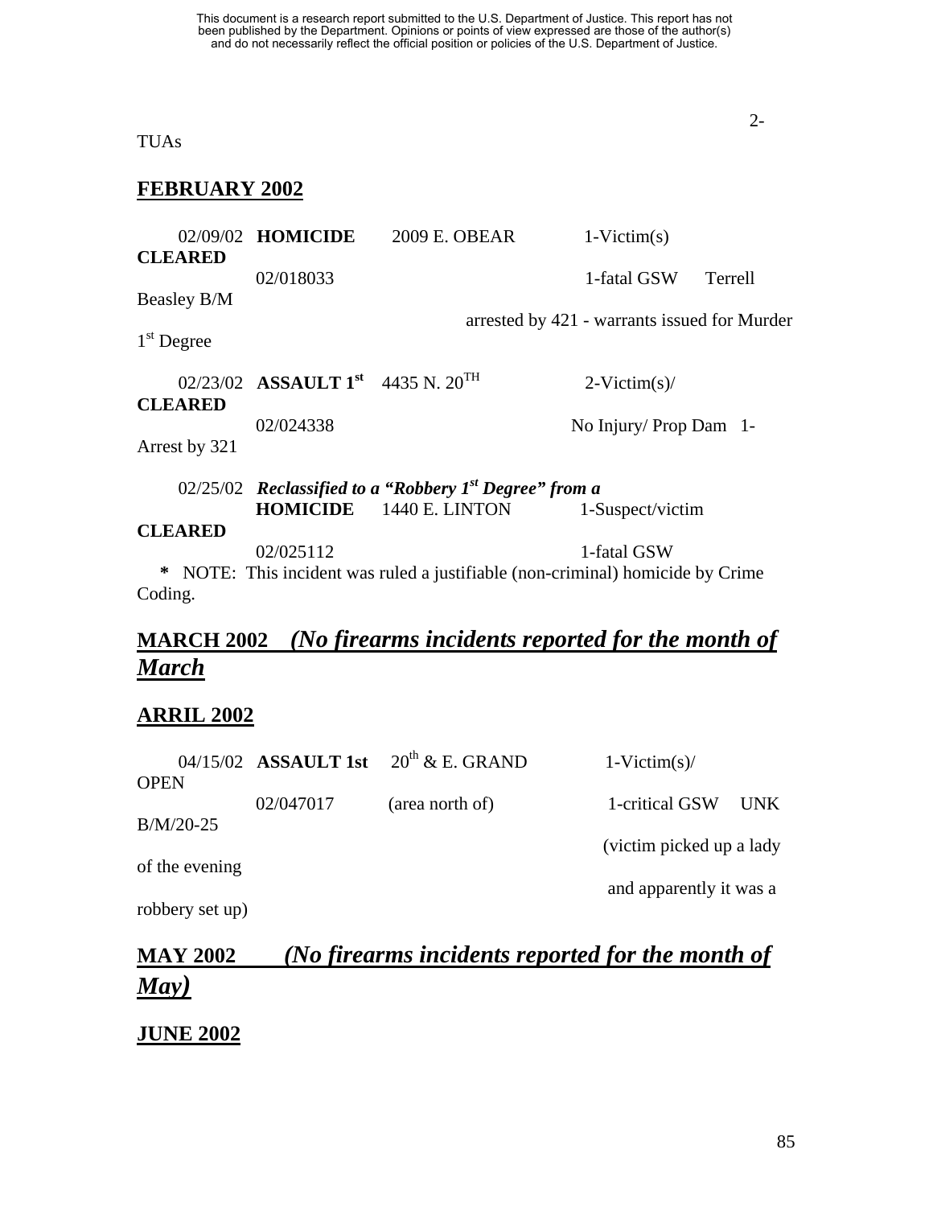2-TUAs

## FEBRUARY 2002

02/09/02 **HOMICIDE** 2009 E. OBEAR 1-Victim(s) **CLEARED**
02/018033 1-fatal GSW Terrell Beasley B/M arrested by 421 - warrants issued for Murder 1st Degree

02/23/02 **ASSAULT 1st** 4435 N. 20TH 2-Victim(s)/ **CLEARED**
02/024338 No Injury/ Prop Dam 1-Arrest by 321

02/25/02 ***Reclassified to a "Robbery 1st Degree" from a***
**HOMICIDE** 1440 E. LINTON 1-Suspect/victim **CLEARED**
02/025112 1-fatal GSW

**\*** NOTE: This incident was ruled a justifiable (non-criminal) homicide by Crime Coding.

## MARCH 2002 *(No firearms incidents reported for the month of March*

## ARRIL 2002

04/15/02 **ASSAULT 1st** 20th & E. GRAND 1-Victim(s)/ OPEN
02/047017 (area north of) 1-critical GSW UNK B/M/20-25 (victim picked up a lady of the evening and apparently it was a robbery set up)

## MAY 2002 *(No firearms incidents reported for the month of May)*

## JUNE 2002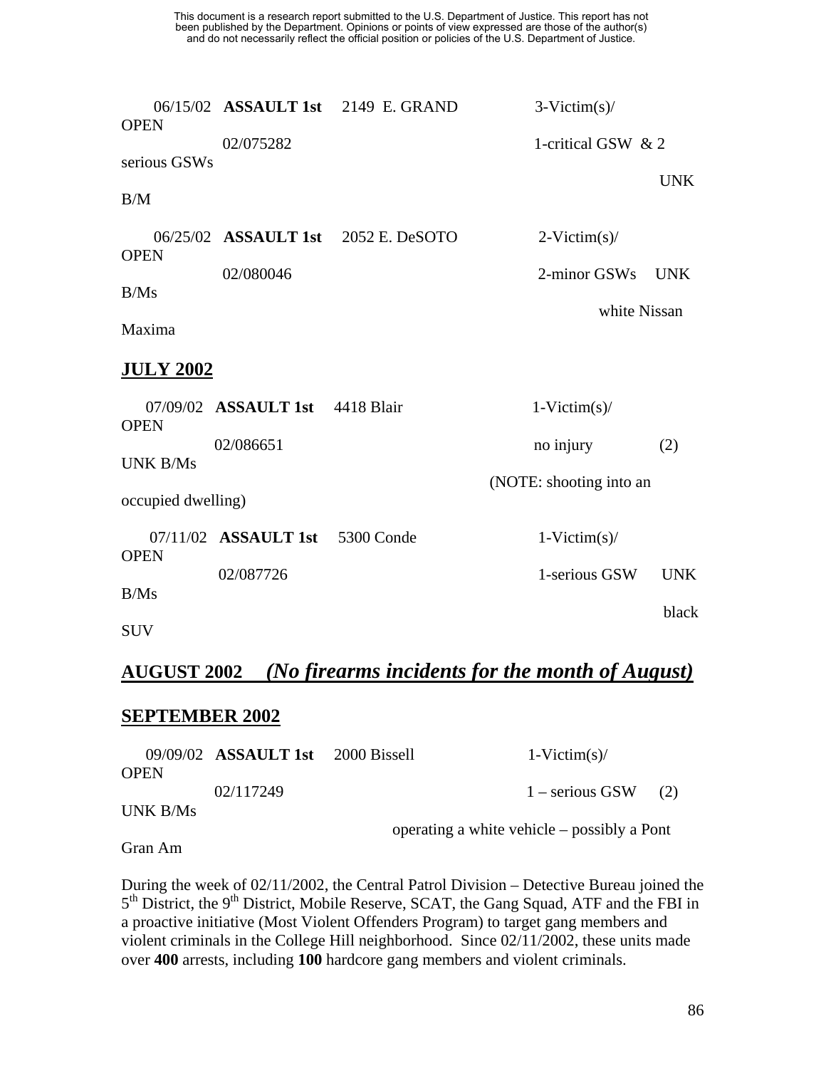06/15/02 **ASSAULT 1st** 2149 E. GRAND 3-Victim(s)/ OPEN
02/075282 1-critical GSW & 2 serious GSWs
UNK B/M

06/25/02 **ASSAULT 1st** 2052 E. DeSOTO 2-Victim(s)/ OPEN
02/080046 2-minor GSWs UNK B/Ms
white Nissan Maxima

## JULY 2002

07/09/02 **ASSAULT 1st** 4418 Blair 1-Victim(s)/ OPEN
02/086651 no injury (2) UNK B/Ms
(NOTE: shooting into an occupied dwelling)

07/11/02 **ASSAULT 1st** 5300 Conde 1-Victim(s)/ OPEN
02/087726 1-serious GSW UNK B/Ms
black SUV

## AUGUST 2002 *(No firearms incidents for the month of August)*

## SEPTEMBER 2002

09/09/02 **ASSAULT 1st** 2000 Bissell 1-Victim(s)/ OPEN
02/117249 1 – serious GSW (2) UNK B/Ms
operating a white vehicle – possibly a Pont Gran Am

During the week of 02/11/2002, the Central Patrol Division – Detective Bureau joined the 5th District, the 9th District, Mobile Reserve, SCAT, the Gang Squad, ATF and the FBI in a proactive initiative (Most Violent Offenders Program) to target gang members and violent criminals in the College Hill neighborhood. Since 02/11/2002, these units made over **400** arrests, including **100** hardcore gang members and violent criminals.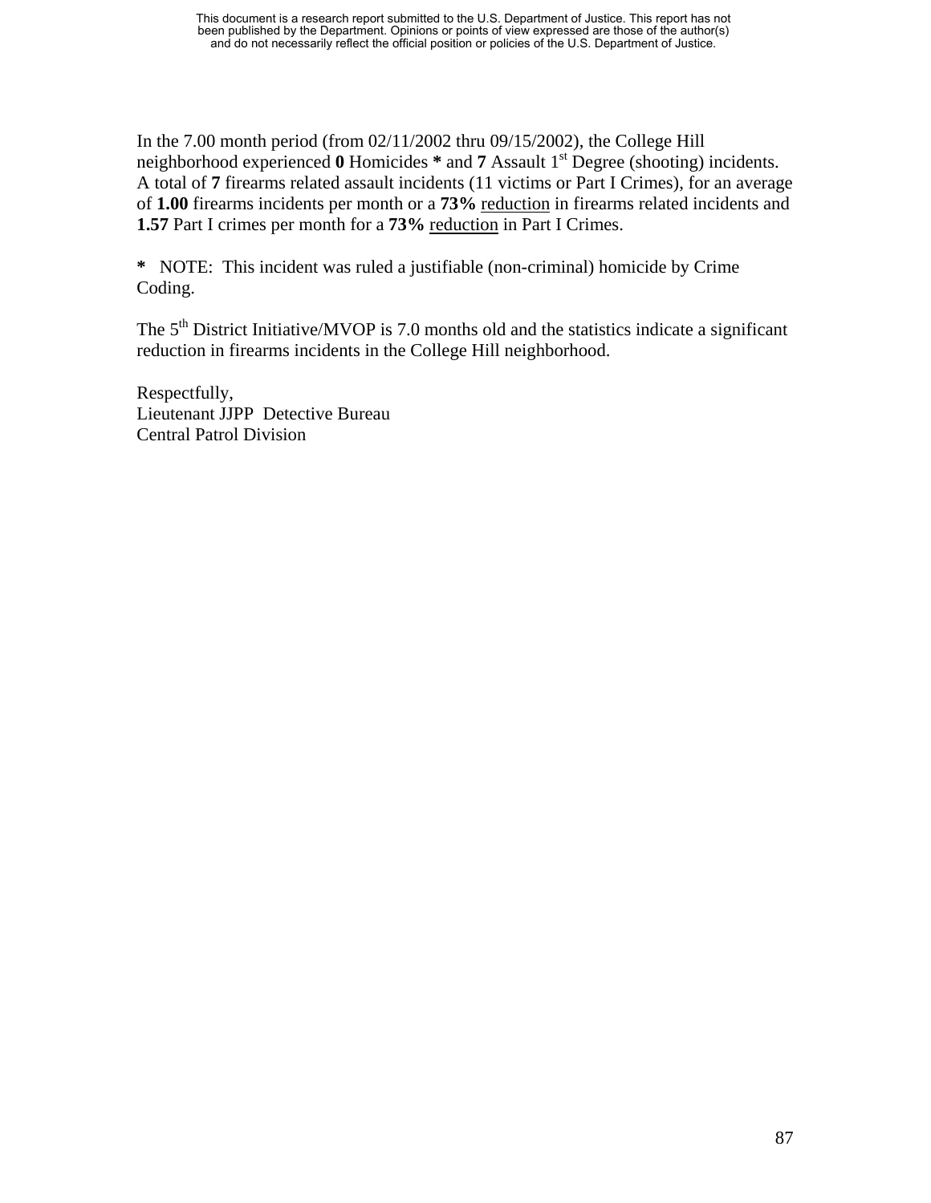In the 7.00 month period (from 02/11/2002 thru 09/15/2002), the College Hill neighborhood experienced **0** Homicides ***** and **7** Assault 1st Degree (shooting) incidents. A total of **7** firearms related assault incidents (11 victims or Part I Crimes), for an average of **1.00** firearms incidents per month or a **73%** reduction in firearms related incidents and **1.57** Part I crimes per month for a **73%** reduction in Part I Crimes.

***** NOTE: This incident was ruled a justifiable (non-criminal) homicide by Crime Coding.

The 5th District Initiative/MVOP is 7.0 months old and the statistics indicate a significant reduction in firearms incidents in the College Hill neighborhood.

Respectfully,
Lieutenant JJPP Detective Bureau
Central Patrol Division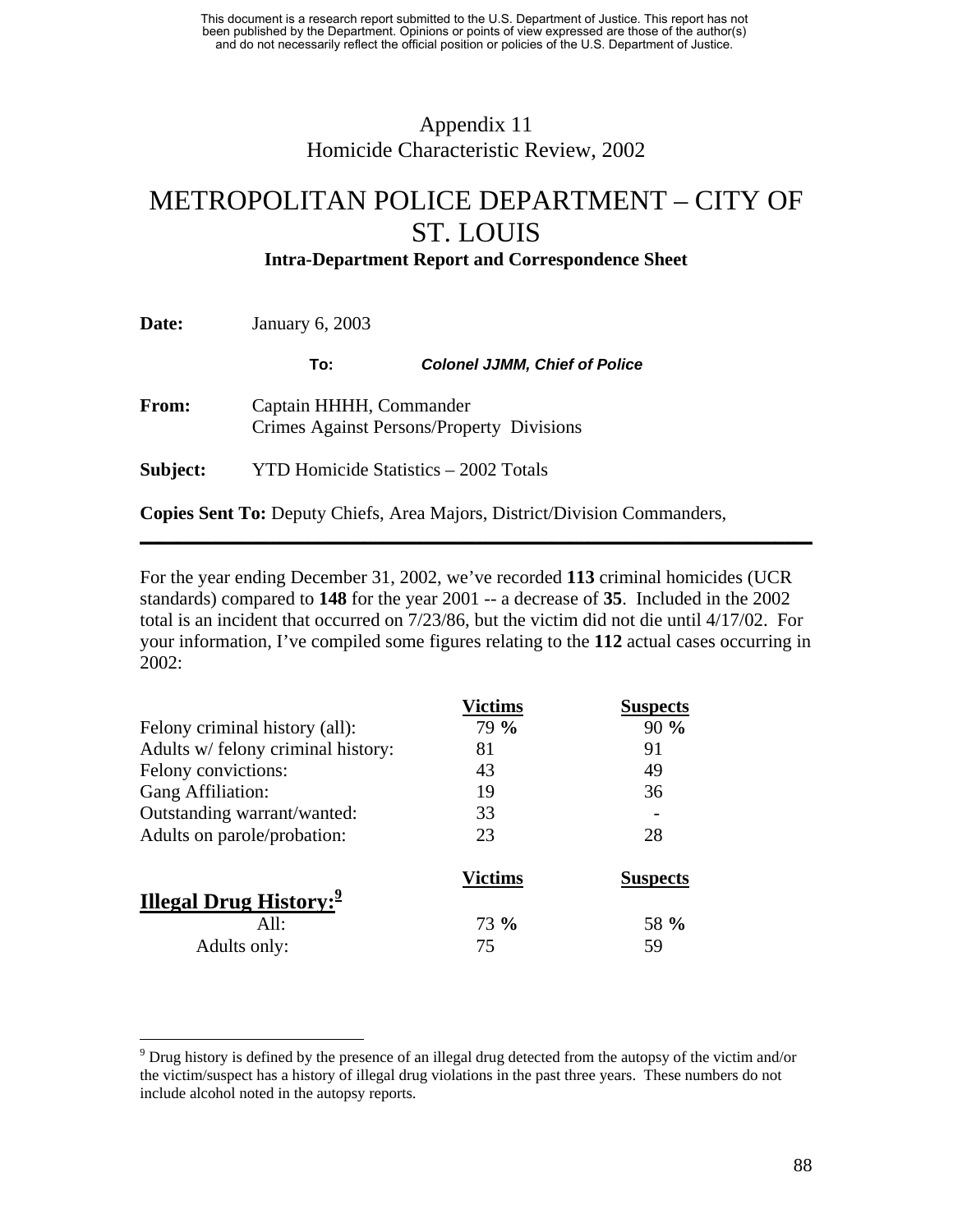Appendix 11
Homicide Characteristic Review, 2002

# METROPOLITAN POLICE DEPARTMENT – CITY OF ST. LOUIS

**Intra-Department Report and Correspondence Sheet**

**Date:** January 6, 2003

**To:** ***Colonel JJMM, Chief of Police***

**From:** Captain HHHH, Commander
Crimes Against Persons/Property Divisions

**Subject:** YTD Homicide Statistics – 2002 Totals

**Copies Sent To:** Deputy Chiefs, Area Majors, District/Division Commanders,

---

For the year ending December 31, 2002, we've recorded **113** criminal homicides (UCR standards) compared to **148** for the year 2001 -- a decrease of **35**. Included in the 2002 total is an incident that occurred on 7/23/86, but the victim did not die until 4/17/02. For your information, I've compiled some figures relating to the **112** actual cases occurring in 2002:

| | **Victims** | **Suspects** |
|---|---|---|
| Felony criminal history (all): | 79 **%** | 90 **%** |
| Adults w/ felony criminal history: | 81 | 91 |
| Felony convictions: | 43 | 49 |
| Gang Affiliation: | 19 | 36 |
| Outstanding warrant/wanted: | 33 | - |
| Adults on parole/probation: | 23 | 28 |

| **Illegal Drug History:[9]** | **Victims** | **Suspects** |
|---|---|---|
| All: | 73 **%** | 58 **%** |
| Adults only: | 75 | 59 |

[9] Drug history is defined by the presence of an illegal drug detected from the autopsy of the victim and/or the victim/suspect has a history of illegal drug violations in the past three years. These numbers do not include alcohol noted in the autopsy reports.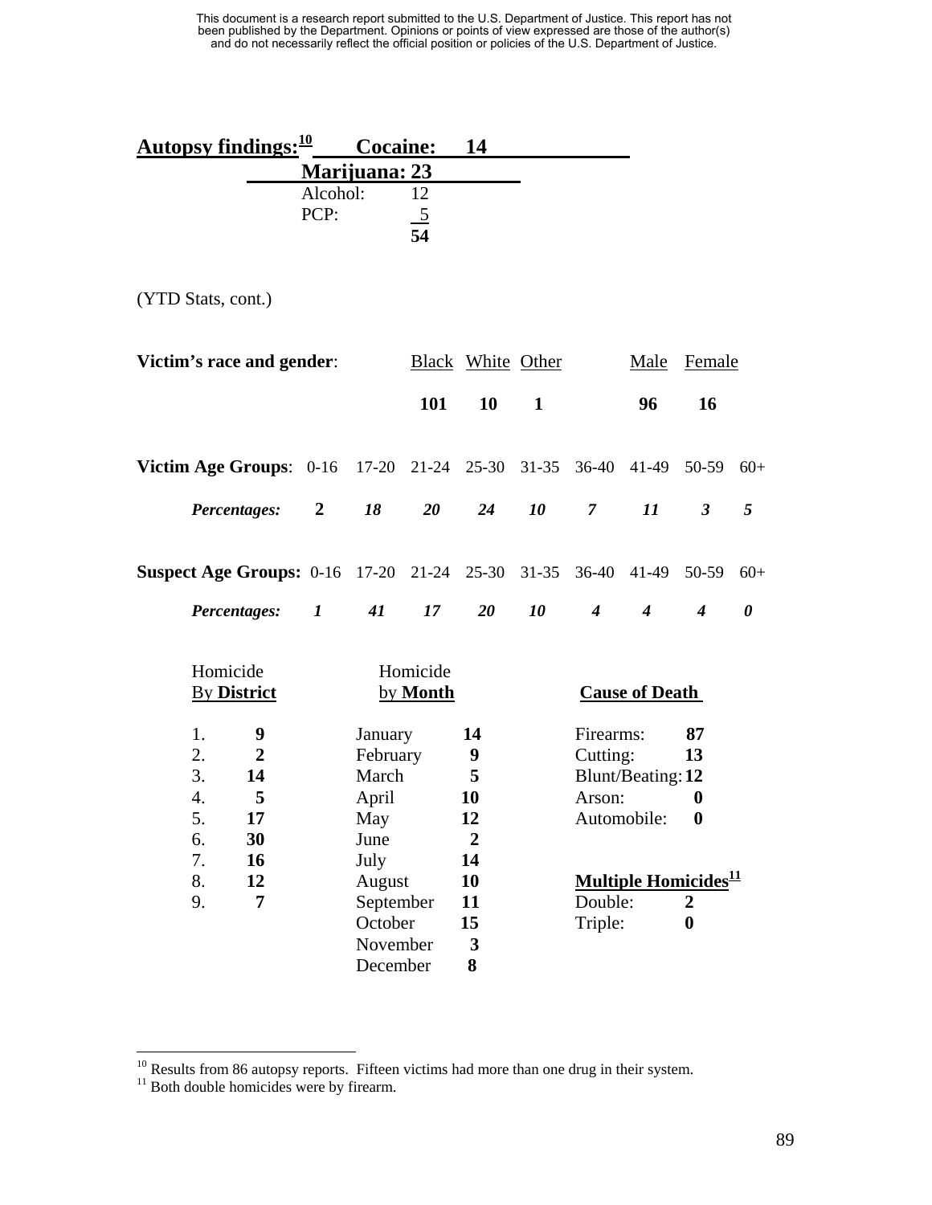This document is a research report submitted to the U.S. Department of Justice. This report has not been published by the Department. Opinions or points of view expressed are those of the author(s) and do not necessarily reflect the official position or policies of the U.S. Department of Justice.

**Autopsy findings:**[10]

| | |
|---|---|
| **Cocaine:** | **14** |
| **Marijuana:** | **23** |
| Alcohol: | 12 |
| PCP: | 5 |
| | **54** |

(YTD Stats, cont.)

**Victim's race and gender**:

| Black | White | Other | Male | Female |
|---|---|---|---|---|
| **101** | **10** | **1** | **96** | **16** |

| **Victim Age Groups**: | 0-16 | 17-20 | 21-24 | 25-30 | 31-35 | 36-40 | 41-49 | 50-59 | 60+ |
|---|---|---|---|---|---|---|---|---|---|
| ***Percentages:*** | **2** | ***18*** | ***20*** | ***24*** | ***10*** | ***7*** | ***11*** | ***3*** | ***5*** |

| **Suspect Age Groups:** | 0-16 | 17-20 | 21-24 | 25-30 | 31-35 | 36-40 | 41-49 | 50-59 | 60+ |
|---|---|---|---|---|---|---|---|---|---|
| ***Percentages:*** | ***1*** | ***41*** | ***17*** | ***20*** | ***10*** | ***4*** | ***4*** | ***4*** | ***0*** |

Homicide By **District**

| District | |
|---|---|
| 1. | **9** |
| 2. | **2** |
| 3. | **14** |
| 4. | **5** |
| 5. | **17** |
| 6. | **30** |
| 7. | **16** |
| 8. | **12** |
| 9. | **7** |

Homicide by **Month**

| Month | |
|---|---|
| January | **14** |
| February | **9** |
| March | **5** |
| April | **10** |
| May | **12** |
| June | **2** |
| July | **14** |
| August | **10** |
| September | **11** |
| October | **15** |
| November | **3** |
| December | **8** |

**Cause of Death**

| | |
|---|---|
| Firearms: | **87** |
| Cutting: | **13** |
| Blunt/Beating: | **12** |
| Arson: | **0** |
| Automobile: | **0** |

**Multiple Homicides**[11]

| | |
|---|---|
| Double: | **2** |
| Triple: | **0** |

[10] Results from 86 autopsy reports. Fifteen victims had more than one drug in their system.
[11] Both double homicides were by firearm.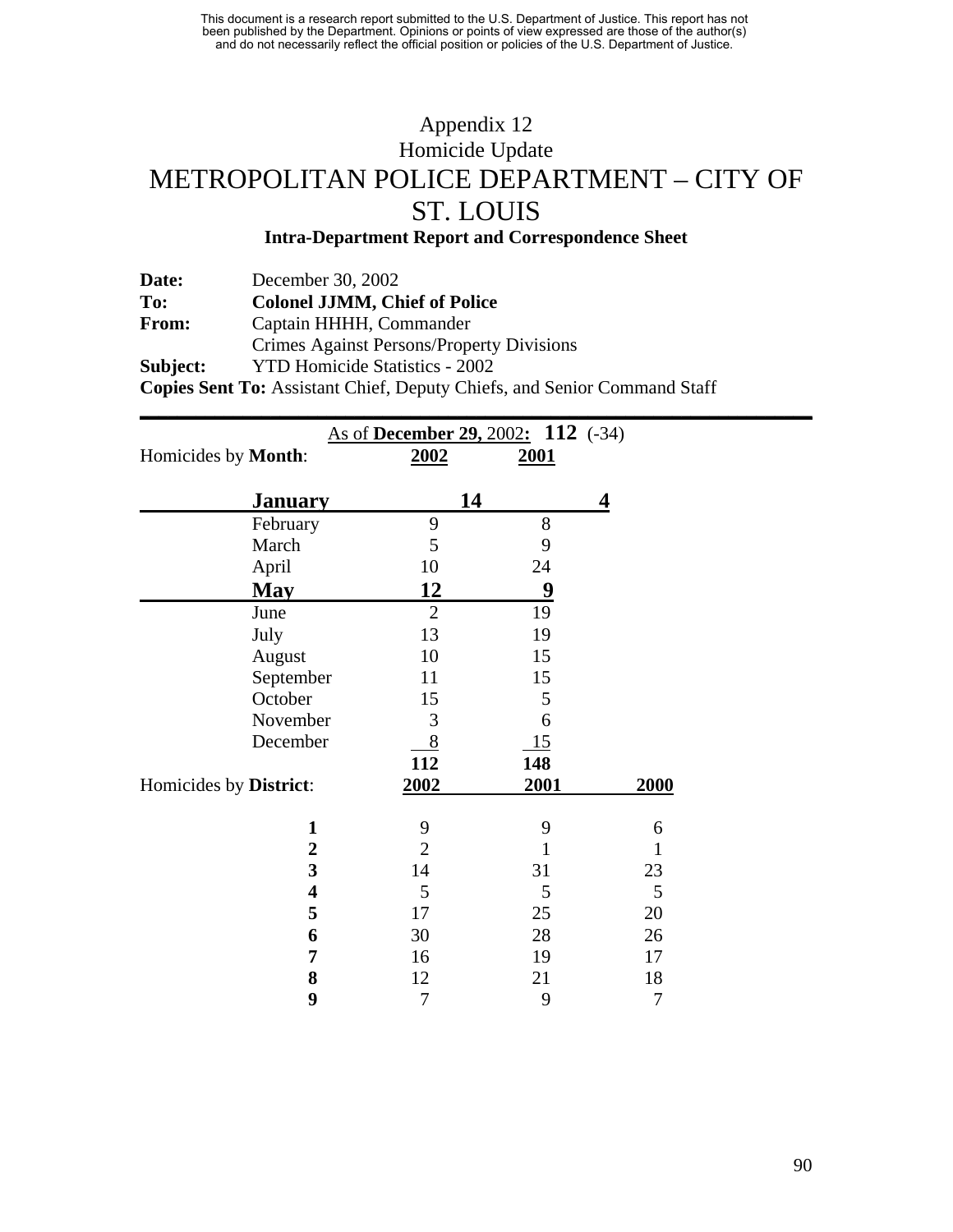Appendix 12

Homicide Update

# METROPOLITAN POLICE DEPARTMENT – CITY OF ST. LOUIS

**Intra-Department Report and Correspondence Sheet**

**Date:** December 30, 2002
**To:** **Colonel JJMM, Chief of Police**
**From:** Captain HHHH, Commander
Crimes Against Persons/Property Divisions
**Subject:** YTD Homicide Statistics - 2002
**Copies Sent To:** Assistant Chief, Deputy Chiefs, and Senior Command Staff

---

As of **December 29,** 2002**: 112** (-34)

| Homicides by **Month**: | 2002 | 2001 |
|---|---|---|
| **January** | **14** | **4** |
| February | 9 | 8 |
| March | 5 | 9 |
| April | 10 | 24 |
| **May** | **12** | **9** |
| June | 2 | 19 |
| July | 13 | 19 |
| August | 10 | 15 |
| September | 11 | 15 |
| October | 15 | 5 |
| November | 3 | 6 |
| December | 8 | 15 |
| | **112** | **148** |

| Homicides by **District**: | 2002 | 2001 | 2000 |
|---|---|---|---|
| **1** | 9 | 9 | 6 |
| **2** | 2 | 1 | 1 |
| **3** | 14 | 31 | 23 |
| **4** | 5 | 5 | 5 |
| **5** | 17 | 25 | 20 |
| **6** | 30 | 28 | 26 |
| **7** | 16 | 19 | 17 |
| **8** | 12 | 21 | 18 |
| **9** | 7 | 9 | 7 |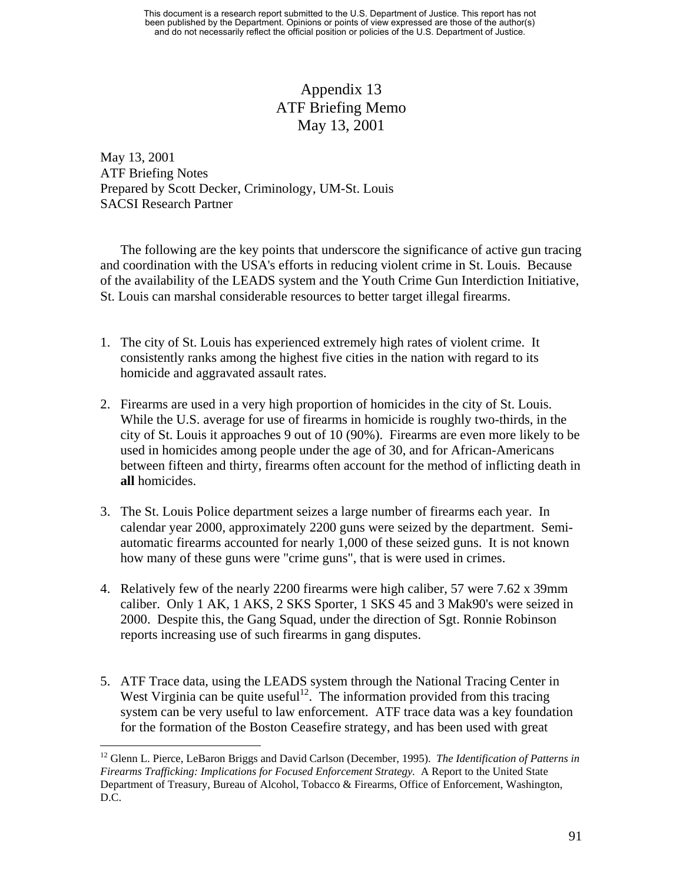# Appendix 13
# ATF Briefing Memo
# May 13, 2001

May 13, 2001
ATF Briefing Notes
Prepared by Scott Decker, Criminology, UM-St. Louis
SACSI Research Partner

The following are the key points that underscore the significance of active gun tracing and coordination with the USA's efforts in reducing violent crime in St. Louis. Because of the availability of the LEADS system and the Youth Crime Gun Interdiction Initiative, St. Louis can marshal considerable resources to better target illegal firearms.

1. The city of St. Louis has experienced extremely high rates of violent crime. It consistently ranks among the highest five cities in the nation with regard to its homicide and aggravated assault rates.

2. Firearms are used in a very high proportion of homicides in the city of St. Louis. While the U.S. average for use of firearms in homicide is roughly two-thirds, in the city of St. Louis it approaches 9 out of 10 (90%). Firearms are even more likely to be used in homicides among people under the age of 30, and for African-Americans between fifteen and thirty, firearms often account for the method of inflicting death in **all** homicides.

3. The St. Louis Police department seizes a large number of firearms each year. In calendar year 2000, approximately 2200 guns were seized by the department. Semi-automatic firearms accounted for nearly 1,000 of these seized guns. It is not known how many of these guns were "crime guns", that is were used in crimes.

4. Relatively few of the nearly 2200 firearms were high caliber, 57 were 7.62 x 39mm caliber. Only 1 AK, 1 AKS, 2 SKS Sporter, 1 SKS 45 and 3 Mak90's were seized in 2000. Despite this, the Gang Squad, under the direction of Sgt. Ronnie Robinson reports increasing use of such firearms in gang disputes.

5. ATF Trace data, using the LEADS system through the National Tracing Center in West Virginia can be quite useful[12]. The information provided from this tracing system can be very useful to law enforcement. ATF trace data was a key foundation for the formation of the Boston Ceasefire strategy, and has been used with great

[12] Glenn L. Pierce, LeBaron Briggs and David Carlson (December, 1995). *The Identification of Patterns in Firearms Trafficking: Implications for Focused Enforcement Strategy.* A Report to the United State Department of Treasury, Bureau of Alcohol, Tobacco & Firearms, Office of Enforcement, Washington, D.C.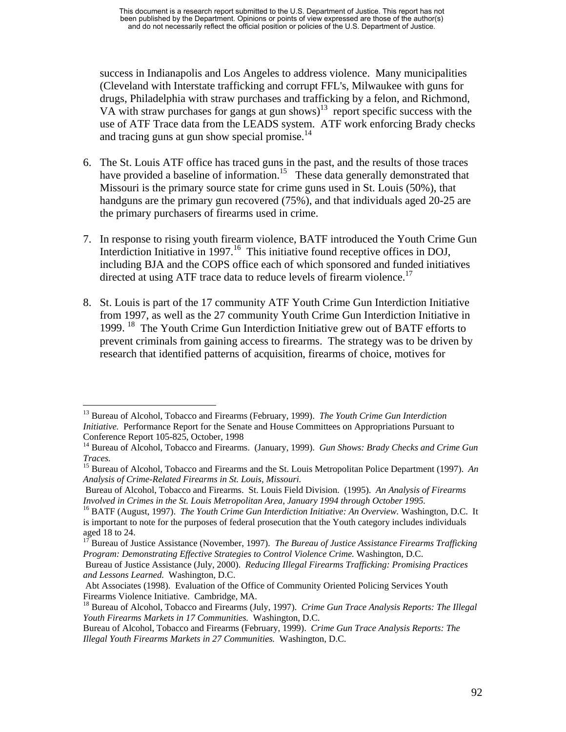success in Indianapolis and Los Angeles to address violence. Many municipalities (Cleveland with Interstate trafficking and corrupt FFL's, Milwaukee with guns for drugs, Philadelphia with straw purchases and trafficking by a felon, and Richmond, VA with straw purchases for gangs at gun shows)[13] report specific success with the use of ATF Trace data from the LEADS system. ATF work enforcing Brady checks and tracing guns at gun show special promise.[14]

6. The St. Louis ATF office has traced guns in the past, and the results of those traces have provided a baseline of information.[15] These data generally demonstrated that Missouri is the primary source state for crime guns used in St. Louis (50%), that handguns are the primary gun recovered (75%), and that individuals aged 20-25 are the primary purchasers of firearms used in crime.

7. In response to rising youth firearm violence, BATF introduced the Youth Crime Gun Interdiction Initiative in 1997.[16] This initiative found receptive offices in DOJ, including BJA and the COPS office each of which sponsored and funded initiatives directed at using ATF trace data to reduce levels of firearm violence.[17]

8. St. Louis is part of the 17 community ATF Youth Crime Gun Interdiction Initiative from 1997, as well as the 27 community Youth Crime Gun Interdiction Initiative in 1999.[18] The Youth Crime Gun Interdiction Initiative grew out of BATF efforts to prevent criminals from gaining access to firearms. The strategy was to be driven by research that identified patterns of acquisition, firearms of choice, motives for

---

[13] Bureau of Alcohol, Tobacco and Firearms (February, 1999). *The Youth Crime Gun Interdiction Initiative.* Performance Report for the Senate and House Committees on Appropriations Pursuant to Conference Report 105-825, October, 1998

[14] Bureau of Alcohol, Tobacco and Firearms. (January, 1999). *Gun Shows: Brady Checks and Crime Gun Traces.*

[15] Bureau of Alcohol, Tobacco and Firearms and the St. Louis Metropolitan Police Department (1997). *An Analysis of Crime-Related Firearms in St. Louis, Missouri.*

Bureau of Alcohol, Tobacco and Firearms. St. Louis Field Division. (1995). *An Analysis of Firearms Involved in Crimes in the St. Louis Metropolitan Area, January 1994 through October 1995.*

[16] BATF (August, 1997). *The Youth Crime Gun Interdiction Initiative: An Overview.* Washington, D.C. It is important to note for the purposes of federal prosecution that the Youth category includes individuals aged 18 to 24.

[17] Bureau of Justice Assistance (November, 1997). *The Bureau of Justice Assistance Firearms Trafficking Program: Demonstrating Effective Strategies to Control Violence Crime.* Washington, D.C.

Bureau of Justice Assistance (July, 2000). *Reducing Illegal Firearms Trafficking: Promising Practices and Lessons Learned.* Washington, D.C.

Abt Associates (1998). Evaluation of the Office of Community Oriented Policing Services Youth Firearms Violence Initiative. Cambridge, MA.

[18] Bureau of Alcohol, Tobacco and Firearms (July, 1997). *Crime Gun Trace Analysis Reports: The Illegal Youth Firearms Markets in 17 Communities.* Washington, D.C.

Bureau of Alcohol, Tobacco and Firearms (February, 1999). *Crime Gun Trace Analysis Reports: The Illegal Youth Firearms Markets in 27 Communities.* Washington, D.C.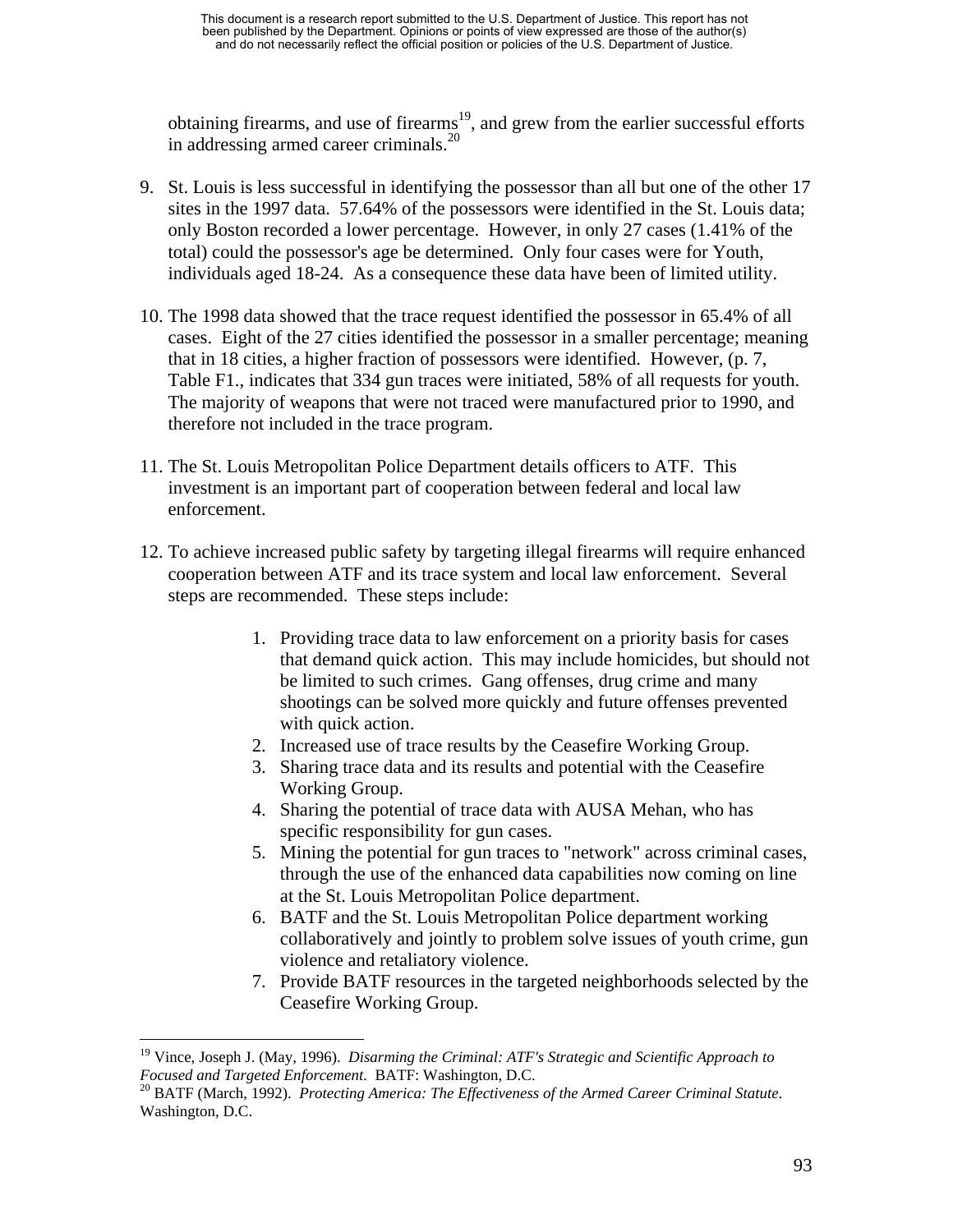obtaining firearms, and use of firearms[19], and grew from the earlier successful efforts in addressing armed career criminals.[20]

9. St. Louis is less successful in identifying the possessor than all but one of the other 17 sites in the 1997 data. 57.64% of the possessors were identified in the St. Louis data; only Boston recorded a lower percentage. However, in only 27 cases (1.41% of the total) could the possessor's age be determined. Only four cases were for Youth, individuals aged 18-24. As a consequence these data have been of limited utility.

10. The 1998 data showed that the trace request identified the possessor in 65.4% of all cases. Eight of the 27 cities identified the possessor in a smaller percentage; meaning that in 18 cities, a higher fraction of possessors were identified. However, (p. 7, Table F1., indicates that 334 gun traces were initiated, 58% of all requests for youth. The majority of weapons that were not traced were manufactured prior to 1990, and therefore not included in the trace program.

11. The St. Louis Metropolitan Police Department details officers to ATF. This investment is an important part of cooperation between federal and local law enforcement.

12. To achieve increased public safety by targeting illegal firearms will require enhanced cooperation between ATF and its trace system and local law enforcement. Several steps are recommended. These steps include:

    1. Providing trace data to law enforcement on a priority basis for cases that demand quick action. This may include homicides, but should not be limited to such crimes. Gang offenses, drug crime and many shootings can be solved more quickly and future offenses prevented with quick action.
    2. Increased use of trace results by the Ceasefire Working Group.
    3. Sharing trace data and its results and potential with the Ceasefire Working Group.
    4. Sharing the potential of trace data with AUSA Mehan, who has specific responsibility for gun cases.
    5. Mining the potential for gun traces to "network" across criminal cases, through the use of the enhanced data capabilities now coming on line at the St. Louis Metropolitan Police department.
    6. BATF and the St. Louis Metropolitan Police department working collaboratively and jointly to problem solve issues of youth crime, gun violence and retaliatory violence.
    7. Provide BATF resources in the targeted neighborhoods selected by the Ceasefire Working Group.

---

[19] Vince, Joseph J. (May, 1996). *Disarming the Criminal: ATF's Strategic and Scientific Approach to Focused and Targeted Enforcement*. BATF: Washington, D.C.

[20] BATF (March, 1992). *Protecting America: The Effectiveness of the Armed Career Criminal Statute*. Washington, D.C.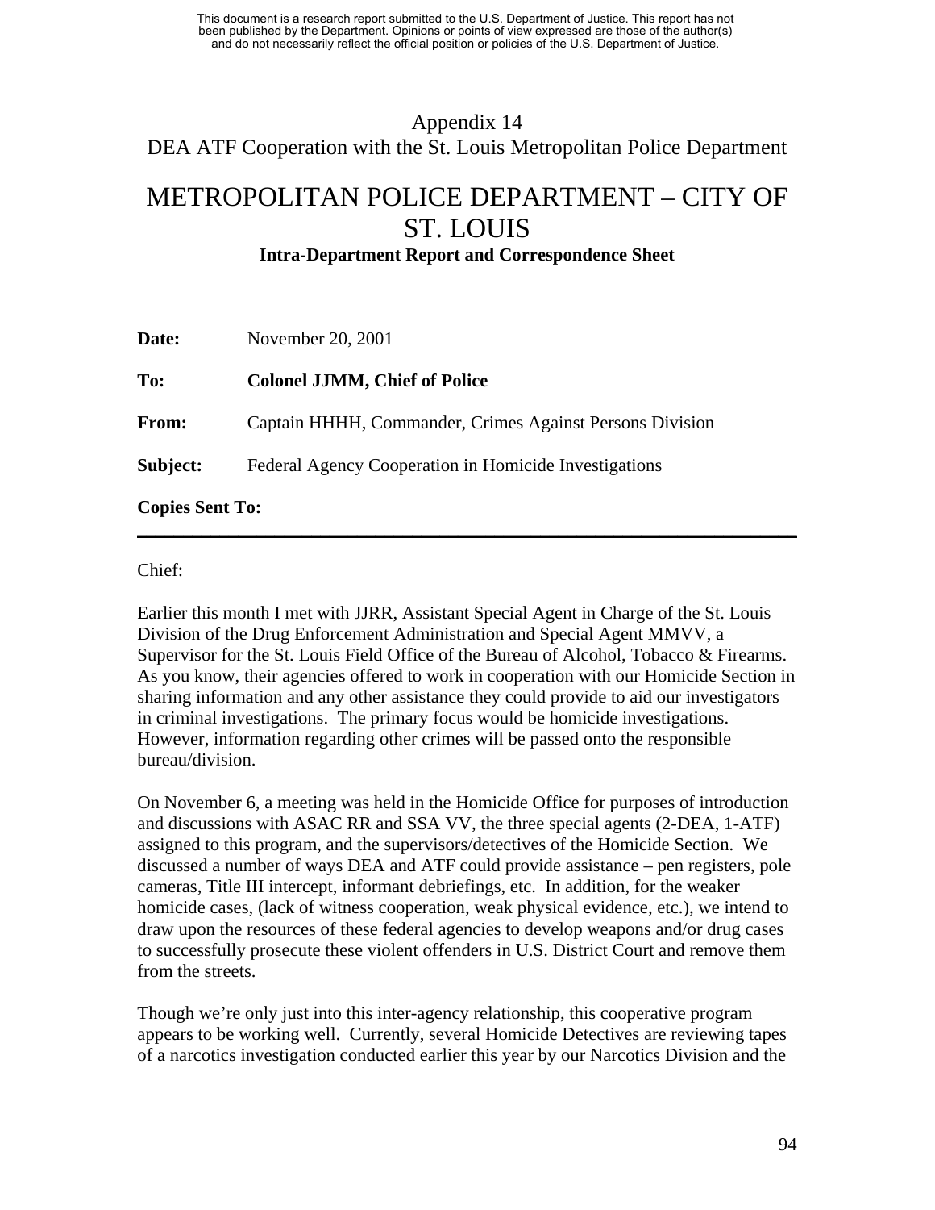Appendix 14
DEA ATF Cooperation with the St. Louis Metropolitan Police Department

# METROPOLITAN POLICE DEPARTMENT – CITY OF ST. LOUIS

**Intra-Department Report and Correspondence Sheet**

**Date:** November 20, 2001

**To:** **Colonel JJMM, Chief of Police**

**From:** Captain HHHH, Commander, Crimes Against Persons Division

**Subject:** Federal Agency Cooperation in Homicide Investigations

**Copies Sent To:**

---

Chief:

Earlier this month I met with JJRR, Assistant Special Agent in Charge of the St. Louis Division of the Drug Enforcement Administration and Special Agent MMVV, a Supervisor for the St. Louis Field Office of the Bureau of Alcohol, Tobacco & Firearms. As you know, their agencies offered to work in cooperation with our Homicide Section in sharing information and any other assistance they could provide to aid our investigators in criminal investigations. The primary focus would be homicide investigations. However, information regarding other crimes will be passed onto the responsible bureau/division.

On November 6, a meeting was held in the Homicide Office for purposes of introduction and discussions with ASAC RR and SSA VV, the three special agents (2-DEA, 1-ATF) assigned to this program, and the supervisors/detectives of the Homicide Section. We discussed a number of ways DEA and ATF could provide assistance – pen registers, pole cameras, Title III intercept, informant debriefings, etc. In addition, for the weaker homicide cases, (lack of witness cooperation, weak physical evidence, etc.), we intend to draw upon the resources of these federal agencies to develop weapons and/or drug cases to successfully prosecute these violent offenders in U.S. District Court and remove them from the streets.

Though we're only just into this inter-agency relationship, this cooperative program appears to be working well. Currently, several Homicide Detectives are reviewing tapes of a narcotics investigation conducted earlier this year by our Narcotics Division and the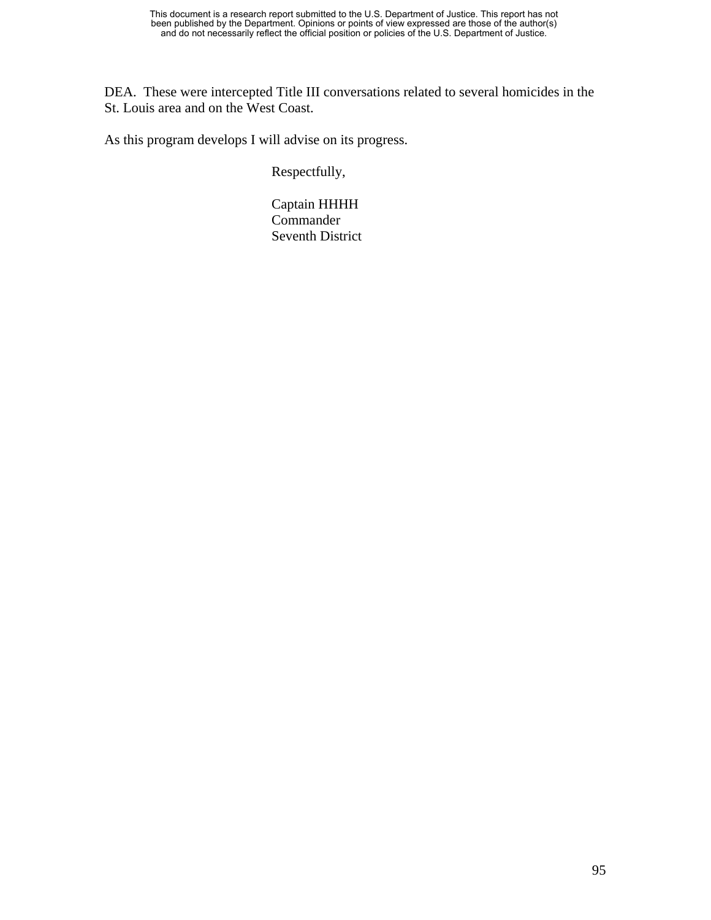DEA. These were intercepted Title III conversations related to several homicides in the St. Louis area and on the West Coast.

As this program develops I will advise on its progress.

Respectfully,

Captain HHHH
Commander
Seventh District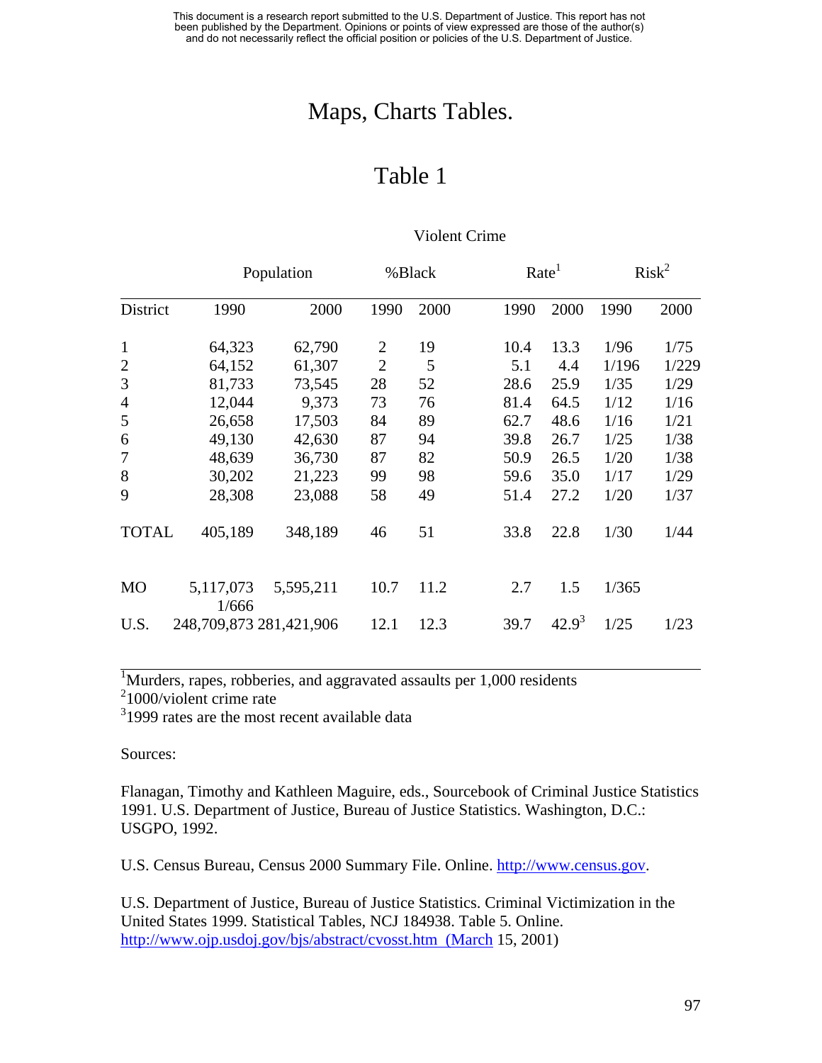This document is a research report submitted to the U.S. Department of Justice. This report has not been published by the Department. Opinions or points of view expressed are those of the author(s) and do not necessarily reflect the official position or policies of the U.S. Department of Justice.

# Maps, Charts Tables.

## Table 1

| | Population | | %Black | | Violent Crime Rate[1] | | Risk[2] | |
|---|---|---|---|---|---|---|---|---|
| District | 1990 | 2000 | 1990 | 2000 | 1990 | 2000 | 1990 | 2000 |
| 1 | 64,323 | 62,790 | 2 | 19 | 10.4 | 13.3 | 1/96 | 1/75 |
| 2 | 64,152 | 61,307 | 2 | 5 | 5.1 | 4.4 | 1/196 | 1/229 |
| 3 | 81,733 | 73,545 | 28 | 52 | 28.6 | 25.9 | 1/35 | 1/29 |
| 4 | 12,044 | 9,373 | 73 | 76 | 81.4 | 64.5 | 1/12 | 1/16 |
| 5 | 26,658 | 17,503 | 84 | 89 | 62.7 | 48.6 | 1/16 | 1/21 |
| 6 | 49,130 | 42,630 | 87 | 94 | 39.8 | 26.7 | 1/25 | 1/38 |
| 7 | 48,639 | 36,730 | 87 | 82 | 50.9 | 26.5 | 1/20 | 1/38 |
| 8 | 30,202 | 21,223 | 99 | 98 | 59.6 | 35.0 | 1/17 | 1/29 |
| 9 | 28,308 | 23,088 | 58 | 49 | 51.4 | 27.2 | 1/20 | 1/37 |
| TOTAL | 405,189 | 348,189 | 46 | 51 | 33.8 | 22.8 | 1/30 | 1/44 |
| MO | 5,117,073 | 5,595,211 | 10.7 | 11.2 | 2.7 | 1.5 | 1/365 | 1/666 |
| U.S. | 248,709,873 | 281,421,906 | 12.1 | 12.3 | 39.7 | 42.9[3] | 1/25 | 1/23 |

[1]Murders, rapes, robberies, and aggravated assaults per 1,000 residents
[2]1000/violent crime rate
[3]1999 rates are the most recent available data

Sources:

Flanagan, Timothy and Kathleen Maguire, eds., Sourcebook of Criminal Justice Statistics 1991. U.S. Department of Justice, Bureau of Justice Statistics. Washington, D.C.: USGPO, 1992.

U.S. Census Bureau, Census 2000 Summary File. Online. http://www.census.gov.

U.S. Department of Justice, Bureau of Justice Statistics. Criminal Victimization in the United States 1999. Statistical Tables, NCJ 184938. Table 5. Online. http://www.ojp.usdoj.gov/bjs/abstract/cvosst.htm (March 15, 2001)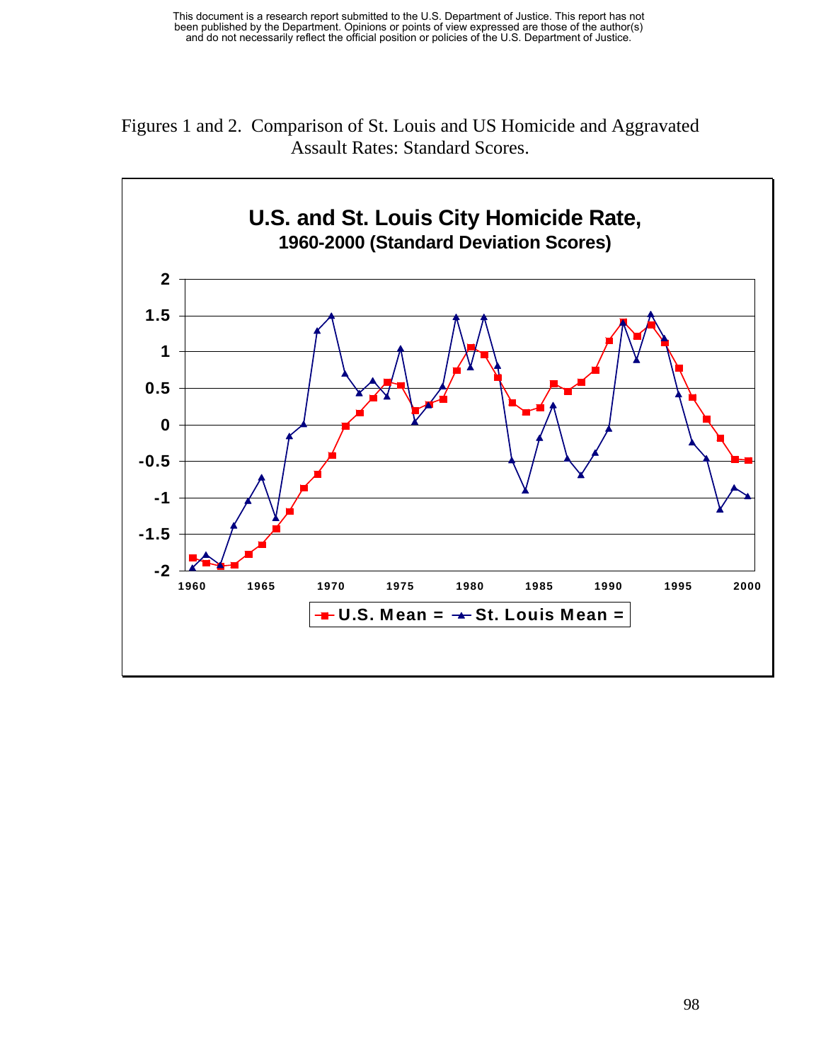This document is a research report submitted to the U.S. Department of Justice. This report has not been published by the Department. Opinions or points of view expressed are those of the author(s) and do not necessarily reflect the official position or policies of the U.S. Department of Justice.

Figures 1 and 2. Comparison of St. Louis and US Homicide and Aggravated Assault Rates: Standard Scores.

**U.S. and St. Louis City Homicide Rate, 1960-2000 (Standard Deviation Scores)**

U.S. Mean = St. Louis Mean =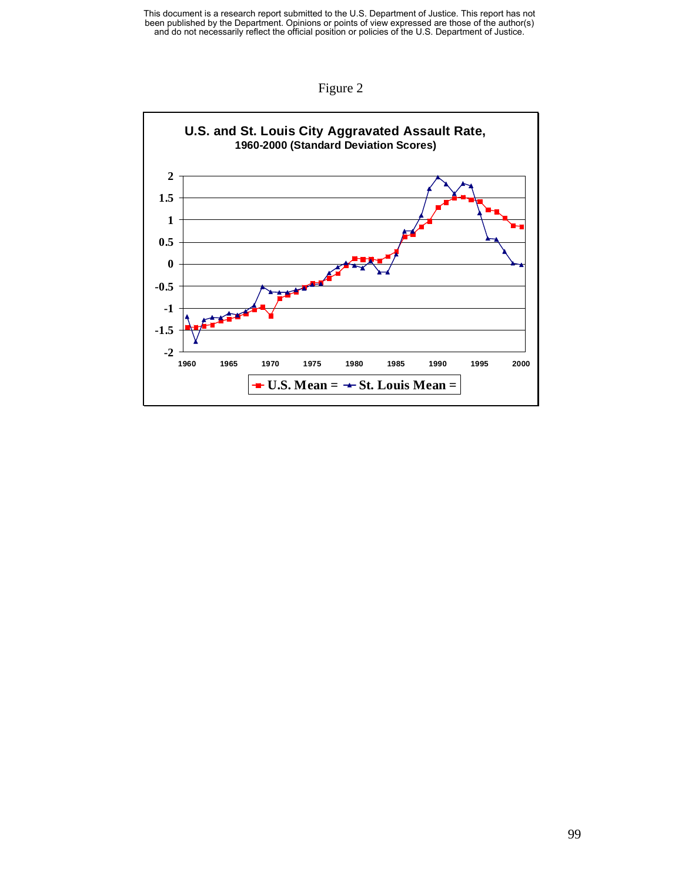Figure 2

**U.S. and St. Louis City Aggravated Assault Rate, 1960-2000 (Standard Deviation Scores)**

U.S. Mean = St. Louis Mean =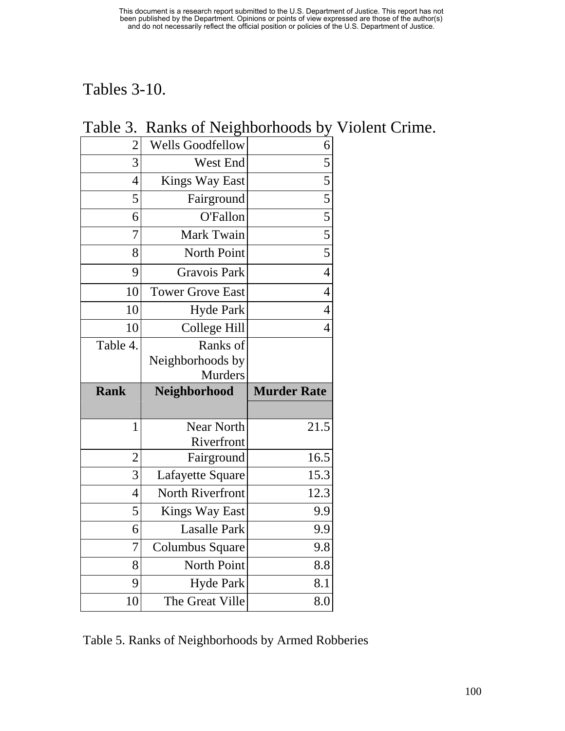Tables 3-10.

Table 3. Ranks of Neighborhoods by Violent Crime.

| | | |
|---|---|---|
| 2 | Wells Goodfellow | 6 |
| 3 | West End | 5 |
| 4 | Kings Way East | 5 |
| 5 | Fairground | 5 |
| 6 | O'Fallon | 5 |
| 7 | Mark Twain | 5 |
| 8 | North Point | 5 |
| 9 | Gravois Park | 4 |
| 10 | Tower Grove East | 4 |
| 10 | Hyde Park | 4 |
| 10 | College Hill | 4 |

Table 4. Ranks of Neighborhoods by Murders

| Rank | Neighborhood | Murder Rate |
|---|---|---|
| 1 | Near North Riverfront | 21.5 |
| 2 | Fairground | 16.5 |
| 3 | Lafayette Square | 15.3 |
| 4 | North Riverfront | 12.3 |
| 5 | Kings Way East | 9.9 |
| 6 | Lasalle Park | 9.9 |
| 7 | Columbus Square | 9.8 |
| 8 | North Point | 8.8 |
| 9 | Hyde Park | 8.1 |
| 10 | The Great Ville | 8.0 |

Table 5. Ranks of Neighborhoods by Armed Robberies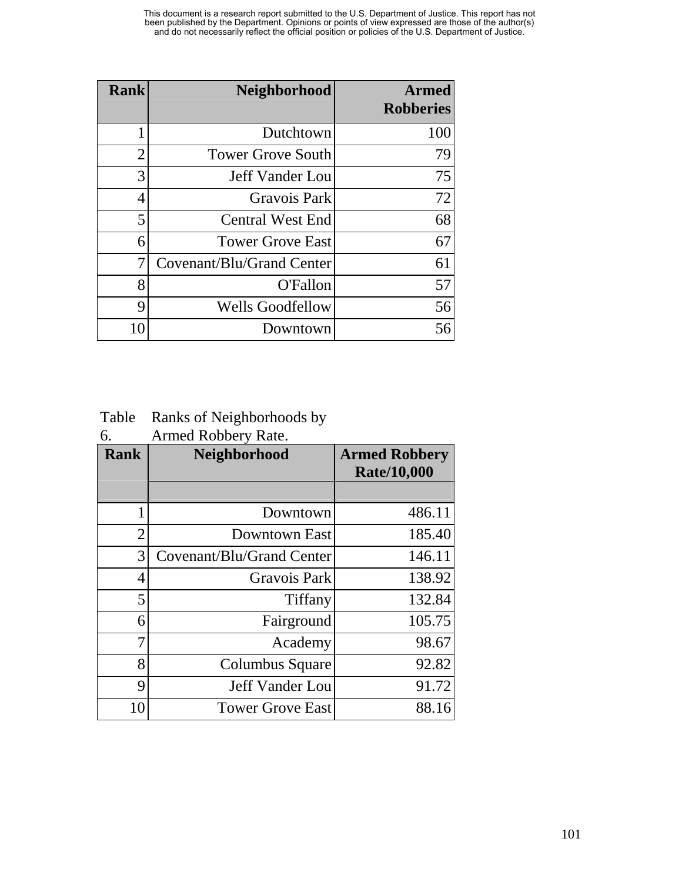| Rank | Neighborhood | Armed Robberies |
|---|---|---|
| 1 | Dutchtown | 100 |
| 2 | Tower Grove South | 79 |
| 3 | Jeff Vander Lou | 75 |
| 4 | Gravois Park | 72 |
| 5 | Central West End | 68 |
| 6 | Tower Grove East | 67 |
| 7 | Covenant/Blu/Grand Center | 61 |
| 8 | O'Fallon | 57 |
| 9 | Wells Goodfellow | 56 |
| 10 | Downtown | 56 |

Table 6. Ranks of Neighborhoods by Armed Robbery Rate.

| Rank | Neighborhood | Armed Robbery Rate/10,000 |
|---|---|---|
| | | |
| 1 | Downtown | 486.11 |
| 2 | Downtown East | 185.40 |
| 3 | Covenant/Blu/Grand Center | 146.11 |
| 4 | Gravois Park | 138.92 |
| 5 | Tiffany | 132.84 |
| 6 | Fairground | 105.75 |
| 7 | Academy | 98.67 |
| 8 | Columbus Square | 92.82 |
| 9 | Jeff Vander Lou | 91.72 |
| 10 | Tower Grove East | 88.16 |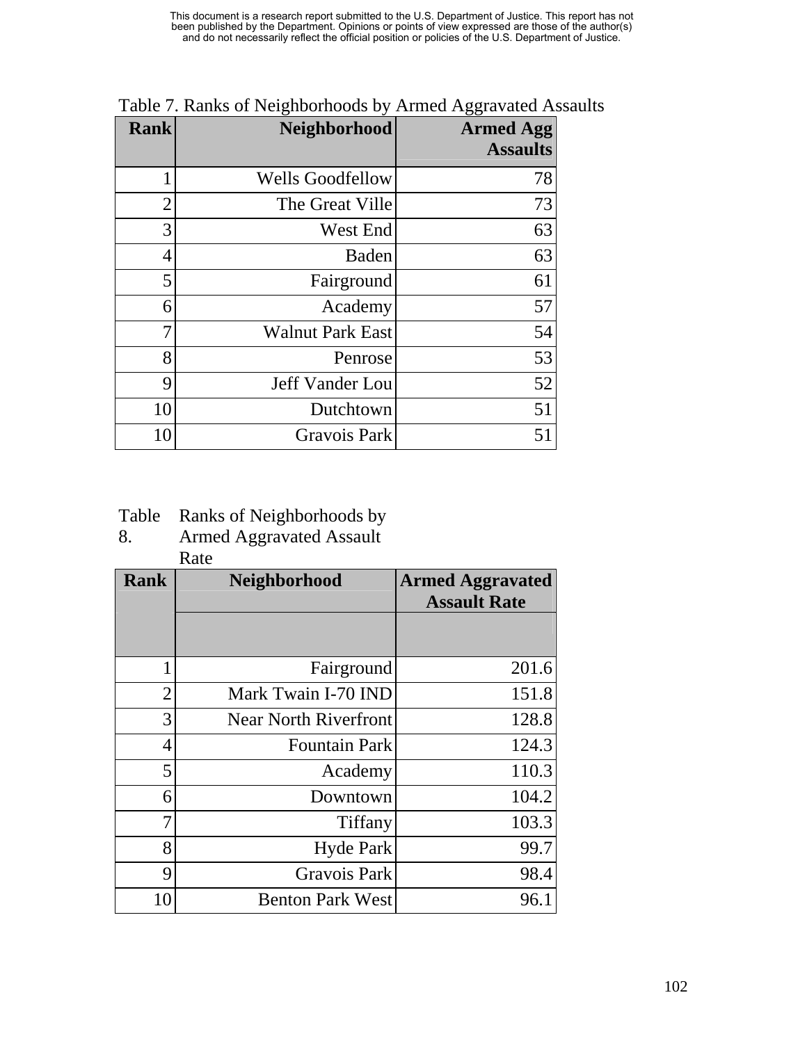This document is a research report submitted to the U.S. Department of Justice. This report has not been published by the Department. Opinions or points of view expressed are those of the author(s) and do not necessarily reflect the official position or policies of the U.S. Department of Justice.

Table 7. Ranks of Neighborhoods by Armed Aggravated Assaults

| Rank | Neighborhood | Armed Agg Assaults |
|---|---|---|
| 1 | Wells Goodfellow | 78 |
| 2 | The Great Ville | 73 |
| 3 | West End | 63 |
| 4 | Baden | 63 |
| 5 | Fairground | 61 |
| 6 | Academy | 57 |
| 7 | Walnut Park East | 54 |
| 8 | Penrose | 53 |
| 9 | Jeff Vander Lou | 52 |
| 10 | Dutchtown | 51 |
| 10 | Gravois Park | 51 |

Table 8. Ranks of Neighborhoods by Armed Aggravated Assault Rate

| Rank | Neighborhood | Armed Aggravated Assault Rate |
|---|---|---|
| 1 | Fairground | 201.6 |
| 2 | Mark Twain I-70 IND | 151.8 |
| 3 | Near North Riverfront | 128.8 |
| 4 | Fountain Park | 124.3 |
| 5 | Academy | 110.3 |
| 6 | Downtown | 104.2 |
| 7 | Tiffany | 103.3 |
| 8 | Hyde Park | 99.7 |
| 9 | Gravois Park | 98.4 |
| 10 | Benton Park West | 96.1 |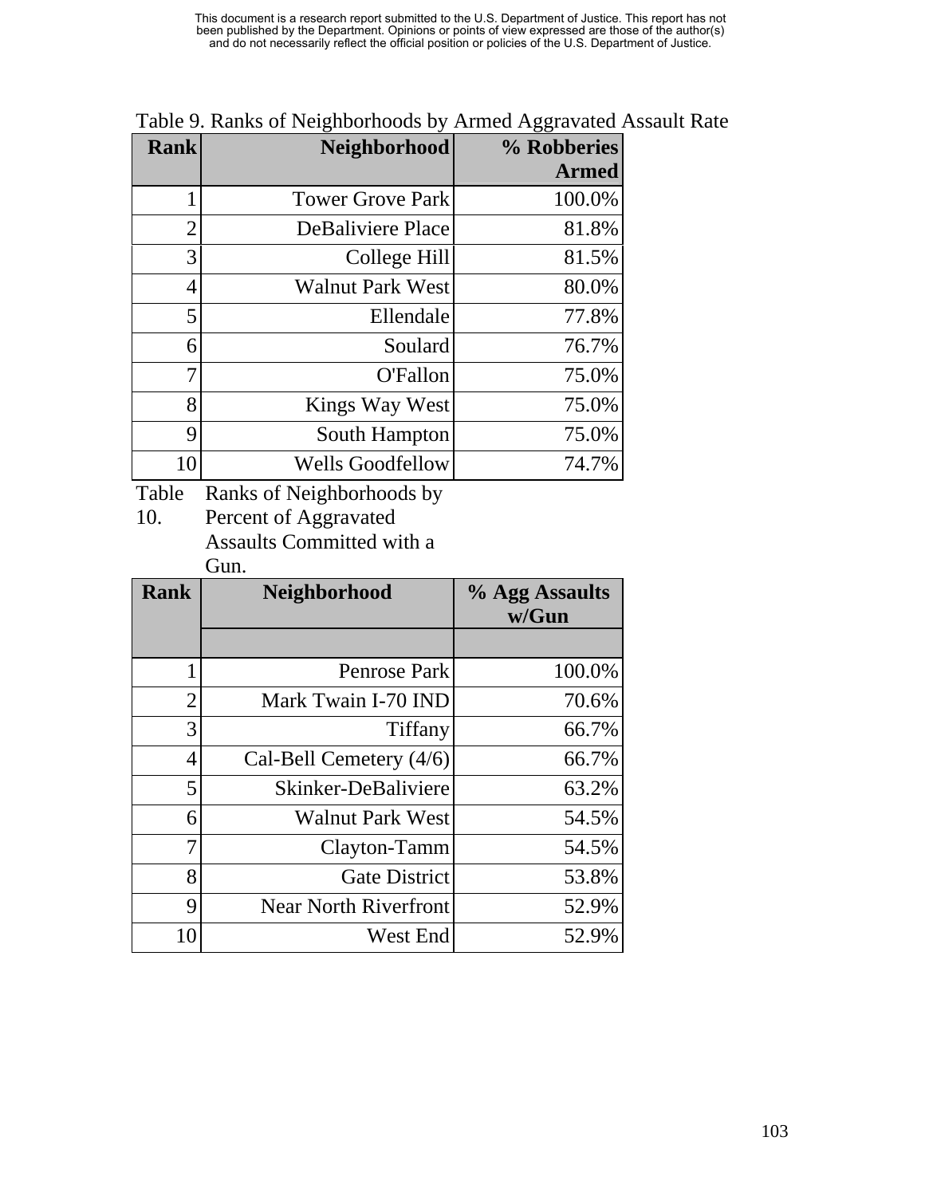This document is a research report submitted to the U.S. Department of Justice. This report has not been published by the Department. Opinions or points of view expressed are those of the author(s) and do not necessarily reflect the official position or policies of the U.S. Department of Justice.

Table 9. Ranks of Neighborhoods by Armed Aggravated Assault Rate

| Rank | Neighborhood | % Robberies Armed |
|---|---|---|
| 1 | Tower Grove Park | 100.0% |
| 2 | DeBaliviere Place | 81.8% |
| 3 | College Hill | 81.5% |
| 4 | Walnut Park West | 80.0% |
| 5 | Ellendale | 77.8% |
| 6 | Soulard | 76.7% |
| 7 | O'Fallon | 75.0% |
| 8 | Kings Way West | 75.0% |
| 9 | South Hampton | 75.0% |
| 10 | Wells Goodfellow | 74.7% |

Table 10. Ranks of Neighborhoods by Percent of Aggravated Assaults Committed with a Gun.

| Rank | Neighborhood | % Agg Assaults w/Gun |
|---|---|---|
| | | |
| 1 | Penrose Park | 100.0% |
| 2 | Mark Twain I-70 IND | 70.6% |
| 3 | Tiffany | 66.7% |
| 4 | Cal-Bell Cemetery (4/6) | 66.7% |
| 5 | Skinker-DeBaliviere | 63.2% |
| 6 | Walnut Park West | 54.5% |
| 7 | Clayton-Tamm | 54.5% |
| 8 | Gate District | 53.8% |
| 9 | Near North Riverfront | 52.9% |
| 10 | West End | 52.9% |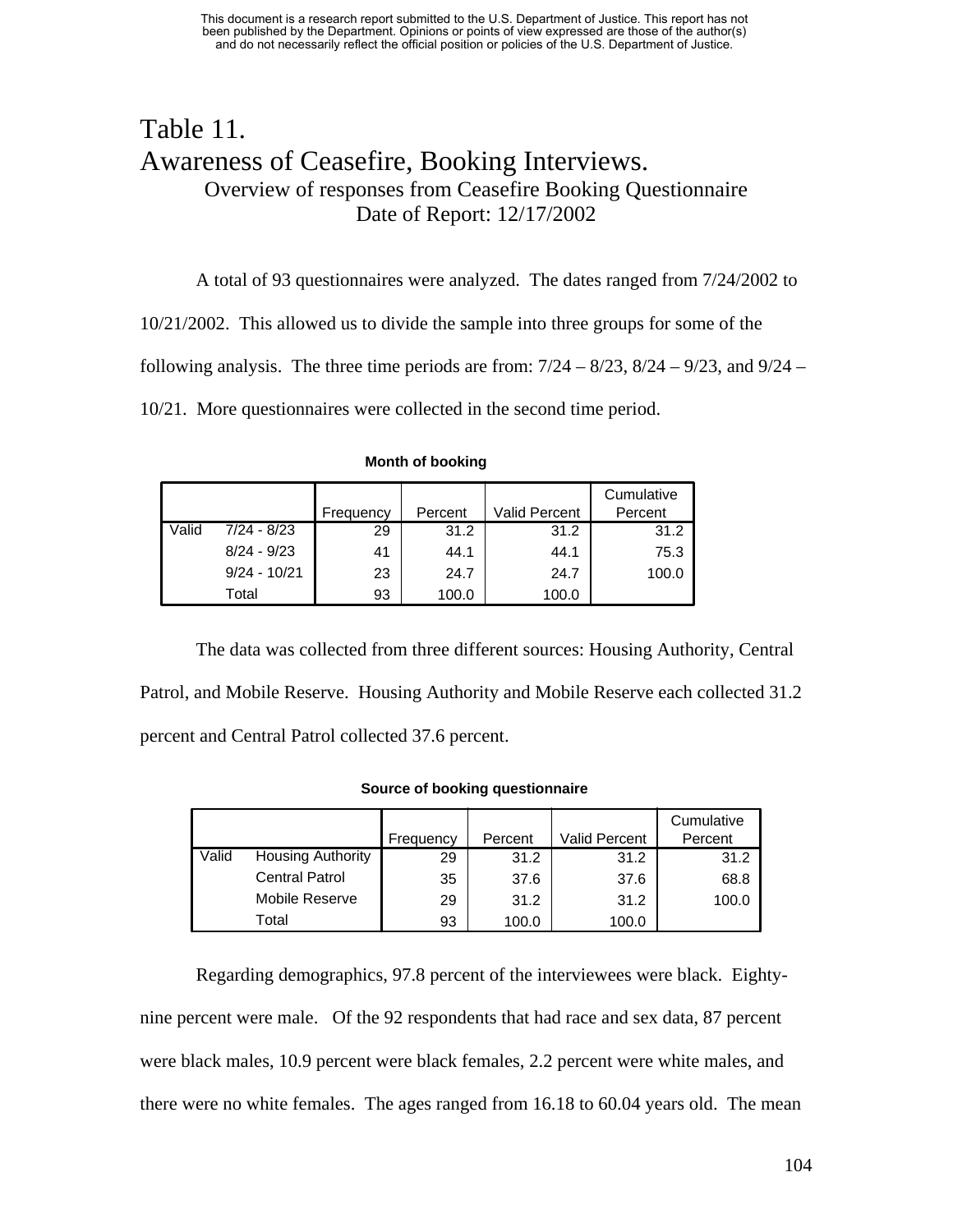# Table 11.

# Awareness of Ceasefire, Booking Interviews.

Overview of responses from Ceasefire Booking Questionnaire

Date of Report: 12/17/2002

A total of 93 questionnaires were analyzed. The dates ranged from 7/24/2002 to 10/21/2002. This allowed us to divide the sample into three groups for some of the following analysis. The three time periods are from: 7/24 – 8/23, 8/24 – 9/23, and 9/24 – 10/21. More questionnaires were collected in the second time period.

**Month of booking**

| | | Frequency | Percent | Valid Percent | Cumulative Percent |
|---|---|---|---|---|---|
| Valid | 7/24 - 8/23 | 29 | 31.2 | 31.2 | 31.2 |
| | 8/24 - 9/23 | 41 | 44.1 | 44.1 | 75.3 |
| | 9/24 - 10/21 | 23 | 24.7 | 24.7 | 100.0 |
| | Total | 93 | 100.0 | 100.0 | |

The data was collected from three different sources: Housing Authority, Central Patrol, and Mobile Reserve. Housing Authority and Mobile Reserve each collected 31.2 percent and Central Patrol collected 37.6 percent.

**Source of booking questionnaire**

| | | Frequency | Percent | Valid Percent | Cumulative Percent |
|---|---|---|---|---|---|
| Valid | Housing Authority | 29 | 31.2 | 31.2 | 31.2 |
| | Central Patrol | 35 | 37.6 | 37.6 | 68.8 |
| | Mobile Reserve | 29 | 31.2 | 31.2 | 100.0 |
| | Total | 93 | 100.0 | 100.0 | |

Regarding demographics, 97.8 percent of the interviewees were black. Eighty-nine percent were male. Of the 92 respondents that had race and sex data, 87 percent were black males, 10.9 percent were black females, 2.2 percent were white males, and there were no white females. The ages ranged from 16.18 to 60.04 years old. The mean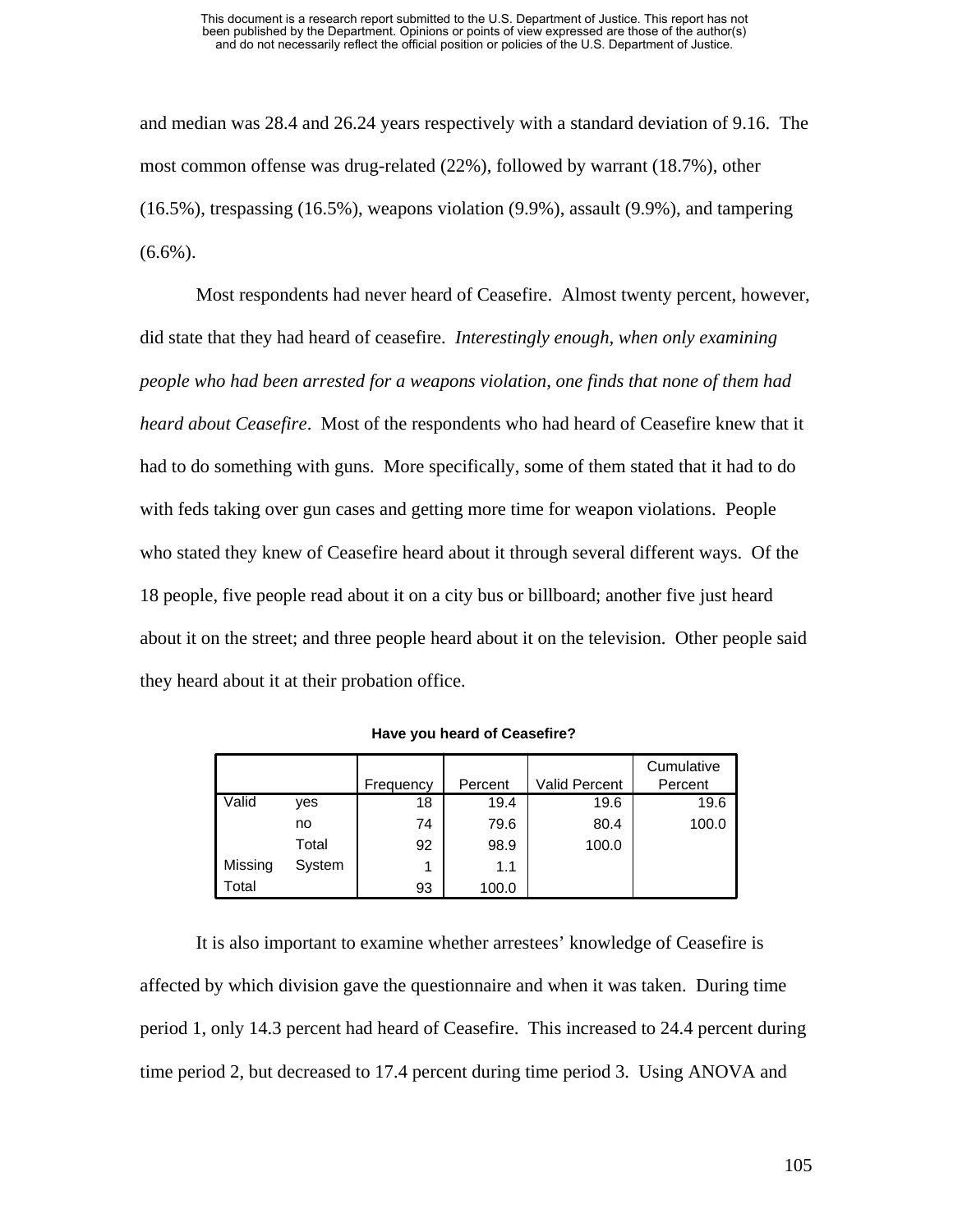and median was 28.4 and 26.24 years respectively with a standard deviation of 9.16. The most common offense was drug-related (22%), followed by warrant (18.7%), other (16.5%), trespassing (16.5%), weapons violation (9.9%), assault (9.9%), and tampering (6.6%).

Most respondents had never heard of Ceasefire. Almost twenty percent, however, did state that they had heard of ceasefire. *Interestingly enough, when only examining people who had been arrested for a weapons violation, one finds that none of them had heard about Ceasefire*. Most of the respondents who had heard of Ceasefire knew that it had to do something with guns. More specifically, some of them stated that it had to do with feds taking over gun cases and getting more time for weapon violations. People who stated they knew of Ceasefire heard about it through several different ways. Of the 18 people, five people read about it on a city bus or billboard; another five just heard about it on the street; and three people heard about it on the television. Other people said they heard about it at their probation office.

**Have you heard of Ceasefire?**

| | | Frequency | Percent | Valid Percent | Cumulative Percent |
|---|---|---|---|---|---|
| Valid | yes | 18 | 19.4 | 19.6 | 19.6 |
| | no | 74 | 79.6 | 80.4 | 100.0 |
| | Total | 92 | 98.9 | 100.0 | |
| Missing | System | 1 | 1.1 | | |
| Total | | 93 | 100.0 | | |

It is also important to examine whether arrestees' knowledge of Ceasefire is affected by which division gave the questionnaire and when it was taken. During time period 1, only 14.3 percent had heard of Ceasefire. This increased to 24.4 percent during time period 2, but decreased to 17.4 percent during time period 3. Using ANOVA and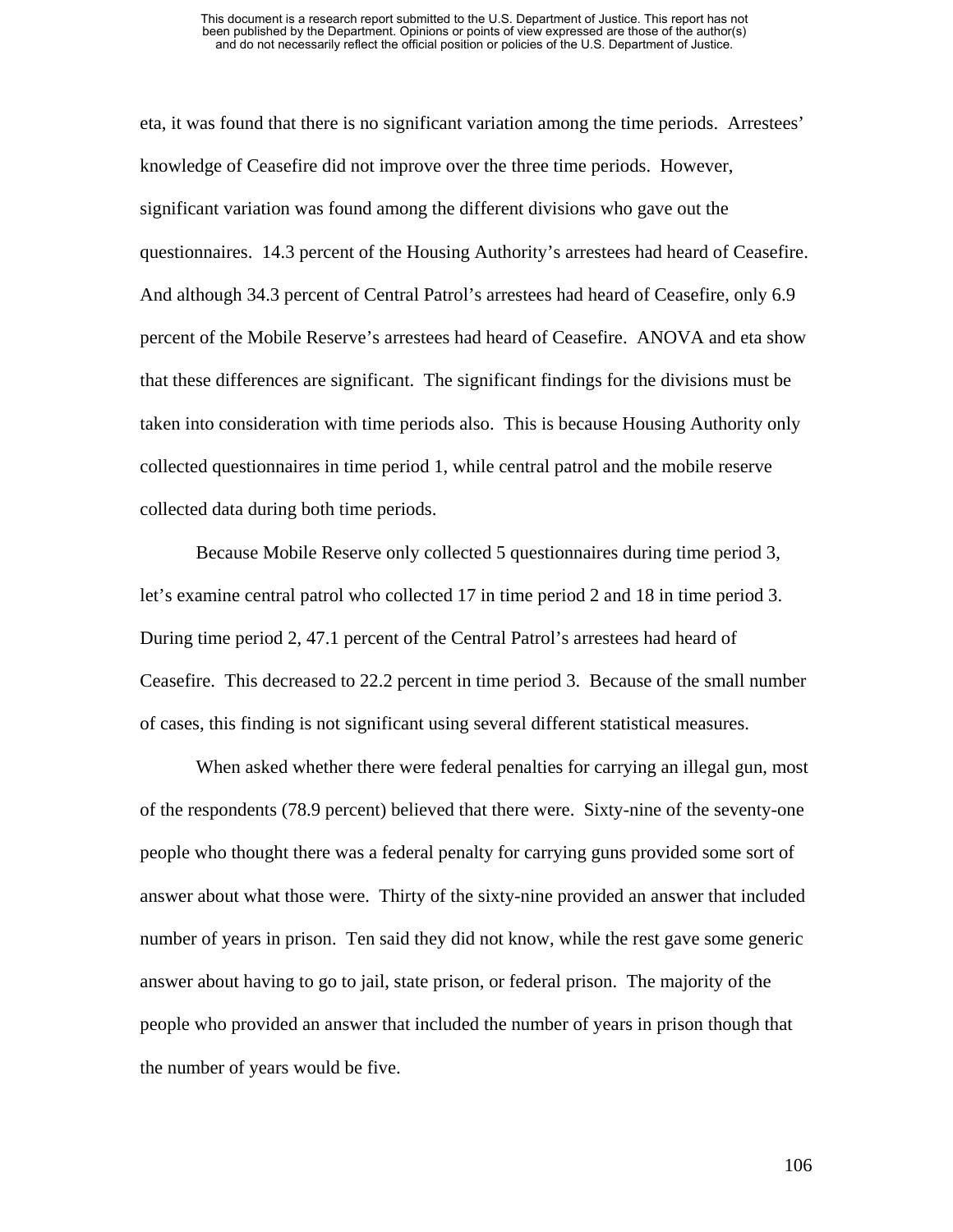eta, it was found that there is no significant variation among the time periods. Arrestees' knowledge of Ceasefire did not improve over the three time periods. However, significant variation was found among the different divisions who gave out the questionnaires. 14.3 percent of the Housing Authority's arrestees had heard of Ceasefire. And although 34.3 percent of Central Patrol's arrestees had heard of Ceasefire, only 6.9 percent of the Mobile Reserve's arrestees had heard of Ceasefire. ANOVA and eta show that these differences are significant. The significant findings for the divisions must be taken into consideration with time periods also. This is because Housing Authority only collected questionnaires in time period 1, while central patrol and the mobile reserve collected data during both time periods.

Because Mobile Reserve only collected 5 questionnaires during time period 3, let's examine central patrol who collected 17 in time period 2 and 18 in time period 3. During time period 2, 47.1 percent of the Central Patrol's arrestees had heard of Ceasefire. This decreased to 22.2 percent in time period 3. Because of the small number of cases, this finding is not significant using several different statistical measures.

When asked whether there were federal penalties for carrying an illegal gun, most of the respondents (78.9 percent) believed that there were. Sixty-nine of the seventy-one people who thought there was a federal penalty for carrying guns provided some sort of answer about what those were. Thirty of the sixty-nine provided an answer that included number of years in prison. Ten said they did not know, while the rest gave some generic answer about having to go to jail, state prison, or federal prison. The majority of the people who provided an answer that included the number of years in prison though that the number of years would be five.